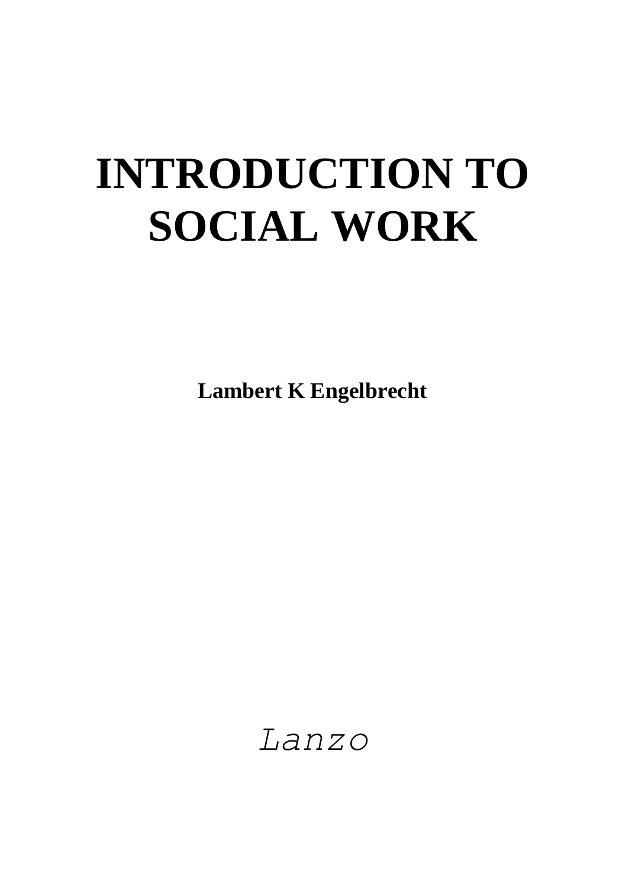# INTRODUCTION TO SOCIAL WORK

**Lambert K Engelbrecht**

*Lanzo*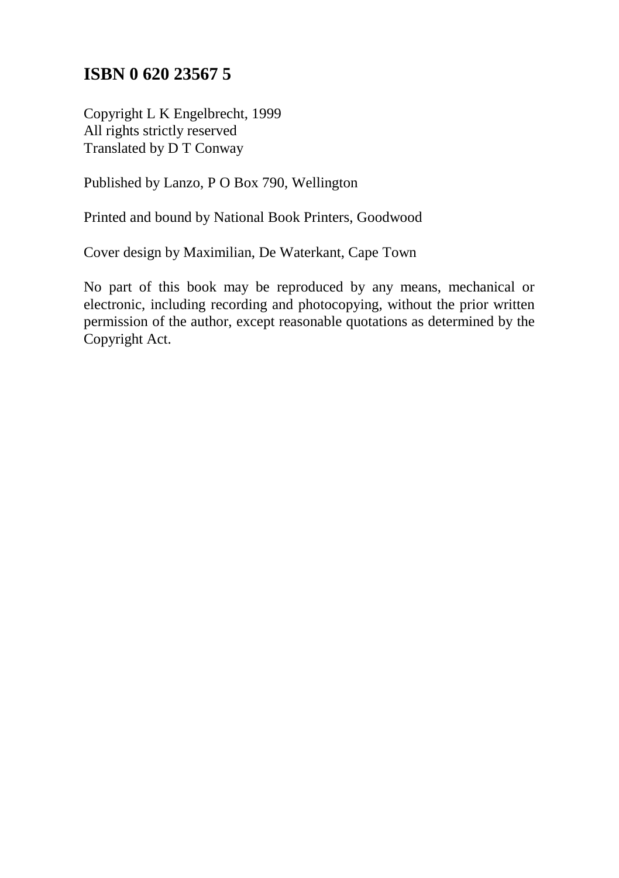**ISBN 0 620 23567 5**

Copyright L K Engelbrecht, 1999
All rights strictly reserved
Translated by D T Conway

Published by Lanzo, P O Box 790, Wellington

Printed and bound by National Book Printers, Goodwood

Cover design by Maximilian, De Waterkant, Cape Town

No part of this book may be reproduced by any means, mechanical or electronic, including recording and photocopying, without the prior written permission of the author, except reasonable quotations as determined by the Copyright Act.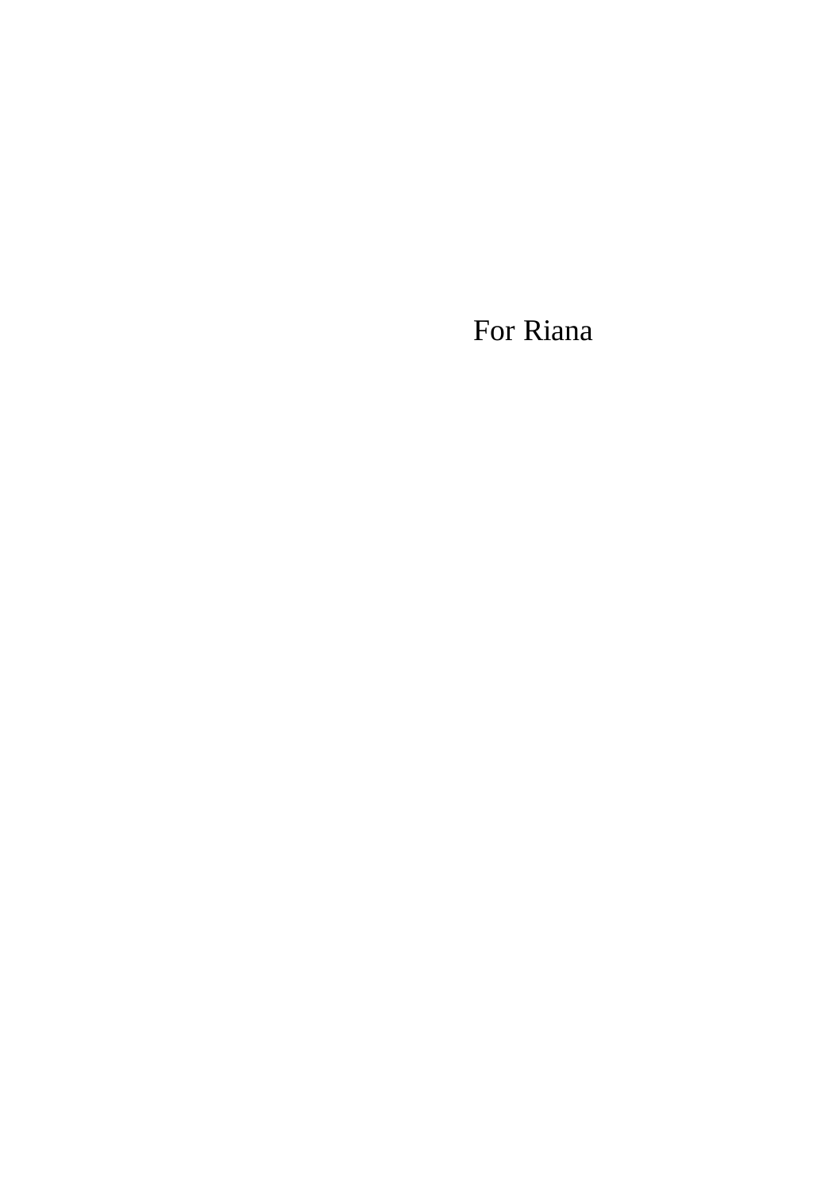For Riana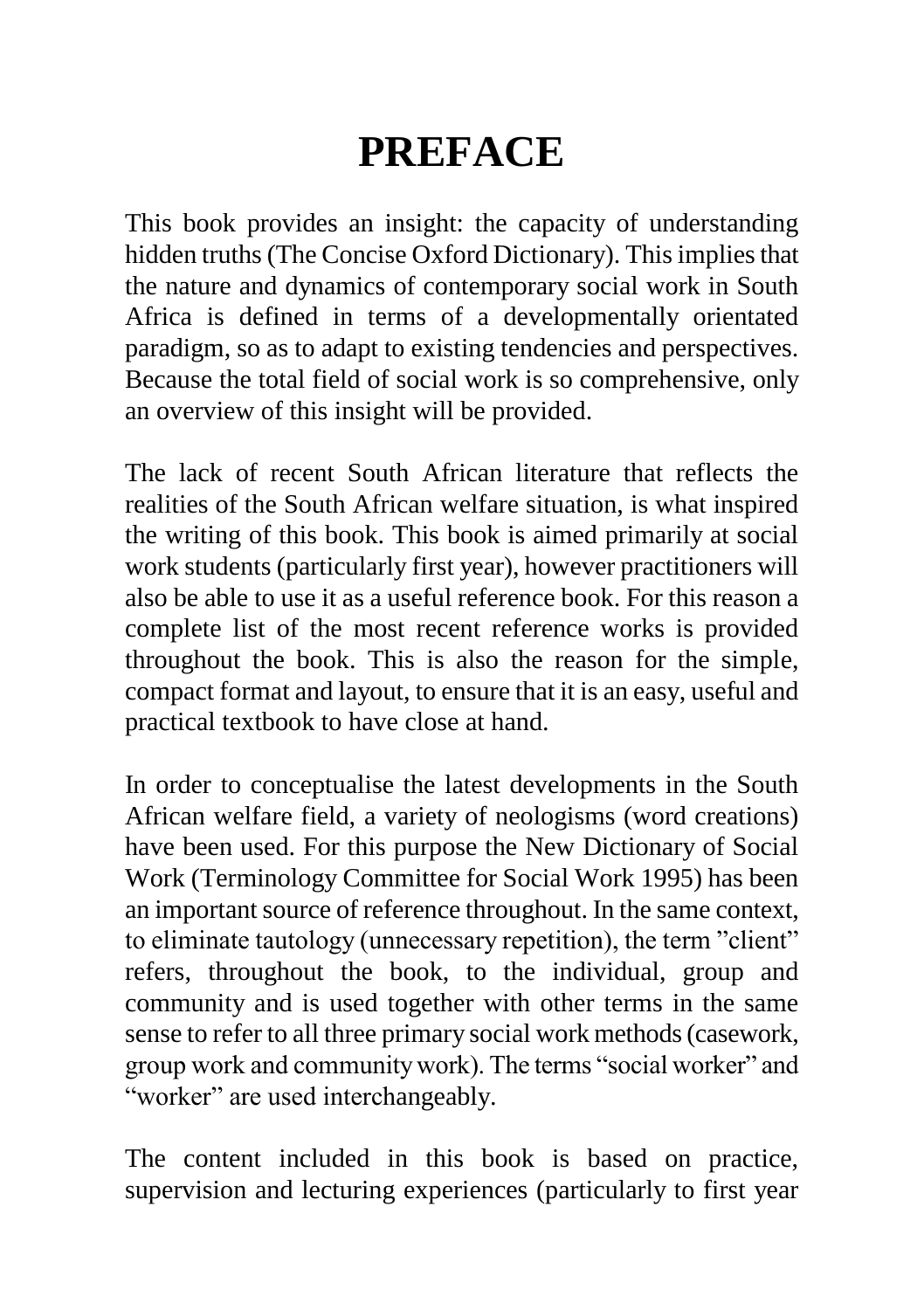# PREFACE

This book provides an insight: the capacity of understanding hidden truths (The Concise Oxford Dictionary). This implies that the nature and dynamics of contemporary social work in South Africa is defined in terms of a developmentally orientated paradigm, so as to adapt to existing tendencies and perspectives. Because the total field of social work is so comprehensive, only an overview of this insight will be provided.

The lack of recent South African literature that reflects the realities of the South African welfare situation, is what inspired the writing of this book. This book is aimed primarily at social work students (particularly first year), however practitioners will also be able to use it as a useful reference book. For this reason a complete list of the most recent reference works is provided throughout the book. This is also the reason for the simple, compact format and layout, to ensure that it is an easy, useful and practical textbook to have close at hand.

In order to conceptualise the latest developments in the South African welfare field, a variety of neologisms (word creations) have been used. For this purpose the New Dictionary of Social Work (Terminology Committee for Social Work 1995) has been an important source of reference throughout. In the same context, to eliminate tautology (unnecessary repetition), the term ”client” refers, throughout the book, to the individual, group and community and is used together with other terms in the same sense to refer to all three primary social work methods (casework, group work and community work). The terms “social worker” and “worker” are used interchangeably.

The content included in this book is based on practice, supervision and lecturing experiences (particularly to first year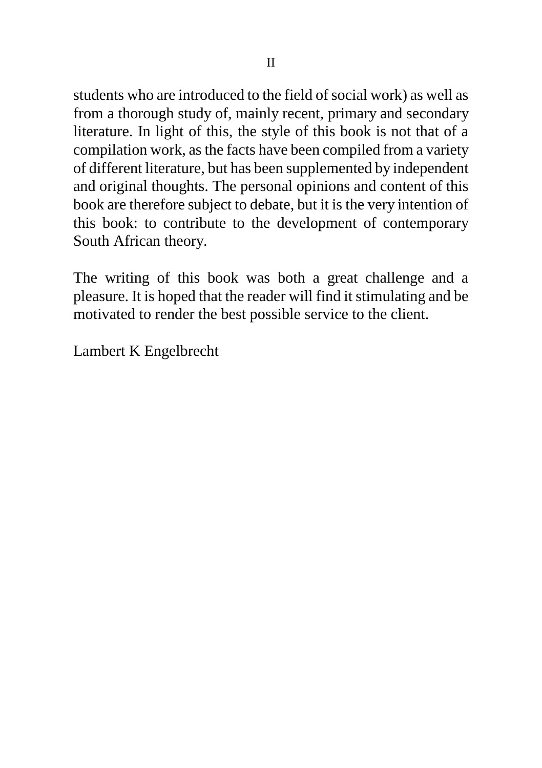students who are introduced to the field of social work) as well as from a thorough study of, mainly recent, primary and secondary literature. In light of this, the style of this book is not that of a compilation work, as the facts have been compiled from a variety of different literature, but has been supplemented by independent and original thoughts. The personal opinions and content of this book are therefore subject to debate, but it is the very intention of this book: to contribute to the development of contemporary South African theory.

The writing of this book was both a great challenge and a pleasure. It is hoped that the reader will find it stimulating and be motivated to render the best possible service to the client.

Lambert K Engelbrecht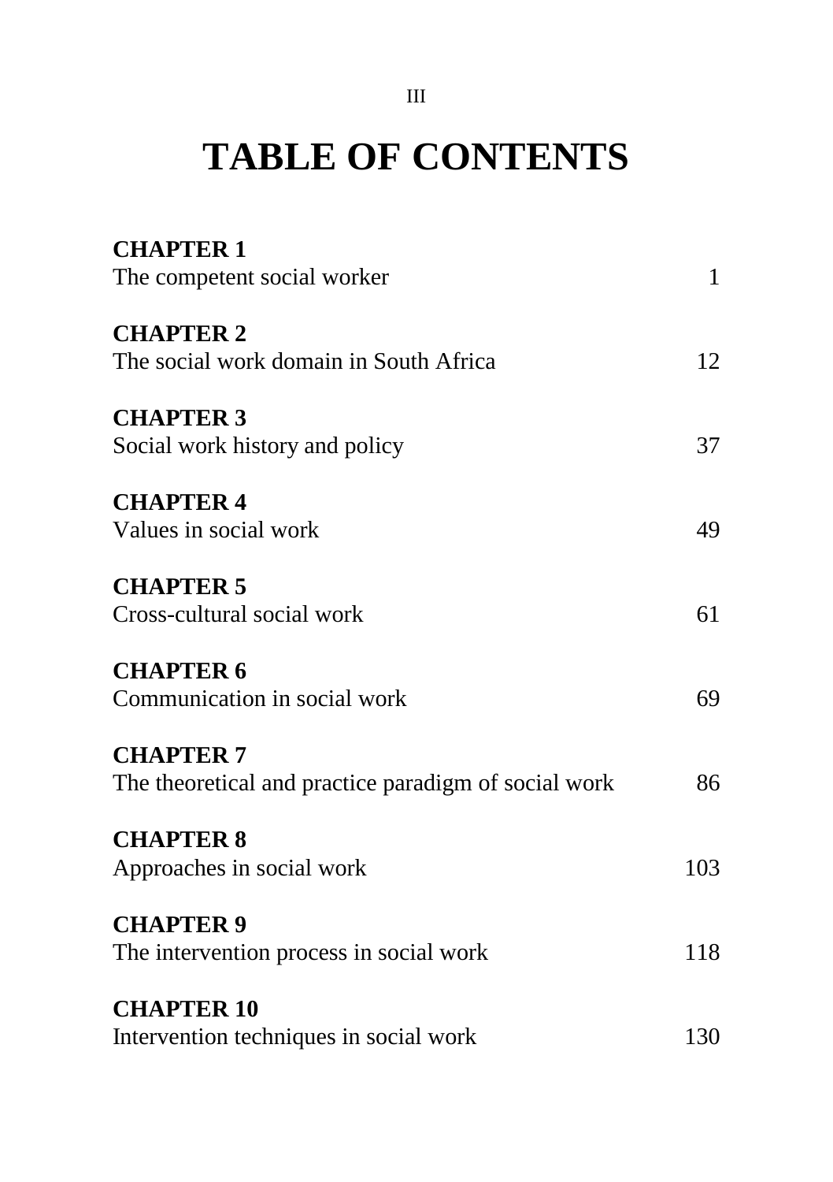# TABLE OF CONTENTS

| | |
|---|---|
| **CHAPTER 1**<br>The competent social worker | 1 |
| **CHAPTER 2**<br>The social work domain in South Africa | 12 |
| **CHAPTER 3**<br>Social work history and policy | 37 |
| **CHAPTER 4**<br>Values in social work | 49 |
| **CHAPTER 5**<br>Cross-cultural social work | 61 |
| **CHAPTER 6**<br>Communication in social work | 69 |
| **CHAPTER 7**<br>The theoretical and practice paradigm of social work | 86 |
| **CHAPTER 8**<br>Approaches in social work | 103 |
| **CHAPTER 9**<br>The intervention process in social work | 118 |
| **CHAPTER 10**<br>Intervention techniques in social work | 130 |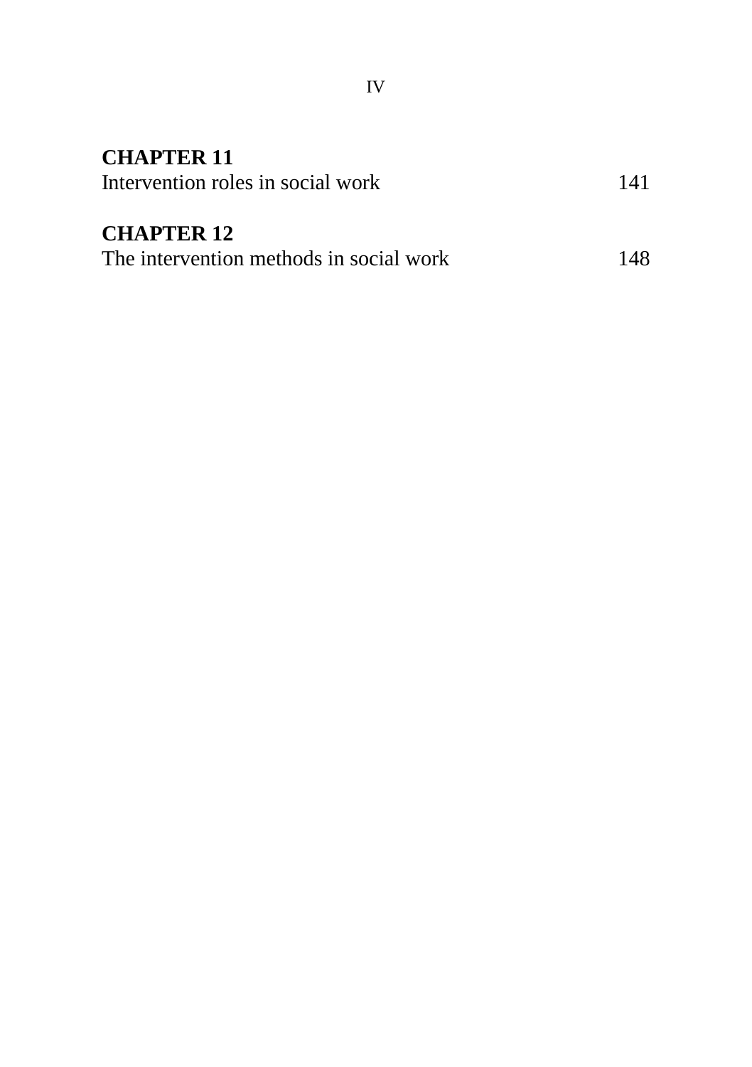**CHAPTER 11**
Intervention roles in social work 141

**CHAPTER 12**
The intervention methods in social work 148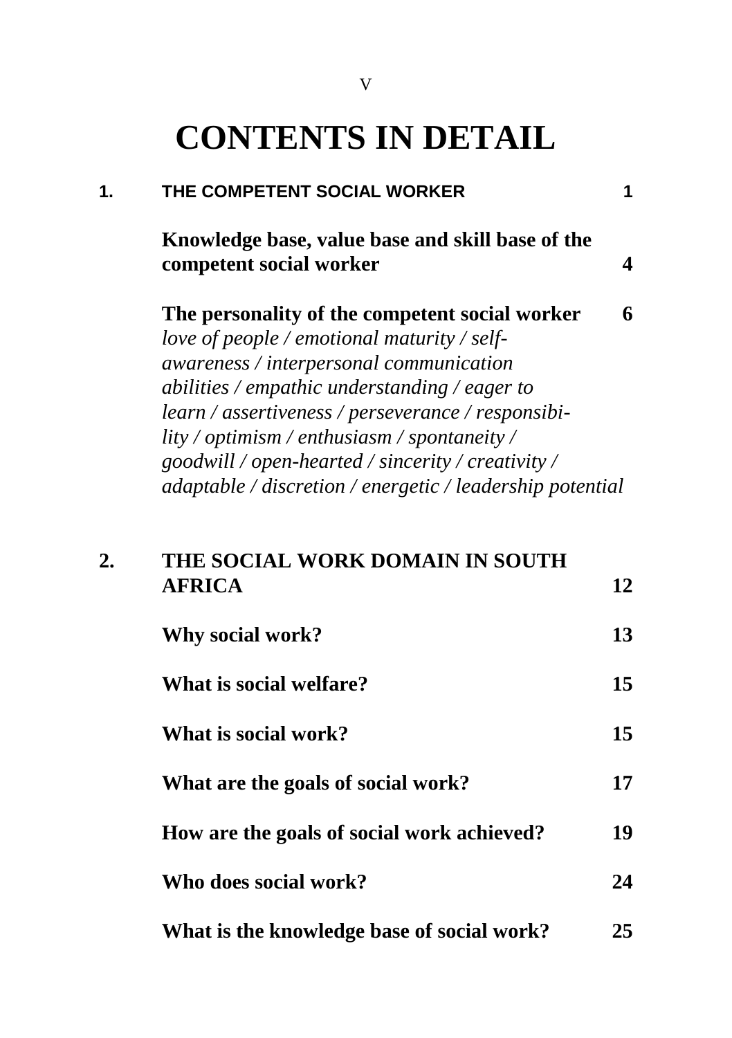# CONTENTS IN DETAIL

**1. THE COMPETENT SOCIAL WORKER** **1**

**Knowledge base, value base and skill base of the competent social worker** **4**

**The personality of the competent social worker** **6**
*love of people / emotional maturity / self-awareness / interpersonal communication abilities / empathic understanding / eager to learn / assertiveness / perseverance / responsibility / optimism / enthusiasm / spontaneity / goodwill / open-hearted / sincerity / creativity / adaptable / discretion / energetic / leadership potential*

**2. THE SOCIAL WORK DOMAIN IN SOUTH AFRICA** **12**

**Why social work?** **13**

**What is social welfare?** **15**

**What is social work?** **15**

**What are the goals of social work?** **17**

**How are the goals of social work achieved?** **19**

**Who does social work?** **24**

**What is the knowledge base of social work?** **25**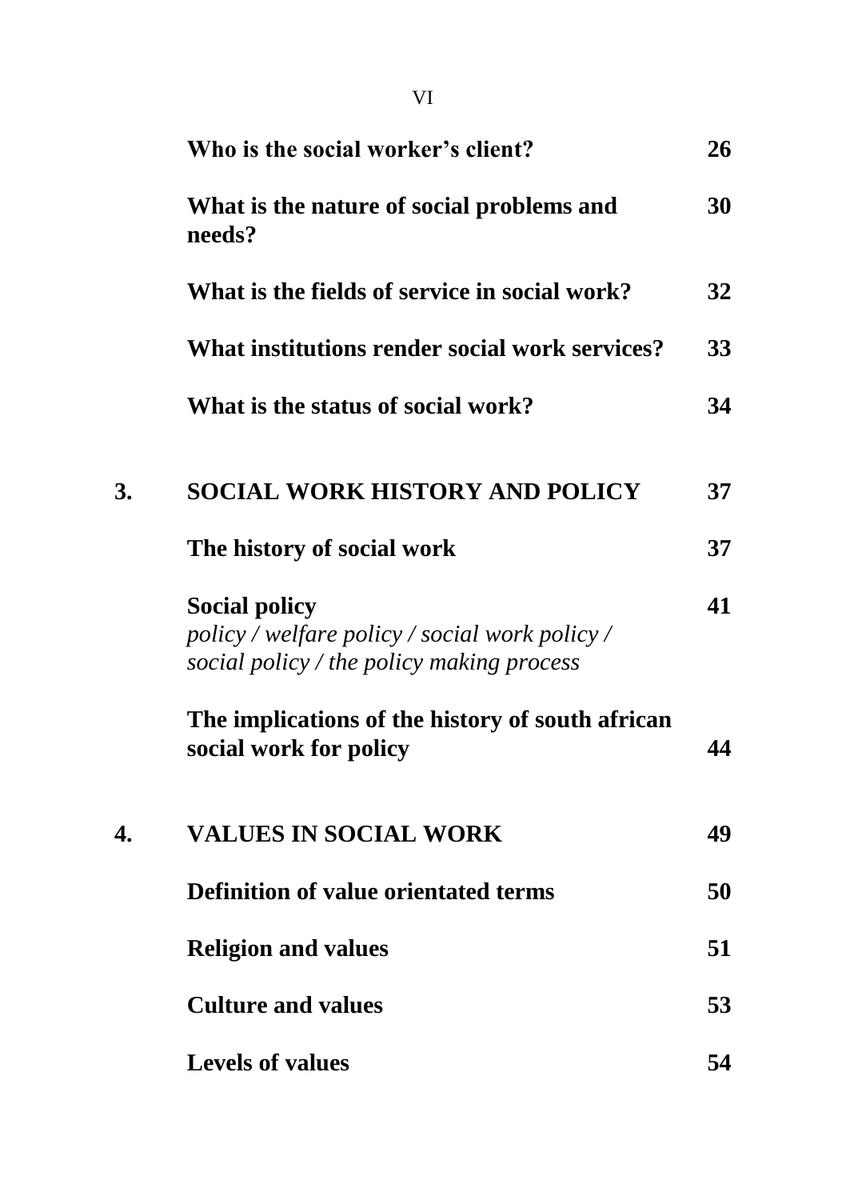| | | |
|---|---|---|
| | **Who is the social worker's client?** | **26** |
| | **What is the nature of social problems and needs?** | **30** |
| | **What is the fields of service in social work?** | **32** |
| | **What institutions render social work services?** | **33** |
| | **What is the status of social work?** | **34** |
| **3.** | **SOCIAL WORK HISTORY AND POLICY** | **37** |
| | **The history of social work** | **37** |
| | **Social policy** *policy / welfare policy / social work policy / social policy / the policy making process* | **41** |
| | **The implications of the history of south african social work for policy** | **44** |
| **4.** | **VALUES IN SOCIAL WORK** | **49** |
| | **Definition of value orientated terms** | **50** |
| | **Religion and values** | **51** |
| | **Culture and values** | **53** |
| | **Levels of values** | **54** |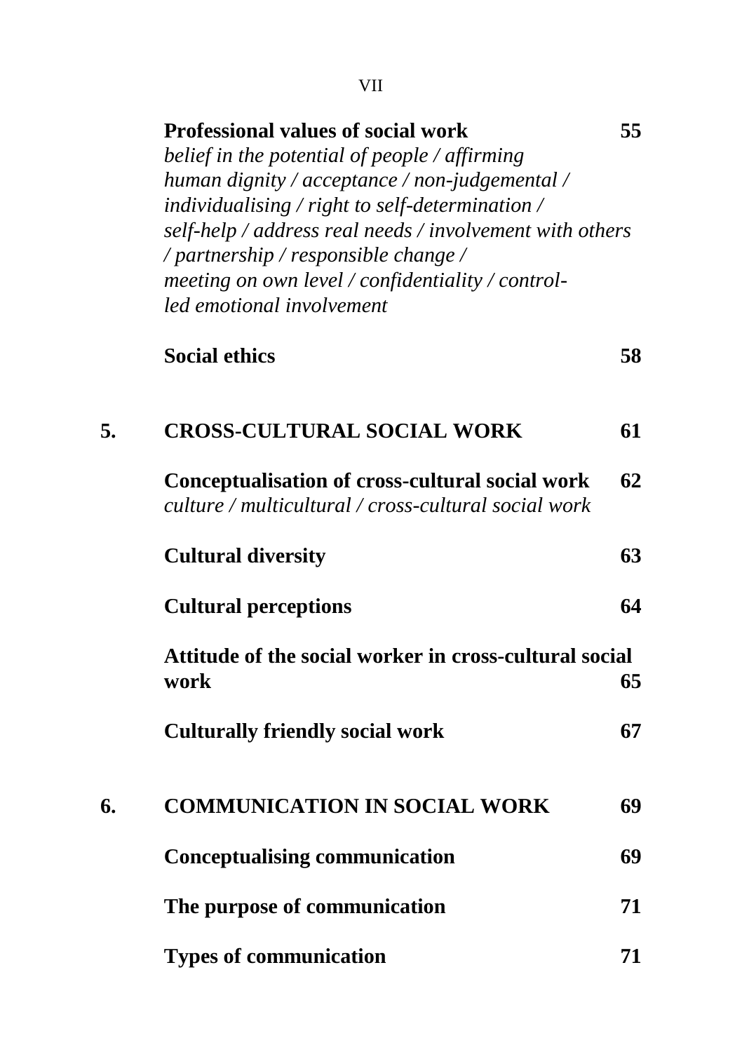**Professional values of social work** 55
*belief in the potential of people / affirming human dignity / acceptance / non-judgemental / individualising / right to self-determination / self-help / address real needs / involvement with others / partnership / responsible change / meeting on own level / confidentiality / controlled emotional involvement*

**Social ethics** 58

**5. CROSS-CULTURAL SOCIAL WORK** 61

**Conceptualisation of cross-cultural social work** 62
*culture / multicultural / cross-cultural social work*

**Cultural diversity** 63

**Cultural perceptions** 64

**Attitude of the social worker in cross-cultural social work** 65

**Culturally friendly social work** 67

**6. COMMUNICATION IN SOCIAL WORK** 69

**Conceptualising communication** 69

**The purpose of communication** 71

**Types of communication** 71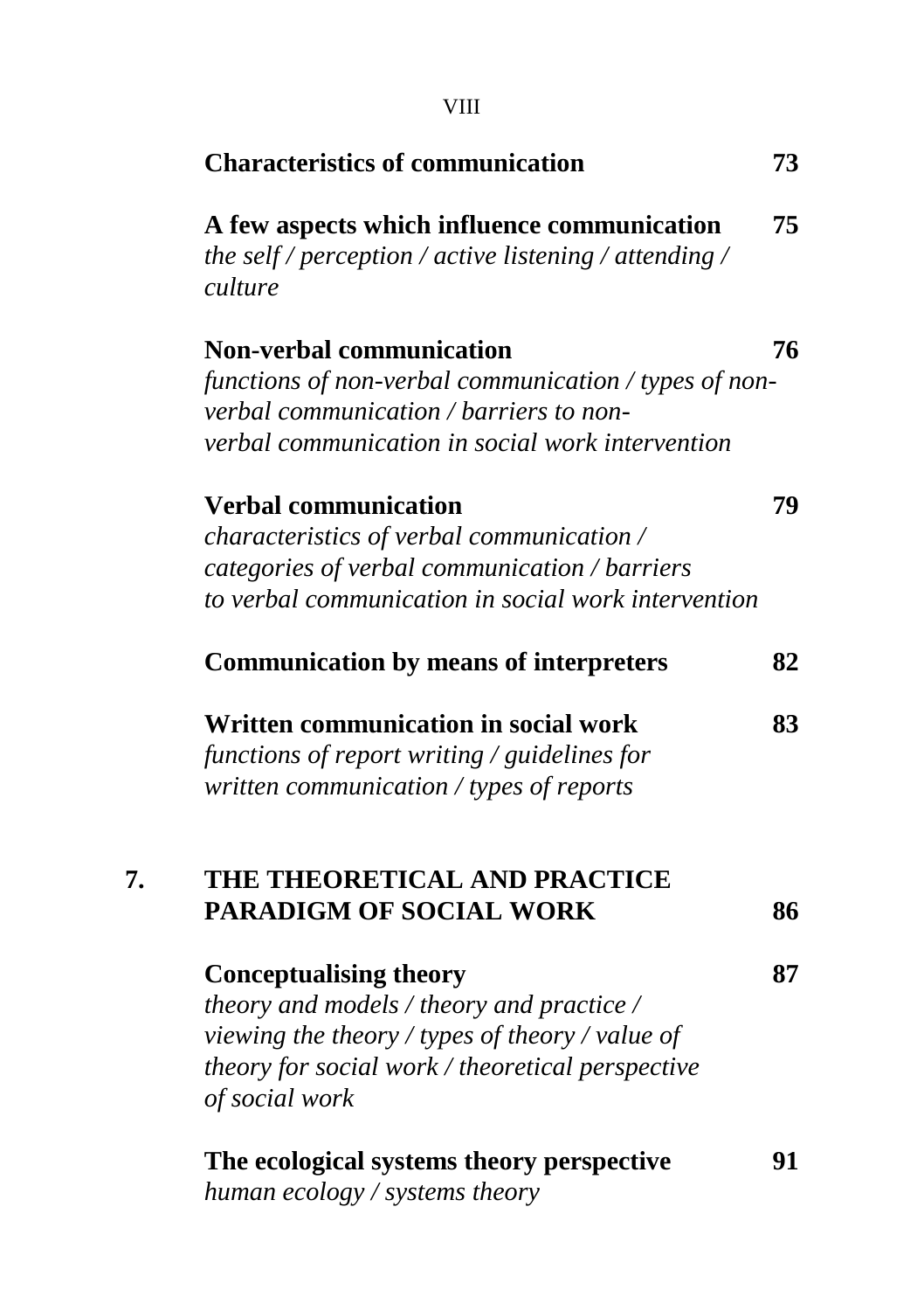**Characteristics of communication** 73

**A few aspects which influence communication** 75
*the self / perception / active listening / attending / culture*

**Non-verbal communication** 76
*functions of non-verbal communication / types of non-verbal communication / barriers to non-verbal communication in social work intervention*

**Verbal communication** 79
*characteristics of verbal communication / categories of verbal communication / barriers to verbal communication in social work intervention*

**Communication by means of interpreters** 82

**Written communication in social work** 83
*functions of report writing / guidelines for written communication / types of reports*

**7. THE THEORETICAL AND PRACTICE PARADIGM OF SOCIAL WORK** 86

**Conceptualising theory** 87
*theory and models / theory and practice / viewing the theory / types of theory / value of theory for social work / theoretical perspective of social work*

**The ecological systems theory perspective** 91
*human ecology / systems theory*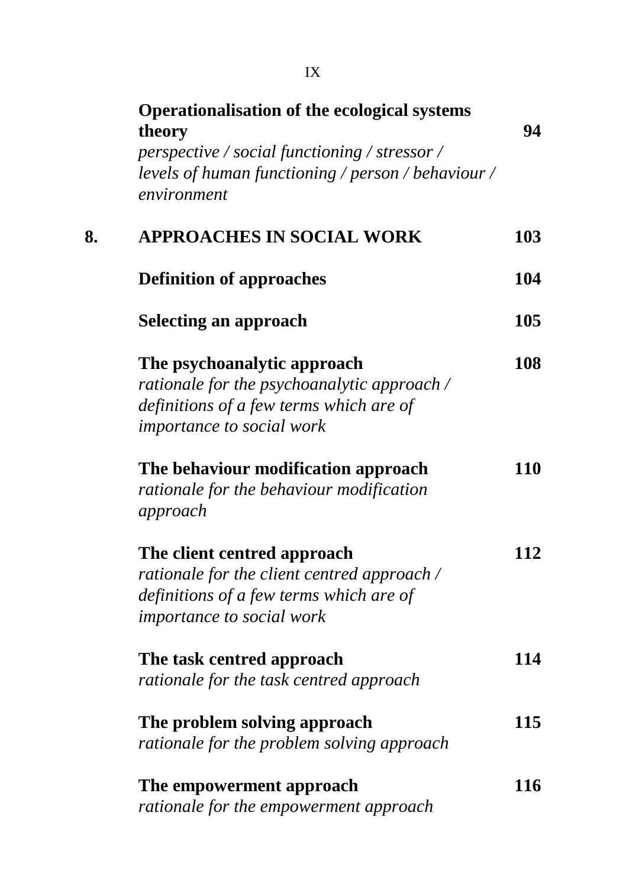**Operationalisation of the ecological systems theory** **94**
*perspective / social functioning / stressor / levels of human functioning / person / behaviour / environment*

**8. APPROACHES IN SOCIAL WORK** **103**

**Definition of approaches** **104**

**Selecting an approach** **105**

**The psychoanalytic approach** **108**
*rationale for the psychoanalytic approach / definitions of a few terms which are of importance to social work*

**The behaviour modification approach** **110**
*rationale for the behaviour modification approach*

**The client centred approach** **112**
*rationale for the client centred approach / definitions of a few terms which are of importance to social work*

**The task centred approach** **114**
*rationale for the task centred approach*

**The problem solving approach** **115**
*rationale for the problem solving approach*

**The empowerment approach** **116**
*rationale for the empowerment approach*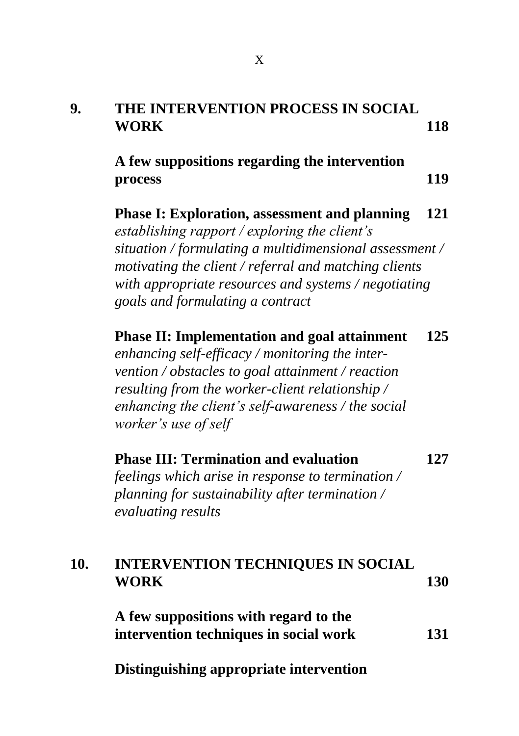**9. THE INTERVENTION PROCESS IN SOCIAL WORK** **118**

**A few suppositions regarding the intervention process** **119**

**Phase I: Exploration, assessment and planning** **121**
*establishing rapport / exploring the client's situation / formulating a multidimensional assessment / motivating the client / referral and matching clients with appropriate resources and systems / negotiating goals and formulating a contract*

**Phase II: Implementation and goal attainment** **125**
*enhancing self-efficacy / monitoring the intervention / obstacles to goal attainment / reaction resulting from the worker-client relationship / enhancing the client's self-awareness / the social worker's use of self*

**Phase III: Termination and evaluation** **127**
*feelings which arise in response to termination / planning for sustainability after termination / evaluating results*

**10. INTERVENTION TECHNIQUES IN SOCIAL WORK** **130**

**A few suppositions with regard to the intervention techniques in social work** **131**

**Distinguishing appropriate intervention**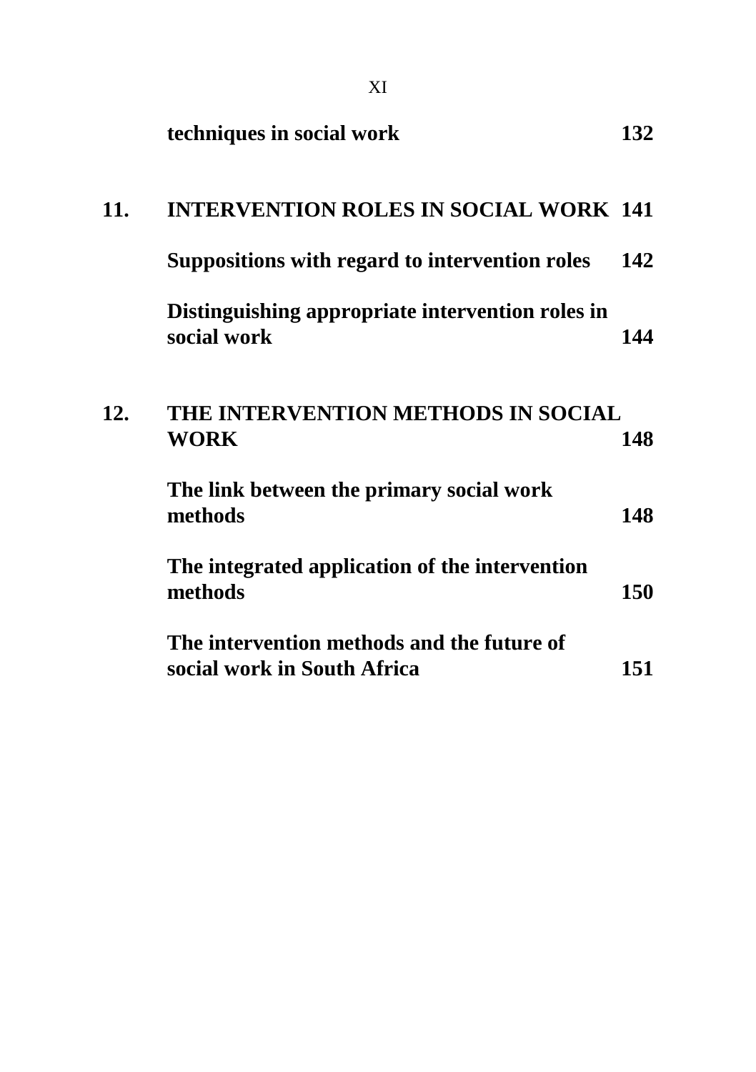**techniques in social work** **132**

**11. INTERVENTION ROLES IN SOCIAL WORK 141**

**Suppositions with regard to intervention roles 142**

**Distinguishing appropriate intervention roles in social work 144**

**12. THE INTERVENTION METHODS IN SOCIAL WORK 148**

**The link between the primary social work methods 148**

**The integrated application of the intervention methods 150**

**The intervention methods and the future of social work in South Africa 151**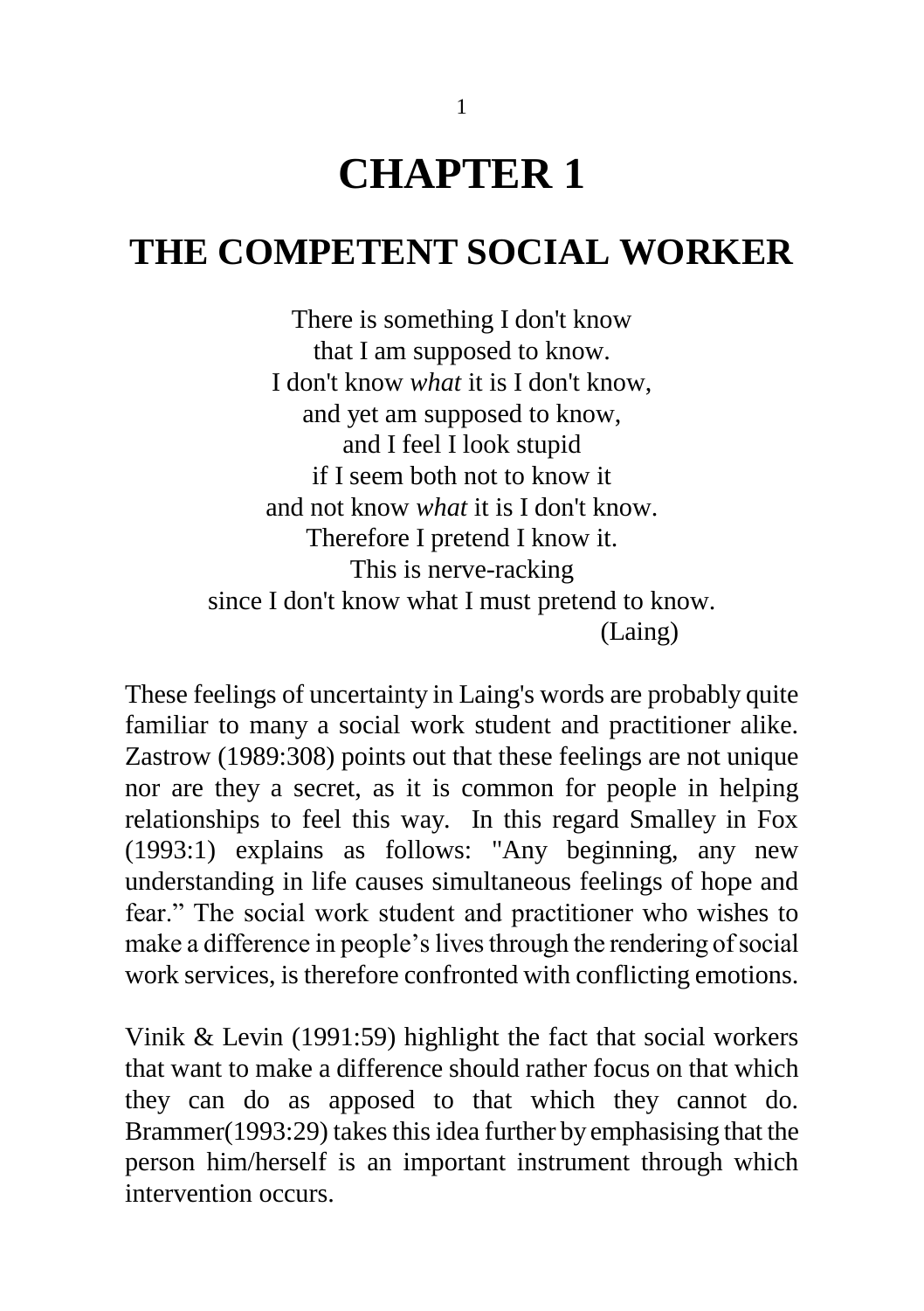# CHAPTER 1

## THE COMPETENT SOCIAL WORKER

There is something I don't know  
that I am supposed to know.  
I don't know *what* it is I don't know,  
and yet am supposed to know,  
and I feel I look stupid  
if I seem both not to know it  
and not know *what* it is I don't know.  
Therefore I pretend I know it.  
This is nerve-racking  
since I don't know what I must pretend to know.  
(Laing)

These feelings of uncertainty in Laing's words are probably quite familiar to many a social work student and practitioner alike. Zastrow (1989:308) points out that these feelings are not unique nor are they a secret, as it is common for people in helping relationships to feel this way. In this regard Smalley in Fox (1993:1) explains as follows: "Any beginning, any new understanding in life causes simultaneous feelings of hope and fear." The social work student and practitioner who wishes to make a difference in people's lives through the rendering of social work services, is therefore confronted with conflicting emotions.

Vinik & Levin (1991:59) highlight the fact that social workers that want to make a difference should rather focus on that which they can do as apposed to that which they cannot do. Brammer(1993:29) takes this idea further by emphasising that the person him/herself is an important instrument through which intervention occurs.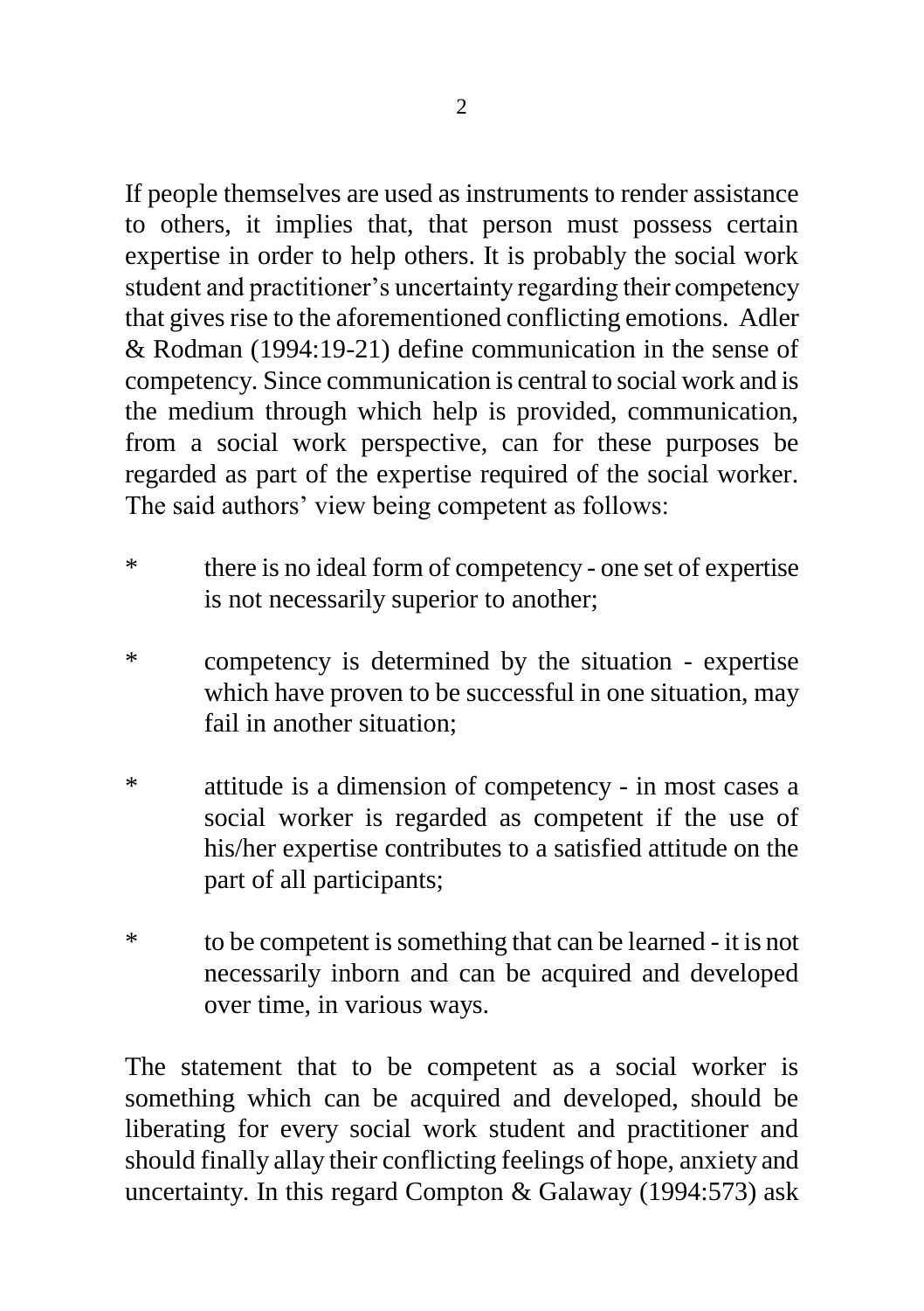If people themselves are used as instruments to render assistance to others, it implies that, that person must possess certain expertise in order to help others. It is probably the social work student and practitioner's uncertainty regarding their competency that gives rise to the aforementioned conflicting emotions. Adler & Rodman (1994:19-21) define communication in the sense of competency. Since communication is central to social work and is the medium through which help is provided, communication, from a social work perspective, can for these purposes be regarded as part of the expertise required of the social worker. The said authors' view being competent as follows:

* there is no ideal form of competency - one set of expertise is not necessarily superior to another;
* competency is determined by the situation - expertise which have proven to be successful in one situation, may fail in another situation;
* attitude is a dimension of competency - in most cases a social worker is regarded as competent if the use of his/her expertise contributes to a satisfied attitude on the part of all participants;
* to be competent is something that can be learned - it is not necessarily inborn and can be acquired and developed over time, in various ways.

The statement that to be competent as a social worker is something which can be acquired and developed, should be liberating for every social work student and practitioner and should finally allay their conflicting feelings of hope, anxiety and uncertainty. In this regard Compton & Galaway (1994:573) ask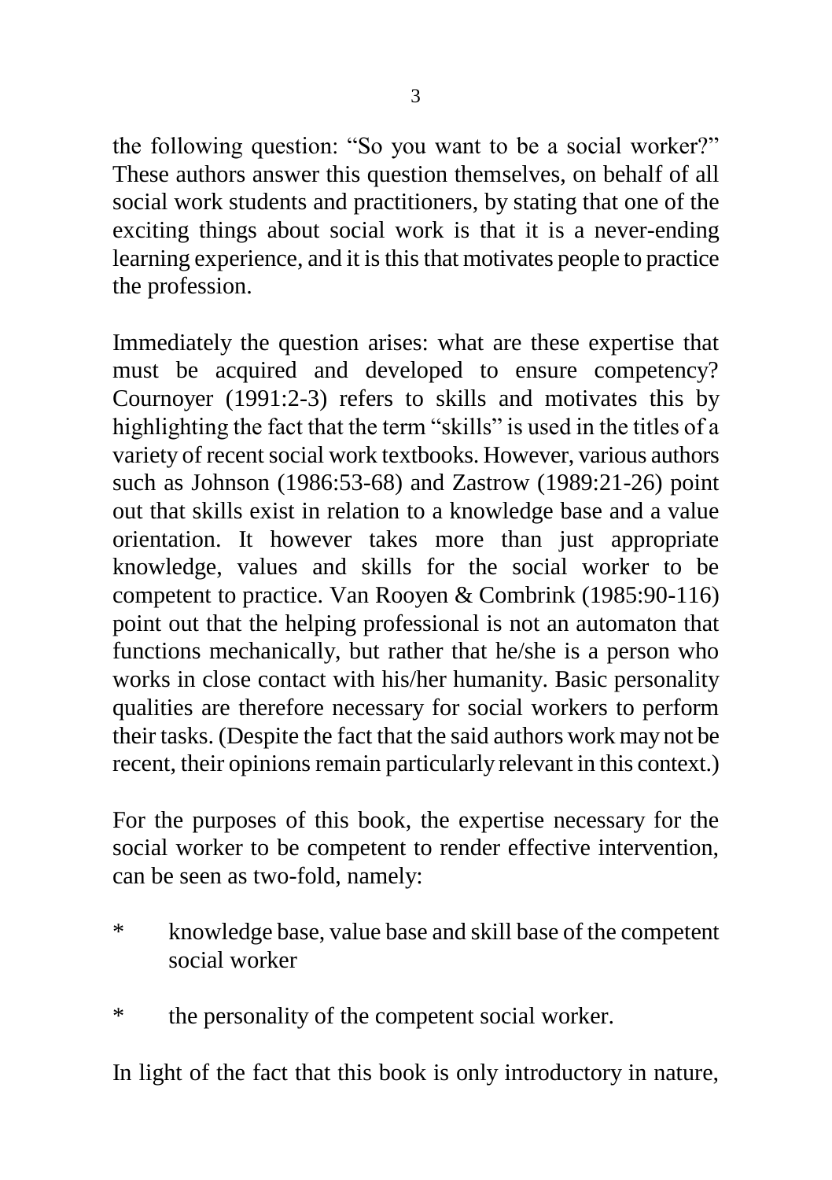the following question: "So you want to be a social worker?" These authors answer this question themselves, on behalf of all social work students and practitioners, by stating that one of the exciting things about social work is that it is a never-ending learning experience, and it is this that motivates people to practice the profession.

Immediately the question arises: what are these expertise that must be acquired and developed to ensure competency? Cournoyer (1991:2-3) refers to skills and motivates this by highlighting the fact that the term "skills" is used in the titles of a variety of recent social work textbooks. However, various authors such as Johnson (1986:53-68) and Zastrow (1989:21-26) point out that skills exist in relation to a knowledge base and a value orientation. It however takes more than just appropriate knowledge, values and skills for the social worker to be competent to practice. Van Rooyen & Combrink (1985:90-116) point out that the helping professional is not an automaton that functions mechanically, but rather that he/she is a person who works in close contact with his/her humanity. Basic personality qualities are therefore necessary for social workers to perform their tasks. (Despite the fact that the said authors work may not be recent, their opinions remain particularly relevant in this context.)

For the purposes of this book, the expertise necessary for the social worker to be competent to render effective intervention, can be seen as two-fold, namely:

* knowledge base, value base and skill base of the competent social worker
* the personality of the competent social worker.

In light of the fact that this book is only introductory in nature,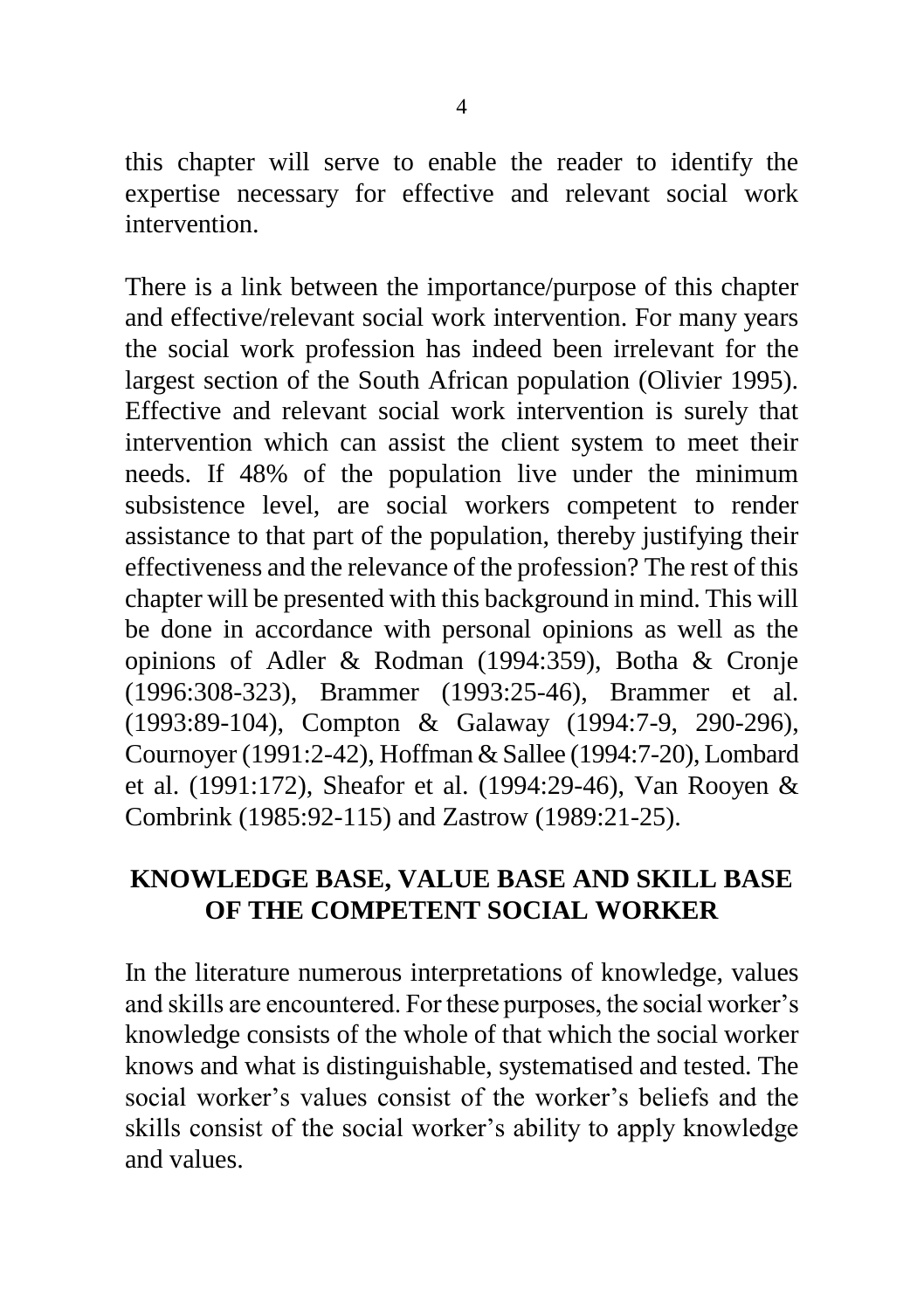this chapter will serve to enable the reader to identify the expertise necessary for effective and relevant social work intervention.

There is a link between the importance/purpose of this chapter and effective/relevant social work intervention. For many years the social work profession has indeed been irrelevant for the largest section of the South African population (Olivier 1995). Effective and relevant social work intervention is surely that intervention which can assist the client system to meet their needs. If 48% of the population live under the minimum subsistence level, are social workers competent to render assistance to that part of the population, thereby justifying their effectiveness and the relevance of the profession? The rest of this chapter will be presented with this background in mind. This will be done in accordance with personal opinions as well as the opinions of Adler & Rodman (1994:359), Botha & Cronje (1996:308-323), Brammer (1993:25-46), Brammer et al. (1993:89-104), Compton & Galaway (1994:7-9, 290-296), Cournoyer (1991:2-42), Hoffman & Sallee (1994:7-20), Lombard et al. (1991:172), Sheafor et al. (1994:29-46), Van Rooyen & Combrink (1985:92-115) and Zastrow (1989:21-25).

## KNOWLEDGE BASE, VALUE BASE AND SKILL BASE OF THE COMPETENT SOCIAL WORKER

In the literature numerous interpretations of knowledge, values and skills are encountered. For these purposes, the social worker's knowledge consists of the whole of that which the social worker knows and what is distinguishable, systematised and tested. The social worker's values consist of the worker's beliefs and the skills consist of the social worker's ability to apply knowledge and values.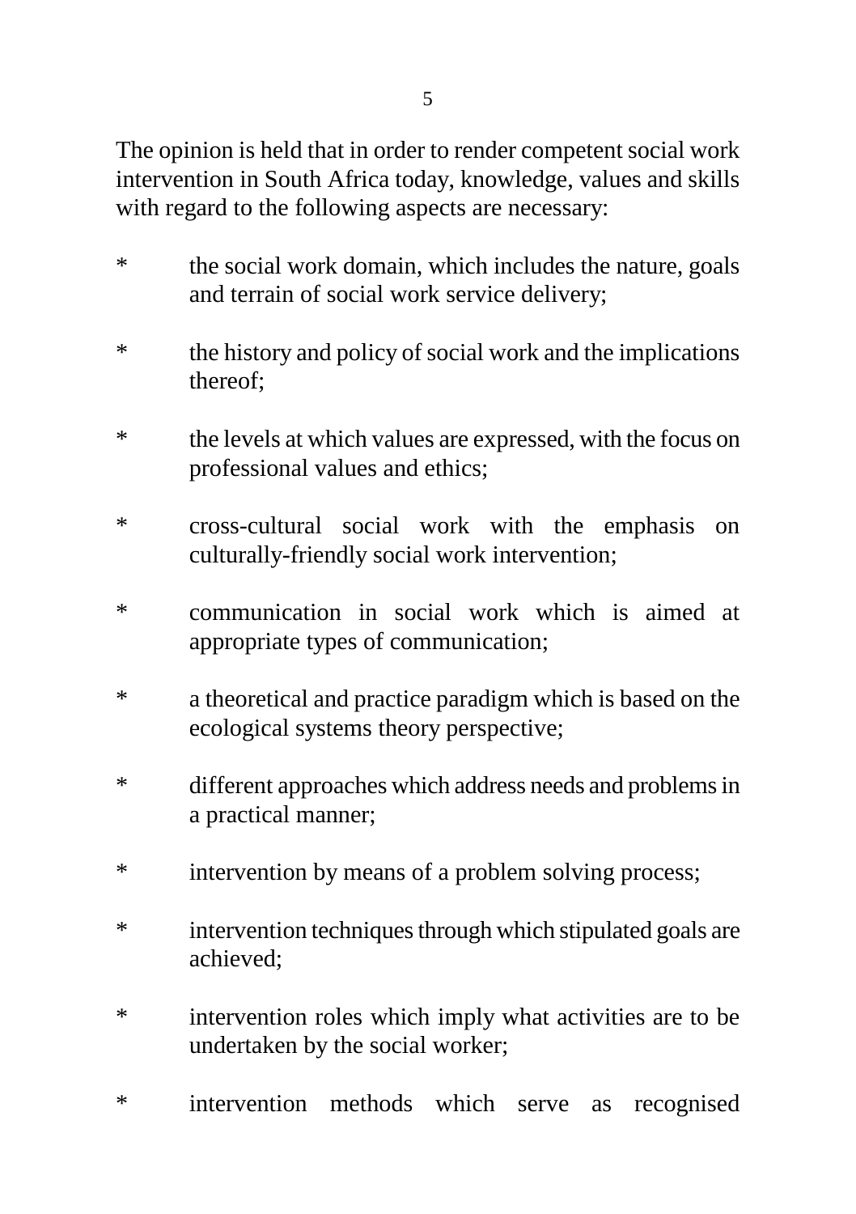The opinion is held that in order to render competent social work intervention in South Africa today, knowledge, values and skills with regard to the following aspects are necessary:

* the social work domain, which includes the nature, goals and terrain of social work service delivery;
* the history and policy of social work and the implications thereof;
* the levels at which values are expressed, with the focus on professional values and ethics;
* cross-cultural social work with the emphasis on culturally-friendly social work intervention;
* communication in social work which is aimed at appropriate types of communication;
* a theoretical and practice paradigm which is based on the ecological systems theory perspective;
* different approaches which address needs and problems in a practical manner;
* intervention by means of a problem solving process;
* intervention techniques through which stipulated goals are achieved;
* intervention roles which imply what activities are to be undertaken by the social worker;
* intervention methods which serve as recognised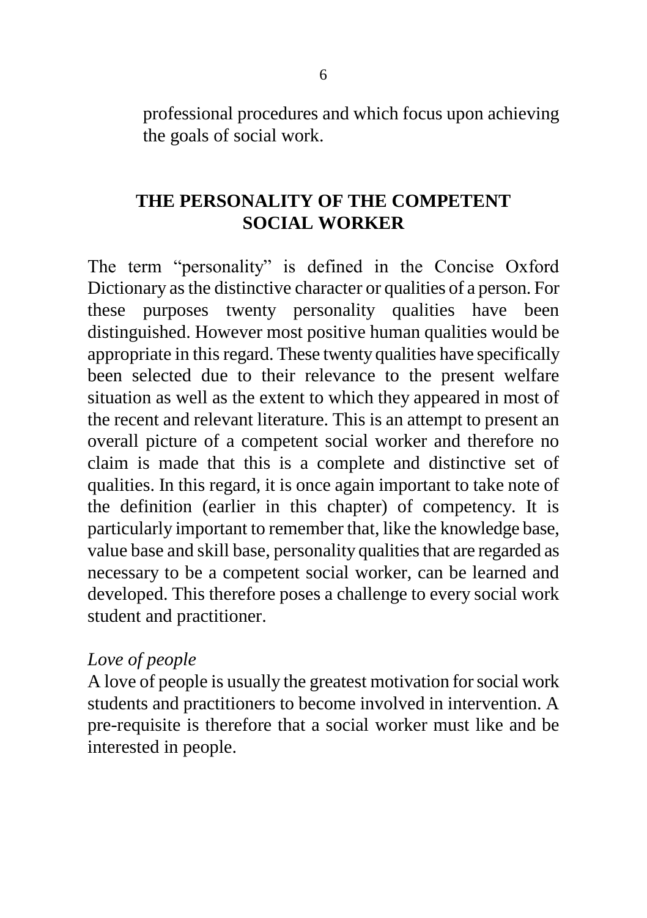professional procedures and which focus upon achieving the goals of social work.

## THE PERSONALITY OF THE COMPETENT SOCIAL WORKER

The term "personality" is defined in the Concise Oxford Dictionary as the distinctive character or qualities of a person. For these purposes twenty personality qualities have been distinguished. However most positive human qualities would be appropriate in this regard. These twenty qualities have specifically been selected due to their relevance to the present welfare situation as well as the extent to which they appeared in most of the recent and relevant literature. This is an attempt to present an overall picture of a competent social worker and therefore no claim is made that this is a complete and distinctive set of qualities. In this regard, it is once again important to take note of the definition (earlier in this chapter) of competency. It is particularly important to remember that, like the knowledge base, value base and skill base, personality qualities that are regarded as necessary to be a competent social worker, can be learned and developed. This therefore poses a challenge to every social work student and practitioner.

*Love of people*

A love of people is usually the greatest motivation for social work students and practitioners to become involved in intervention. A pre-requisite is therefore that a social worker must like and be interested in people.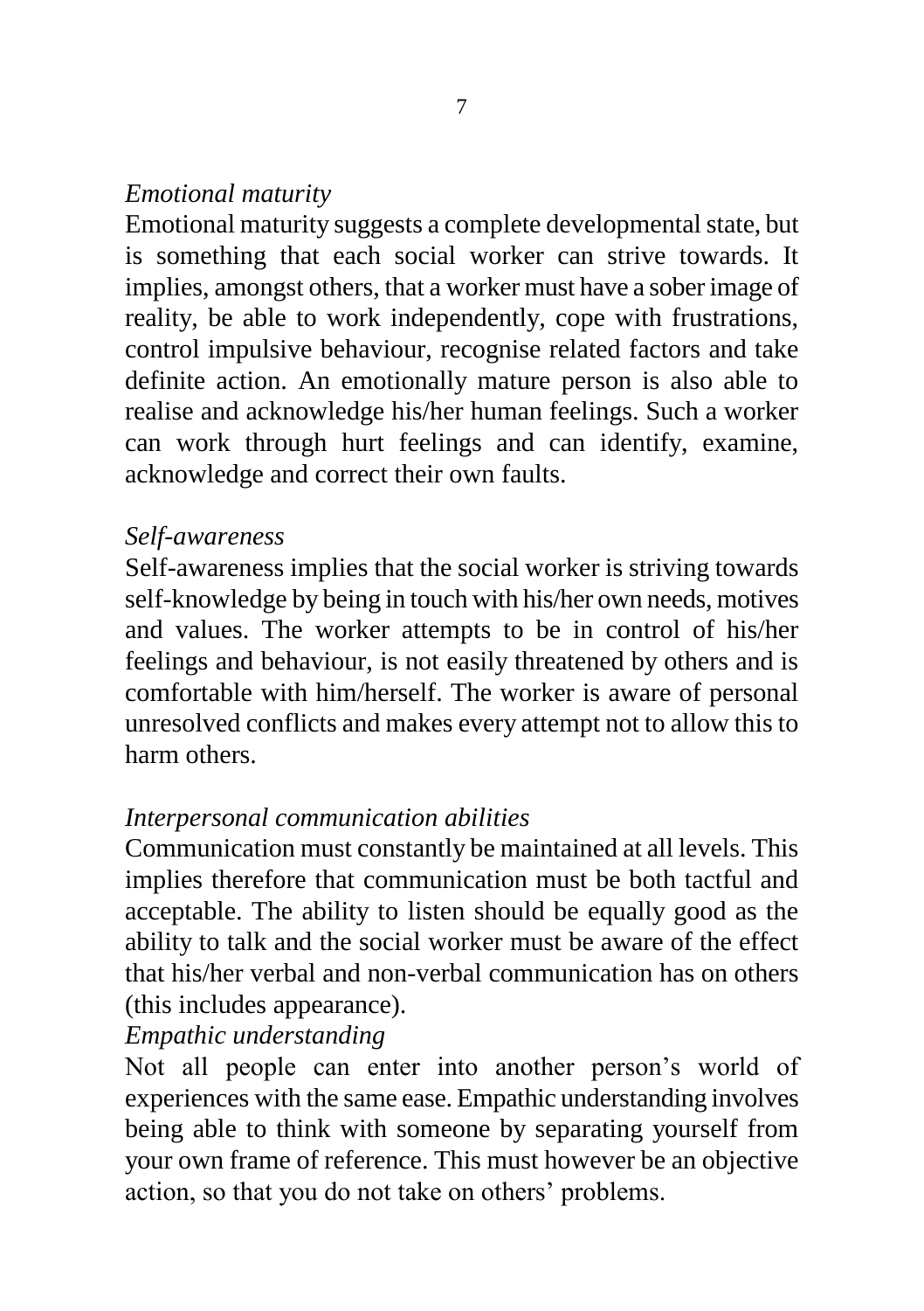*Emotional maturity*

Emotional maturity suggests a complete developmental state, but is something that each social worker can strive towards. It implies, amongst others, that a worker must have a sober image of reality, be able to work independently, cope with frustrations, control impulsive behaviour, recognise related factors and take definite action. An emotionally mature person is also able to realise and acknowledge his/her human feelings. Such a worker can work through hurt feelings and can identify, examine, acknowledge and correct their own faults.

*Self-awareness*

Self-awareness implies that the social worker is striving towards self-knowledge by being in touch with his/her own needs, motives and values. The worker attempts to be in control of his/her feelings and behaviour, is not easily threatened by others and is comfortable with him/herself. The worker is aware of personal unresolved conflicts and makes every attempt not to allow this to harm others.

*Interpersonal communication abilities*

Communication must constantly be maintained at all levels. This implies therefore that communication must be both tactful and acceptable. The ability to listen should be equally good as the ability to talk and the social worker must be aware of the effect that his/her verbal and non-verbal communication has on others (this includes appearance).

*Empathic understanding*

Not all people can enter into another person's world of experiences with the same ease. Empathic understanding involves being able to think with someone by separating yourself from your own frame of reference. This must however be an objective action, so that you do not take on others' problems.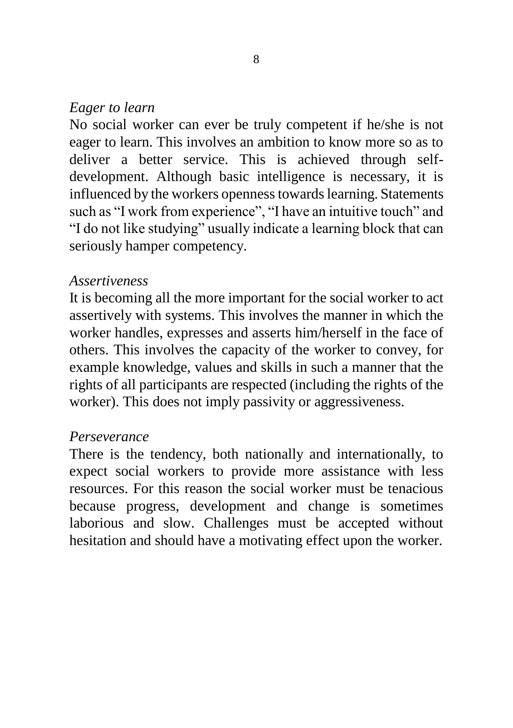*Eager to learn*

No social worker can ever be truly competent if he/she is not eager to learn. This involves an ambition to know more so as to deliver a better service. This is achieved through self-development. Although basic intelligence is necessary, it is influenced by the workers openness towards learning. Statements such as "I work from experience", "I have an intuitive touch" and "I do not like studying" usually indicate a learning block that can seriously hamper competency.

*Assertiveness*

It is becoming all the more important for the social worker to act assertively with systems. This involves the manner in which the worker handles, expresses and asserts him/herself in the face of others. This involves the capacity of the worker to convey, for example knowledge, values and skills in such a manner that the rights of all participants are respected (including the rights of the worker). This does not imply passivity or aggressiveness.

*Perseverance*

There is the tendency, both nationally and internationally, to expect social workers to provide more assistance with less resources. For this reason the social worker must be tenacious because progress, development and change is sometimes laborious and slow. Challenges must be accepted without hesitation and should have a motivating effect upon the worker.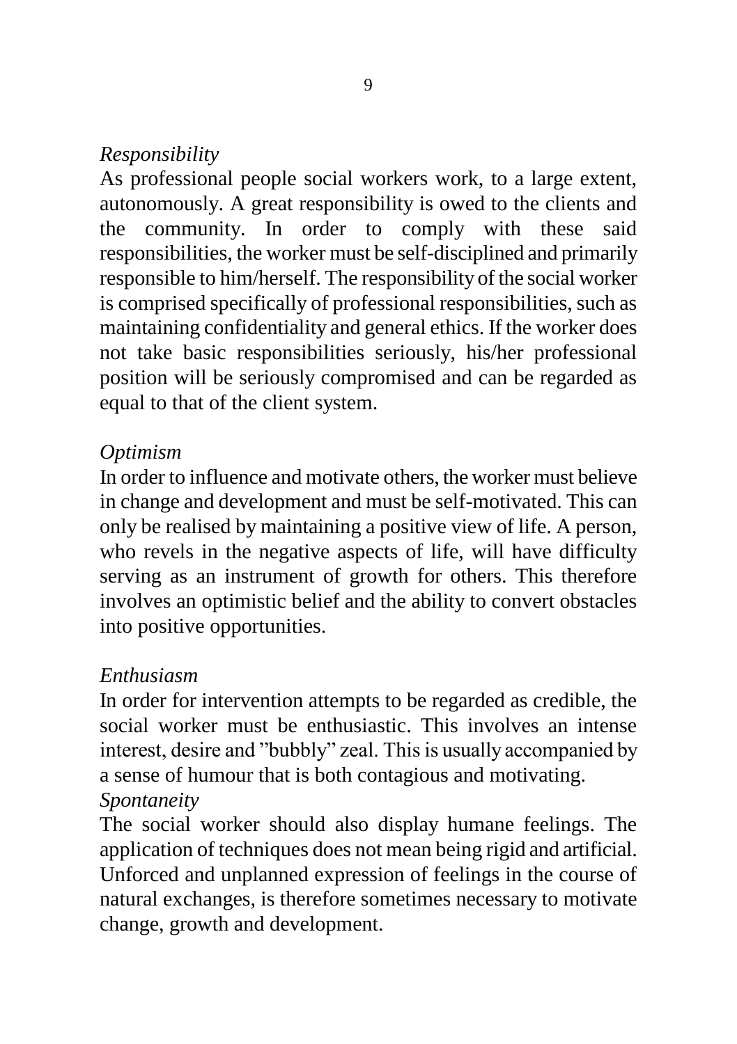*Responsibility*

As professional people social workers work, to a large extent, autonomously. A great responsibility is owed to the clients and the community. In order to comply with these said responsibilities, the worker must be self-disciplined and primarily responsible to him/herself. The responsibility of the social worker is comprised specifically of professional responsibilities, such as maintaining confidentiality and general ethics. If the worker does not take basic responsibilities seriously, his/her professional position will be seriously compromised and can be regarded as equal to that of the client system.

*Optimism*

In order to influence and motivate others, the worker must believe in change and development and must be self-motivated. This can only be realised by maintaining a positive view of life. A person, who revels in the negative aspects of life, will have difficulty serving as an instrument of growth for others. This therefore involves an optimistic belief and the ability to convert obstacles into positive opportunities.

*Enthusiasm*

In order for intervention attempts to be regarded as credible, the social worker must be enthusiastic. This involves an intense interest, desire and "bubbly" zeal. This is usually accompanied by a sense of humour that is both contagious and motivating.

*Spontaneity*

The social worker should also display humane feelings. The application of techniques does not mean being rigid and artificial. Unforced and unplanned expression of feelings in the course of natural exchanges, is therefore sometimes necessary to motivate change, growth and development.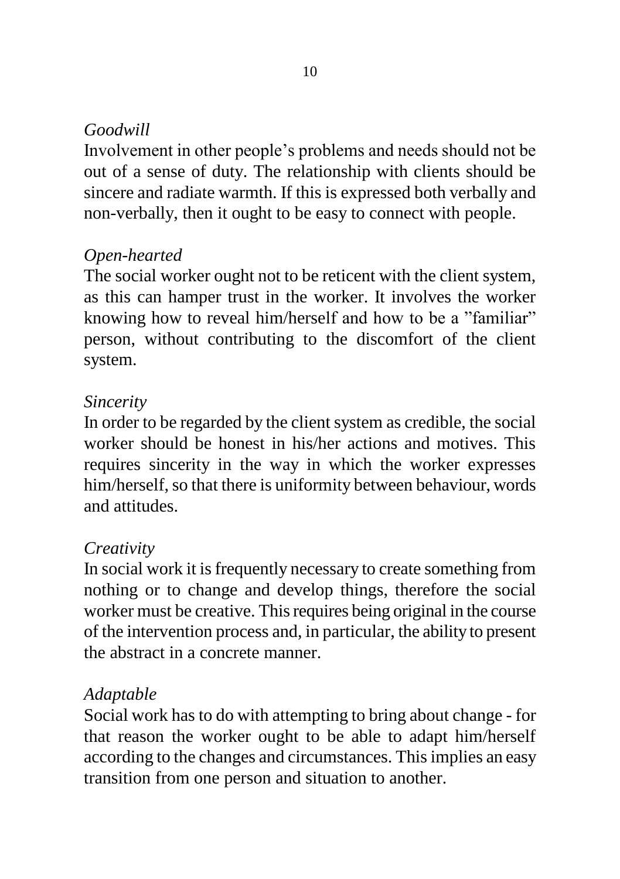*Goodwill*

Involvement in other people's problems and needs should not be out of a sense of duty. The relationship with clients should be sincere and radiate warmth. If this is expressed both verbally and non-verbally, then it ought to be easy to connect with people.

*Open-hearted*

The social worker ought not to be reticent with the client system, as this can hamper trust in the worker. It involves the worker knowing how to reveal him/herself and how to be a "familiar" person, without contributing to the discomfort of the client system.

*Sincerity*

In order to be regarded by the client system as credible, the social worker should be honest in his/her actions and motives. This requires sincerity in the way in which the worker expresses him/herself, so that there is uniformity between behaviour, words and attitudes.

*Creativity*

In social work it is frequently necessary to create something from nothing or to change and develop things, therefore the social worker must be creative. This requires being original in the course of the intervention process and, in particular, the ability to present the abstract in a concrete manner.

*Adaptable*

Social work has to do with attempting to bring about change - for that reason the worker ought to be able to adapt him/herself according to the changes and circumstances. This implies an easy transition from one person and situation to another.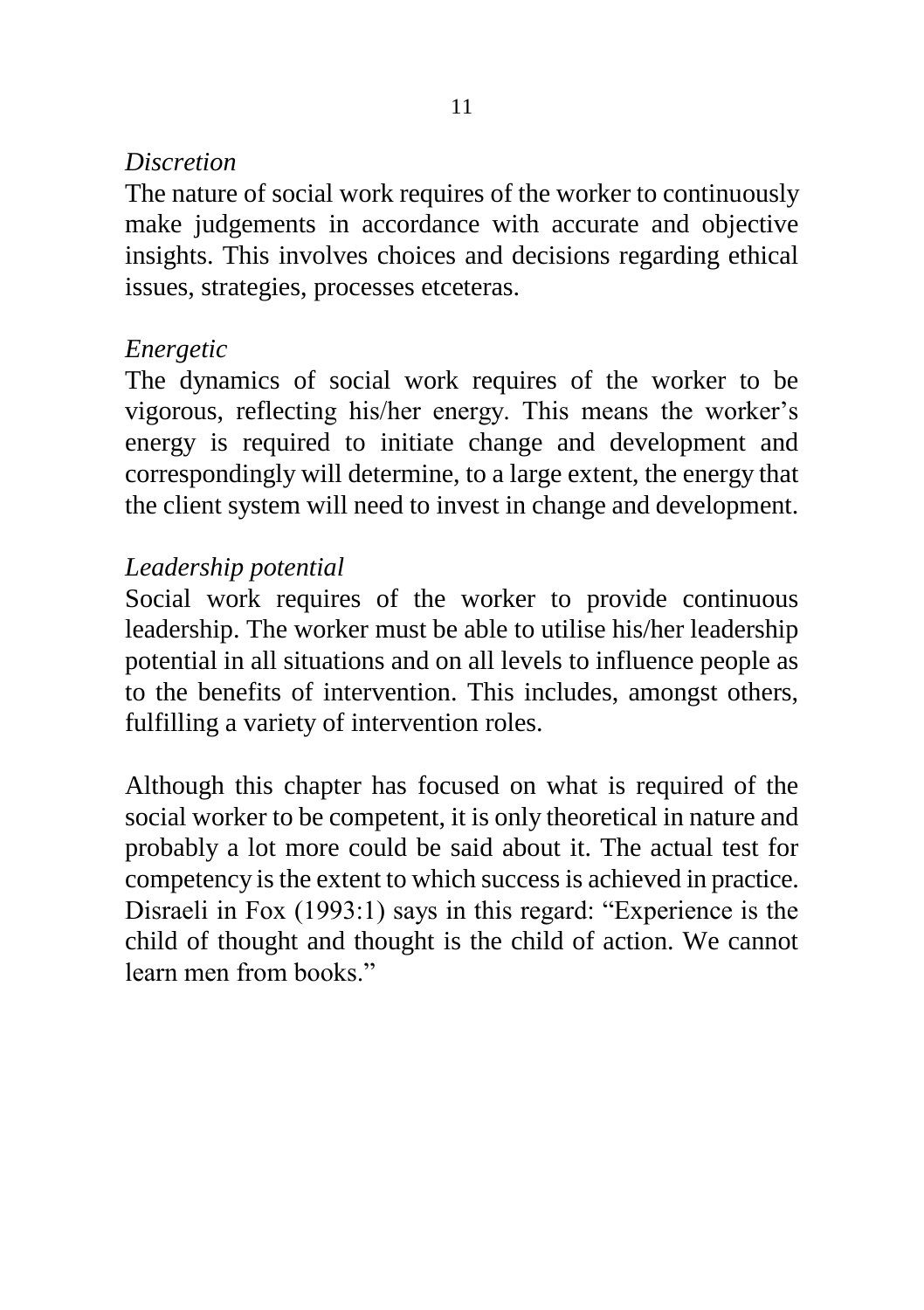*Discretion*

The nature of social work requires of the worker to continuously make judgements in accordance with accurate and objective insights. This involves choices and decisions regarding ethical issues, strategies, processes etceteras.

*Energetic*

The dynamics of social work requires of the worker to be vigorous, reflecting his/her energy. This means the worker's energy is required to initiate change and development and correspondingly will determine, to a large extent, the energy that the client system will need to invest in change and development.

*Leadership potential*

Social work requires of the worker to provide continuous leadership. The worker must be able to utilise his/her leadership potential in all situations and on all levels to influence people as to the benefits of intervention. This includes, amongst others, fulfilling a variety of intervention roles.

Although this chapter has focused on what is required of the social worker to be competent, it is only theoretical in nature and probably a lot more could be said about it. The actual test for competency is the extent to which success is achieved in practice. Disraeli in Fox (1993:1) says in this regard: "Experience is the child of thought and thought is the child of action. We cannot learn men from books."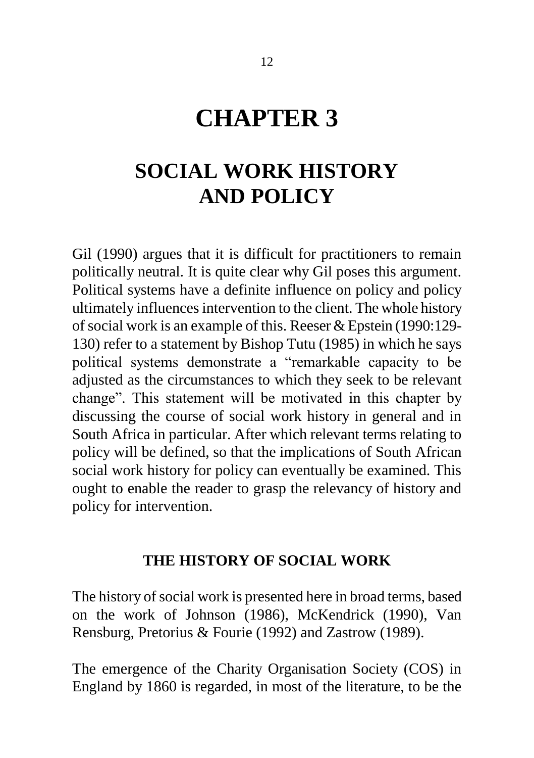# CHAPTER 3

# SOCIAL WORK HISTORY AND POLICY

Gil (1990) argues that it is difficult for practitioners to remain politically neutral. It is quite clear why Gil poses this argument. Political systems have a definite influence on policy and policy ultimately influences intervention to the client. The whole history of social work is an example of this. Reeser & Epstein (1990:129-130) refer to a statement by Bishop Tutu (1985) in which he says political systems demonstrate a "remarkable capacity to be adjusted as the circumstances to which they seek to be relevant change". This statement will be motivated in this chapter by discussing the course of social work history in general and in South Africa in particular. After which relevant terms relating to policy will be defined, so that the implications of South African social work history for policy can eventually be examined. This ought to enable the reader to grasp the relevancy of history and policy for intervention.

## THE HISTORY OF SOCIAL WORK

The history of social work is presented here in broad terms, based on the work of Johnson (1986), McKendrick (1990), Van Rensburg, Pretorius & Fourie (1992) and Zastrow (1989).

The emergence of the Charity Organisation Society (COS) in England by 1860 is regarded, in most of the literature, to be the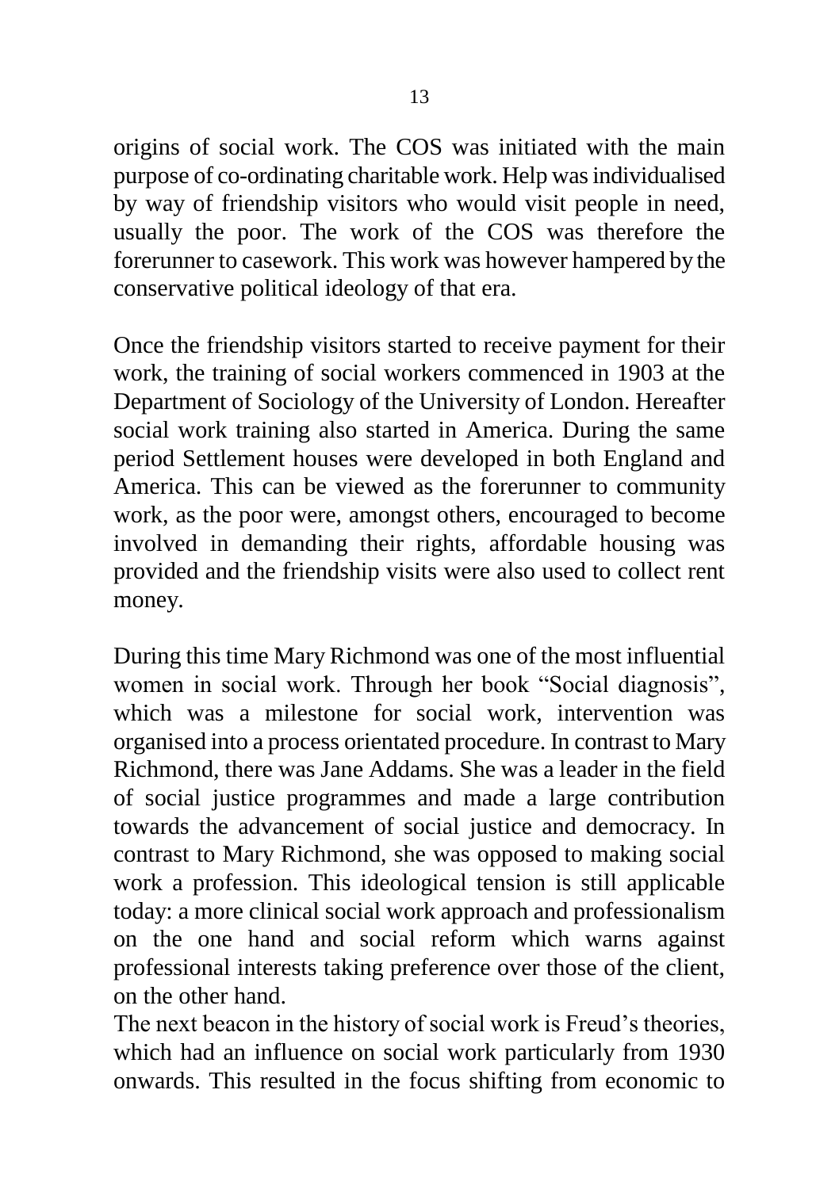origins of social work. The COS was initiated with the main purpose of co-ordinating charitable work. Help was individualised by way of friendship visitors who would visit people in need, usually the poor. The work of the COS was therefore the forerunner to casework. This work was however hampered by the conservative political ideology of that era.

Once the friendship visitors started to receive payment for their work, the training of social workers commenced in 1903 at the Department of Sociology of the University of London. Hereafter social work training also started in America. During the same period Settlement houses were developed in both England and America. This can be viewed as the forerunner to community work, as the poor were, amongst others, encouraged to become involved in demanding their rights, affordable housing was provided and the friendship visits were also used to collect rent money.

During this time Mary Richmond was one of the most influential women in social work. Through her book "Social diagnosis", which was a milestone for social work, intervention was organised into a process orientated procedure. In contrast to Mary Richmond, there was Jane Addams. She was a leader in the field of social justice programmes and made a large contribution towards the advancement of social justice and democracy. In contrast to Mary Richmond, she was opposed to making social work a profession. This ideological tension is still applicable today: a more clinical social work approach and professionalism on the one hand and social reform which warns against professional interests taking preference over those of the client, on the other hand.

The next beacon in the history of social work is Freud's theories, which had an influence on social work particularly from 1930 onwards. This resulted in the focus shifting from economic to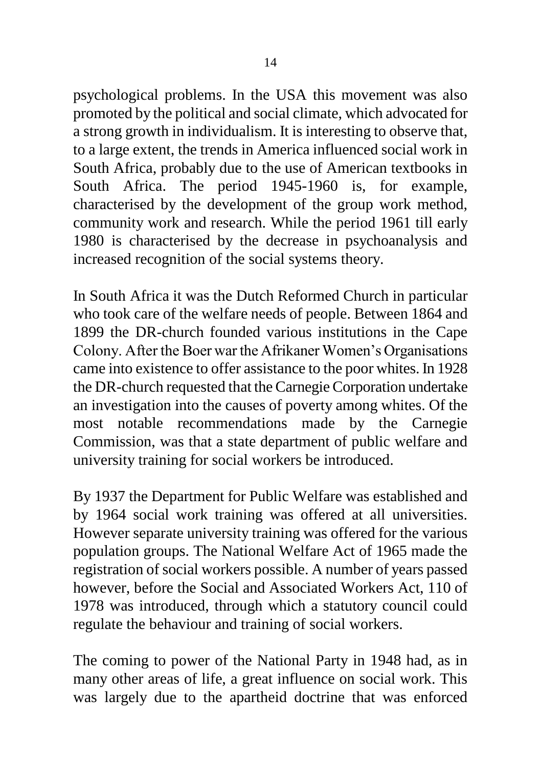psychological problems. In the USA this movement was also promoted by the political and social climate, which advocated for a strong growth in individualism. It is interesting to observe that, to a large extent, the trends in America influenced social work in South Africa, probably due to the use of American textbooks in South Africa. The period 1945-1960 is, for example, characterised by the development of the group work method, community work and research. While the period 1961 till early 1980 is characterised by the decrease in psychoanalysis and increased recognition of the social systems theory.

In South Africa it was the Dutch Reformed Church in particular who took care of the welfare needs of people. Between 1864 and 1899 the DR-church founded various institutions in the Cape Colony. After the Boer war the Afrikaner Women's Organisations came into existence to offer assistance to the poor whites. In 1928 the DR-church requested that the Carnegie Corporation undertake an investigation into the causes of poverty among whites. Of the most notable recommendations made by the Carnegie Commission, was that a state department of public welfare and university training for social workers be introduced.

By 1937 the Department for Public Welfare was established and by 1964 social work training was offered at all universities. However separate university training was offered for the various population groups. The National Welfare Act of 1965 made the registration of social workers possible. A number of years passed however, before the Social and Associated Workers Act, 110 of 1978 was introduced, through which a statutory council could regulate the behaviour and training of social workers.

The coming to power of the National Party in 1948 had, as in many other areas of life, a great influence on social work. This was largely due to the apartheid doctrine that was enforced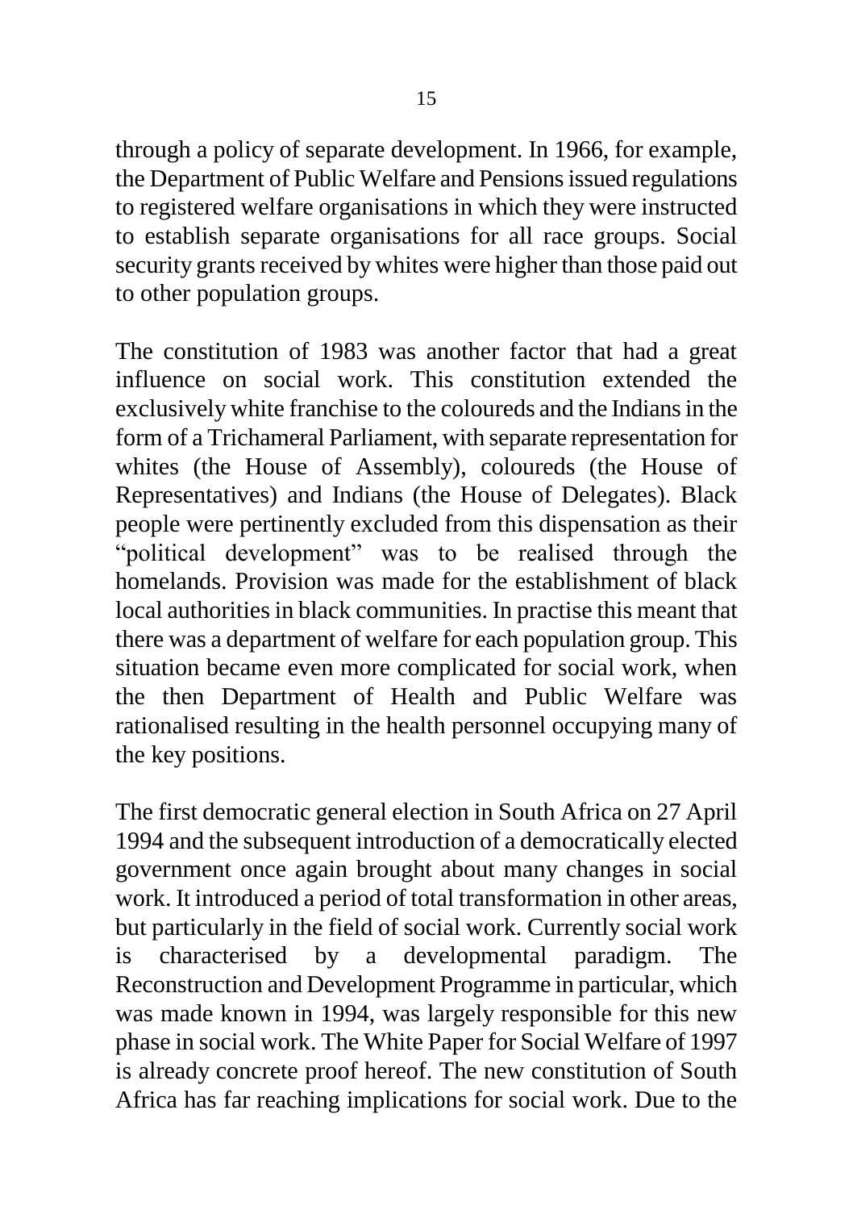through a policy of separate development. In 1966, for example, the Department of Public Welfare and Pensions issued regulations to registered welfare organisations in which they were instructed to establish separate organisations for all race groups. Social security grants received by whites were higher than those paid out to other population groups.

The constitution of 1983 was another factor that had a great influence on social work. This constitution extended the exclusively white franchise to the coloureds and the Indians in the form of a Trichameral Parliament, with separate representation for whites (the House of Assembly), coloureds (the House of Representatives) and Indians (the House of Delegates). Black people were pertinently excluded from this dispensation as their "political development" was to be realised through the homelands. Provision was made for the establishment of black local authorities in black communities. In practise this meant that there was a department of welfare for each population group. This situation became even more complicated for social work, when the then Department of Health and Public Welfare was rationalised resulting in the health personnel occupying many of the key positions.

The first democratic general election in South Africa on 27 April 1994 and the subsequent introduction of a democratically elected government once again brought about many changes in social work. It introduced a period of total transformation in other areas, but particularly in the field of social work. Currently social work is characterised by a developmental paradigm. The Reconstruction and Development Programme in particular, which was made known in 1994, was largely responsible for this new phase in social work. The White Paper for Social Welfare of 1997 is already concrete proof hereof. The new constitution of South Africa has far reaching implications for social work. Due to the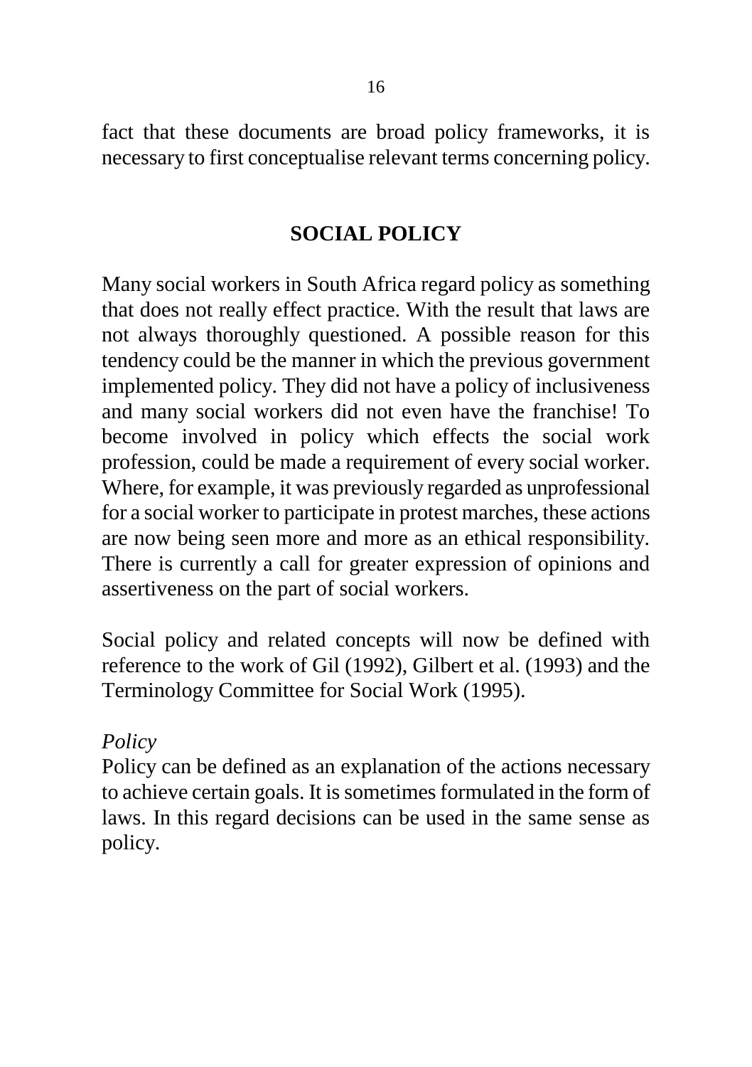fact that these documents are broad policy frameworks, it is necessary to first conceptualise relevant terms concerning policy.

## SOCIAL POLICY

Many social workers in South Africa regard policy as something that does not really effect practice. With the result that laws are not always thoroughly questioned. A possible reason for this tendency could be the manner in which the previous government implemented policy. They did not have a policy of inclusiveness and many social workers did not even have the franchise! To become involved in policy which effects the social work profession, could be made a requirement of every social worker. Where, for example, it was previously regarded as unprofessional for a social worker to participate in protest marches, these actions are now being seen more and more as an ethical responsibility. There is currently a call for greater expression of opinions and assertiveness on the part of social workers.

Social policy and related concepts will now be defined with reference to the work of Gil (1992), Gilbert et al. (1993) and the Terminology Committee for Social Work (1995).

*Policy*

Policy can be defined as an explanation of the actions necessary to achieve certain goals. It is sometimes formulated in the form of laws. In this regard decisions can be used in the same sense as policy.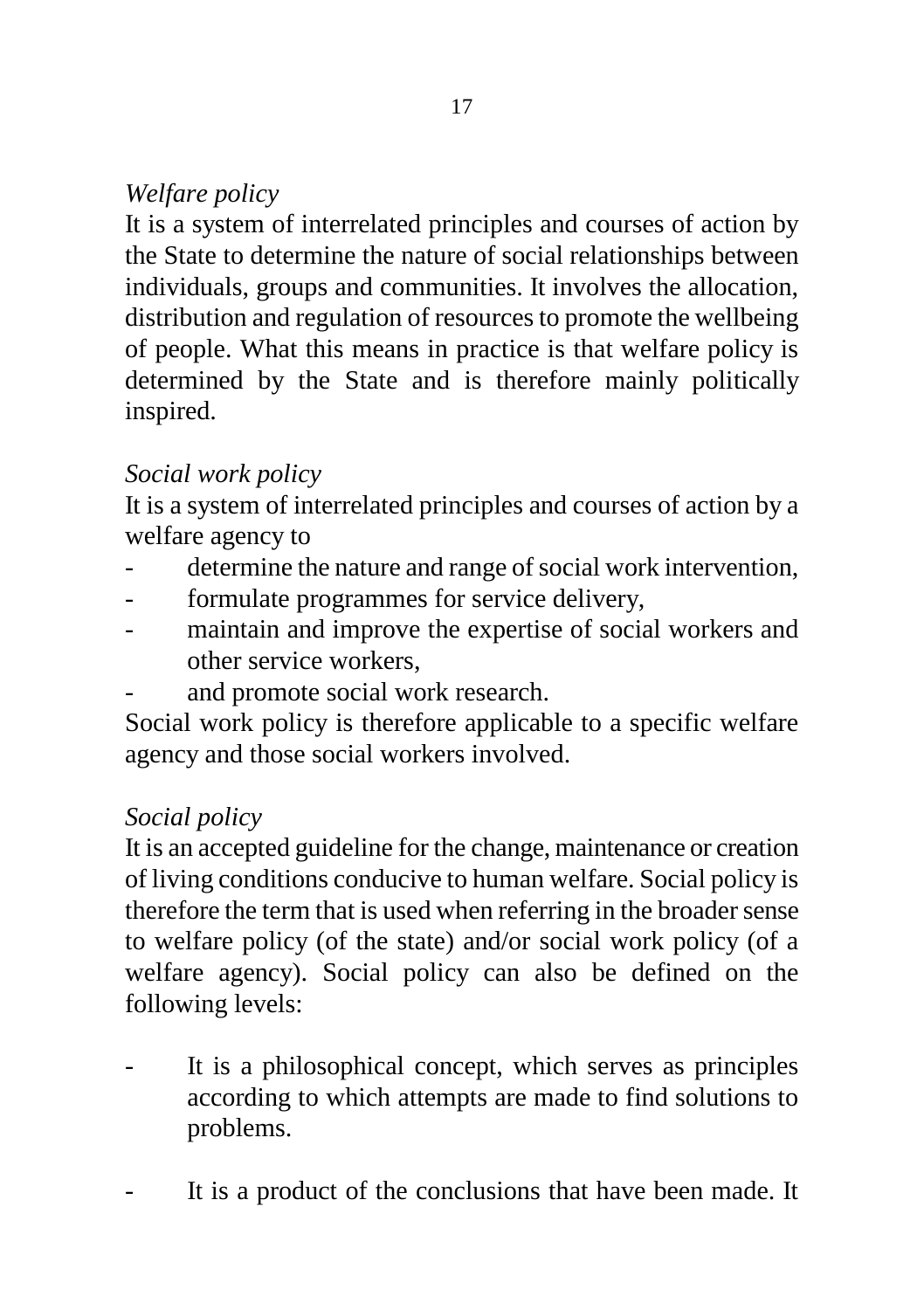*Welfare policy*

It is a system of interrelated principles and courses of action by the State to determine the nature of social relationships between individuals, groups and communities. It involves the allocation, distribution and regulation of resources to promote the wellbeing of people. What this means in practice is that welfare policy is determined by the State and is therefore mainly politically inspired.

*Social work policy*

It is a system of interrelated principles and courses of action by a welfare agency to

- determine the nature and range of social work intervention,
- formulate programmes for service delivery,
- maintain and improve the expertise of social workers and other service workers,
- and promote social work research.

Social work policy is therefore applicable to a specific welfare agency and those social workers involved.

*Social policy*

It is an accepted guideline for the change, maintenance or creation of living conditions conducive to human welfare. Social policy is therefore the term that is used when referring in the broader sense to welfare policy (of the state) and/or social work policy (of a welfare agency). Social policy can also be defined on the following levels:

- It is a philosophical concept, which serves as principles according to which attempts are made to find solutions to problems.

- It is a product of the conclusions that have been made. It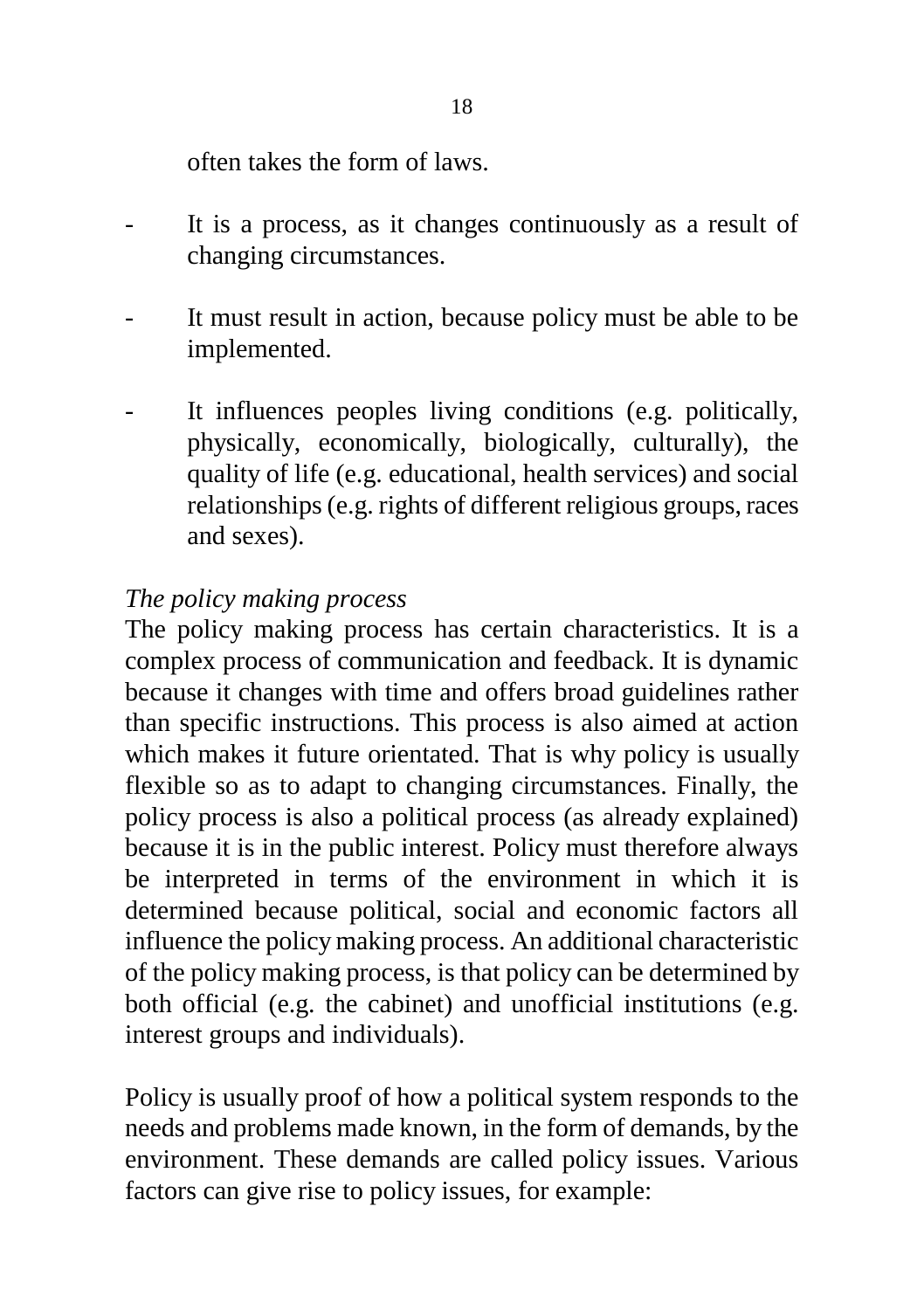often takes the form of laws.

- It is a process, as it changes continuously as a result of changing circumstances.
- It must result in action, because policy must be able to be implemented.
- It influences peoples living conditions (e.g. politically, physically, economically, biologically, culturally), the quality of life (e.g. educational, health services) and social relationships (e.g. rights of different religious groups, races and sexes).

*The policy making process*

The policy making process has certain characteristics. It is a complex process of communication and feedback. It is dynamic because it changes with time and offers broad guidelines rather than specific instructions. This process is also aimed at action which makes it future orientated. That is why policy is usually flexible so as to adapt to changing circumstances. Finally, the policy process is also a political process (as already explained) because it is in the public interest. Policy must therefore always be interpreted in terms of the environment in which it is determined because political, social and economic factors all influence the policy making process. An additional characteristic of the policy making process, is that policy can be determined by both official (e.g. the cabinet) and unofficial institutions (e.g. interest groups and individuals).

Policy is usually proof of how a political system responds to the needs and problems made known, in the form of demands, by the environment. These demands are called policy issues. Various factors can give rise to policy issues, for example: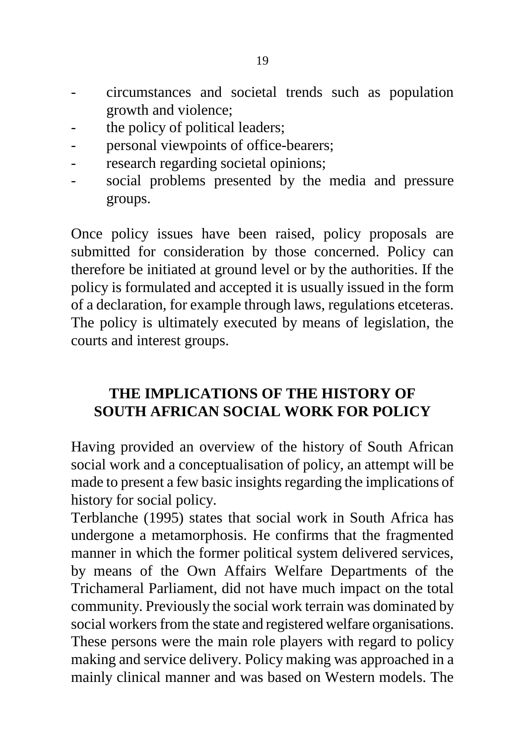- circumstances and societal trends such as population growth and violence;
- the policy of political leaders;
- personal viewpoints of office-bearers;
- research regarding societal opinions;
- social problems presented by the media and pressure groups.

Once policy issues have been raised, policy proposals are submitted for consideration by those concerned. Policy can therefore be initiated at ground level or by the authorities. If the policy is formulated and accepted it is usually issued in the form of a declaration, for example through laws, regulations etceteras. The policy is ultimately executed by means of legislation, the courts and interest groups.

## THE IMPLICATIONS OF THE HISTORY OF SOUTH AFRICAN SOCIAL WORK FOR POLICY

Having provided an overview of the history of South African social work and a conceptualisation of policy, an attempt will be made to present a few basic insights regarding the implications of history for social policy.

Terblanche (1995) states that social work in South Africa has undergone a metamorphosis. He confirms that the fragmented manner in which the former political system delivered services, by means of the Own Affairs Welfare Departments of the Trichameral Parliament, did not have much impact on the total community. Previously the social work terrain was dominated by social workers from the state and registered welfare organisations. These persons were the main role players with regard to policy making and service delivery. Policy making was approached in a mainly clinical manner and was based on Western models. The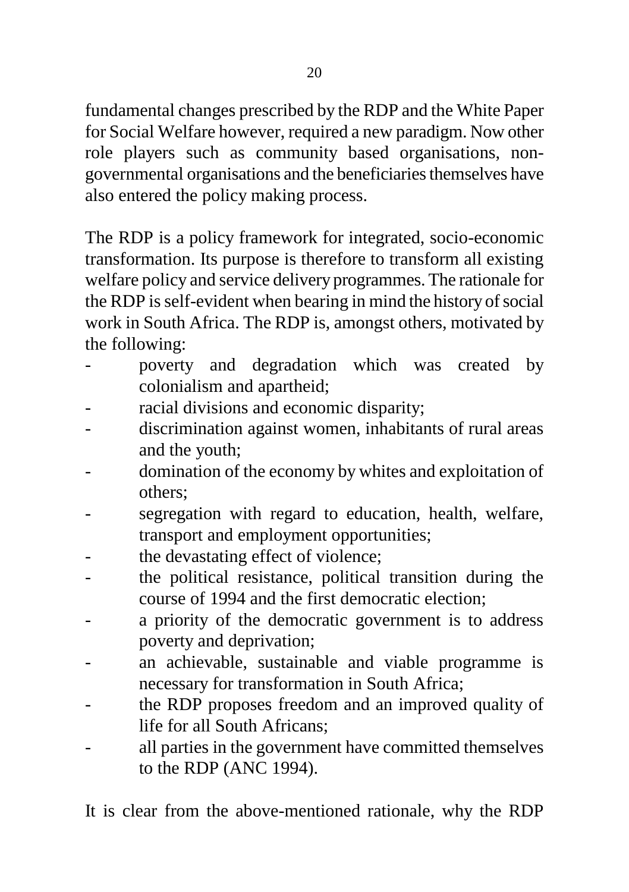fundamental changes prescribed by the RDP and the White Paper for Social Welfare however, required a new paradigm. Now other role players such as community based organisations, non-governmental organisations and the beneficiaries themselves have also entered the policy making process.

The RDP is a policy framework for integrated, socio-economic transformation. Its purpose is therefore to transform all existing welfare policy and service delivery programmes. The rationale for the RDP is self-evident when bearing in mind the history of social work in South Africa. The RDP is, amongst others, motivated by the following:

- poverty and degradation which was created by colonialism and apartheid;
- racial divisions and economic disparity;
- discrimination against women, inhabitants of rural areas and the youth;
- domination of the economy by whites and exploitation of others;
- segregation with regard to education, health, welfare, transport and employment opportunities;
- the devastating effect of violence;
- the political resistance, political transition during the course of 1994 and the first democratic election;
- a priority of the democratic government is to address poverty and deprivation;
- an achievable, sustainable and viable programme is necessary for transformation in South Africa;
- the RDP proposes freedom and an improved quality of life for all South Africans;
- all parties in the government have committed themselves to the RDP (ANC 1994).

It is clear from the above-mentioned rationale, why the RDP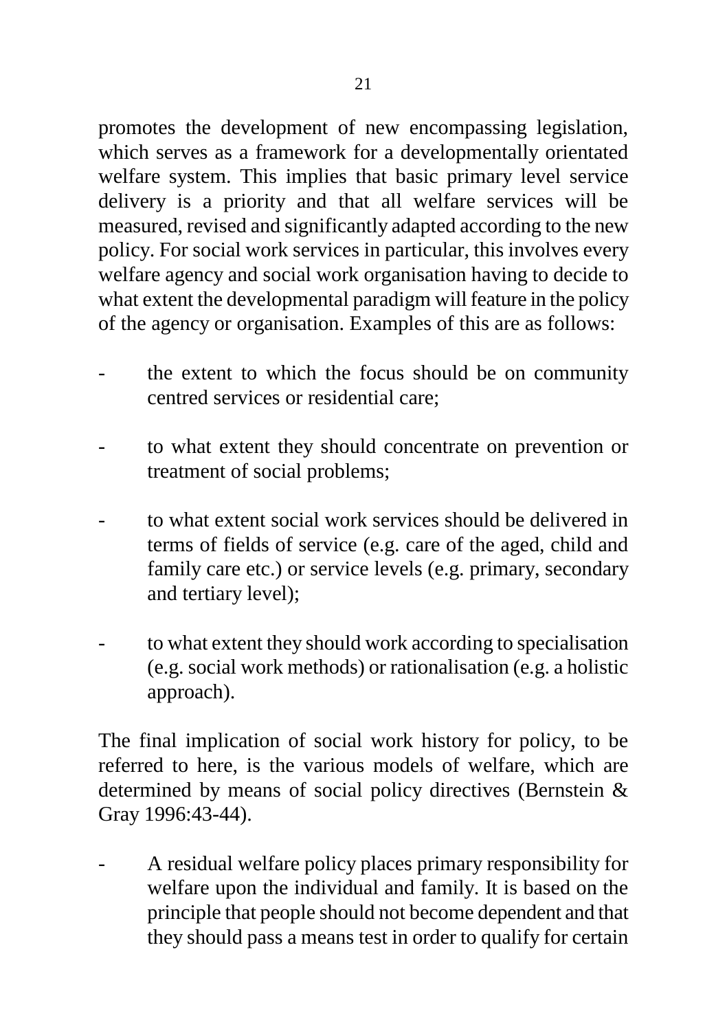promotes the development of new encompassing legislation, which serves as a framework for a developmentally orientated welfare system. This implies that basic primary level service delivery is a priority and that all welfare services will be measured, revised and significantly adapted according to the new policy. For social work services in particular, this involves every welfare agency and social work organisation having to decide to what extent the developmental paradigm will feature in the policy of the agency or organisation. Examples of this are as follows:

- the extent to which the focus should be on community centred services or residential care;
- to what extent they should concentrate on prevention or treatment of social problems;
- to what extent social work services should be delivered in terms of fields of service (e.g. care of the aged, child and family care etc.) or service levels (e.g. primary, secondary and tertiary level);
- to what extent they should work according to specialisation (e.g. social work methods) or rationalisation (e.g. a holistic approach).

The final implication of social work history for policy, to be referred to here, is the various models of welfare, which are determined by means of social policy directives (Bernstein & Gray 1996:43-44).

- A residual welfare policy places primary responsibility for welfare upon the individual and family. It is based on the principle that people should not become dependent and that they should pass a means test in order to qualify for certain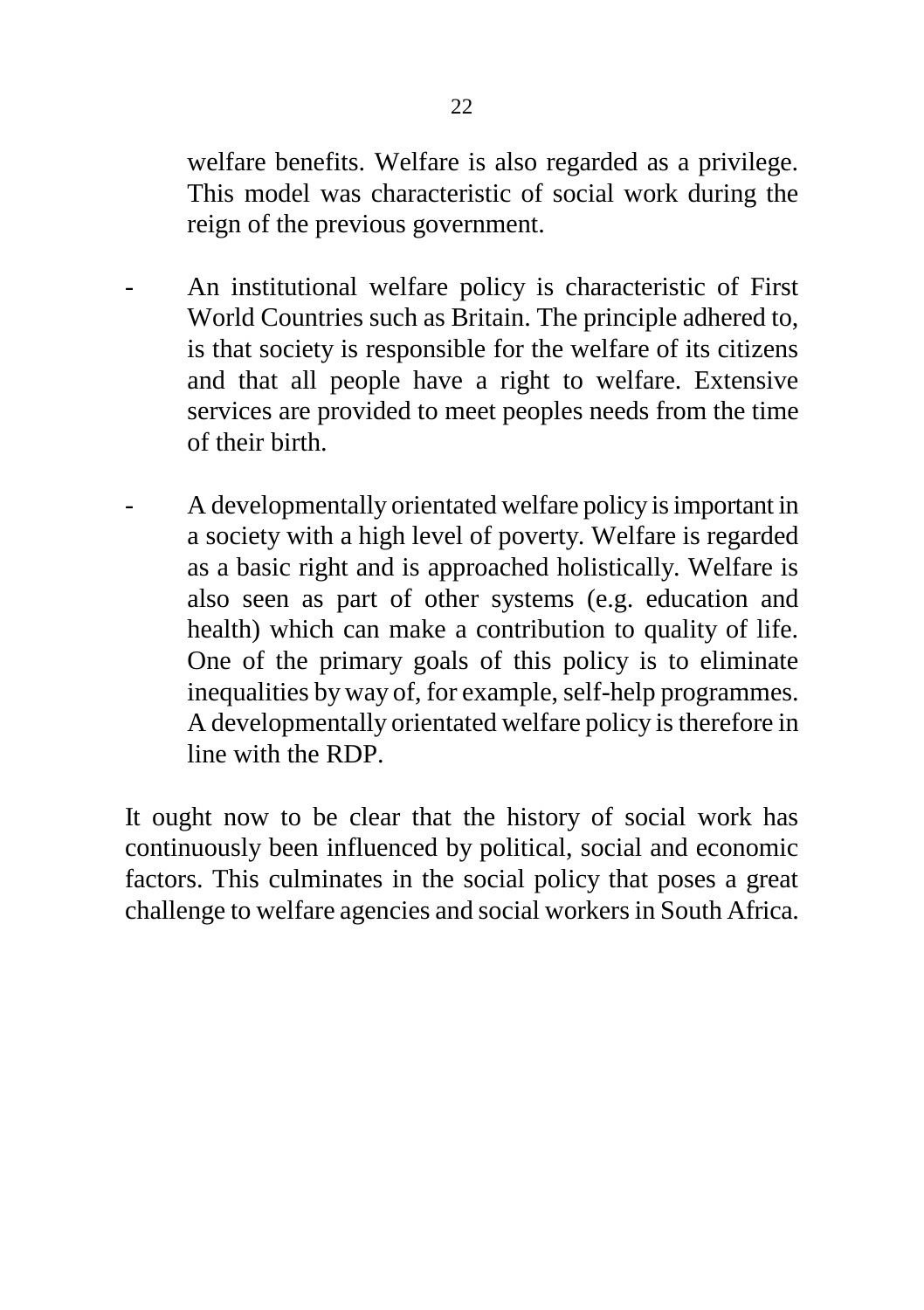welfare benefits. Welfare is also regarded as a privilege. This model was characteristic of social work during the reign of the previous government.

- An institutional welfare policy is characteristic of First World Countries such as Britain. The principle adhered to, is that society is responsible for the welfare of its citizens and that all people have a right to welfare. Extensive services are provided to meet peoples needs from the time of their birth.

- A developmentally orientated welfare policy is important in a society with a high level of poverty. Welfare is regarded as a basic right and is approached holistically. Welfare is also seen as part of other systems (e.g. education and health) which can make a contribution to quality of life. One of the primary goals of this policy is to eliminate inequalities by way of, for example, self-help programmes. A developmentally orientated welfare policy is therefore in line with the RDP.

It ought now to be clear that the history of social work has continuously been influenced by political, social and economic factors. This culminates in the social policy that poses a great challenge to welfare agencies and social workers in South Africa.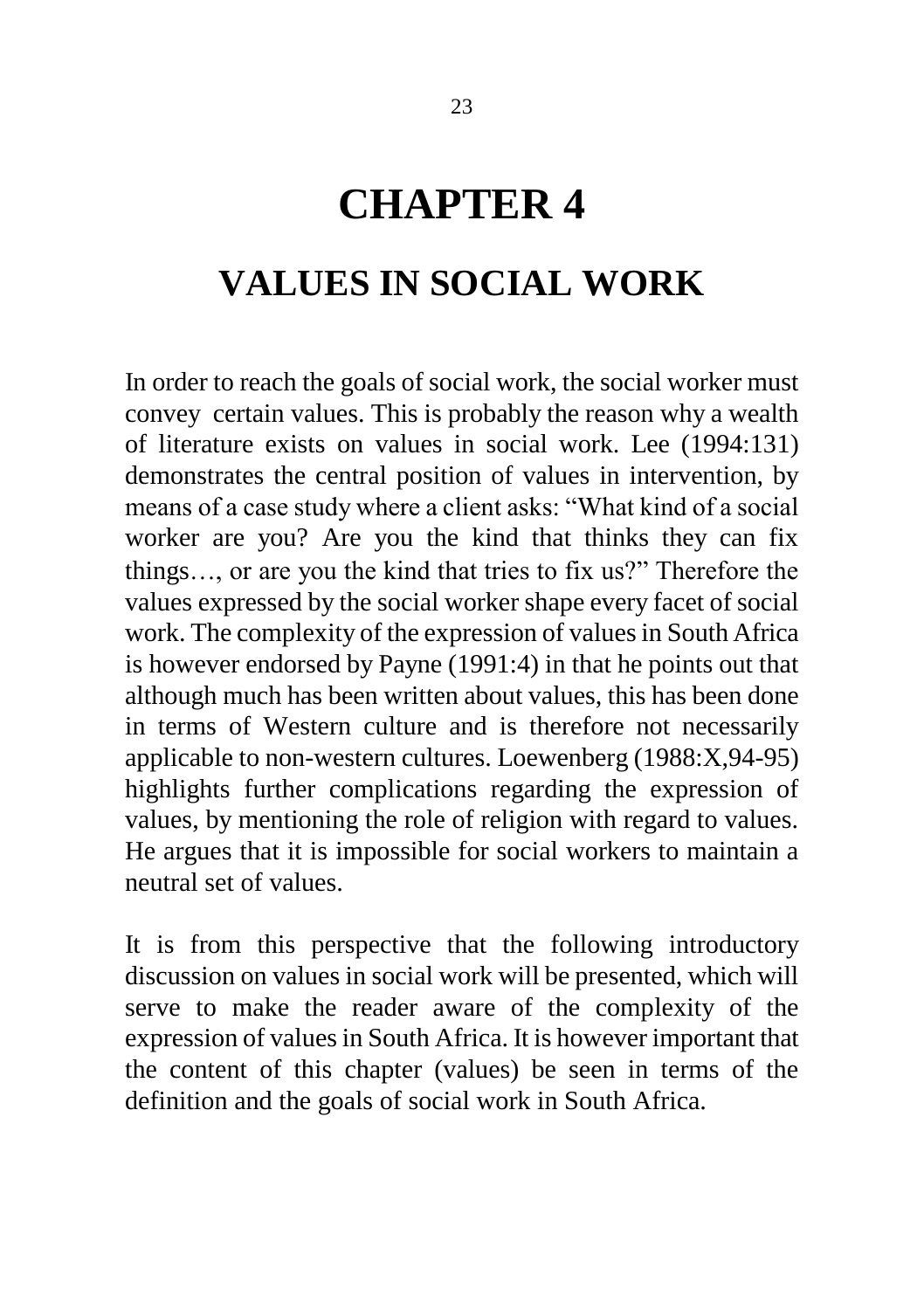# CHAPTER 4

## VALUES IN SOCIAL WORK

In order to reach the goals of social work, the social worker must convey certain values. This is probably the reason why a wealth of literature exists on values in social work. Lee (1994:131) demonstrates the central position of values in intervention, by means of a case study where a client asks: "What kind of a social worker are you? Are you the kind that thinks they can fix things…, or are you the kind that tries to fix us?" Therefore the values expressed by the social worker shape every facet of social work. The complexity of the expression of values in South Africa is however endorsed by Payne (1991:4) in that he points out that although much has been written about values, this has been done in terms of Western culture and is therefore not necessarily applicable to non-western cultures. Loewenberg (1988:X,94-95) highlights further complications regarding the expression of values, by mentioning the role of religion with regard to values. He argues that it is impossible for social workers to maintain a neutral set of values.

It is from this perspective that the following introductory discussion on values in social work will be presented, which will serve to make the reader aware of the complexity of the expression of values in South Africa. It is however important that the content of this chapter (values) be seen in terms of the definition and the goals of social work in South Africa.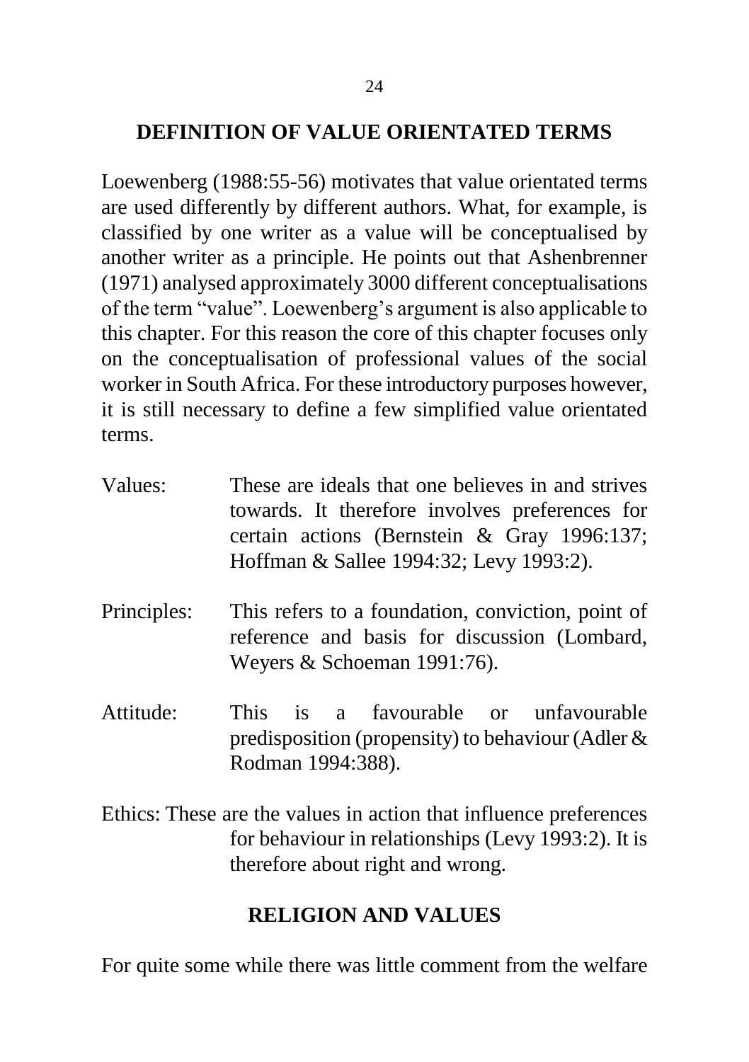## DEFINITION OF VALUE ORIENTATED TERMS

Loewenberg (1988:55-56) motivates that value orientated terms are used differently by different authors. What, for example, is classified by one writer as a value will be conceptualised by another writer as a principle. He points out that Ashenbrenner (1971) analysed approximately 3000 different conceptualisations of the term "value". Loewenberg's argument is also applicable to this chapter. For this reason the core of this chapter focuses only on the conceptualisation of professional values of the social worker in South Africa. For these introductory purposes however, it is still necessary to define a few simplified value orientated terms.

Values: These are ideals that one believes in and strives towards. It therefore involves preferences for certain actions (Bernstein & Gray 1996:137; Hoffman & Sallee 1994:32; Levy 1993:2).

Principles: This refers to a foundation, conviction, point of reference and basis for discussion (Lombard, Weyers & Schoeman 1991:76).

Attitude: This is a favourable or unfavourable predisposition (propensity) to behaviour (Adler & Rodman 1994:388).

Ethics: These are the values in action that influence preferences for behaviour in relationships (Levy 1993:2). It is therefore about right and wrong.

## RELIGION AND VALUES

For quite some while there was little comment from the welfare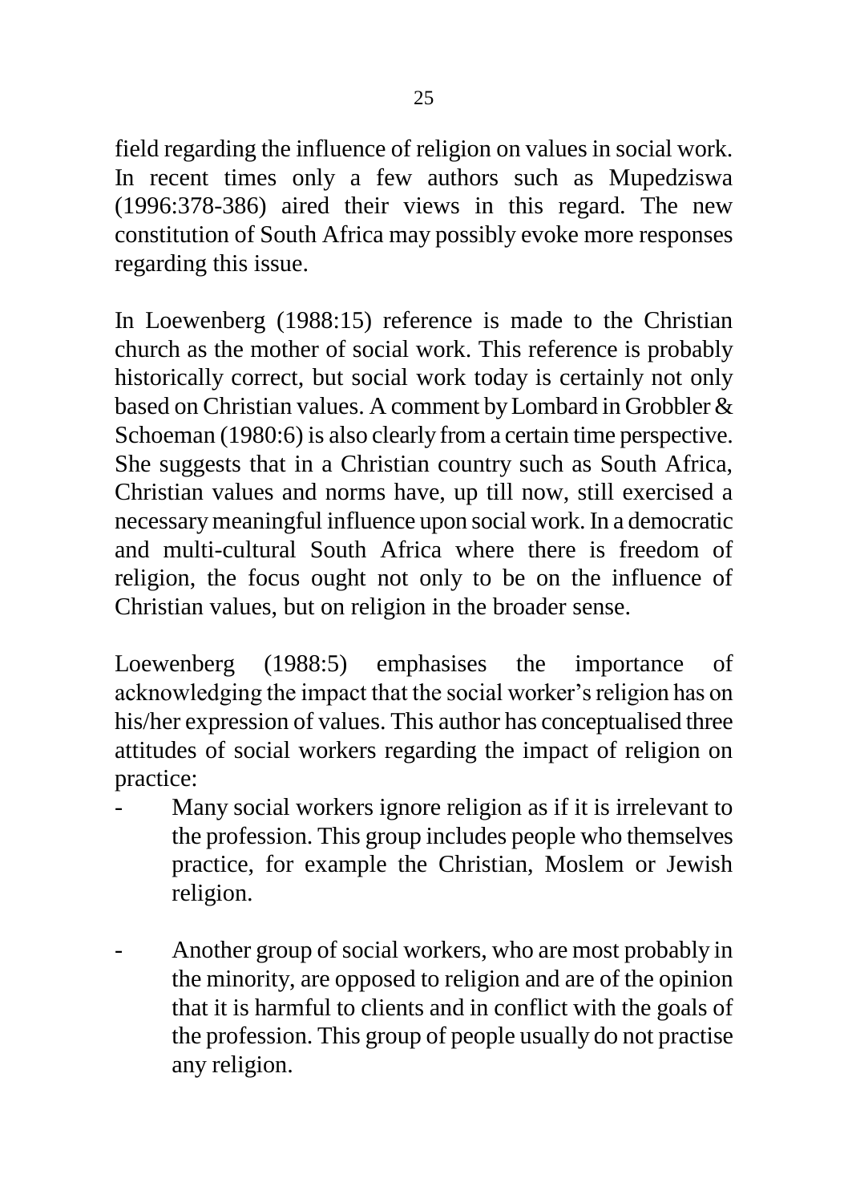field regarding the influence of religion on values in social work. In recent times only a few authors such as Mupedziswa (1996:378-386) aired their views in this regard. The new constitution of South Africa may possibly evoke more responses regarding this issue.

In Loewenberg (1988:15) reference is made to the Christian church as the mother of social work. This reference is probably historically correct, but social work today is certainly not only based on Christian values. A comment by Lombard in Grobbler & Schoeman (1980:6) is also clearly from a certain time perspective. She suggests that in a Christian country such as South Africa, Christian values and norms have, up till now, still exercised a necessary meaningful influence upon social work. In a democratic and multi-cultural South Africa where there is freedom of religion, the focus ought not only to be on the influence of Christian values, but on religion in the broader sense.

Loewenberg (1988:5) emphasises the importance of acknowledging the impact that the social worker's religion has on his/her expression of values. This author has conceptualised three attitudes of social workers regarding the impact of religion on practice:

- Many social workers ignore religion as if it is irrelevant to the profession. This group includes people who themselves practice, for example the Christian, Moslem or Jewish religion.

- Another group of social workers, who are most probably in the minority, are opposed to religion and are of the opinion that it is harmful to clients and in conflict with the goals of the profession. This group of people usually do not practise any religion.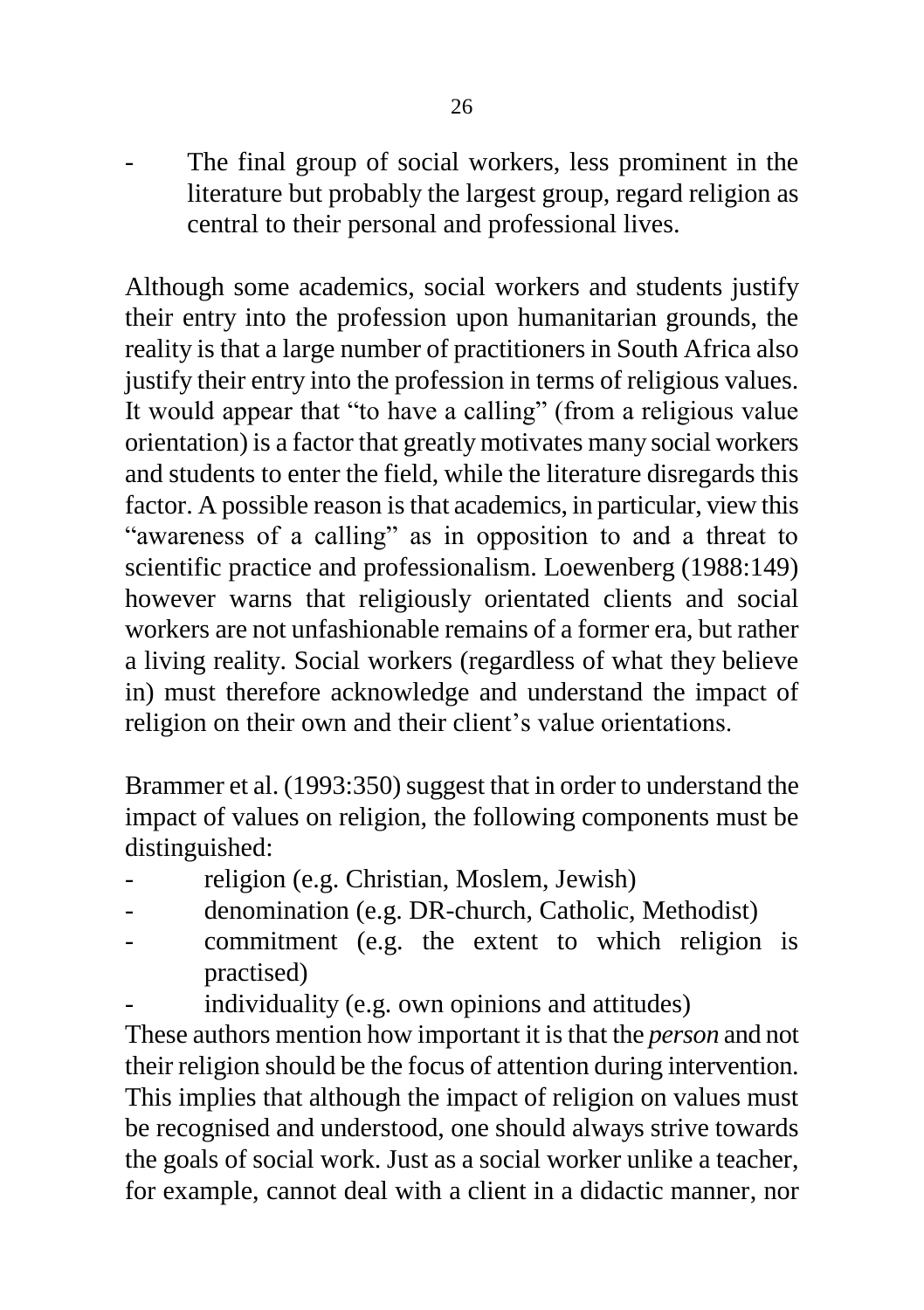- The final group of social workers, less prominent in the literature but probably the largest group, regard religion as central to their personal and professional lives.

Although some academics, social workers and students justify their entry into the profession upon humanitarian grounds, the reality is that a large number of practitioners in South Africa also justify their entry into the profession in terms of religious values. It would appear that "to have a calling" (from a religious value orientation) is a factor that greatly motivates many social workers and students to enter the field, while the literature disregards this factor. A possible reason is that academics, in particular, view this "awareness of a calling" as in opposition to and a threat to scientific practice and professionalism. Loewenberg (1988:149) however warns that religiously orientated clients and social workers are not unfashionable remains of a former era, but rather a living reality. Social workers (regardless of what they believe in) must therefore acknowledge and understand the impact of religion on their own and their client's value orientations.

Brammer et al. (1993:350) suggest that in order to understand the impact of values on religion, the following components must be distinguished:

- religion (e.g. Christian, Moslem, Jewish)
- denomination (e.g. DR-church, Catholic, Methodist)
- commitment (e.g. the extent to which religion is practised)
- individuality (e.g. own opinions and attitudes)

These authors mention how important it is that the *person* and not their religion should be the focus of attention during intervention. This implies that although the impact of religion on values must be recognised and understood, one should always strive towards the goals of social work. Just as a social worker unlike a teacher, for example, cannot deal with a client in a didactic manner, nor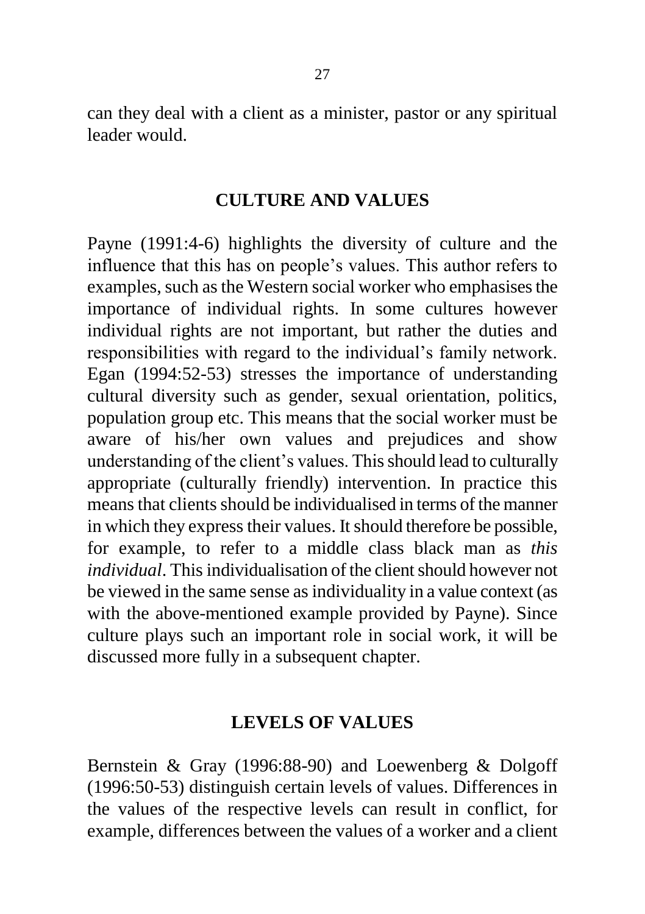can they deal with a client as a minister, pastor or any spiritual leader would.

## CULTURE AND VALUES

Payne (1991:4-6) highlights the diversity of culture and the influence that this has on people's values. This author refers to examples, such as the Western social worker who emphasises the importance of individual rights. In some cultures however individual rights are not important, but rather the duties and responsibilities with regard to the individual's family network. Egan (1994:52-53) stresses the importance of understanding cultural diversity such as gender, sexual orientation, politics, population group etc. This means that the social worker must be aware of his/her own values and prejudices and show understanding of the client's values. This should lead to culturally appropriate (culturally friendly) intervention. In practice this means that clients should be individualised in terms of the manner in which they express their values. It should therefore be possible, for example, to refer to a middle class black man as *this individual*. This individualisation of the client should however not be viewed in the same sense as individuality in a value context (as with the above-mentioned example provided by Payne). Since culture plays such an important role in social work, it will be discussed more fully in a subsequent chapter.

## LEVELS OF VALUES

Bernstein & Gray (1996:88-90) and Loewenberg & Dolgoff (1996:50-53) distinguish certain levels of values. Differences in the values of the respective levels can result in conflict, for example, differences between the values of a worker and a client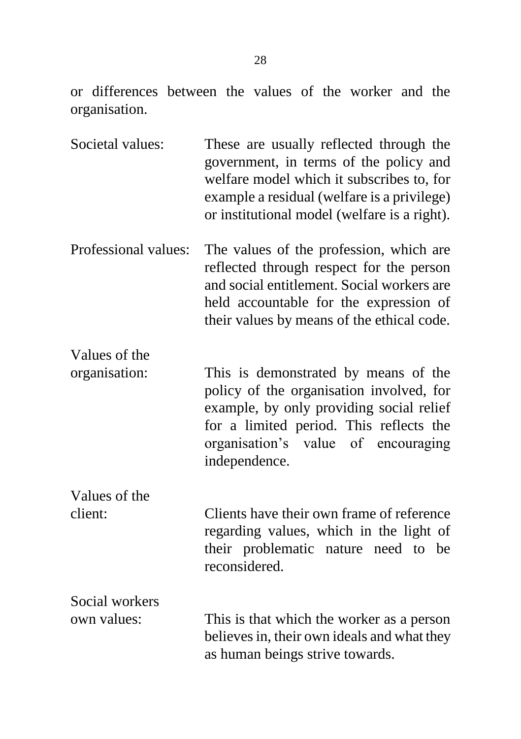or differences between the values of the worker and the organisation.

Societal values: These are usually reflected through the government, in terms of the policy and welfare model which it subscribes to, for example a residual (welfare is a privilege) or institutional model (welfare is a right).

Professional values: The values of the profession, which are reflected through respect for the person and social entitlement. Social workers are held accountable for the expression of their values by means of the ethical code.

Values of the organisation: This is demonstrated by means of the policy of the organisation involved, for example, by only providing social relief for a limited period. This reflects the organisation's value of encouraging independence.

Values of the client: Clients have their own frame of reference regarding values, which in the light of their problematic nature need to be reconsidered.

Social workers own values: This is that which the worker as a person believes in, their own ideals and what they as human beings strive towards.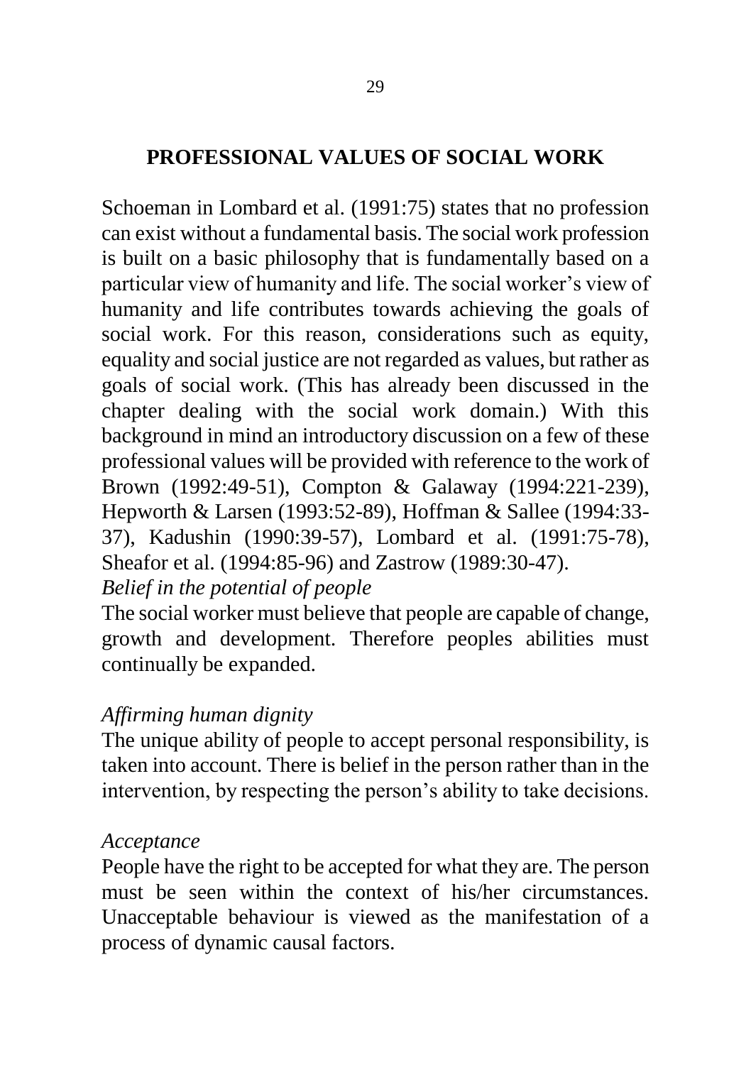## PROFESSIONAL VALUES OF SOCIAL WORK

Schoeman in Lombard et al. (1991:75) states that no profession can exist without a fundamental basis. The social work profession is built on a basic philosophy that is fundamentally based on a particular view of humanity and life. The social worker's view of humanity and life contributes towards achieving the goals of social work. For this reason, considerations such as equity, equality and social justice are not regarded as values, but rather as goals of social work. (This has already been discussed in the chapter dealing with the social work domain.) With this background in mind an introductory discussion on a few of these professional values will be provided with reference to the work of Brown (1992:49-51), Compton & Galaway (1994:221-239), Hepworth & Larsen (1993:52-89), Hoffman & Sallee (1994:33-37), Kadushin (1990:39-57), Lombard et al. (1991:75-78), Sheafor et al. (1994:85-96) and Zastrow (1989:30-47).

*Belief in the potential of people*

The social worker must believe that people are capable of change, growth and development. Therefore peoples abilities must continually be expanded.

*Affirming human dignity*

The unique ability of people to accept personal responsibility, is taken into account. There is belief in the person rather than in the intervention, by respecting the person's ability to take decisions.

*Acceptance*

People have the right to be accepted for what they are. The person must be seen within the context of his/her circumstances. Unacceptable behaviour is viewed as the manifestation of a process of dynamic causal factors.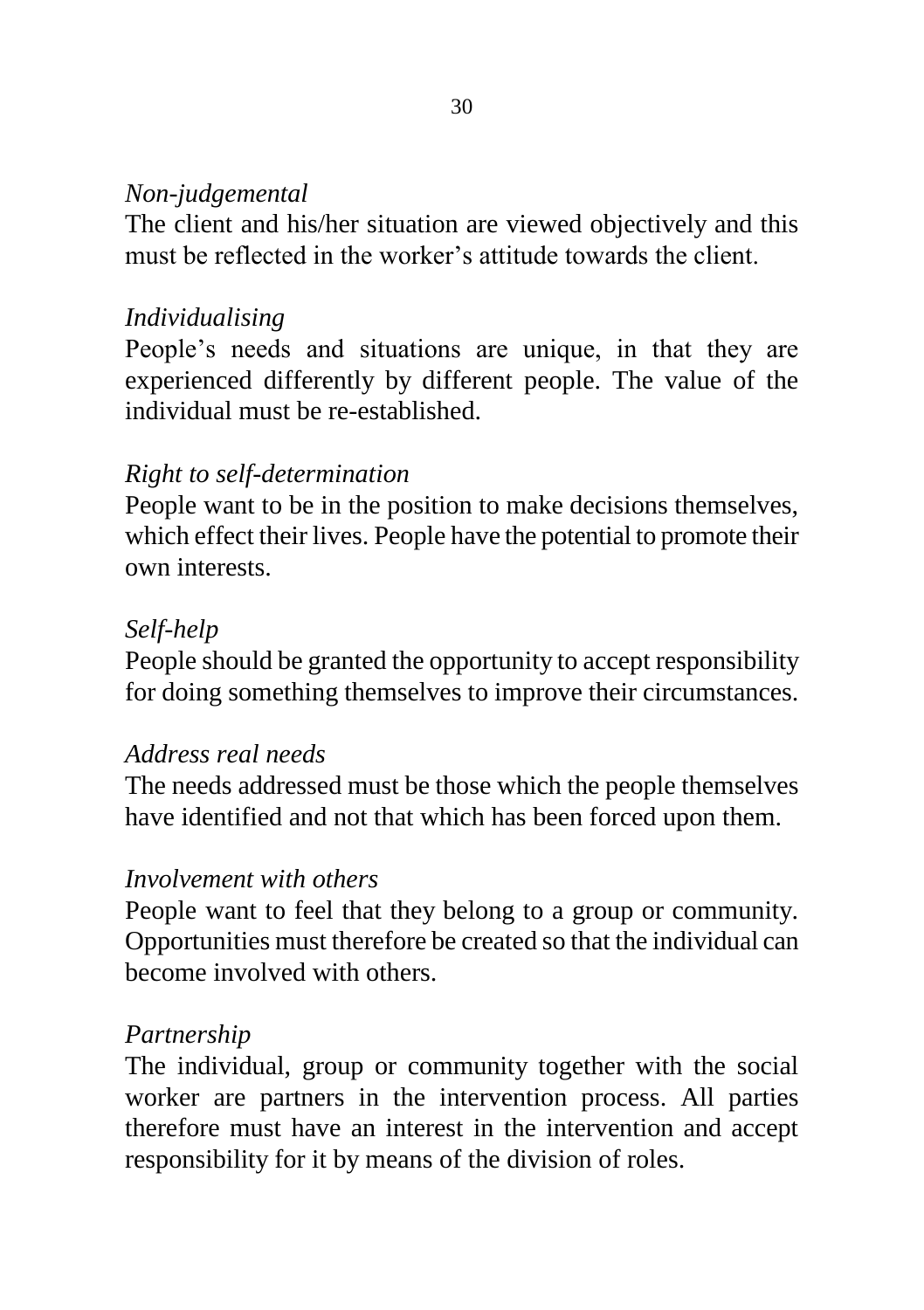*Non-judgemental*

The client and his/her situation are viewed objectively and this must be reflected in the worker's attitude towards the client.

*Individualising*

People's needs and situations are unique, in that they are experienced differently by different people. The value of the individual must be re-established.

*Right to self-determination*

People want to be in the position to make decisions themselves, which effect their lives. People have the potential to promote their own interests.

*Self-help*

People should be granted the opportunity to accept responsibility for doing something themselves to improve their circumstances.

*Address real needs*

The needs addressed must be those which the people themselves have identified and not that which has been forced upon them.

*Involvement with others*

People want to feel that they belong to a group or community. Opportunities must therefore be created so that the individual can become involved with others.

*Partnership*

The individual, group or community together with the social worker are partners in the intervention process. All parties therefore must have an interest in the intervention and accept responsibility for it by means of the division of roles.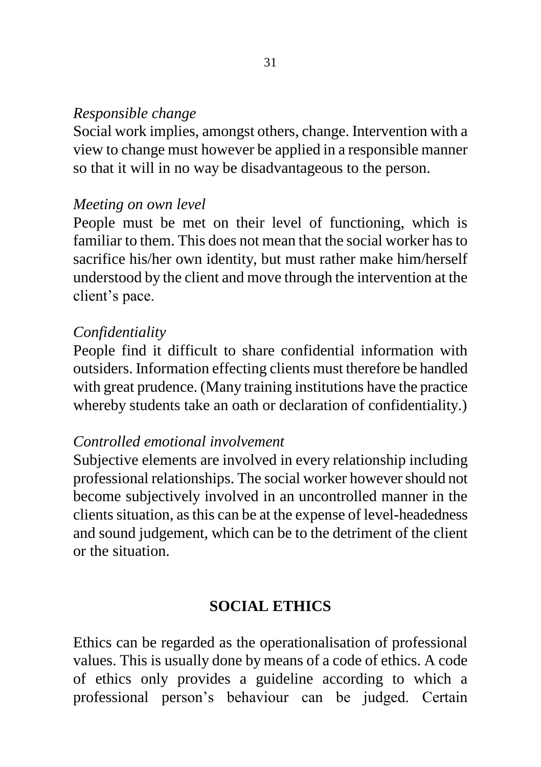*Responsible change*

Social work implies, amongst others, change. Intervention with a view to change must however be applied in a responsible manner so that it will in no way be disadvantageous to the person.

*Meeting on own level*

People must be met on their level of functioning, which is familiar to them. This does not mean that the social worker has to sacrifice his/her own identity, but must rather make him/herself understood by the client and move through the intervention at the client's pace.

*Confidentiality*

People find it difficult to share confidential information with outsiders. Information effecting clients must therefore be handled with great prudence. (Many training institutions have the practice whereby students take an oath or declaration of confidentiality.)

*Controlled emotional involvement*

Subjective elements are involved in every relationship including professional relationships. The social worker however should not become subjectively involved in an uncontrolled manner in the clients situation, as this can be at the expense of level-headedness and sound judgement, which can be to the detriment of the client or the situation.

## SOCIAL ETHICS

Ethics can be regarded as the operationalisation of professional values. This is usually done by means of a code of ethics. A code of ethics only provides a guideline according to which a professional person's behaviour can be judged. Certain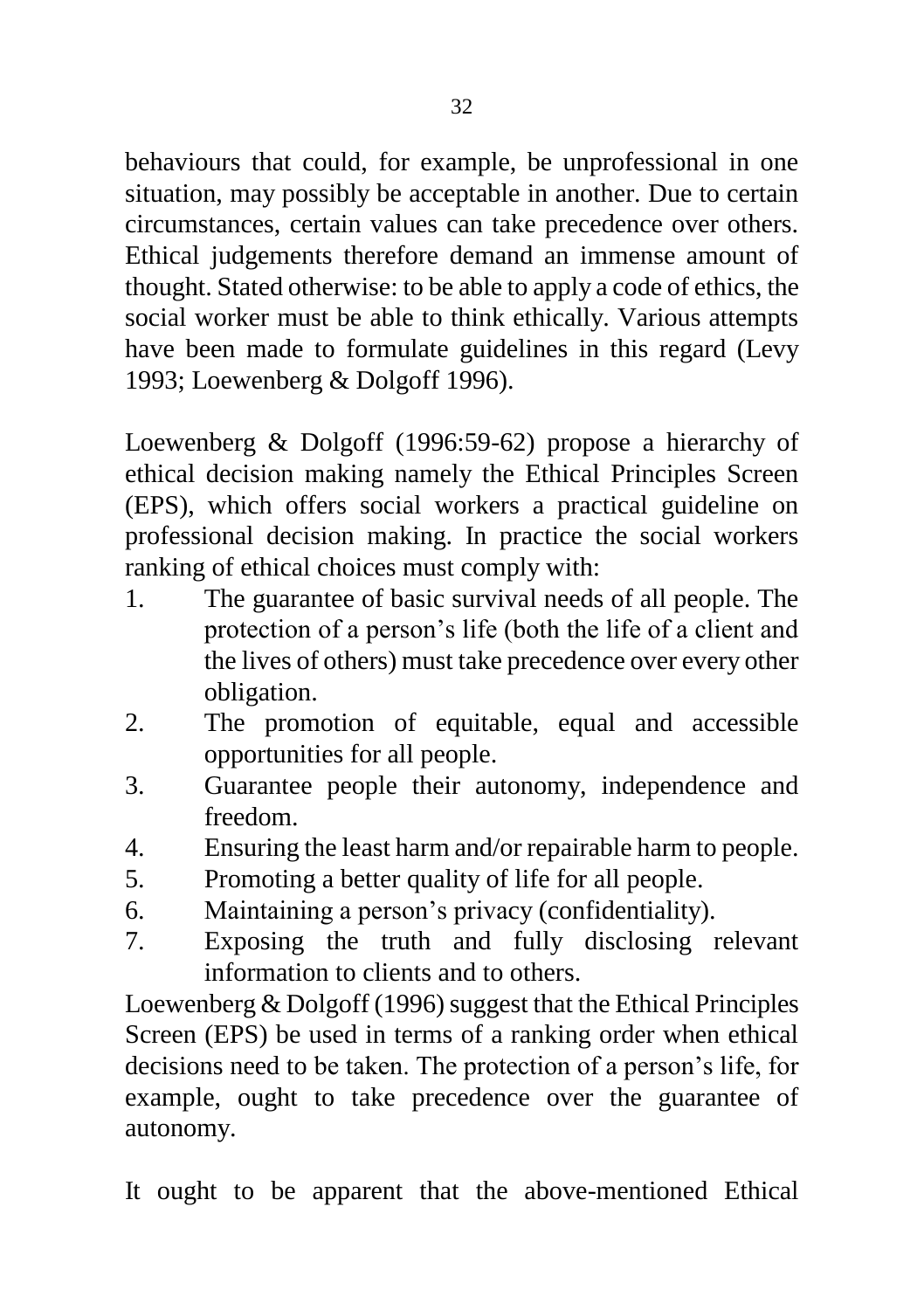behaviours that could, for example, be unprofessional in one situation, may possibly be acceptable in another. Due to certain circumstances, certain values can take precedence over others. Ethical judgements therefore demand an immense amount of thought. Stated otherwise: to be able to apply a code of ethics, the social worker must be able to think ethically. Various attempts have been made to formulate guidelines in this regard (Levy 1993; Loewenberg & Dolgoff 1996).

Loewenberg & Dolgoff (1996:59-62) propose a hierarchy of ethical decision making namely the Ethical Principles Screen (EPS), which offers social workers a practical guideline on professional decision making. In practice the social workers ranking of ethical choices must comply with:

1. The guarantee of basic survival needs of all people. The protection of a person's life (both the life of a client and the lives of others) must take precedence over every other obligation.
2. The promotion of equitable, equal and accessible opportunities for all people.
3. Guarantee people their autonomy, independence and freedom.
4. Ensuring the least harm and/or repairable harm to people.
5. Promoting a better quality of life for all people.
6. Maintaining a person's privacy (confidentiality).
7. Exposing the truth and fully disclosing relevant information to clients and to others.

Loewenberg & Dolgoff (1996) suggest that the Ethical Principles Screen (EPS) be used in terms of a ranking order when ethical decisions need to be taken. The protection of a person's life, for example, ought to take precedence over the guarantee of autonomy.

It ought to be apparent that the above-mentioned Ethical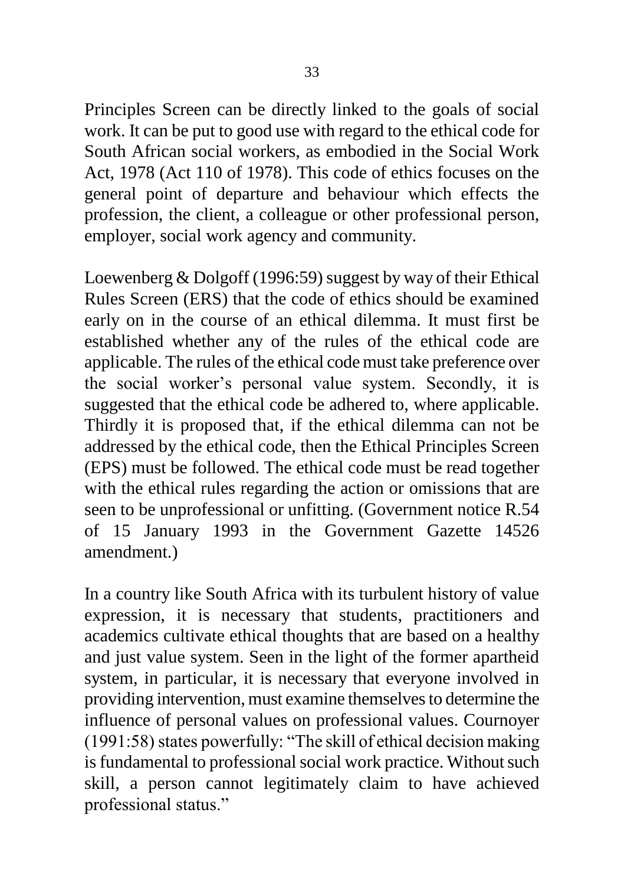Principles Screen can be directly linked to the goals of social work. It can be put to good use with regard to the ethical code for South African social workers, as embodied in the Social Work Act, 1978 (Act 110 of 1978). This code of ethics focuses on the general point of departure and behaviour which effects the profession, the client, a colleague or other professional person, employer, social work agency and community.

Loewenberg & Dolgoff (1996:59) suggest by way of their Ethical Rules Screen (ERS) that the code of ethics should be examined early on in the course of an ethical dilemma. It must first be established whether any of the rules of the ethical code are applicable. The rules of the ethical code must take preference over the social worker's personal value system. Secondly, it is suggested that the ethical code be adhered to, where applicable. Thirdly it is proposed that, if the ethical dilemma can not be addressed by the ethical code, then the Ethical Principles Screen (EPS) must be followed. The ethical code must be read together with the ethical rules regarding the action or omissions that are seen to be unprofessional or unfitting. (Government notice R.54 of 15 January 1993 in the Government Gazette 14526 amendment.)

In a country like South Africa with its turbulent history of value expression, it is necessary that students, practitioners and academics cultivate ethical thoughts that are based on a healthy and just value system. Seen in the light of the former apartheid system, in particular, it is necessary that everyone involved in providing intervention, must examine themselves to determine the influence of personal values on professional values. Cournoyer (1991:58) states powerfully: "The skill of ethical decision making is fundamental to professional social work practice. Without such skill, a person cannot legitimately claim to have achieved professional status."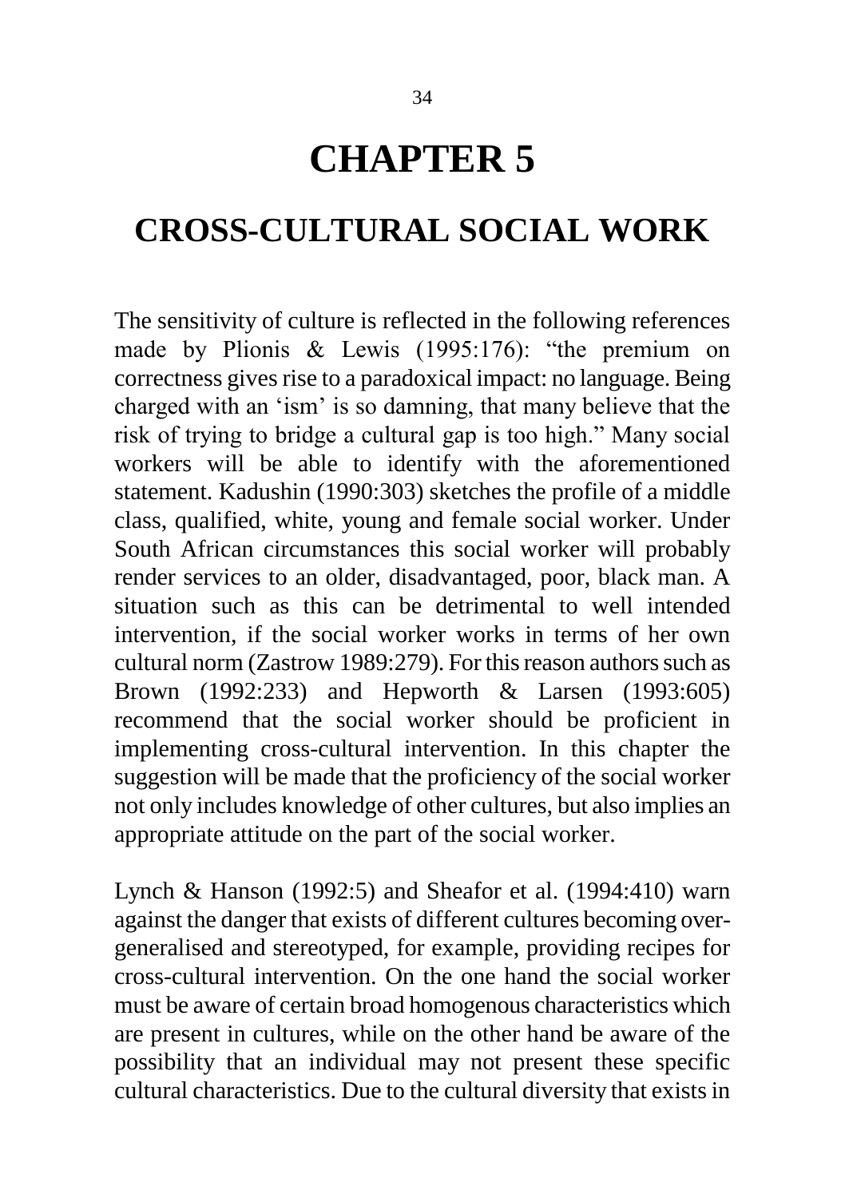# CHAPTER 5

## CROSS-CULTURAL SOCIAL WORK

The sensitivity of culture is reflected in the following references made by Plionis & Lewis (1995:176): "the premium on correctness gives rise to a paradoxical impact: no language. Being charged with an 'ism' is so damning, that many believe that the risk of trying to bridge a cultural gap is too high." Many social workers will be able to identify with the aforementioned statement. Kadushin (1990:303) sketches the profile of a middle class, qualified, white, young and female social worker. Under South African circumstances this social worker will probably render services to an older, disadvantaged, poor, black man. A situation such as this can be detrimental to well intended intervention, if the social worker works in terms of her own cultural norm (Zastrow 1989:279). For this reason authors such as Brown (1992:233) and Hepworth & Larsen (1993:605) recommend that the social worker should be proficient in implementing cross-cultural intervention. In this chapter the suggestion will be made that the proficiency of the social worker not only includes knowledge of other cultures, but also implies an appropriate attitude on the part of the social worker.

Lynch & Hanson (1992:5) and Sheafor et al. (1994:410) warn against the danger that exists of different cultures becoming over-generalised and stereotyped, for example, providing recipes for cross-cultural intervention. On the one hand the social worker must be aware of certain broad homogenous characteristics which are present in cultures, while on the other hand be aware of the possibility that an individual may not present these specific cultural characteristics. Due to the cultural diversity that exists in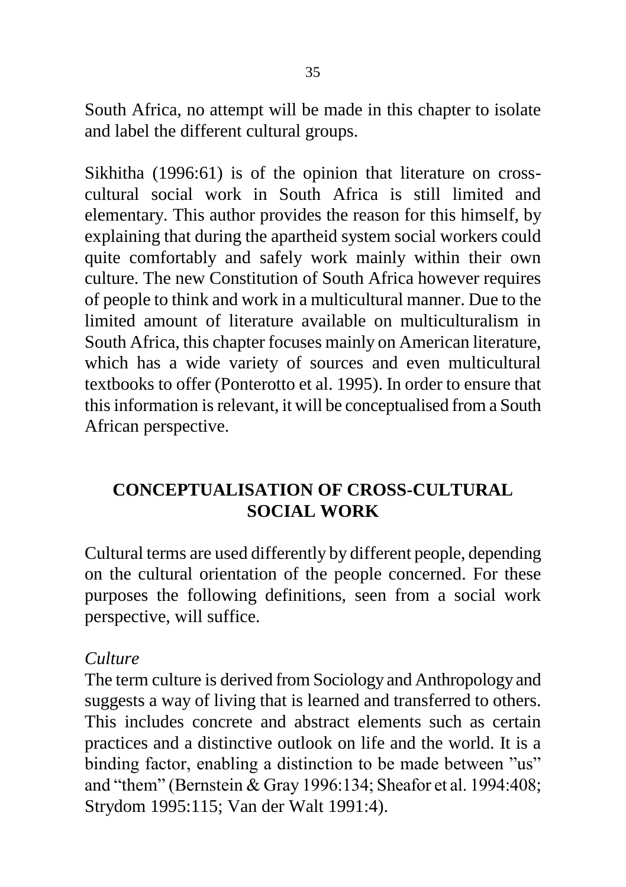South Africa, no attempt will be made in this chapter to isolate and label the different cultural groups.

Sikhitha (1996:61) is of the opinion that literature on cross-cultural social work in South Africa is still limited and elementary. This author provides the reason for this himself, by explaining that during the apartheid system social workers could quite comfortably and safely work mainly within their own culture. The new Constitution of South Africa however requires of people to think and work in a multicultural manner. Due to the limited amount of literature available on multiculturalism in South Africa, this chapter focuses mainly on American literature, which has a wide variety of sources and even multicultural textbooks to offer (Ponterotto et al. 1995). In order to ensure that this information is relevant, it will be conceptualised from a South African perspective.

## CONCEPTUALISATION OF CROSS-CULTURAL SOCIAL WORK

Cultural terms are used differently by different people, depending on the cultural orientation of the people concerned. For these purposes the following definitions, seen from a social work perspective, will suffice.

*Culture*

The term culture is derived from Sociology and Anthropology and suggests a way of living that is learned and transferred to others. This includes concrete and abstract elements such as certain practices and a distinctive outlook on life and the world. It is a binding factor, enabling a distinction to be made between "us" and "them" (Bernstein & Gray 1996:134; Sheafor et al. 1994:408; Strydom 1995:115; Van der Walt 1991:4).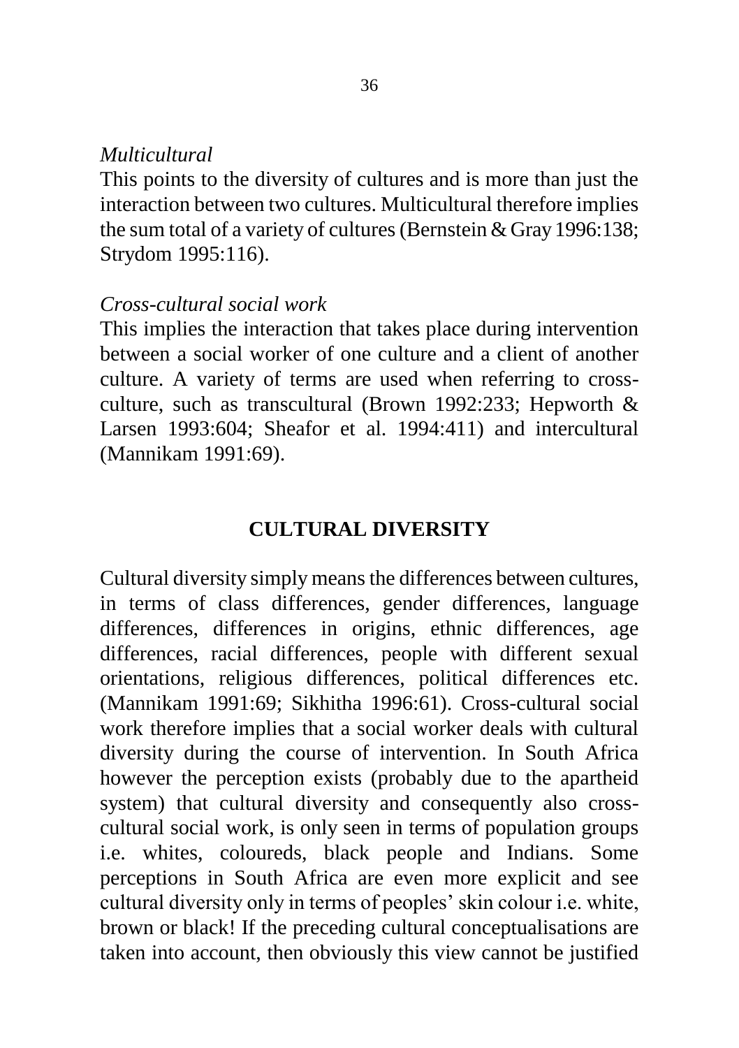*Multicultural*

This points to the diversity of cultures and is more than just the interaction between two cultures. Multicultural therefore implies the sum total of a variety of cultures (Bernstein & Gray 1996:138; Strydom 1995:116).

*Cross-cultural social work*

This implies the interaction that takes place during intervention between a social worker of one culture and a client of another culture. A variety of terms are used when referring to cross-culture, such as transcultural (Brown 1992:233; Hepworth & Larsen 1993:604; Sheafor et al. 1994:411) and intercultural (Mannikam 1991:69).

## CULTURAL DIVERSITY

Cultural diversity simply means the differences between cultures, in terms of class differences, gender differences, language differences, differences in origins, ethnic differences, age differences, racial differences, people with different sexual orientations, religious differences, political differences etc. (Mannikam 1991:69; Sikhitha 1996:61). Cross-cultural social work therefore implies that a social worker deals with cultural diversity during the course of intervention. In South Africa however the perception exists (probably due to the apartheid system) that cultural diversity and consequently also cross-cultural social work, is only seen in terms of population groups i.e. whites, coloureds, black people and Indians. Some perceptions in South Africa are even more explicit and see cultural diversity only in terms of peoples' skin colour i.e. white, brown or black! If the preceding cultural conceptualisations are taken into account, then obviously this view cannot be justified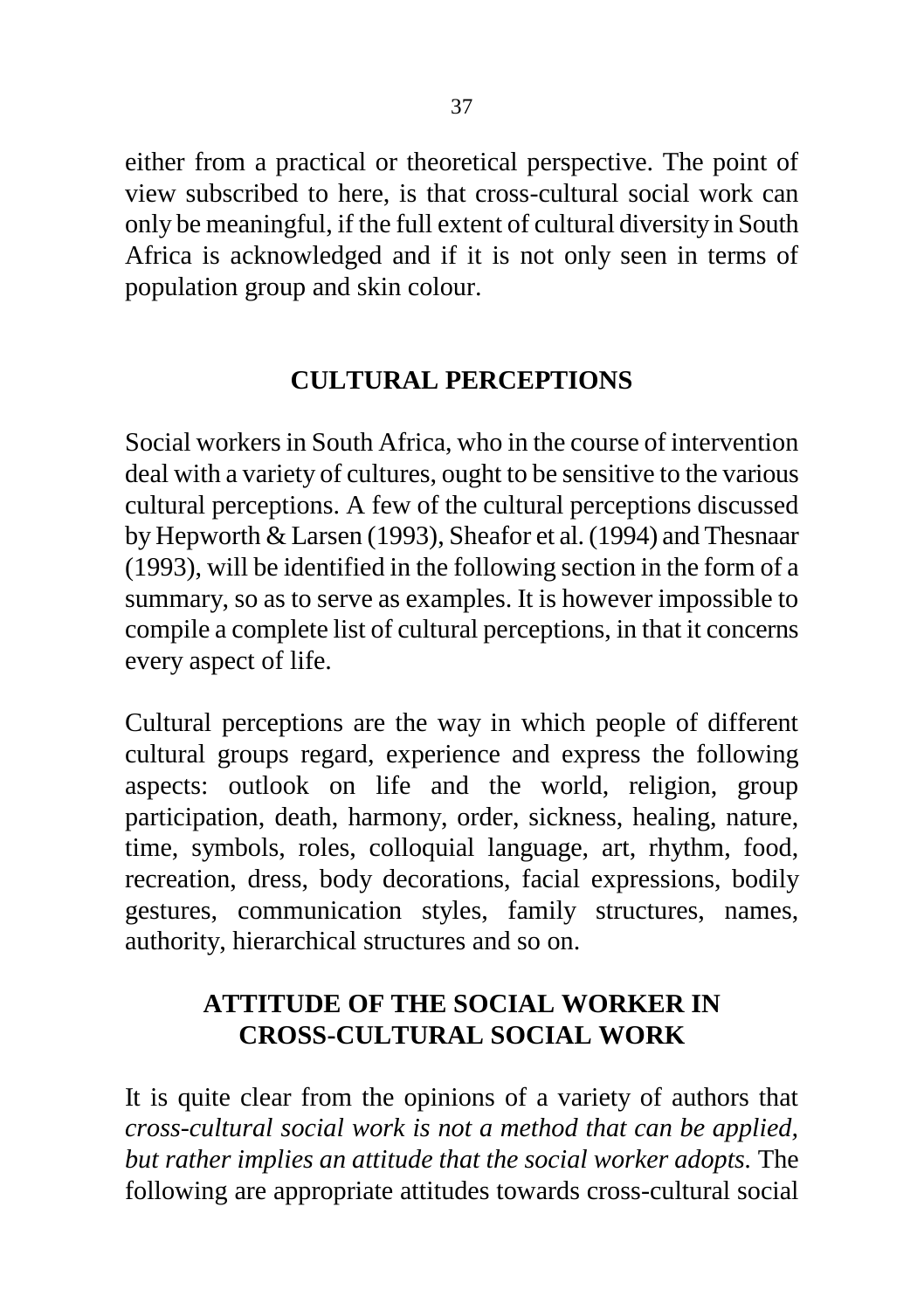either from a practical or theoretical perspective. The point of view subscribed to here, is that cross-cultural social work can only be meaningful, if the full extent of cultural diversity in South Africa is acknowledged and if it is not only seen in terms of population group and skin colour.

## CULTURAL PERCEPTIONS

Social workers in South Africa, who in the course of intervention deal with a variety of cultures, ought to be sensitive to the various cultural perceptions. A few of the cultural perceptions discussed by Hepworth & Larsen (1993), Sheafor et al. (1994) and Thesnaar (1993), will be identified in the following section in the form of a summary, so as to serve as examples. It is however impossible to compile a complete list of cultural perceptions, in that it concerns every aspect of life.

Cultural perceptions are the way in which people of different cultural groups regard, experience and express the following aspects: outlook on life and the world, religion, group participation, death, harmony, order, sickness, healing, nature, time, symbols, roles, colloquial language, art, rhythm, food, recreation, dress, body decorations, facial expressions, bodily gestures, communication styles, family structures, names, authority, hierarchical structures and so on.

## ATTITUDE OF THE SOCIAL WORKER IN CROSS-CULTURAL SOCIAL WORK

It is quite clear from the opinions of a variety of authors that *cross-cultural social work is not a method that can be applied, but rather implies an attitude that the social worker adopts.* The following are appropriate attitudes towards cross-cultural social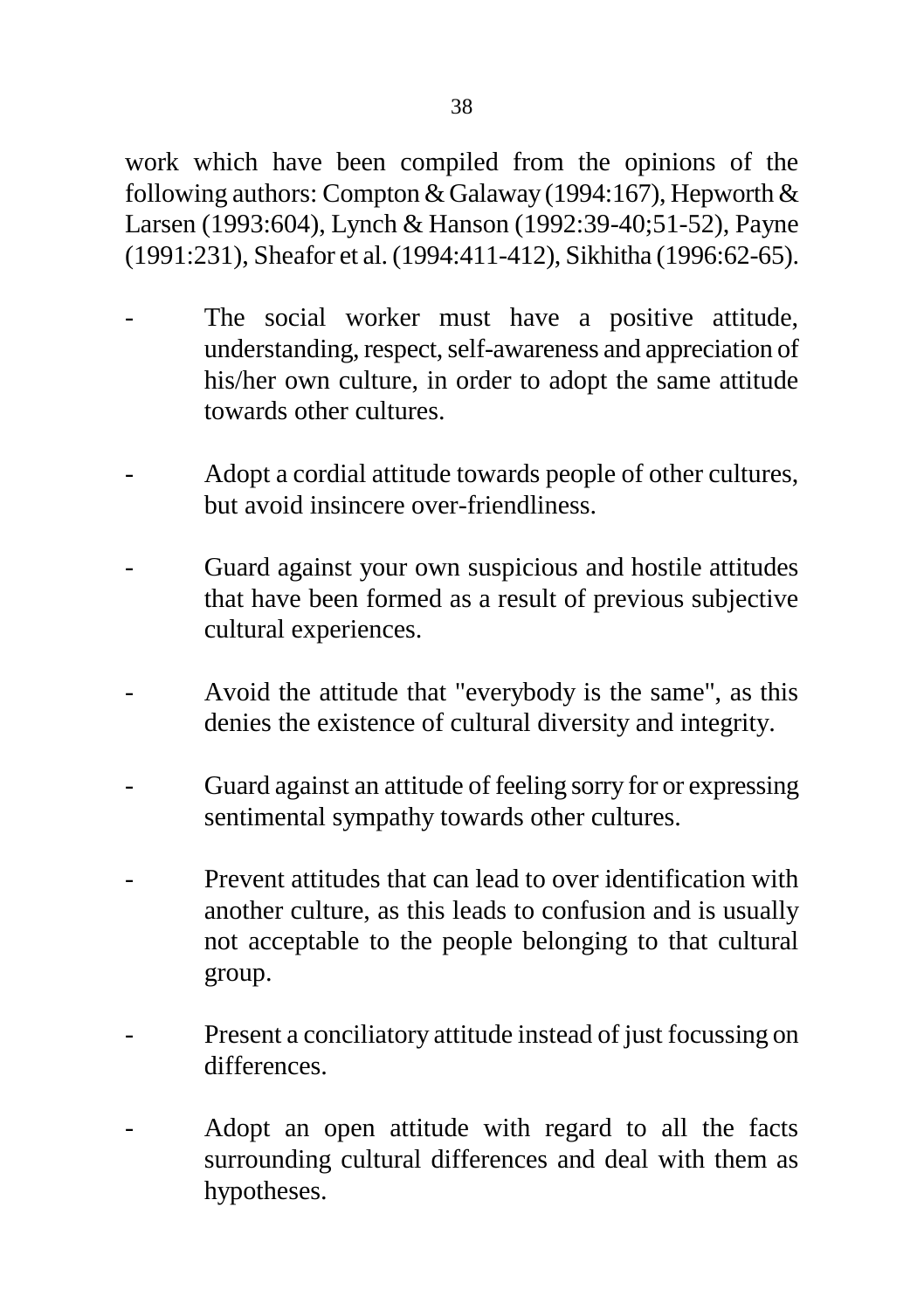work which have been compiled from the opinions of the following authors: Compton & Galaway (1994:167), Hepworth & Larsen (1993:604), Lynch & Hanson (1992:39-40;51-52), Payne (1991:231), Sheafor et al. (1994:411-412), Sikhitha (1996:62-65).

- The social worker must have a positive attitude, understanding, respect, self-awareness and appreciation of his/her own culture, in order to adopt the same attitude towards other cultures.

- Adopt a cordial attitude towards people of other cultures, but avoid insincere over-friendliness.

- Guard against your own suspicious and hostile attitudes that have been formed as a result of previous subjective cultural experiences.

- Avoid the attitude that "everybody is the same", as this denies the existence of cultural diversity and integrity.

- Guard against an attitude of feeling sorry for or expressing sentimental sympathy towards other cultures.

- Prevent attitudes that can lead to over identification with another culture, as this leads to confusion and is usually not acceptable to the people belonging to that cultural group.

- Present a conciliatory attitude instead of just focussing on differences.

- Adopt an open attitude with regard to all the facts surrounding cultural differences and deal with them as hypotheses.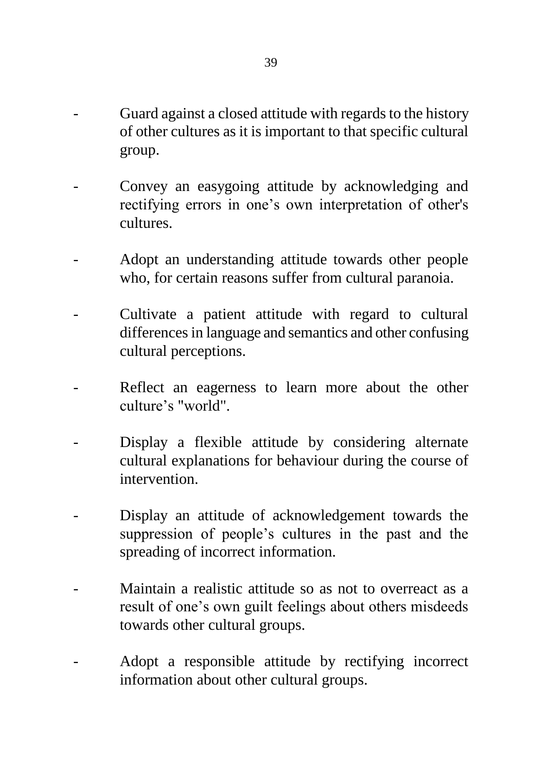- Guard against a closed attitude with regards to the history of other cultures as it is important to that specific cultural group.

- Convey an easygoing attitude by acknowledging and rectifying errors in one’s own interpretation of other's cultures.

- Adopt an understanding attitude towards other people who, for certain reasons suffer from cultural paranoia.

- Cultivate a patient attitude with regard to cultural differences in language and semantics and other confusing cultural perceptions.

- Reflect an eagerness to learn more about the other culture’s "world".

- Display a flexible attitude by considering alternate cultural explanations for behaviour during the course of intervention.

- Display an attitude of acknowledgement towards the suppression of people’s cultures in the past and the spreading of incorrect information.

- Maintain a realistic attitude so as not to overreact as a result of one’s own guilt feelings about others misdeeds towards other cultural groups.

- Adopt a responsible attitude by rectifying incorrect information about other cultural groups.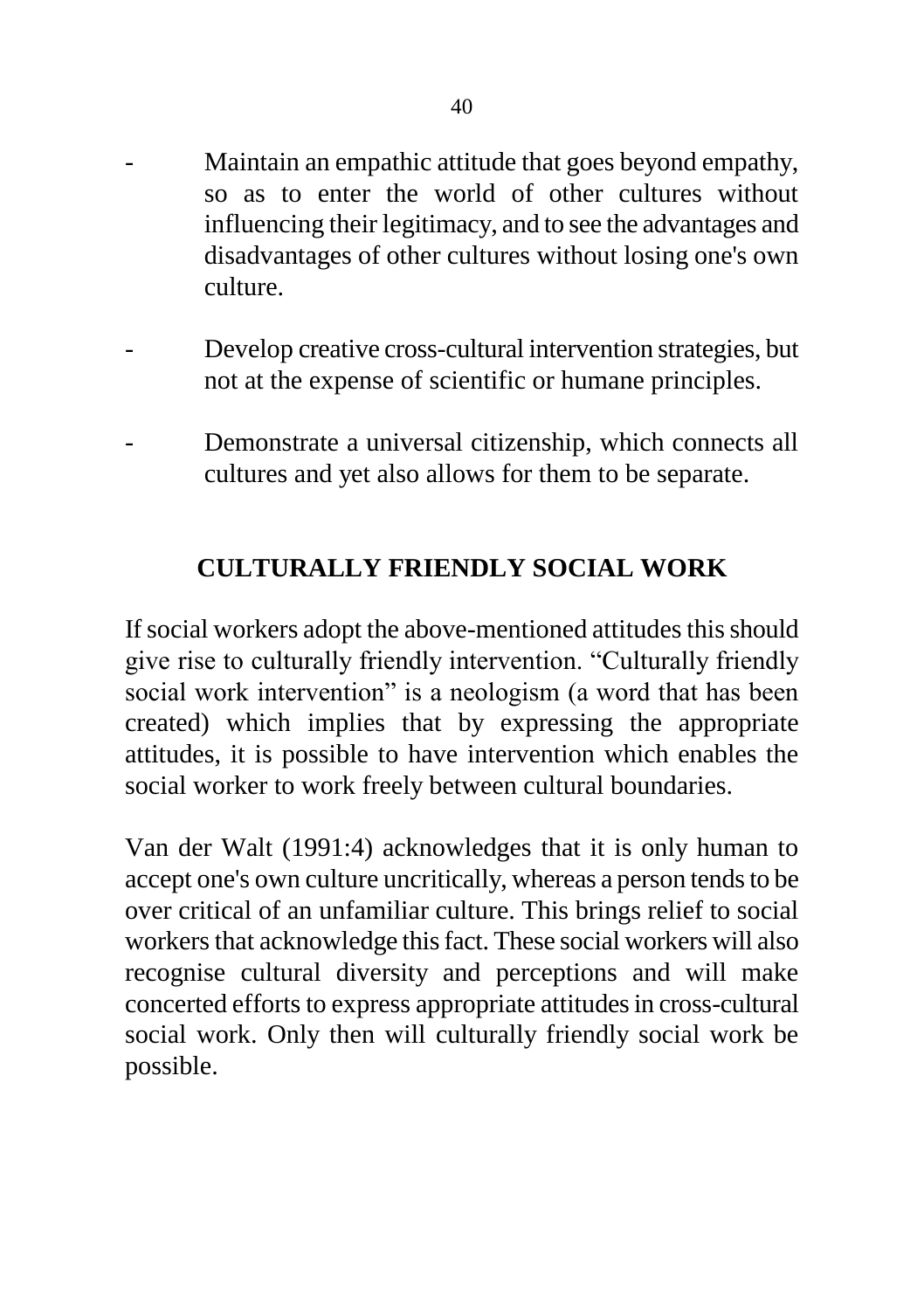- Maintain an empathic attitude that goes beyond empathy, so as to enter the world of other cultures without influencing their legitimacy, and to see the advantages and disadvantages of other cultures without losing one's own culture.

- Develop creative cross-cultural intervention strategies, but not at the expense of scientific or humane principles.

- Demonstrate a universal citizenship, which connects all cultures and yet also allows for them to be separate.

## CULTURALLY FRIENDLY SOCIAL WORK

If social workers adopt the above-mentioned attitudes this should give rise to culturally friendly intervention. "Culturally friendly social work intervention" is a neologism (a word that has been created) which implies that by expressing the appropriate attitudes, it is possible to have intervention which enables the social worker to work freely between cultural boundaries.

Van der Walt (1991:4) acknowledges that it is only human to accept one's own culture uncritically, whereas a person tends to be over critical of an unfamiliar culture. This brings relief to social workers that acknowledge this fact. These social workers will also recognise cultural diversity and perceptions and will make concerted efforts to express appropriate attitudes in cross-cultural social work. Only then will culturally friendly social work be possible.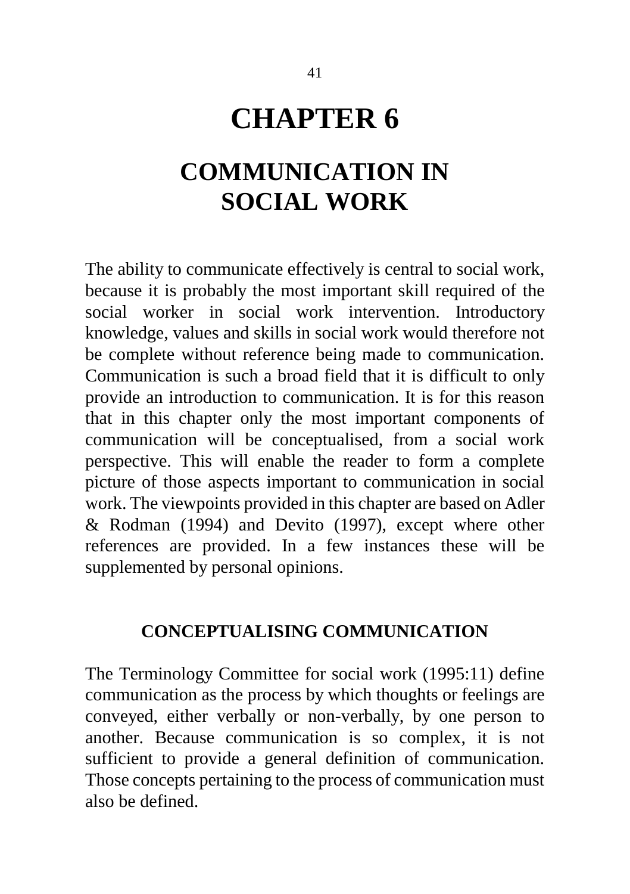# CHAPTER 6

# COMMUNICATION IN SOCIAL WORK

The ability to communicate effectively is central to social work, because it is probably the most important skill required of the social worker in social work intervention. Introductory knowledge, values and skills in social work would therefore not be complete without reference being made to communication. Communication is such a broad field that it is difficult to only provide an introduction to communication. It is for this reason that in this chapter only the most important components of communication will be conceptualised, from a social work perspective. This will enable the reader to form a complete picture of those aspects important to communication in social work. The viewpoints provided in this chapter are based on Adler & Rodman (1994) and Devito (1997), except where other references are provided. In a few instances these will be supplemented by personal opinions.

## CONCEPTUALISING COMMUNICATION

The Terminology Committee for social work (1995:11) define communication as the process by which thoughts or feelings are conveyed, either verbally or non-verbally, by one person to another. Because communication is so complex, it is not sufficient to provide a general definition of communication. Those concepts pertaining to the process of communication must also be defined.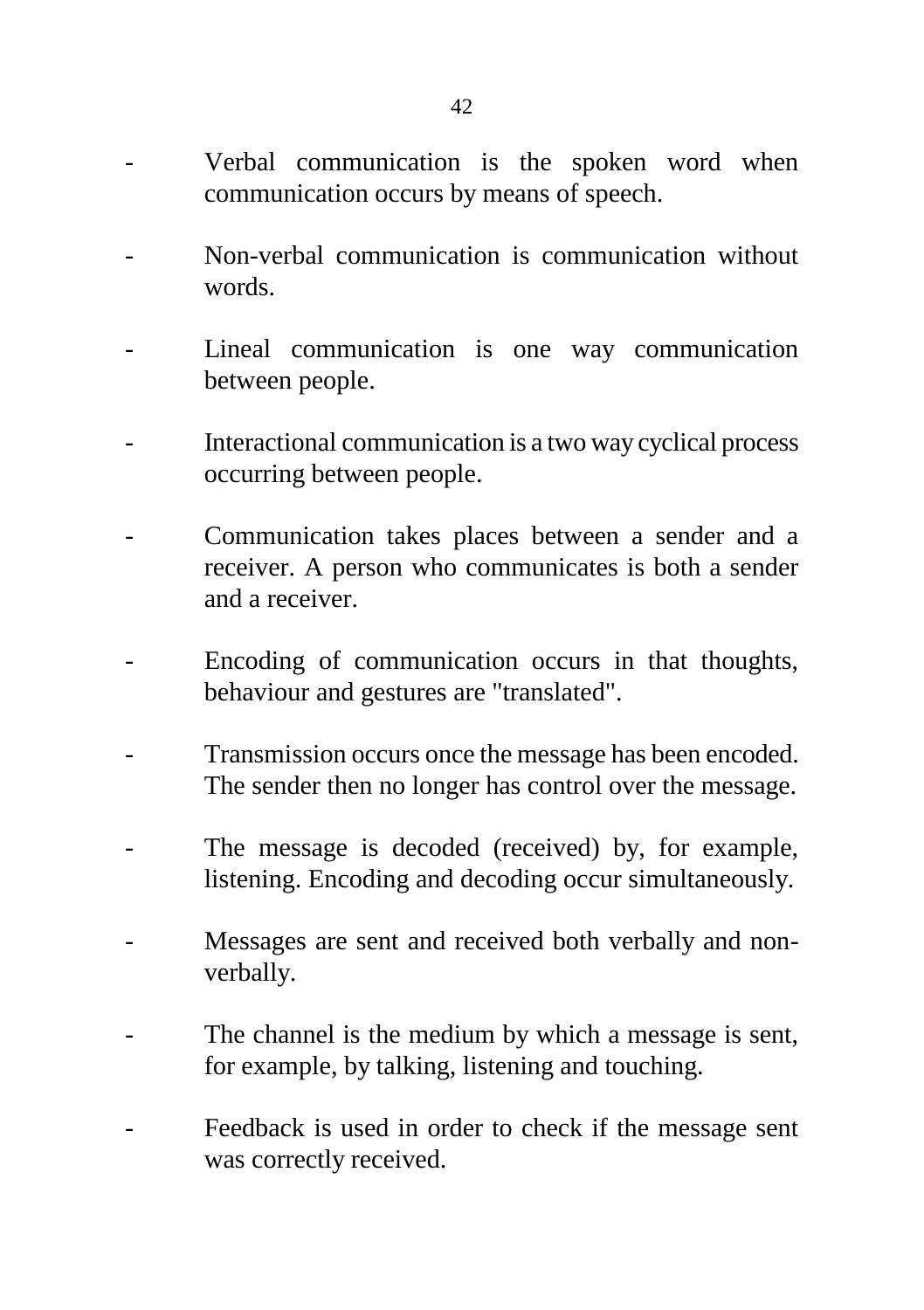- Verbal communication is the spoken word when communication occurs by means of speech.

- Non-verbal communication is communication without words.

- Lineal communication is one way communication between people.

- Interactional communication is a two way cyclical process occurring between people.

- Communication takes places between a sender and a receiver. A person who communicates is both a sender and a receiver.

- Encoding of communication occurs in that thoughts, behaviour and gestures are "translated".

- Transmission occurs once the message has been encoded. The sender then no longer has control over the message.

- The message is decoded (received) by, for example, listening. Encoding and decoding occur simultaneously.

- Messages are sent and received both verbally and non-verbally.

- The channel is the medium by which a message is sent, for example, by talking, listening and touching.

- Feedback is used in order to check if the message sent was correctly received.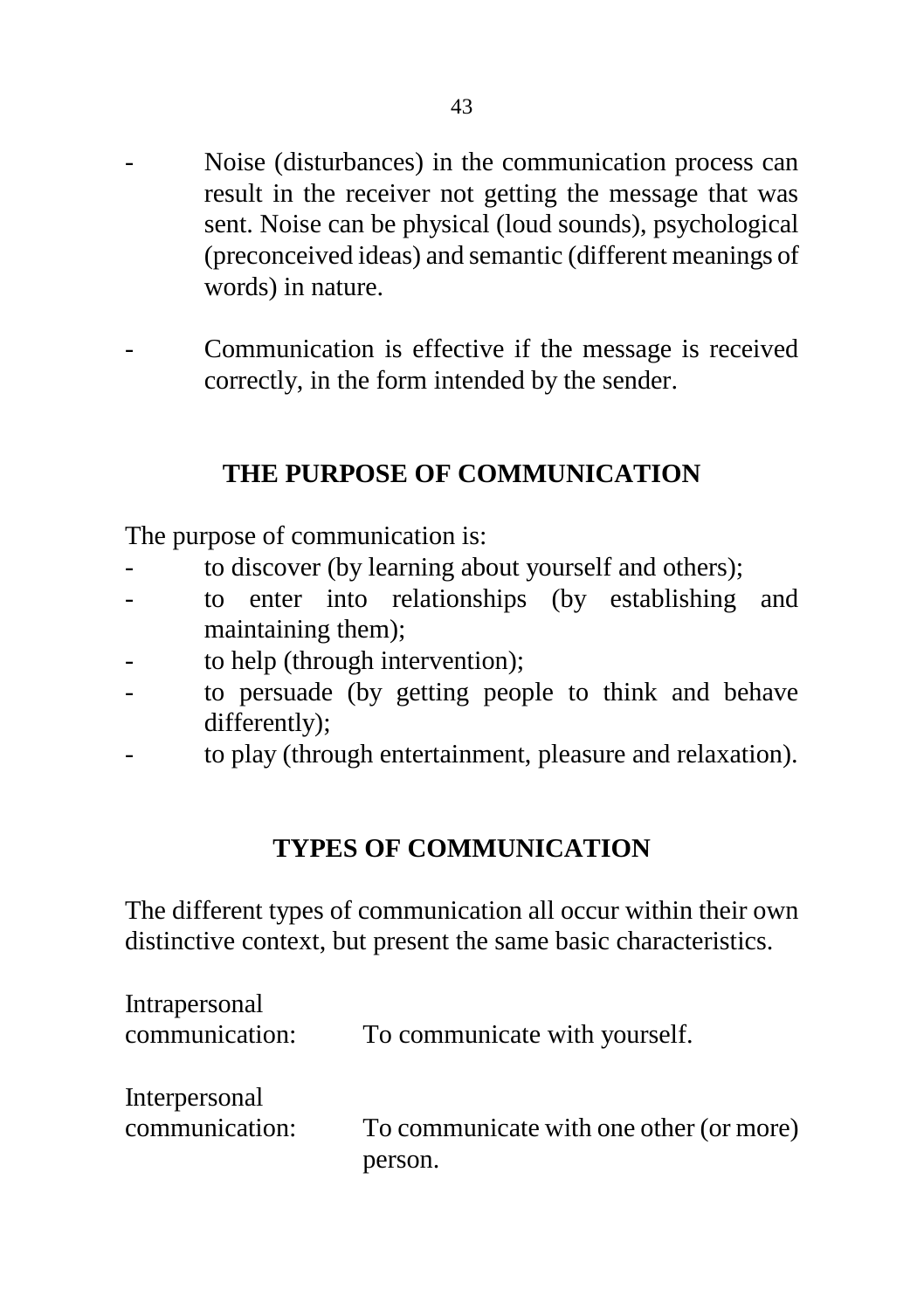- Noise (disturbances) in the communication process can result in the receiver not getting the message that was sent. Noise can be physical (loud sounds), psychological (preconceived ideas) and semantic (different meanings of words) in nature.

- Communication is effective if the message is received correctly, in the form intended by the sender.

## THE PURPOSE OF COMMUNICATION

The purpose of communication is:

- to discover (by learning about yourself and others);
- to enter into relationships (by establishing and maintaining them);
- to help (through intervention);
- to persuade (by getting people to think and behave differently);
- to play (through entertainment, pleasure and relaxation).

## TYPES OF COMMUNICATION

The different types of communication all occur within their own distinctive context, but present the same basic characteristics.

Intrapersonal communication: To communicate with yourself.

Interpersonal communication: To communicate with one other (or more) person.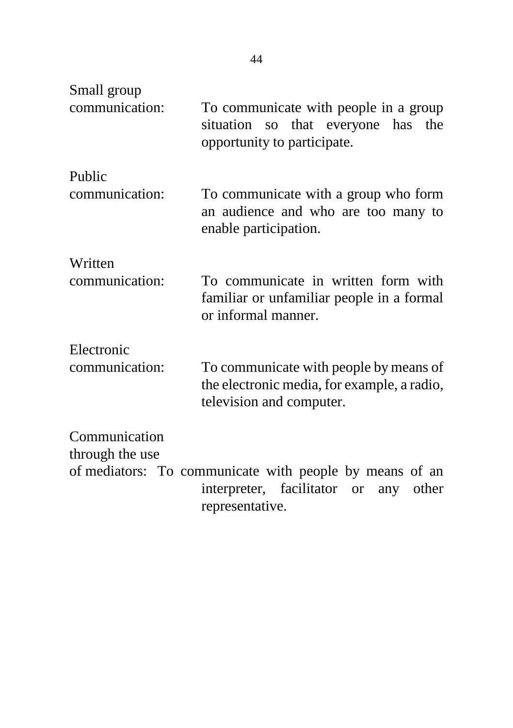**Small group communication:** To communicate with people in a group situation so that everyone has the opportunity to participate.

**Public communication:** To communicate with a group who form an audience and who are too many to enable participation.

**Written communication:** To communicate in written form with familiar or unfamiliar people in a formal or informal manner.

**Electronic communication:** To communicate with people by means of the electronic media, for example, a radio, television and computer.

**Communication through the use of mediators:** To communicate with people by means of an interpreter, facilitator or any other representative.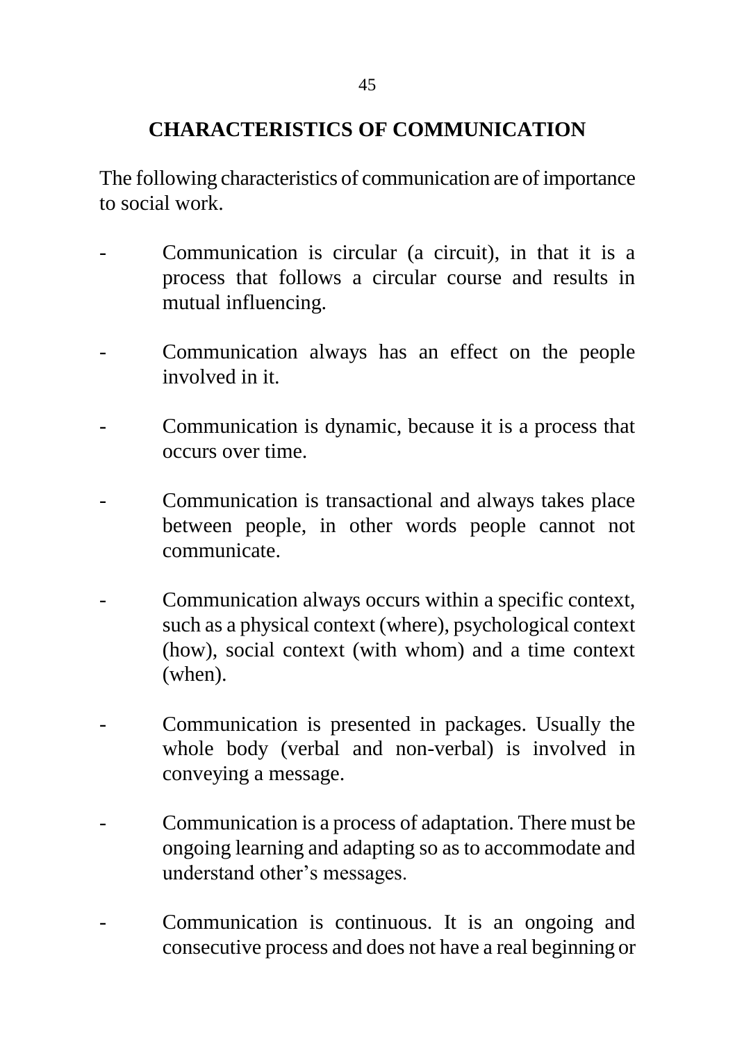## CHARACTERISTICS OF COMMUNICATION

The following characteristics of communication are of importance to social work.

- Communication is circular (a circuit), in that it is a process that follows a circular course and results in mutual influencing.
- Communication always has an effect on the people involved in it.
- Communication is dynamic, because it is a process that occurs over time.
- Communication is transactional and always takes place between people, in other words people cannot not communicate.
- Communication always occurs within a specific context, such as a physical context (where), psychological context (how), social context (with whom) and a time context (when).
- Communication is presented in packages. Usually the whole body (verbal and non-verbal) is involved in conveying a message.
- Communication is a process of adaptation. There must be ongoing learning and adapting so as to accommodate and understand other's messages.
- Communication is continuous. It is an ongoing and consecutive process and does not have a real beginning or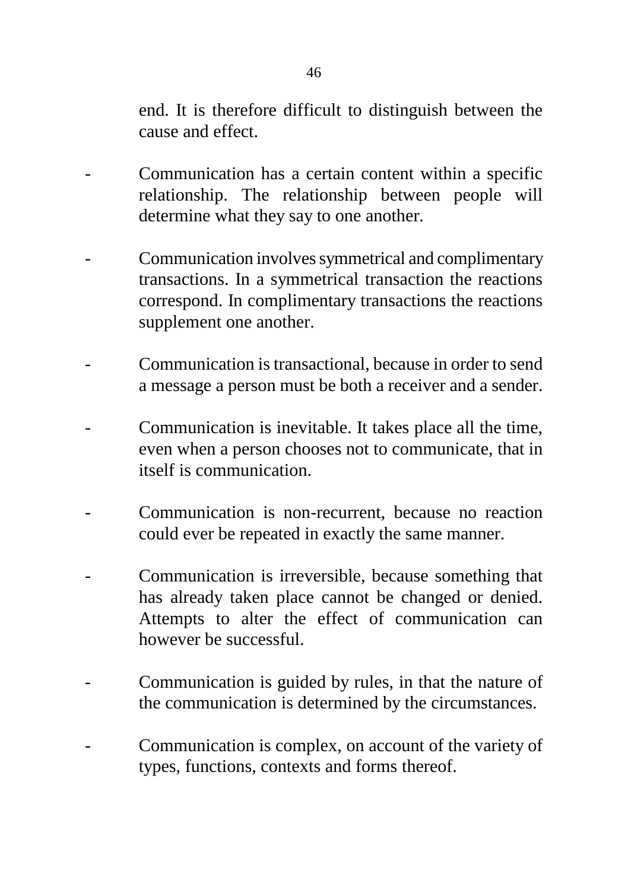end. It is therefore difficult to distinguish between the cause and effect.

- Communication has a certain content within a specific relationship. The relationship between people will determine what they say to one another.

- Communication involves symmetrical and complimentary transactions. In a symmetrical transaction the reactions correspond. In complimentary transactions the reactions supplement one another.

- Communication is transactional, because in order to send a message a person must be both a receiver and a sender.

- Communication is inevitable. It takes place all the time, even when a person chooses not to communicate, that in itself is communication.

- Communication is non-recurrent, because no reaction could ever be repeated in exactly the same manner.

- Communication is irreversible, because something that has already taken place cannot be changed or denied. Attempts to alter the effect of communication can however be successful.

- Communication is guided by rules, in that the nature of the communication is determined by the circumstances.

- Communication is complex, on account of the variety of types, functions, contexts and forms thereof.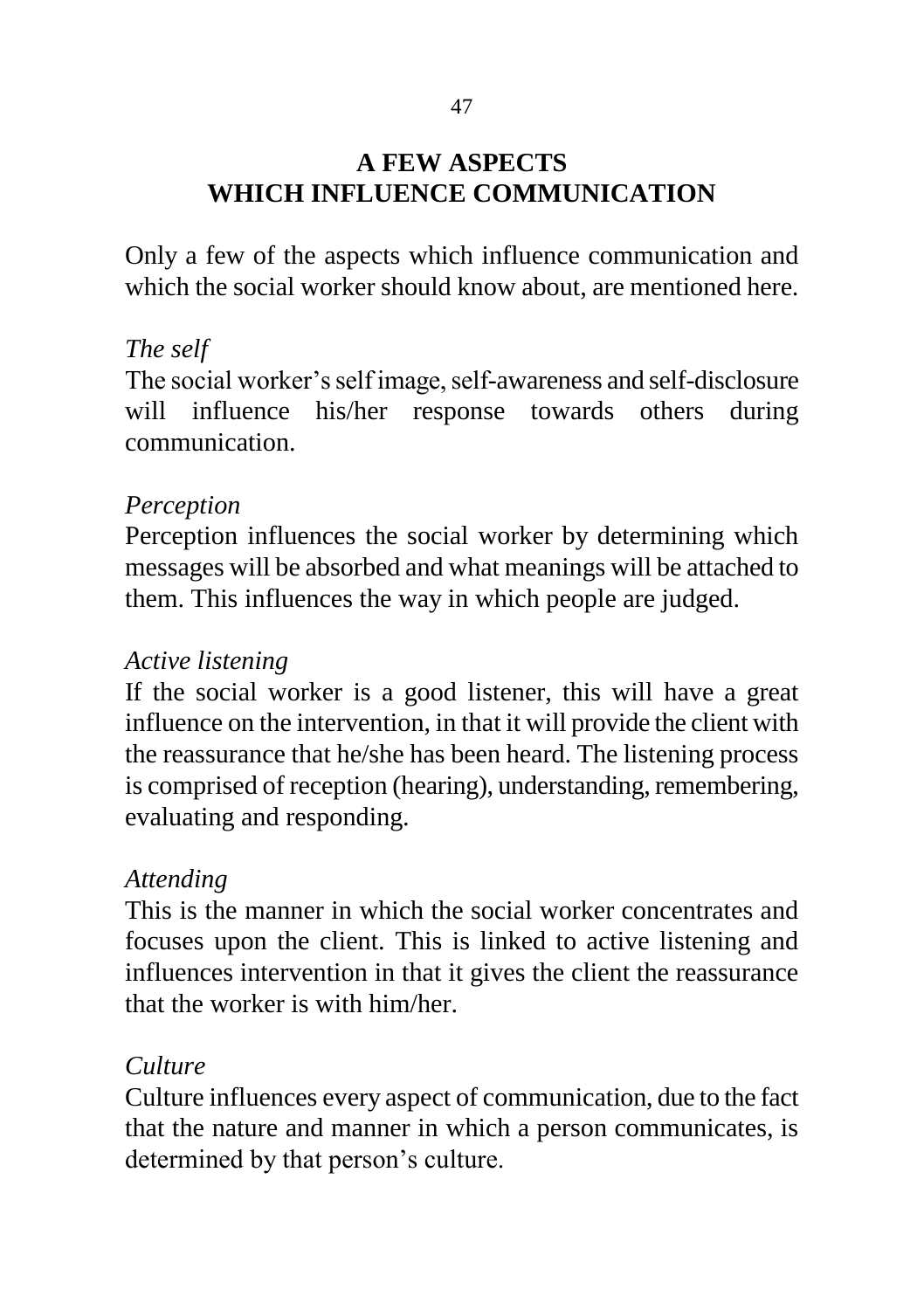# A FEW ASPECTS WHICH INFLUENCE COMMUNICATION

Only a few of the aspects which influence communication and which the social worker should know about, are mentioned here.

*The self*

The social worker's self image, self-awareness and self-disclosure will influence his/her response towards others during communication.

*Perception*

Perception influences the social worker by determining which messages will be absorbed and what meanings will be attached to them. This influences the way in which people are judged.

*Active listening*

If the social worker is a good listener, this will have a great influence on the intervention, in that it will provide the client with the reassurance that he/she has been heard. The listening process is comprised of reception (hearing), understanding, remembering, evaluating and responding.

*Attending*

This is the manner in which the social worker concentrates and focuses upon the client. This is linked to active listening and influences intervention in that it gives the client the reassurance that the worker is with him/her.

*Culture*

Culture influences every aspect of communication, due to the fact that the nature and manner in which a person communicates, is determined by that person's culture.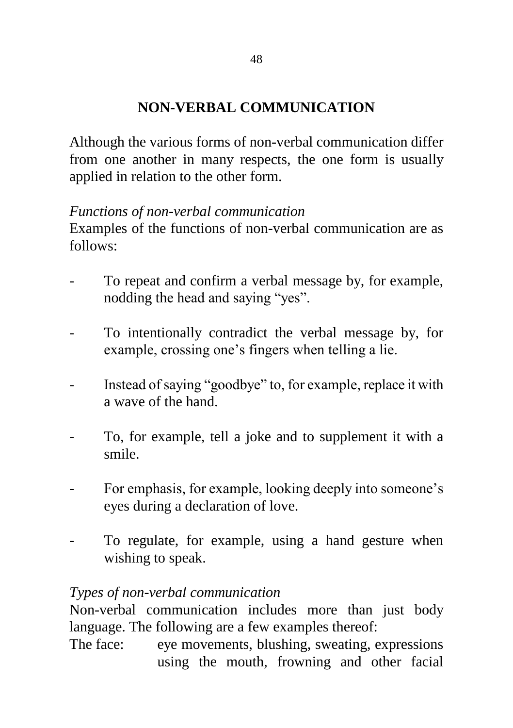## NON-VERBAL COMMUNICATION

Although the various forms of non-verbal communication differ from one another in many respects, the one form is usually applied in relation to the other form.

*Functions of non-verbal communication*

Examples of the functions of non-verbal communication are as follows:

- To repeat and confirm a verbal message by, for example, nodding the head and saying "yes".
- To intentionally contradict the verbal message by, for example, crossing one's fingers when telling a lie.
- Instead of saying "goodbye" to, for example, replace it with a wave of the hand.
- To, for example, tell a joke and to supplement it with a smile.
- For emphasis, for example, looking deeply into someone's eyes during a declaration of love.
- To regulate, for example, using a hand gesture when wishing to speak.

*Types of non-verbal communication*

Non-verbal communication includes more than just body language. The following are a few examples thereof:

The face: eye movements, blushing, sweating, expressions using the mouth, frowning and other facial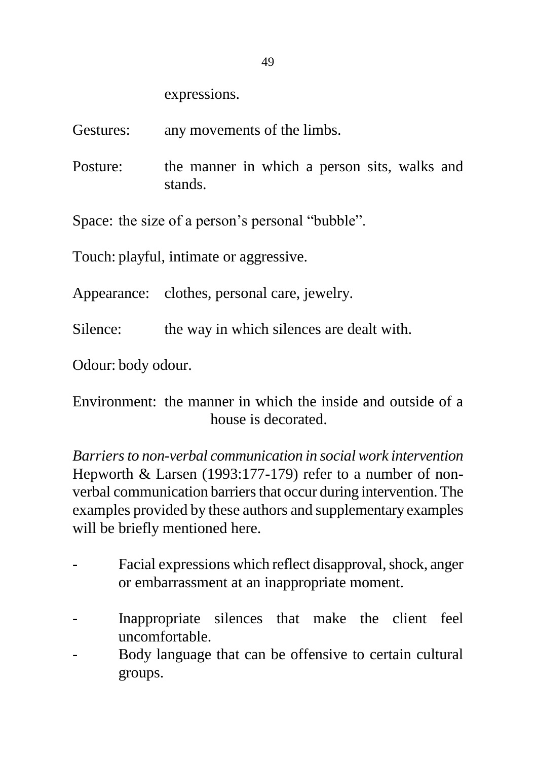expressions.

Gestures: any movements of the limbs.

Posture: the manner in which a person sits, walks and stands.

Space: the size of a person's personal "bubble".

Touch: playful, intimate or aggressive.

Appearance: clothes, personal care, jewelry.

Silence: the way in which silences are dealt with.

Odour: body odour.

Environment: the manner in which the inside and outside of a house is decorated.

*Barriers to non-verbal communication in social work intervention*
Hepworth & Larsen (1993:177-179) refer to a number of non-verbal communication barriers that occur during intervention. The examples provided by these authors and supplementary examples will be briefly mentioned here.

- Facial expressions which reflect disapproval, shock, anger or embarrassment at an inappropriate moment.
- Inappropriate silences that make the client feel uncomfortable.
- Body language that can be offensive to certain cultural groups.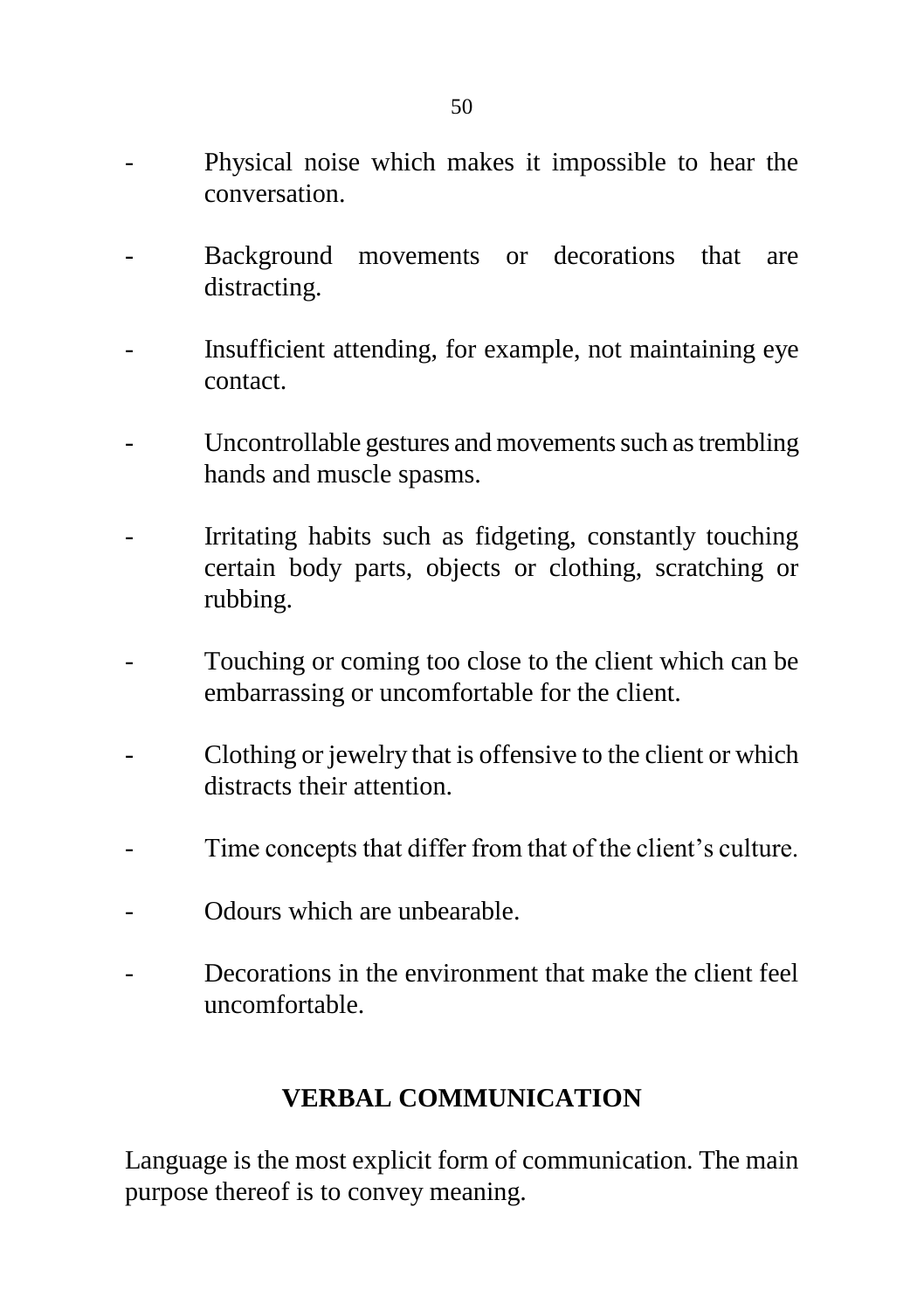- Physical noise which makes it impossible to hear the conversation.
- Background movements or decorations that are distracting.
- Insufficient attending, for example, not maintaining eye contact.
- Uncontrollable gestures and movements such as trembling hands and muscle spasms.
- Irritating habits such as fidgeting, constantly touching certain body parts, objects or clothing, scratching or rubbing.
- Touching or coming too close to the client which can be embarrassing or uncomfortable for the client.
- Clothing or jewelry that is offensive to the client or which distracts their attention.
- Time concepts that differ from that of the client's culture.
- Odours which are unbearable.
- Decorations in the environment that make the client feel uncomfortable.

## VERBAL COMMUNICATION

Language is the most explicit form of communication. The main purpose thereof is to convey meaning.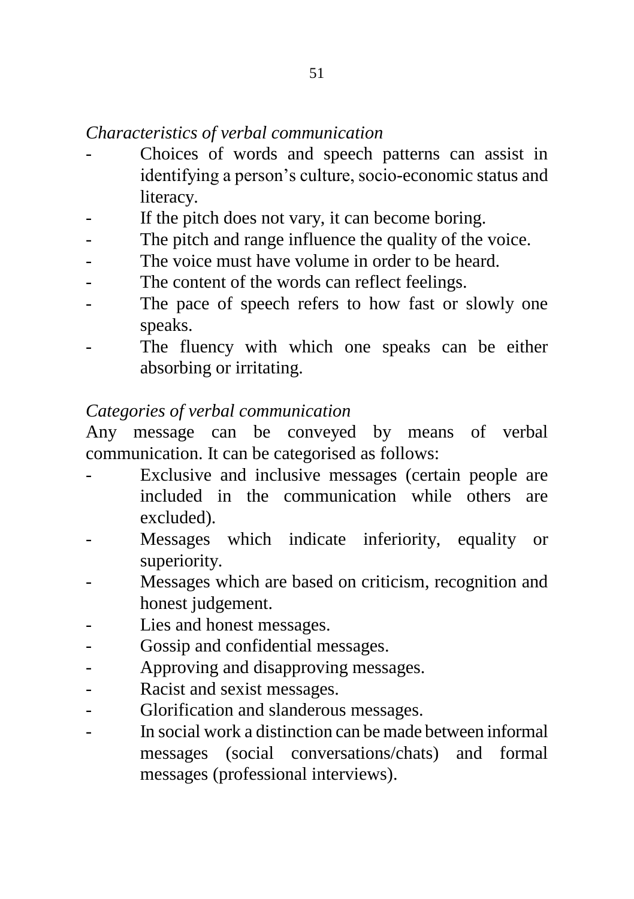*Characteristics of verbal communication*

- Choices of words and speech patterns can assist in identifying a person's culture, socio-economic status and literacy.
- If the pitch does not vary, it can become boring.
- The pitch and range influence the quality of the voice.
- The voice must have volume in order to be heard.
- The content of the words can reflect feelings.
- The pace of speech refers to how fast or slowly one speaks.
- The fluency with which one speaks can be either absorbing or irritating.

*Categories of verbal communication*

Any message can be conveyed by means of verbal communication. It can be categorised as follows:

- Exclusive and inclusive messages (certain people are included in the communication while others are excluded).
- Messages which indicate inferiority, equality or superiority.
- Messages which are based on criticism, recognition and honest judgement.
- Lies and honest messages.
- Gossip and confidential messages.
- Approving and disapproving messages.
- Racist and sexist messages.
- Glorification and slanderous messages.
- In social work a distinction can be made between informal messages (social conversations/chats) and formal messages (professional interviews).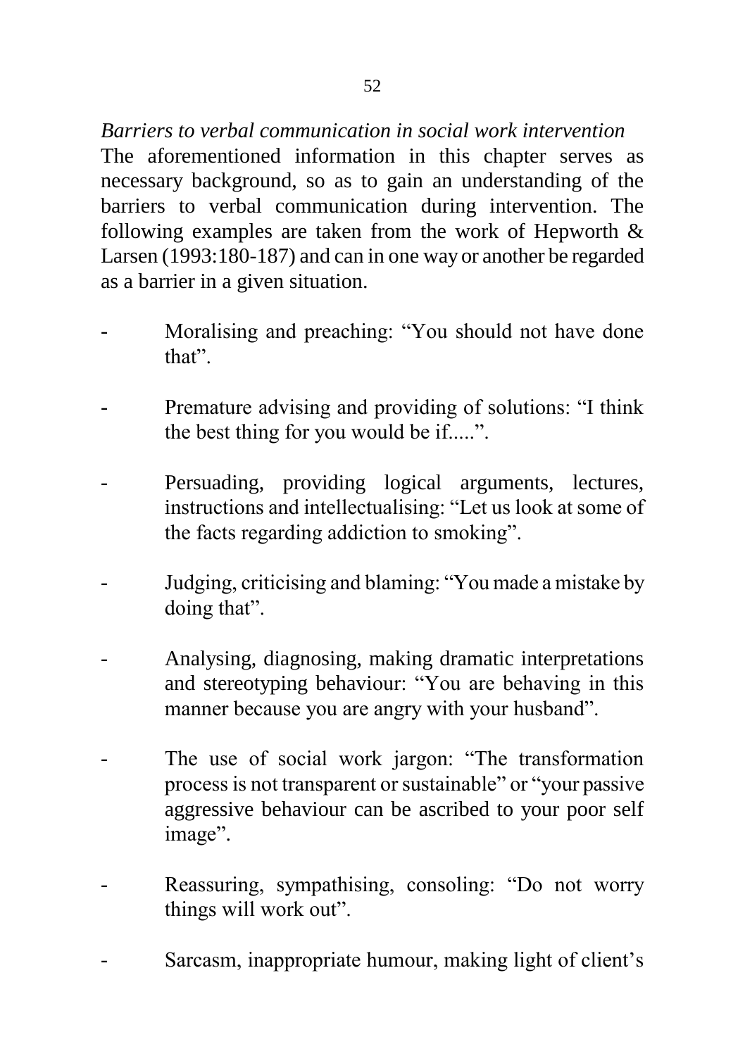*Barriers to verbal communication in social work intervention*

The aforementioned information in this chapter serves as necessary background, so as to gain an understanding of the barriers to verbal communication during intervention. The following examples are taken from the work of Hepworth & Larsen (1993:180-187) and can in one way or another be regarded as a barrier in a given situation.

- Moralising and preaching: "You should not have done that".
- Premature advising and providing of solutions: "I think the best thing for you would be if.....".
- Persuading, providing logical arguments, lectures, instructions and intellectualising: "Let us look at some of the facts regarding addiction to smoking".
- Judging, criticising and blaming: "You made a mistake by doing that".
- Analysing, diagnosing, making dramatic interpretations and stereotyping behaviour: "You are behaving in this manner because you are angry with your husband".
- The use of social work jargon: "The transformation process is not transparent or sustainable" or "your passive aggressive behaviour can be ascribed to your poor self image".
- Reassuring, sympathising, consoling: "Do not worry things will work out".
- Sarcasm, inappropriate humour, making light of client's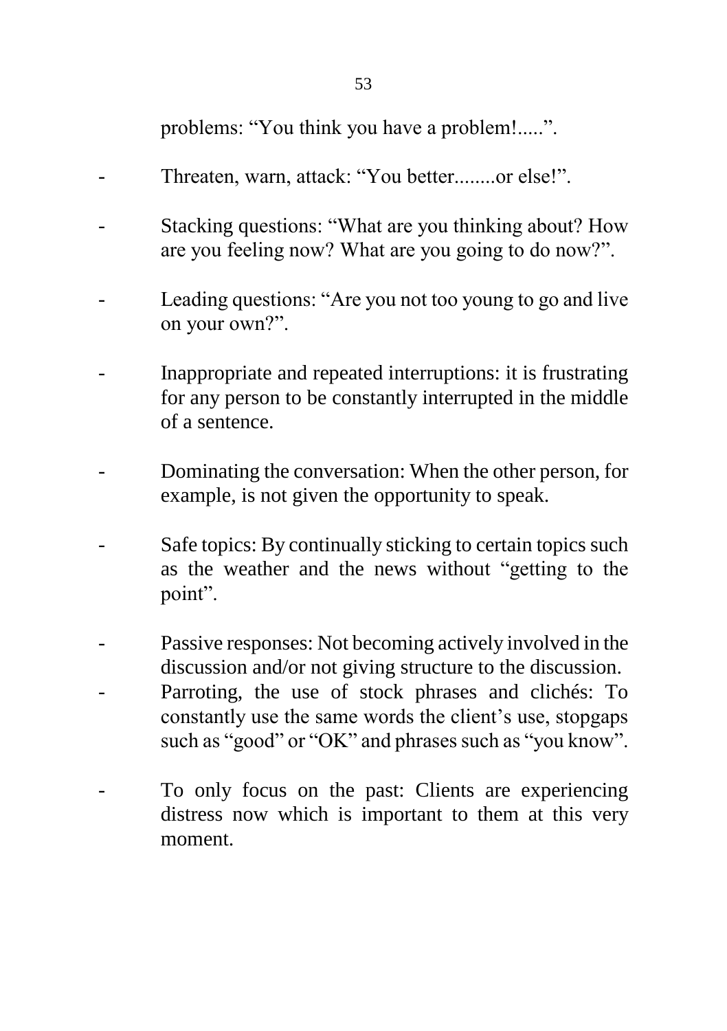problems: “You think you have a problem!.....”.

- Threaten, warn, attack: “You better........or else!”.
- Stacking questions: “What are you thinking about? How are you feeling now? What are you going to do now?”.
- Leading questions: “Are you not too young to go and live on your own?”.
- Inappropriate and repeated interruptions: it is frustrating for any person to be constantly interrupted in the middle of a sentence.
- Dominating the conversation: When the other person, for example, is not given the opportunity to speak.
- Safe topics: By continually sticking to certain topics such as the weather and the news without “getting to the point”.
- Passive responses: Not becoming actively involved in the discussion and/or not giving structure to the discussion.
- Parroting, the use of stock phrases and clichés: To constantly use the same words the client’s use, stopgaps such as “good” or “OK” and phrases such as “you know”.
- To only focus on the past: Clients are experiencing distress now which is important to them at this very moment.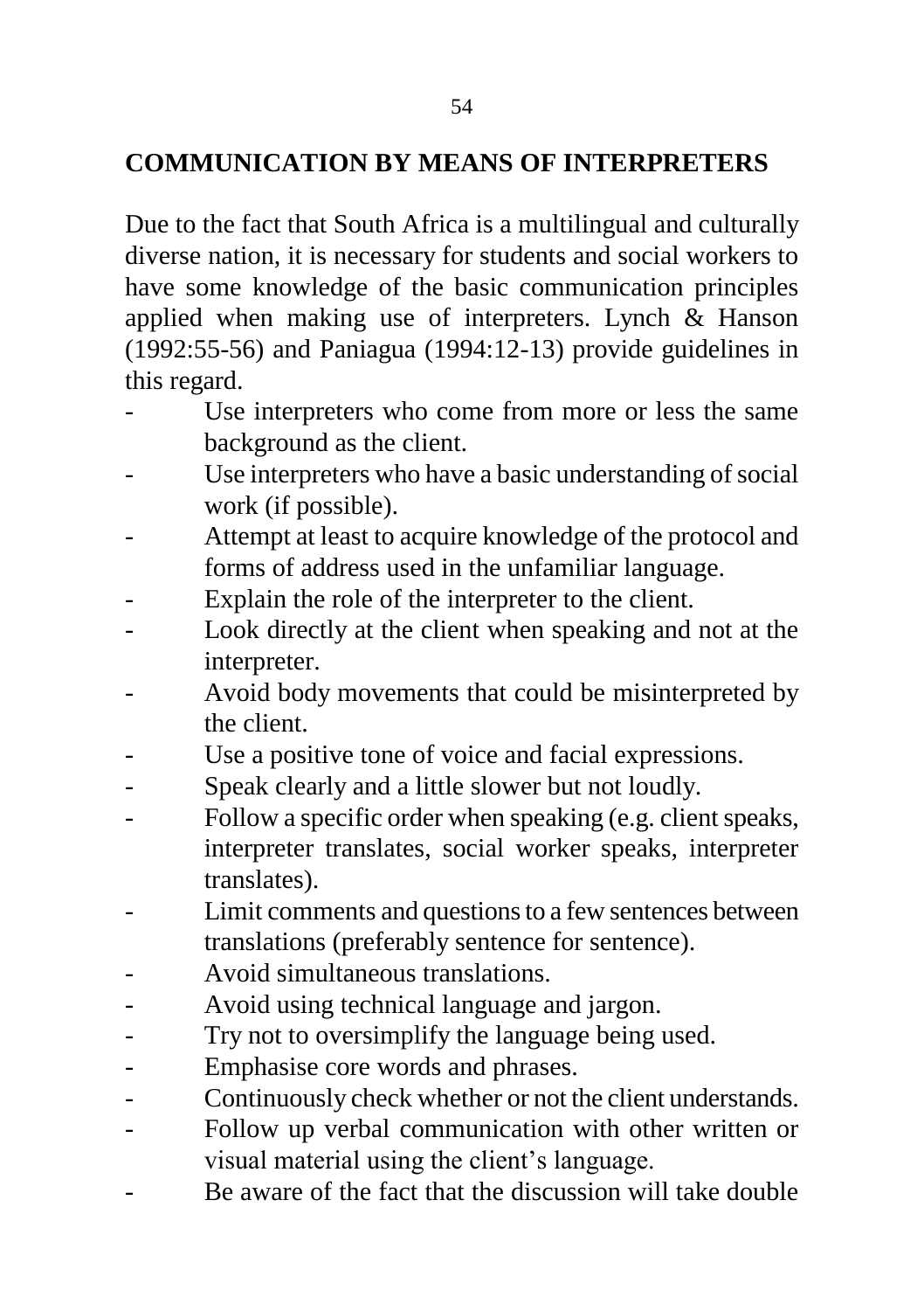## COMMUNICATION BY MEANS OF INTERPRETERS

Due to the fact that South Africa is a multilingual and culturally diverse nation, it is necessary for students and social workers to have some knowledge of the basic communication principles applied when making use of interpreters. Lynch & Hanson (1992:55-56) and Paniagua (1994:12-13) provide guidelines in this regard.

- Use interpreters who come from more or less the same background as the client.
- Use interpreters who have a basic understanding of social work (if possible).
- Attempt at least to acquire knowledge of the protocol and forms of address used in the unfamiliar language.
- Explain the role of the interpreter to the client.
- Look directly at the client when speaking and not at the interpreter.
- Avoid body movements that could be misinterpreted by the client.
- Use a positive tone of voice and facial expressions.
- Speak clearly and a little slower but not loudly.
- Follow a specific order when speaking (e.g. client speaks, interpreter translates, social worker speaks, interpreter translates).
- Limit comments and questions to a few sentences between translations (preferably sentence for sentence).
- Avoid simultaneous translations.
- Avoid using technical language and jargon.
- Try not to oversimplify the language being used.
- Emphasise core words and phrases.
- Continuously check whether or not the client understands.
- Follow up verbal communication with other written or visual material using the client's language.
- Be aware of the fact that the discussion will take double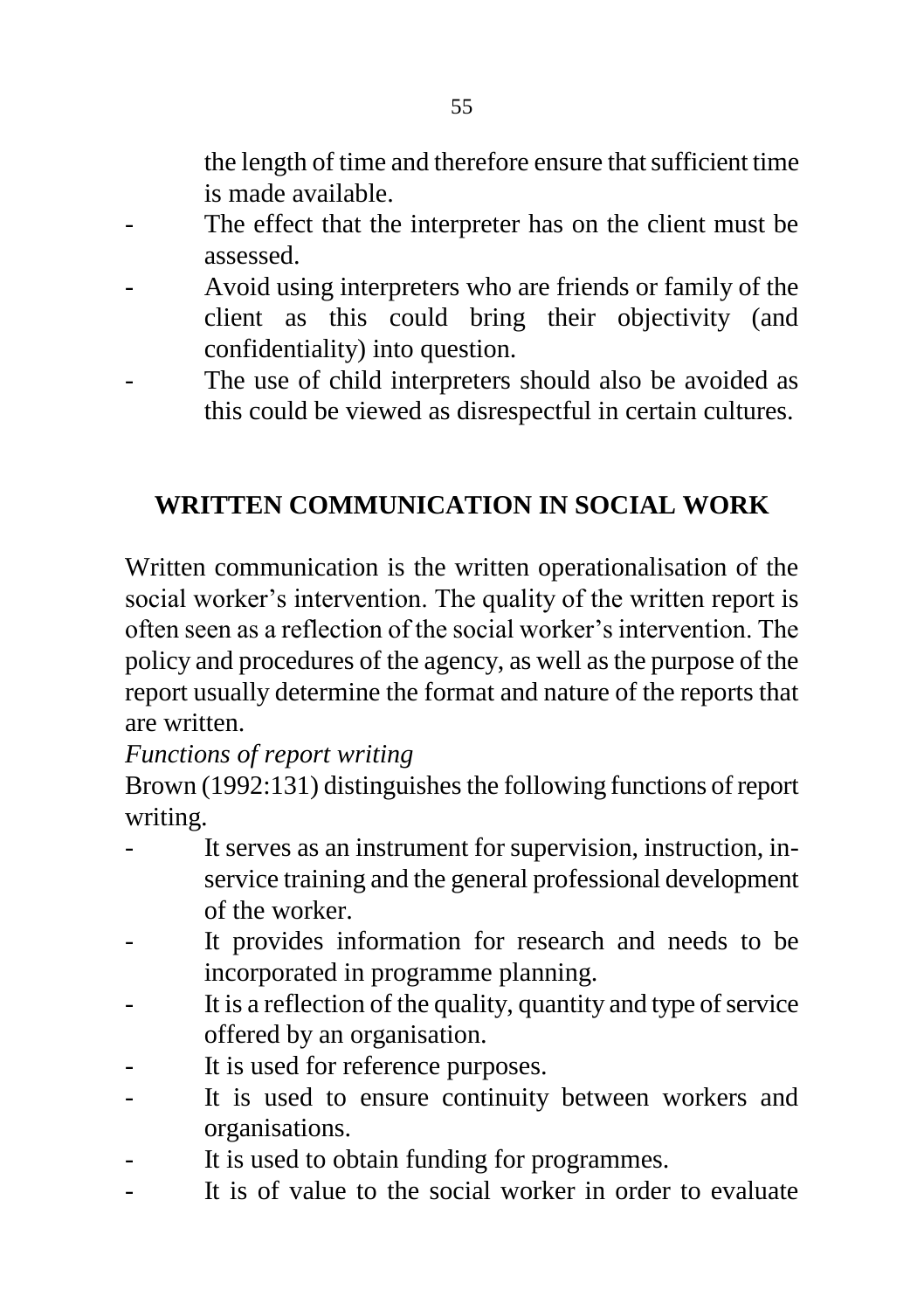the length of time and therefore ensure that sufficient time is made available.

- The effect that the interpreter has on the client must be assessed.
- Avoid using interpreters who are friends or family of the client as this could bring their objectivity (and confidentiality) into question.
- The use of child interpreters should also be avoided as this could be viewed as disrespectful in certain cultures.

## WRITTEN COMMUNICATION IN SOCIAL WORK

Written communication is the written operationalisation of the social worker's intervention. The quality of the written report is often seen as a reflection of the social worker's intervention. The policy and procedures of the agency, as well as the purpose of the report usually determine the format and nature of the reports that are written.

*Functions of report writing*

Brown (1992:131) distinguishes the following functions of report writing.

- It serves as an instrument for supervision, instruction, in-service training and the general professional development of the worker.
- It provides information for research and needs to be incorporated in programme planning.
- It is a reflection of the quality, quantity and type of service offered by an organisation.
- It is used for reference purposes.
- It is used to ensure continuity between workers and organisations.
- It is used to obtain funding for programmes.
- It is of value to the social worker in order to evaluate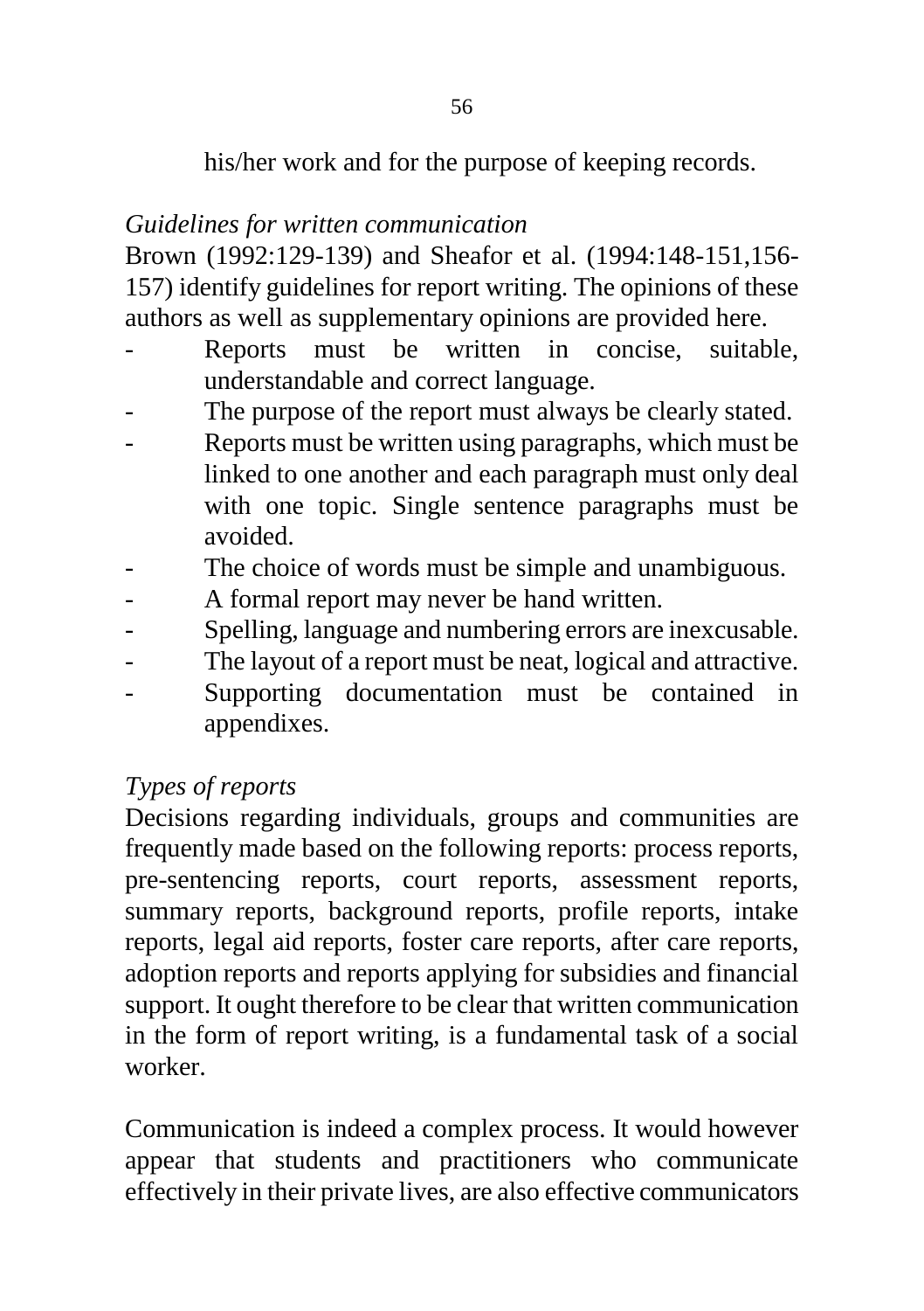his/her work and for the purpose of keeping records.

*Guidelines for written communication*

Brown (1992:129-139) and Sheafor et al. (1994:148-151,156-157) identify guidelines for report writing. The opinions of these authors as well as supplementary opinions are provided here.

- Reports must be written in concise, suitable, understandable and correct language.
- The purpose of the report must always be clearly stated.
- Reports must be written using paragraphs, which must be linked to one another and each paragraph must only deal with one topic. Single sentence paragraphs must be avoided.
- The choice of words must be simple and unambiguous.
- A formal report may never be hand written.
- Spelling, language and numbering errors are inexcusable.
- The layout of a report must be neat, logical and attractive.
- Supporting documentation must be contained in appendixes.

*Types of reports*

Decisions regarding individuals, groups and communities are frequently made based on the following reports: process reports, pre-sentencing reports, court reports, assessment reports, summary reports, background reports, profile reports, intake reports, legal aid reports, foster care reports, after care reports, adoption reports and reports applying for subsidies and financial support. It ought therefore to be clear that written communication in the form of report writing, is a fundamental task of a social worker.

Communication is indeed a complex process. It would however appear that students and practitioners who communicate effectively in their private lives, are also effective communicators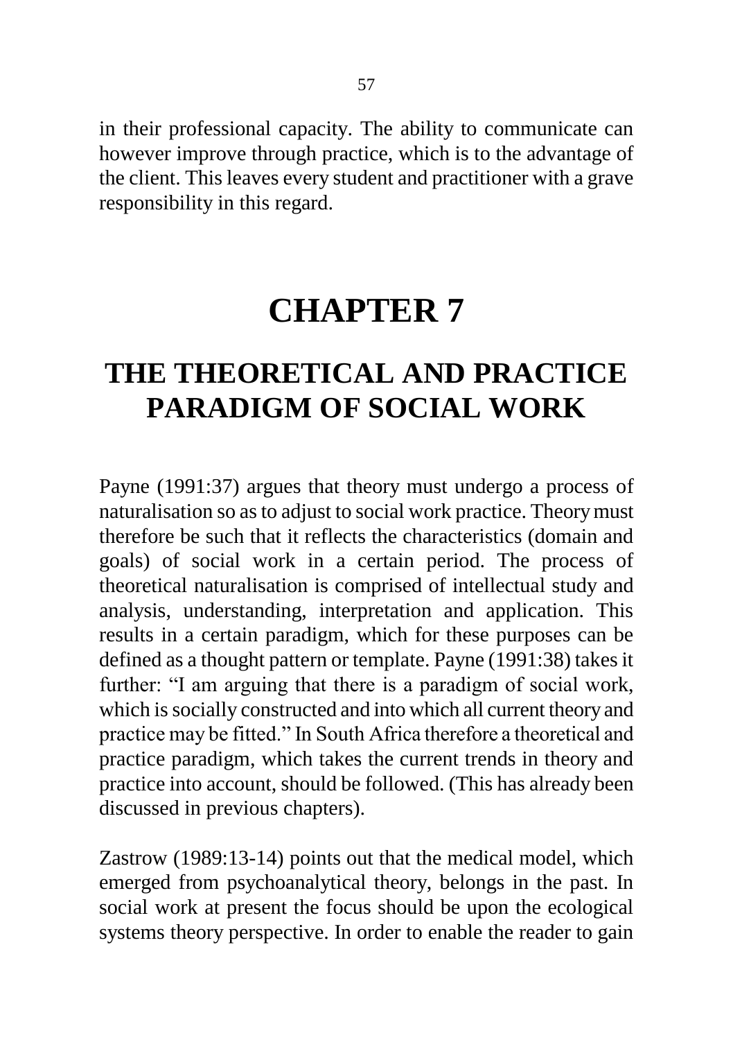in their professional capacity. The ability to communicate can however improve through practice, which is to the advantage of the client. This leaves every student and practitioner with a grave responsibility in this regard.

# CHAPTER 7

# THE THEORETICAL AND PRACTICE PARADIGM OF SOCIAL WORK

Payne (1991:37) argues that theory must undergo a process of naturalisation so as to adjust to social work practice. Theory must therefore be such that it reflects the characteristics (domain and goals) of social work in a certain period. The process of theoretical naturalisation is comprised of intellectual study and analysis, understanding, interpretation and application. This results in a certain paradigm, which for these purposes can be defined as a thought pattern or template. Payne (1991:38) takes it further: "I am arguing that there is a paradigm of social work, which is socially constructed and into which all current theory and practice may be fitted." In South Africa therefore a theoretical and practice paradigm, which takes the current trends in theory and practice into account, should be followed. (This has already been discussed in previous chapters).

Zastrow (1989:13-14) points out that the medical model, which emerged from psychoanalytical theory, belongs in the past. In social work at present the focus should be upon the ecological systems theory perspective. In order to enable the reader to gain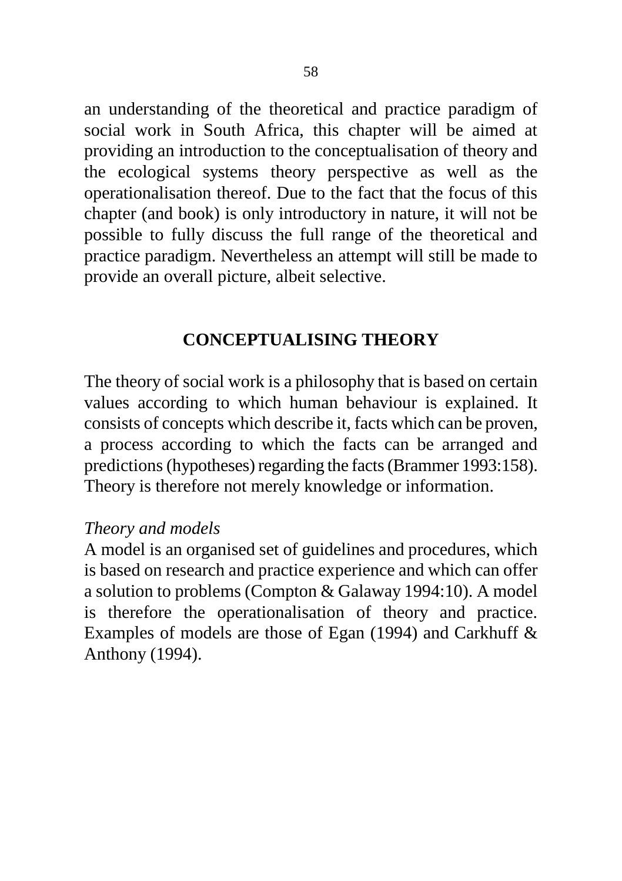an understanding of the theoretical and practice paradigm of social work in South Africa, this chapter will be aimed at providing an introduction to the conceptualisation of theory and the ecological systems theory perspective as well as the operationalisation thereof. Due to the fact that the focus of this chapter (and book) is only introductory in nature, it will not be possible to fully discuss the full range of the theoretical and practice paradigm. Nevertheless an attempt will still be made to provide an overall picture, albeit selective.

## CONCEPTUALISING THEORY

The theory of social work is a philosophy that is based on certain values according to which human behaviour is explained. It consists of concepts which describe it, facts which can be proven, a process according to which the facts can be arranged and predictions (hypotheses) regarding the facts (Brammer 1993:158). Theory is therefore not merely knowledge or information.

*Theory and models*

A model is an organised set of guidelines and procedures, which is based on research and practice experience and which can offer a solution to problems (Compton & Galaway 1994:10). A model is therefore the operationalisation of theory and practice. Examples of models are those of Egan (1994) and Carkhuff & Anthony (1994).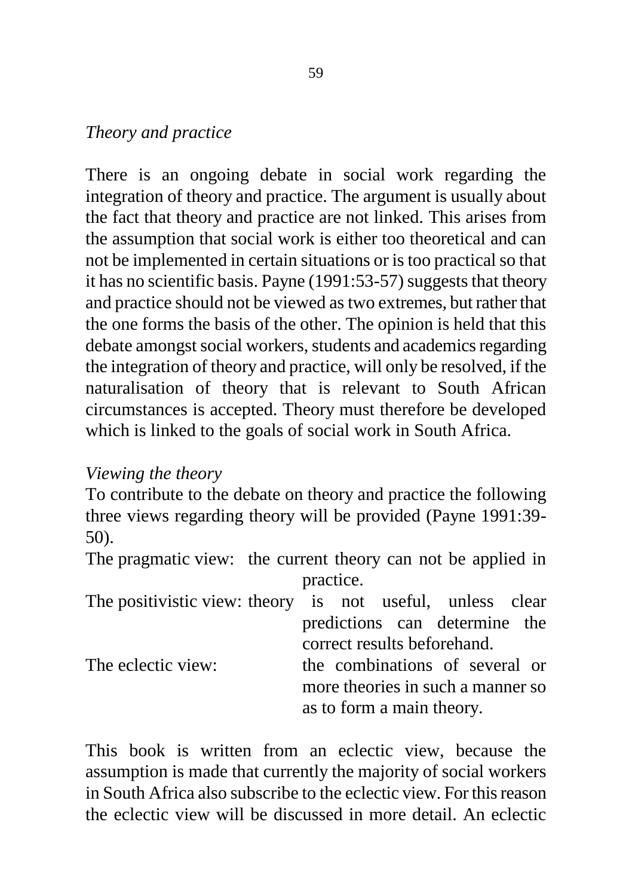*Theory and practice*

There is an ongoing debate in social work regarding the integration of theory and practice. The argument is usually about the fact that theory and practice are not linked. This arises from the assumption that social work is either too theoretical and can not be implemented in certain situations or is too practical so that it has no scientific basis. Payne (1991:53-57) suggests that theory and practice should not be viewed as two extremes, but rather that the one forms the basis of the other. The opinion is held that this debate amongst social workers, students and academics regarding the integration of theory and practice, will only be resolved, if the naturalisation of theory that is relevant to South African circumstances is accepted. Theory must therefore be developed which is linked to the goals of social work in South Africa.

*Viewing the theory*

To contribute to the debate on theory and practice the following three views regarding theory will be provided (Payne 1991:39-50).

The pragmatic view: the current theory can not be applied in practice.

The positivistic view: theory is not useful, unless clear predictions can determine the correct results beforehand.

The eclectic view: the combinations of several or more theories in such a manner so as to form a main theory.

This book is written from an eclectic view, because the assumption is made that currently the majority of social workers in South Africa also subscribe to the eclectic view. For this reason the eclectic view will be discussed in more detail. An eclectic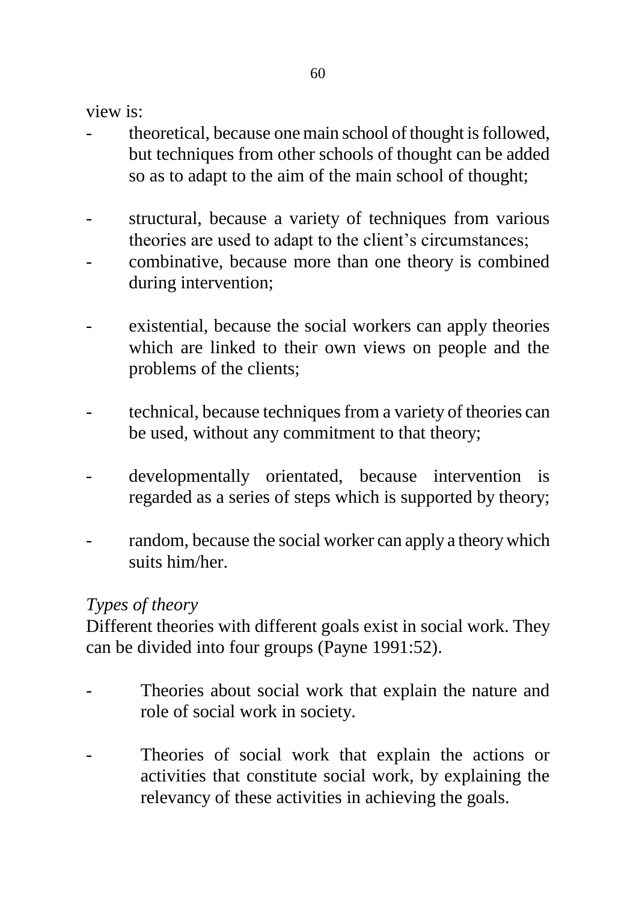view is:

- theoretical, because one main school of thought is followed, but techniques from other schools of thought can be added so as to adapt to the aim of the main school of thought;
- structural, because a variety of techniques from various theories are used to adapt to the client's circumstances;
- combinative, because more than one theory is combined during intervention;
- existential, because the social workers can apply theories which are linked to their own views on people and the problems of the clients;
- technical, because techniques from a variety of theories can be used, without any commitment to that theory;
- developmentally orientated, because intervention is regarded as a series of steps which is supported by theory;
- random, because the social worker can apply a theory which suits him/her.

*Types of theory*

Different theories with different goals exist in social work. They can be divided into four groups (Payne 1991:52).

- Theories about social work that explain the nature and role of social work in society.
- Theories of social work that explain the actions or activities that constitute social work, by explaining the relevancy of these activities in achieving the goals.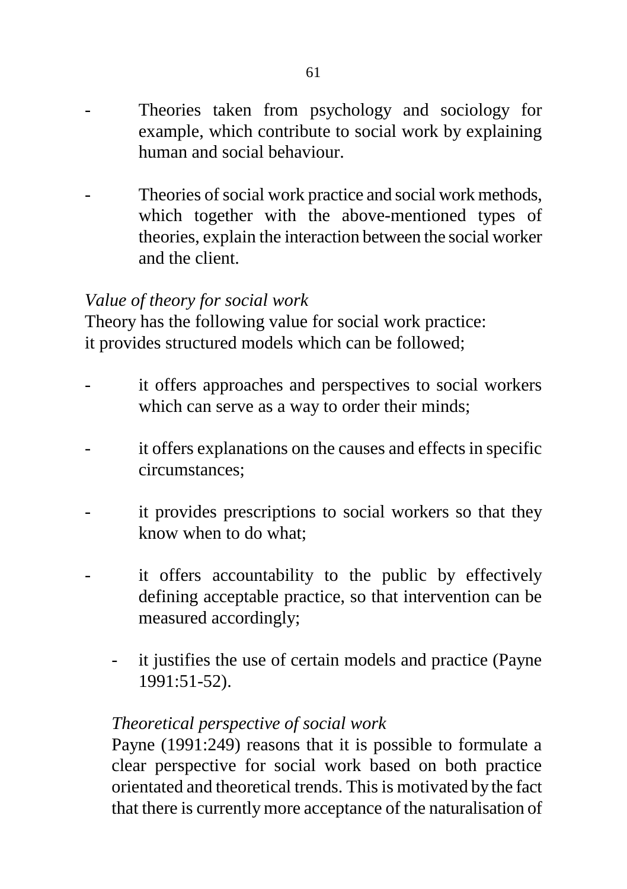- Theories taken from psychology and sociology for example, which contribute to social work by explaining human and social behaviour.

- Theories of social work practice and social work methods, which together with the above-mentioned types of theories, explain the interaction between the social worker and the client.

*Value of theory for social work*

Theory has the following value for social work practice:
it provides structured models which can be followed;

- it offers approaches and perspectives to social workers which can serve as a way to order their minds;

- it offers explanations on the causes and effects in specific circumstances;

- it provides prescriptions to social workers so that they know when to do what;

- it offers accountability to the public by effectively defining acceptable practice, so that intervention can be measured accordingly;

- it justifies the use of certain models and practice (Payne 1991:51-52).

*Theoretical perspective of social work*

Payne (1991:249) reasons that it is possible to formulate a clear perspective for social work based on both practice orientated and theoretical trends. This is motivated by the fact that there is currently more acceptance of the naturalisation of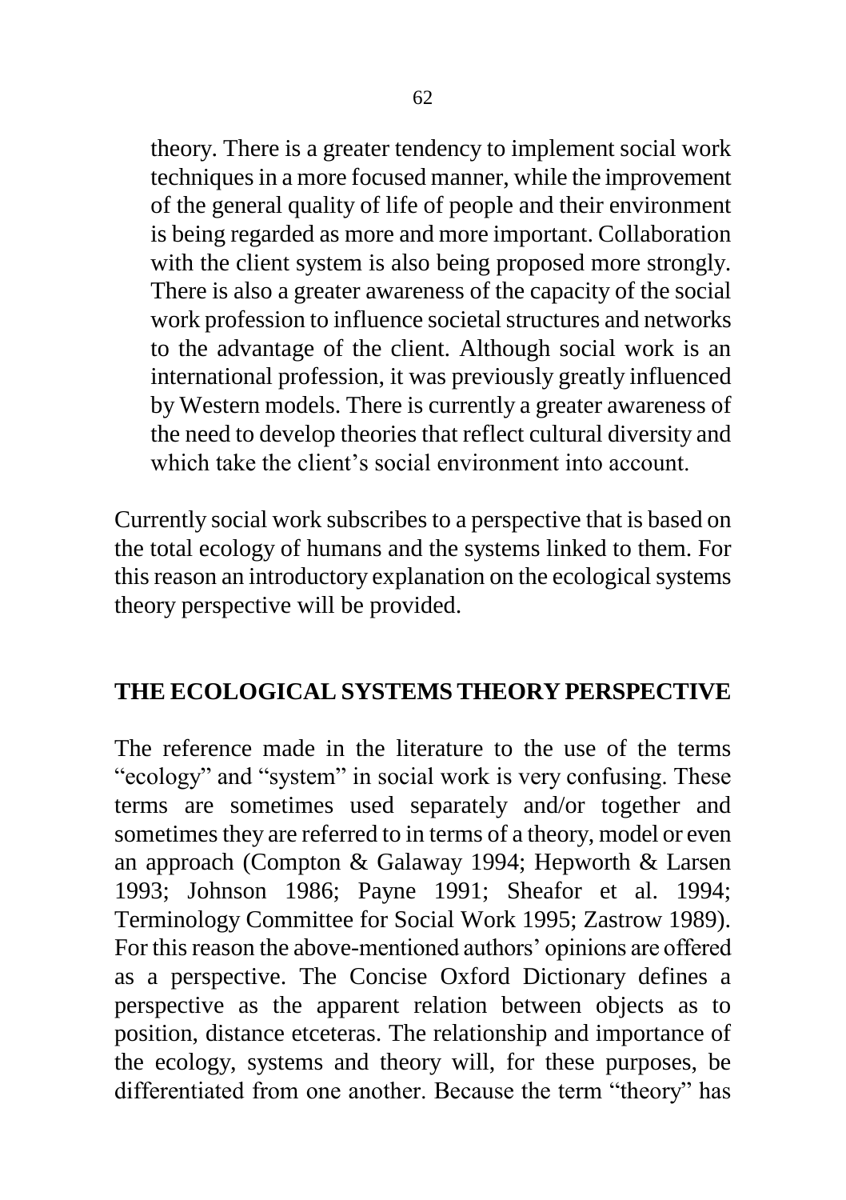> theory. There is a greater tendency to implement social work techniques in a more focused manner, while the improvement of the general quality of life of people and their environment is being regarded as more and more important. Collaboration with the client system is also being proposed more strongly. There is also a greater awareness of the capacity of the social work profession to influence societal structures and networks to the advantage of the client. Although social work is an international profession, it was previously greatly influenced by Western models. There is currently a greater awareness of the need to develop theories that reflect cultural diversity and which take the client's social environment into account.

Currently social work subscribes to a perspective that is based on the total ecology of humans and the systems linked to them. For this reason an introductory explanation on the ecological systems theory perspective will be provided.

## THE ECOLOGICAL SYSTEMS THEORY PERSPECTIVE

The reference made in the literature to the use of the terms "ecology" and "system" in social work is very confusing. These terms are sometimes used separately and/or together and sometimes they are referred to in terms of a theory, model or even an approach (Compton & Galaway 1994; Hepworth & Larsen 1993; Johnson 1986; Payne 1991; Sheafor et al. 1994; Terminology Committee for Social Work 1995; Zastrow 1989). For this reason the above-mentioned authors' opinions are offered as a perspective. The Concise Oxford Dictionary defines a perspective as the apparent relation between objects as to position, distance etceteras. The relationship and importance of the ecology, systems and theory will, for these purposes, be differentiated from one another. Because the term "theory" has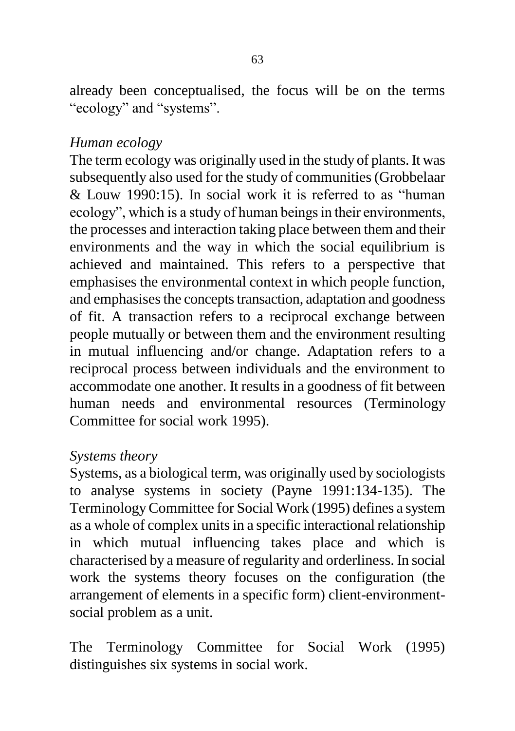already been conceptualised, the focus will be on the terms "ecology" and "systems".

*Human ecology*

The term ecology was originally used in the study of plants. It was subsequently also used for the study of communities (Grobbelaar & Louw 1990:15). In social work it is referred to as "human ecology", which is a study of human beings in their environments, the processes and interaction taking place between them and their environments and the way in which the social equilibrium is achieved and maintained. This refers to a perspective that emphasises the environmental context in which people function, and emphasises the concepts transaction, adaptation and goodness of fit. A transaction refers to a reciprocal exchange between people mutually or between them and the environment resulting in mutual influencing and/or change. Adaptation refers to a reciprocal process between individuals and the environment to accommodate one another. It results in a goodness of fit between human needs and environmental resources (Terminology Committee for social work 1995).

*Systems theory*

Systems, as a biological term, was originally used by sociologists to analyse systems in society (Payne 1991:134-135). The Terminology Committee for Social Work (1995) defines a system as a whole of complex units in a specific interactional relationship in which mutual influencing takes place and which is characterised by a measure of regularity and orderliness. In social work the systems theory focuses on the configuration (the arrangement of elements in a specific form) client-environment-social problem as a unit.

The Terminology Committee for Social Work (1995) distinguishes six systems in social work.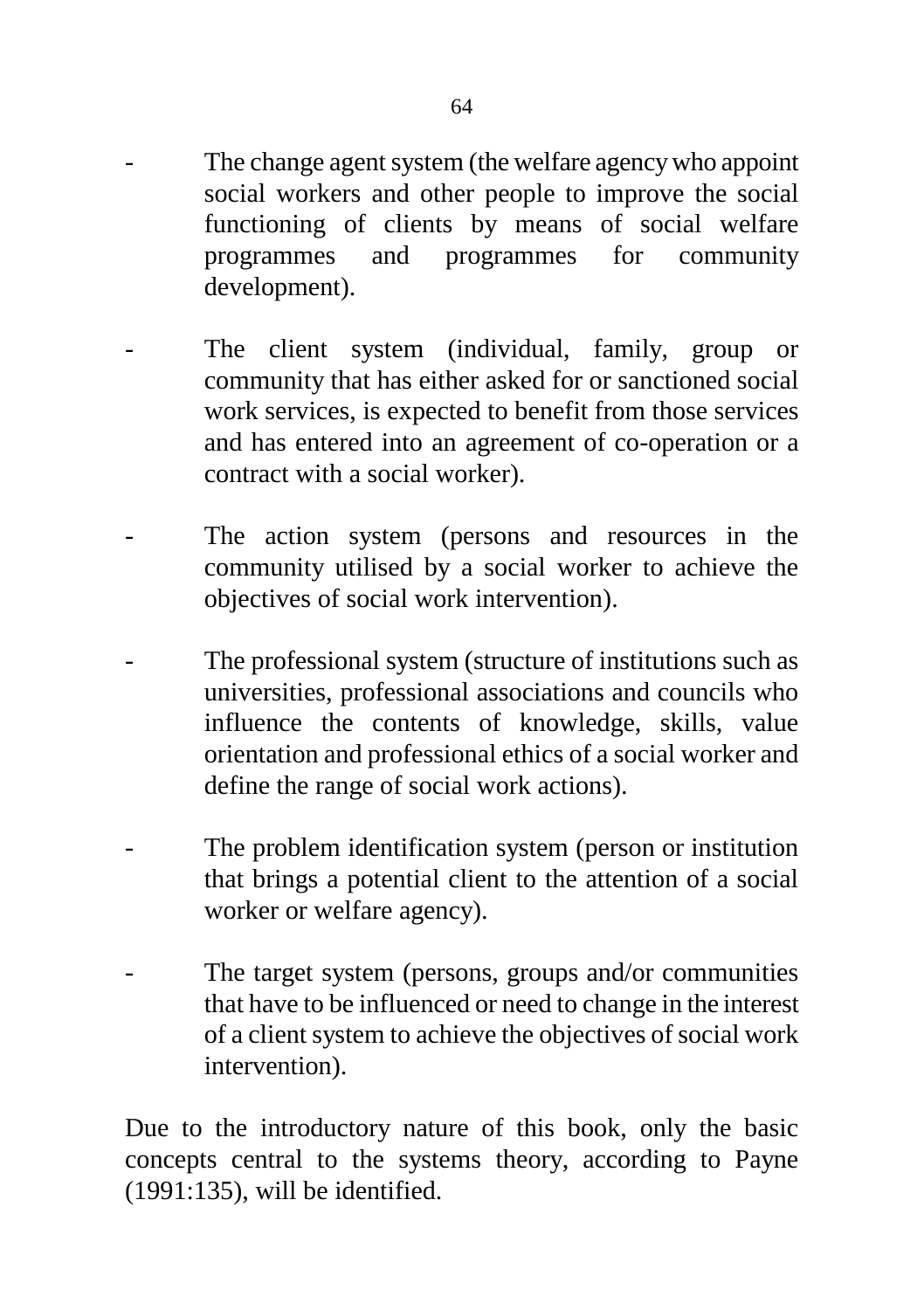- The change agent system (the welfare agency who appoint social workers and other people to improve the social functioning of clients by means of social welfare programmes and programmes for community development).
- The client system (individual, family, group or community that has either asked for or sanctioned social work services, is expected to benefit from those services and has entered into an agreement of co-operation or a contract with a social worker).
- The action system (persons and resources in the community utilised by a social worker to achieve the objectives of social work intervention).
- The professional system (structure of institutions such as universities, professional associations and councils who influence the contents of knowledge, skills, value orientation and professional ethics of a social worker and define the range of social work actions).
- The problem identification system (person or institution that brings a potential client to the attention of a social worker or welfare agency).
- The target system (persons, groups and/or communities that have to be influenced or need to change in the interest of a client system to achieve the objectives of social work intervention).

Due to the introductory nature of this book, only the basic concepts central to the systems theory, according to Payne (1991:135), will be identified.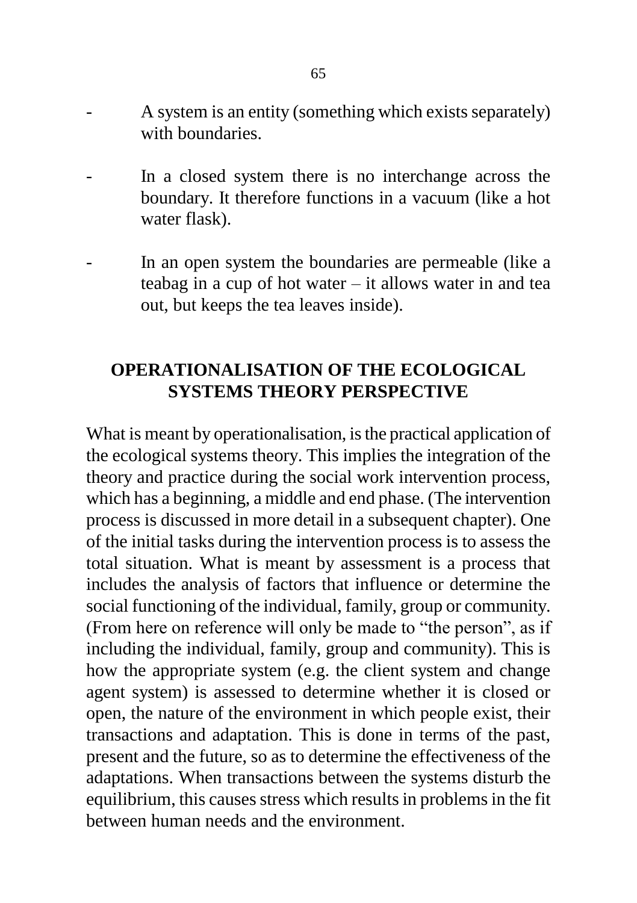- A system is an entity (something which exists separately) with boundaries.

- In a closed system there is no interchange across the boundary. It therefore functions in a vacuum (like a hot water flask).

- In an open system the boundaries are permeable (like a teabag in a cup of hot water – it allows water in and tea out, but keeps the tea leaves inside).

## OPERATIONALISATION OF THE ECOLOGICAL SYSTEMS THEORY PERSPECTIVE

What is meant by operationalisation, is the practical application of the ecological systems theory. This implies the integration of the theory and practice during the social work intervention process, which has a beginning, a middle and end phase. (The intervention process is discussed in more detail in a subsequent chapter). One of the initial tasks during the intervention process is to assess the total situation. What is meant by assessment is a process that includes the analysis of factors that influence or determine the social functioning of the individual, family, group or community. (From here on reference will only be made to "the person", as if including the individual, family, group and community). This is how the appropriate system (e.g. the client system and change agent system) is assessed to determine whether it is closed or open, the nature of the environment in which people exist, their transactions and adaptation. This is done in terms of the past, present and the future, so as to determine the effectiveness of the adaptations. When transactions between the systems disturb the equilibrium, this causes stress which results in problems in the fit between human needs and the environment.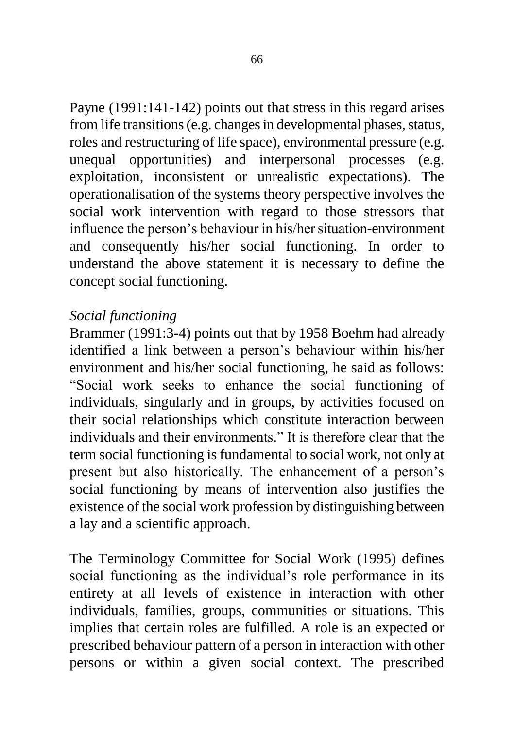Payne (1991:141-142) points out that stress in this regard arises from life transitions (e.g. changes in developmental phases, status, roles and restructuring of life space), environmental pressure (e.g. unequal opportunities) and interpersonal processes (e.g. exploitation, inconsistent or unrealistic expectations). The operationalisation of the systems theory perspective involves the social work intervention with regard to those stressors that influence the person's behaviour in his/her situation-environment and consequently his/her social functioning. In order to understand the above statement it is necessary to define the concept social functioning.

*Social functioning*

Brammer (1991:3-4) points out that by 1958 Boehm had already identified a link between a person's behaviour within his/her environment and his/her social functioning, he said as follows: "Social work seeks to enhance the social functioning of individuals, singularly and in groups, by activities focused on their social relationships which constitute interaction between individuals and their environments." It is therefore clear that the term social functioning is fundamental to social work, not only at present but also historically. The enhancement of a person's social functioning by means of intervention also justifies the existence of the social work profession by distinguishing between a lay and a scientific approach.

The Terminology Committee for Social Work (1995) defines social functioning as the individual's role performance in its entirety at all levels of existence in interaction with other individuals, families, groups, communities or situations. This implies that certain roles are fulfilled. A role is an expected or prescribed behaviour pattern of a person in interaction with other persons or within a given social context. The prescribed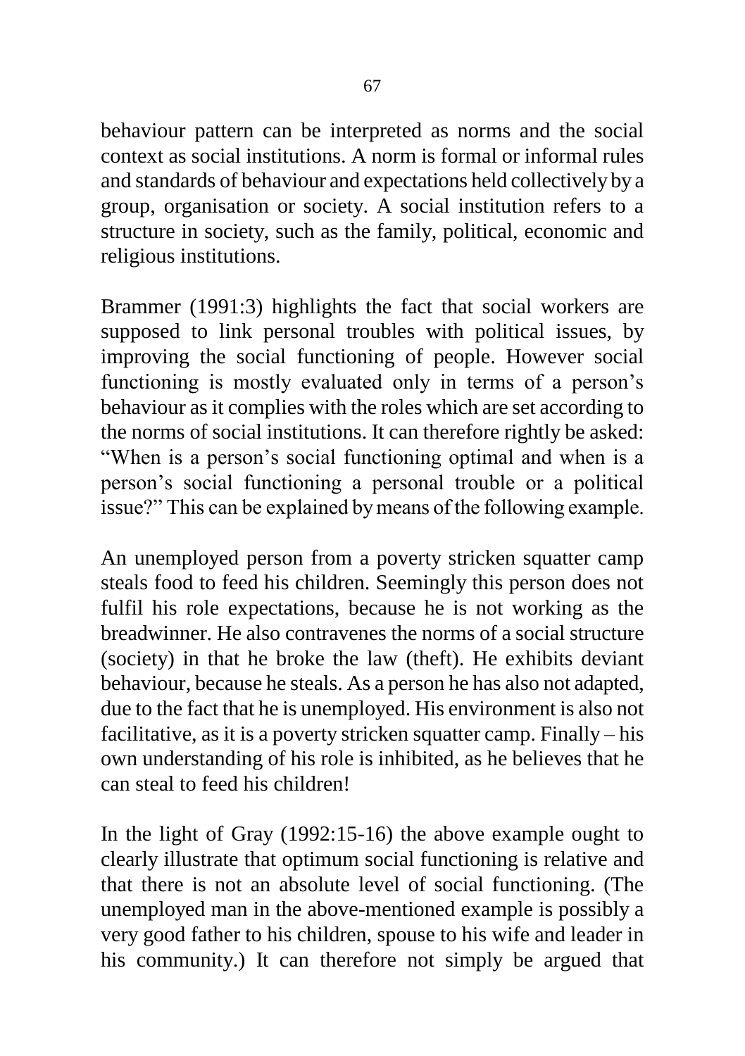behaviour pattern can be interpreted as norms and the social context as social institutions. A norm is formal or informal rules and standards of behaviour and expectations held collectively by a group, organisation or society. A social institution refers to a structure in society, such as the family, political, economic and religious institutions.

Brammer (1991:3) highlights the fact that social workers are supposed to link personal troubles with political issues, by improving the social functioning of people. However social functioning is mostly evaluated only in terms of a person's behaviour as it complies with the roles which are set according to the norms of social institutions. It can therefore rightly be asked: "When is a person's social functioning optimal and when is a person's social functioning a personal trouble or a political issue?" This can be explained by means of the following example.

An unemployed person from a poverty stricken squatter camp steals food to feed his children. Seemingly this person does not fulfil his role expectations, because he is not working as the breadwinner. He also contravenes the norms of a social structure (society) in that he broke the law (theft). He exhibits deviant behaviour, because he steals. As a person he has also not adapted, due to the fact that he is unemployed. His environment is also not facilitative, as it is a poverty stricken squatter camp. Finally – his own understanding of his role is inhibited, as he believes that he can steal to feed his children!

In the light of Gray (1992:15-16) the above example ought to clearly illustrate that optimum social functioning is relative and that there is not an absolute level of social functioning. (The unemployed man in the above-mentioned example is possibly a very good father to his children, spouse to his wife and leader in his community.) It can therefore not simply be argued that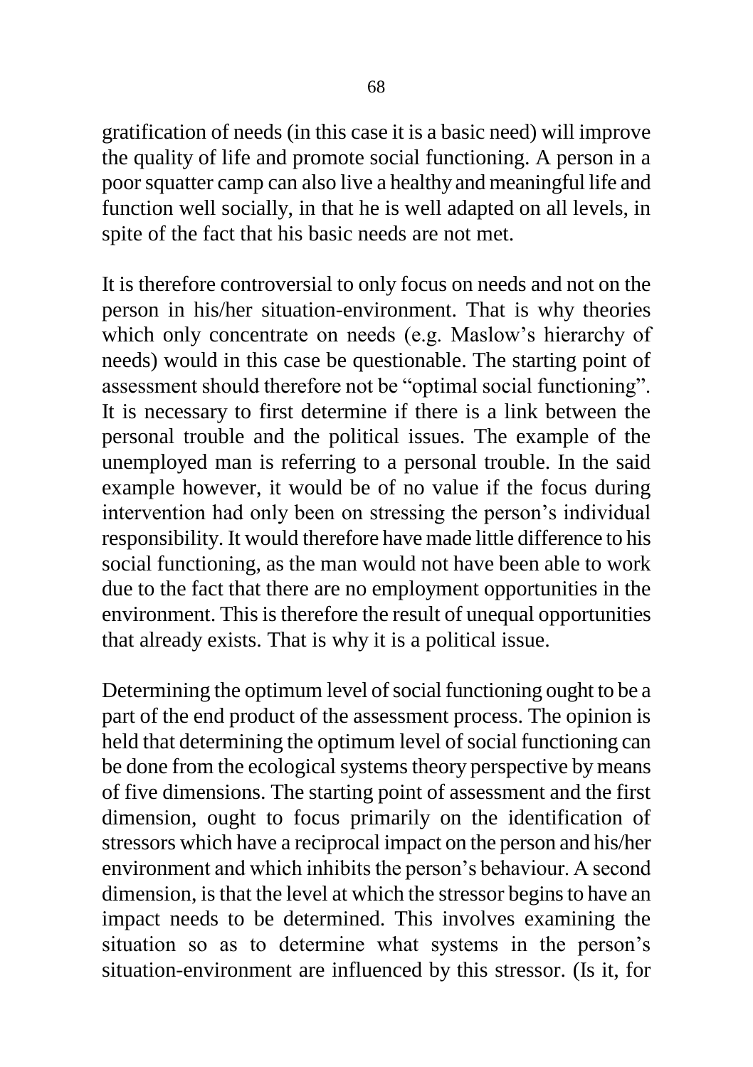gratification of needs (in this case it is a basic need) will improve the quality of life and promote social functioning. A person in a poor squatter camp can also live a healthy and meaningful life and function well socially, in that he is well adapted on all levels, in spite of the fact that his basic needs are not met.

It is therefore controversial to only focus on needs and not on the person in his/her situation-environment. That is why theories which only concentrate on needs (e.g. Maslow's hierarchy of needs) would in this case be questionable. The starting point of assessment should therefore not be "optimal social functioning". It is necessary to first determine if there is a link between the personal trouble and the political issues. The example of the unemployed man is referring to a personal trouble. In the said example however, it would be of no value if the focus during intervention had only been on stressing the person's individual responsibility. It would therefore have made little difference to his social functioning, as the man would not have been able to work due to the fact that there are no employment opportunities in the environment. This is therefore the result of unequal opportunities that already exists. That is why it is a political issue.

Determining the optimum level of social functioning ought to be a part of the end product of the assessment process. The opinion is held that determining the optimum level of social functioning can be done from the ecological systems theory perspective by means of five dimensions. The starting point of assessment and the first dimension, ought to focus primarily on the identification of stressors which have a reciprocal impact on the person and his/her environment and which inhibits the person's behaviour. A second dimension, is that the level at which the stressor begins to have an impact needs to be determined. This involves examining the situation so as to determine what systems in the person's situation-environment are influenced by this stressor. (Is it, for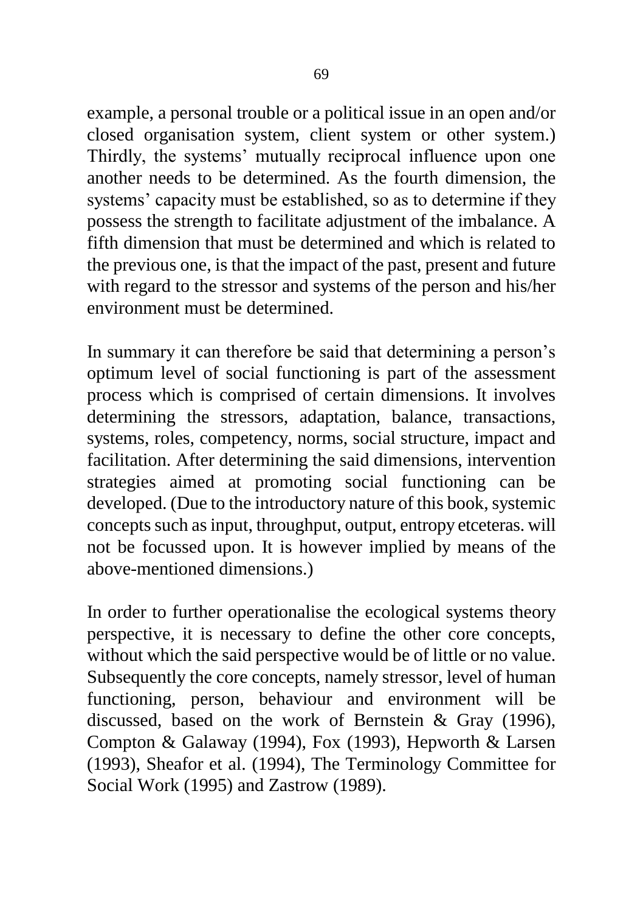example, a personal trouble or a political issue in an open and/or closed organisation system, client system or other system.) Thirdly, the systems' mutually reciprocal influence upon one another needs to be determined. As the fourth dimension, the systems' capacity must be established, so as to determine if they possess the strength to facilitate adjustment of the imbalance. A fifth dimension that must be determined and which is related to the previous one, is that the impact of the past, present and future with regard to the stressor and systems of the person and his/her environment must be determined.

In summary it can therefore be said that determining a person's optimum level of social functioning is part of the assessment process which is comprised of certain dimensions. It involves determining the stressors, adaptation, balance, transactions, systems, roles, competency, norms, social structure, impact and facilitation. After determining the said dimensions, intervention strategies aimed at promoting social functioning can be developed. (Due to the introductory nature of this book, systemic concepts such as input, throughput, output, entropy etceteras. will not be focussed upon. It is however implied by means of the above-mentioned dimensions.)

In order to further operationalise the ecological systems theory perspective, it is necessary to define the other core concepts, without which the said perspective would be of little or no value. Subsequently the core concepts, namely stressor, level of human functioning, person, behaviour and environment will be discussed, based on the work of Bernstein & Gray (1996), Compton & Galaway (1994), Fox (1993), Hepworth & Larsen (1993), Sheafor et al. (1994), The Terminology Committee for Social Work (1995) and Zastrow (1989).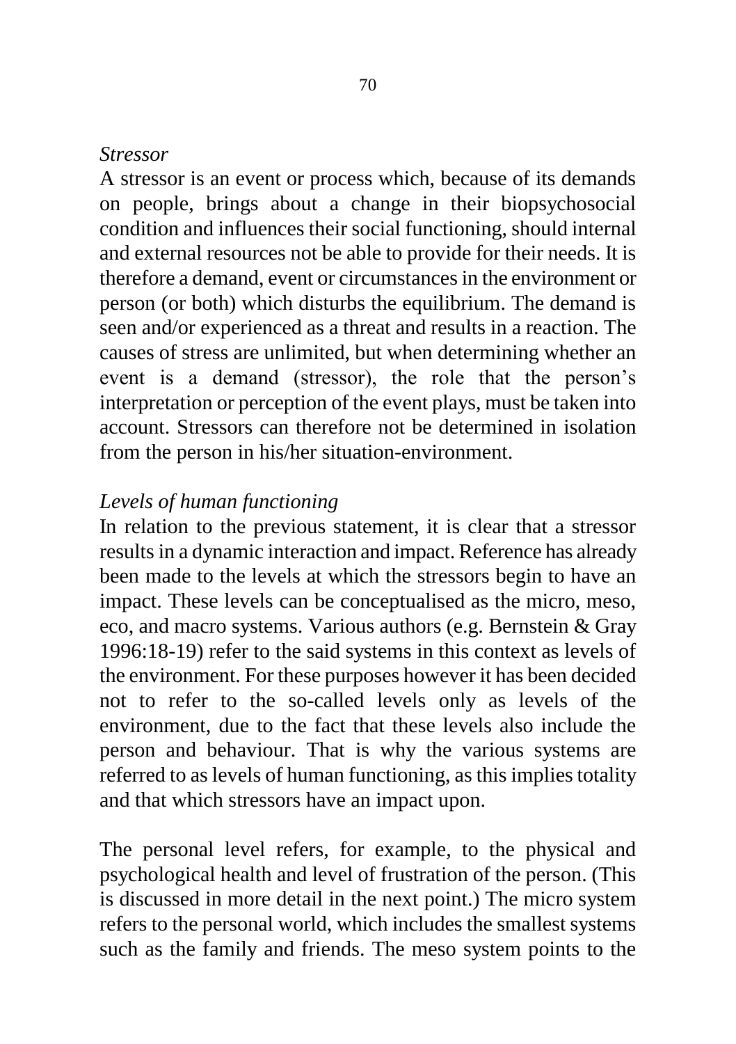*Stressor*

A stressor is an event or process which, because of its demands on people, brings about a change in their biopsychosocial condition and influences their social functioning, should internal and external resources not be able to provide for their needs. It is therefore a demand, event or circumstances in the environment or person (or both) which disturbs the equilibrium. The demand is seen and/or experienced as a threat and results in a reaction. The causes of stress are unlimited, but when determining whether an event is a demand (stressor), the role that the person's interpretation or perception of the event plays, must be taken into account. Stressors can therefore not be determined in isolation from the person in his/her situation-environment.

*Levels of human functioning*

In relation to the previous statement, it is clear that a stressor results in a dynamic interaction and impact. Reference has already been made to the levels at which the stressors begin to have an impact. These levels can be conceptualised as the micro, meso, eco, and macro systems. Various authors (e.g. Bernstein & Gray 1996:18-19) refer to the said systems in this context as levels of the environment. For these purposes however it has been decided not to refer to the so-called levels only as levels of the environment, due to the fact that these levels also include the person and behaviour. That is why the various systems are referred to as levels of human functioning, as this implies totality and that which stressors have an impact upon.

The personal level refers, for example, to the physical and psychological health and level of frustration of the person. (This is discussed in more detail in the next point.) The micro system refers to the personal world, which includes the smallest systems such as the family and friends. The meso system points to the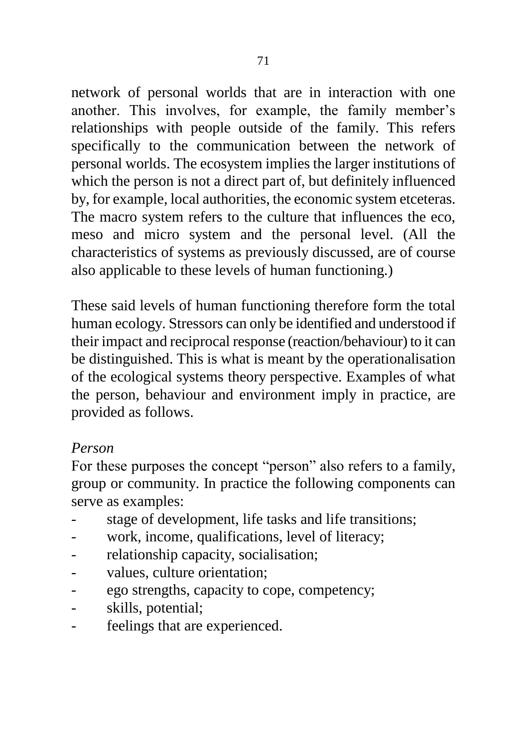network of personal worlds that are in interaction with one another. This involves, for example, the family member's relationships with people outside of the family. This refers specifically to the communication between the network of personal worlds. The ecosystem implies the larger institutions of which the person is not a direct part of, but definitely influenced by, for example, local authorities, the economic system etceteras. The macro system refers to the culture that influences the eco, meso and micro system and the personal level. (All the characteristics of systems as previously discussed, are of course also applicable to these levels of human functioning.)

These said levels of human functioning therefore form the total human ecology. Stressors can only be identified and understood if their impact and reciprocal response (reaction/behaviour) to it can be distinguished. This is what is meant by the operationalisation of the ecological systems theory perspective. Examples of what the person, behaviour and environment imply in practice, are provided as follows.

*Person*

For these purposes the concept "person" also refers to a family, group or community. In practice the following components can serve as examples:

- stage of development, life tasks and life transitions;
- work, income, qualifications, level of literacy;
- relationship capacity, socialisation;
- values, culture orientation;
- ego strengths, capacity to cope, competency;
- skills, potential;
- feelings that are experienced.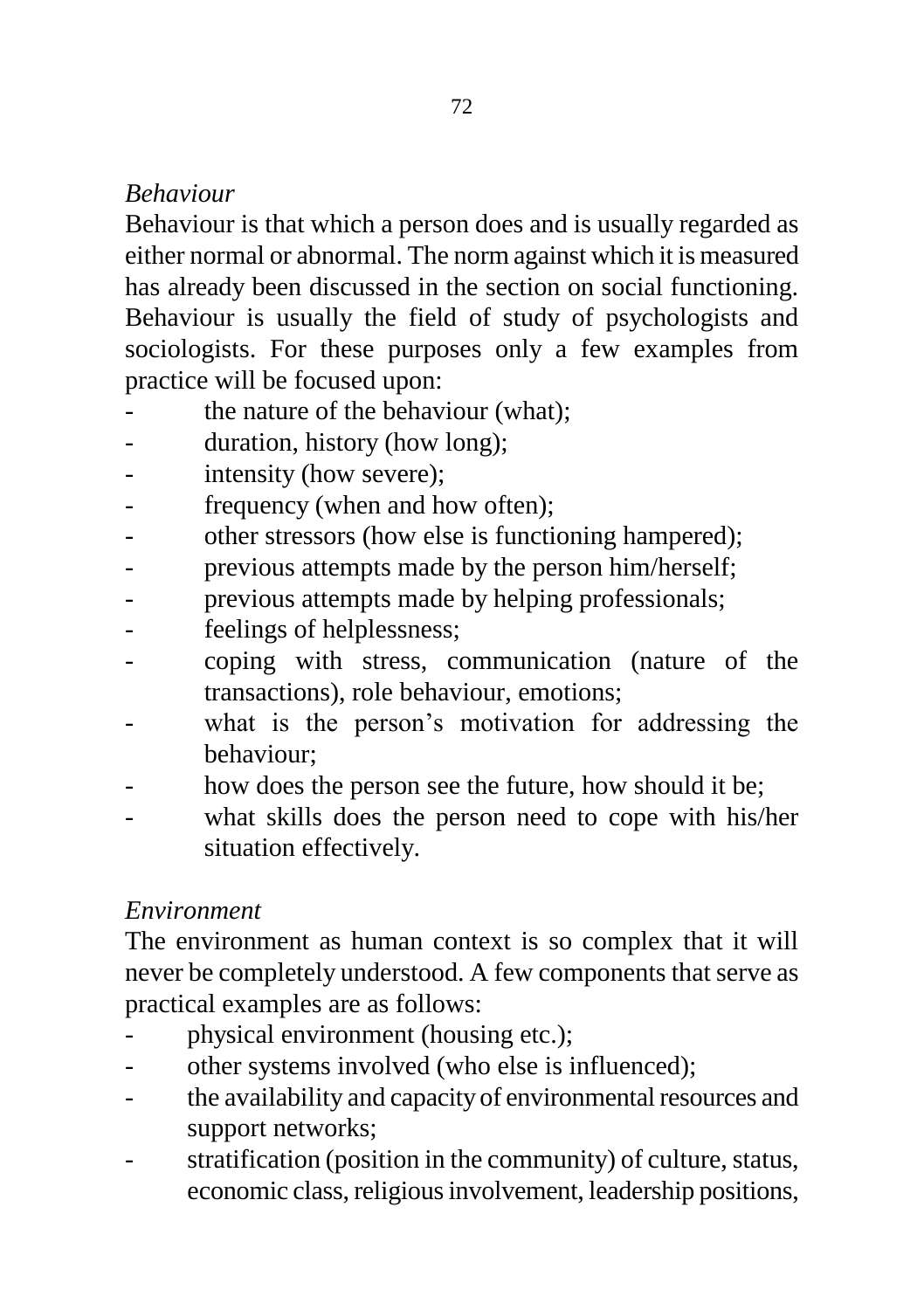*Behaviour*

Behaviour is that which a person does and is usually regarded as either normal or abnormal. The norm against which it is measured has already been discussed in the section on social functioning. Behaviour is usually the field of study of psychologists and sociologists. For these purposes only a few examples from practice will be focused upon:

- the nature of the behaviour (what);
- duration, history (how long);
- intensity (how severe);
- frequency (when and how often);
- other stressors (how else is functioning hampered);
- previous attempts made by the person him/herself;
- previous attempts made by helping professionals;
- feelings of helplessness;
- coping with stress, communication (nature of the transactions), role behaviour, emotions;
- what is the person's motivation for addressing the behaviour;
- how does the person see the future, how should it be;
- what skills does the person need to cope with his/her situation effectively.

*Environment*

The environment as human context is so complex that it will never be completely understood. A few components that serve as practical examples are as follows:

- physical environment (housing etc.);
- other systems involved (who else is influenced);
- the availability and capacity of environmental resources and support networks;
- stratification (position in the community) of culture, status, economic class, religious involvement, leadership positions,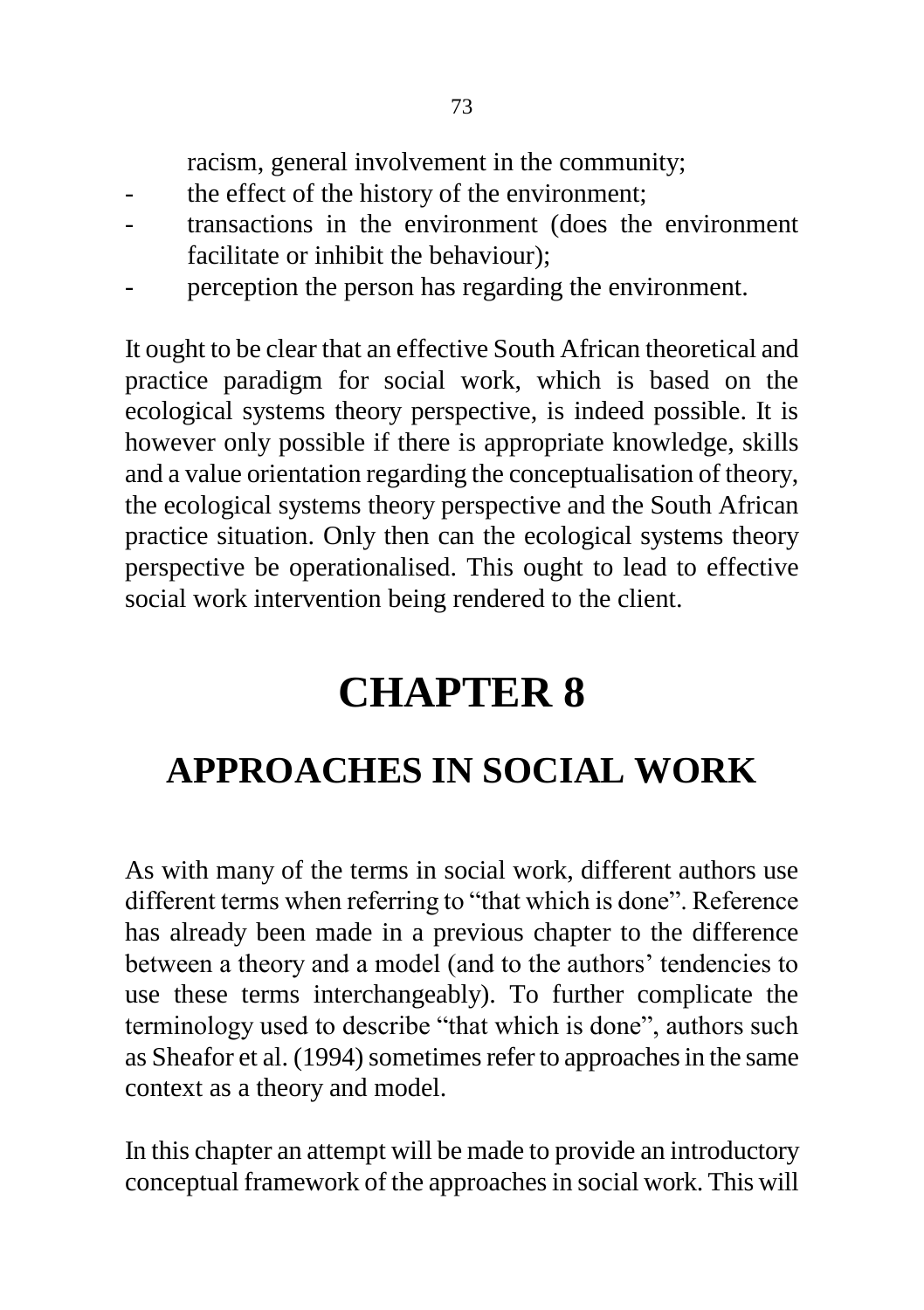racism, general involvement in the community;

- the effect of the history of the environment;
- transactions in the environment (does the environment facilitate or inhibit the behaviour);
- perception the person has regarding the environment.

It ought to be clear that an effective South African theoretical and practice paradigm for social work, which is based on the ecological systems theory perspective, is indeed possible. It is however only possible if there is appropriate knowledge, skills and a value orientation regarding the conceptualisation of theory, the ecological systems theory perspective and the South African practice situation. Only then can the ecological systems theory perspective be operationalised. This ought to lead to effective social work intervention being rendered to the client.

# CHAPTER 8

## APPROACHES IN SOCIAL WORK

As with many of the terms in social work, different authors use different terms when referring to "that which is done". Reference has already been made in a previous chapter to the difference between a theory and a model (and to the authors' tendencies to use these terms interchangeably). To further complicate the terminology used to describe "that which is done", authors such as Sheafor et al. (1994) sometimes refer to approaches in the same context as a theory and model.

In this chapter an attempt will be made to provide an introductory conceptual framework of the approaches in social work. This will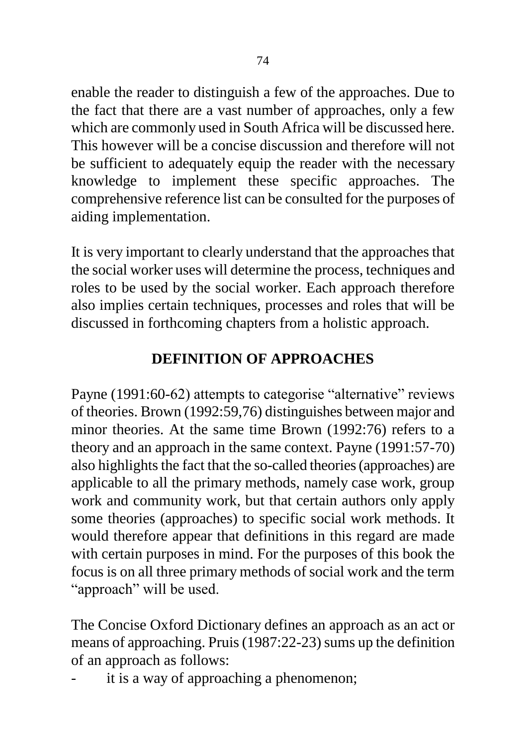enable the reader to distinguish a few of the approaches. Due to the fact that there are a vast number of approaches, only a few which are commonly used in South Africa will be discussed here. This however will be a concise discussion and therefore will not be sufficient to adequately equip the reader with the necessary knowledge to implement these specific approaches. The comprehensive reference list can be consulted for the purposes of aiding implementation.

It is very important to clearly understand that the approaches that the social worker uses will determine the process, techniques and roles to be used by the social worker. Each approach therefore also implies certain techniques, processes and roles that will be discussed in forthcoming chapters from a holistic approach.

## DEFINITION OF APPROACHES

Payne (1991:60-62) attempts to categorise "alternative" reviews of theories. Brown (1992:59,76) distinguishes between major and minor theories. At the same time Brown (1992:76) refers to a theory and an approach in the same context. Payne (1991:57-70) also highlights the fact that the so-called theories (approaches) are applicable to all the primary methods, namely case work, group work and community work, but that certain authors only apply some theories (approaches) to specific social work methods. It would therefore appear that definitions in this regard are made with certain purposes in mind. For the purposes of this book the focus is on all three primary methods of social work and the term "approach" will be used.

The Concise Oxford Dictionary defines an approach as an act or means of approaching. Pruis (1987:22-23) sums up the definition of an approach as follows:

- it is a way of approaching a phenomenon;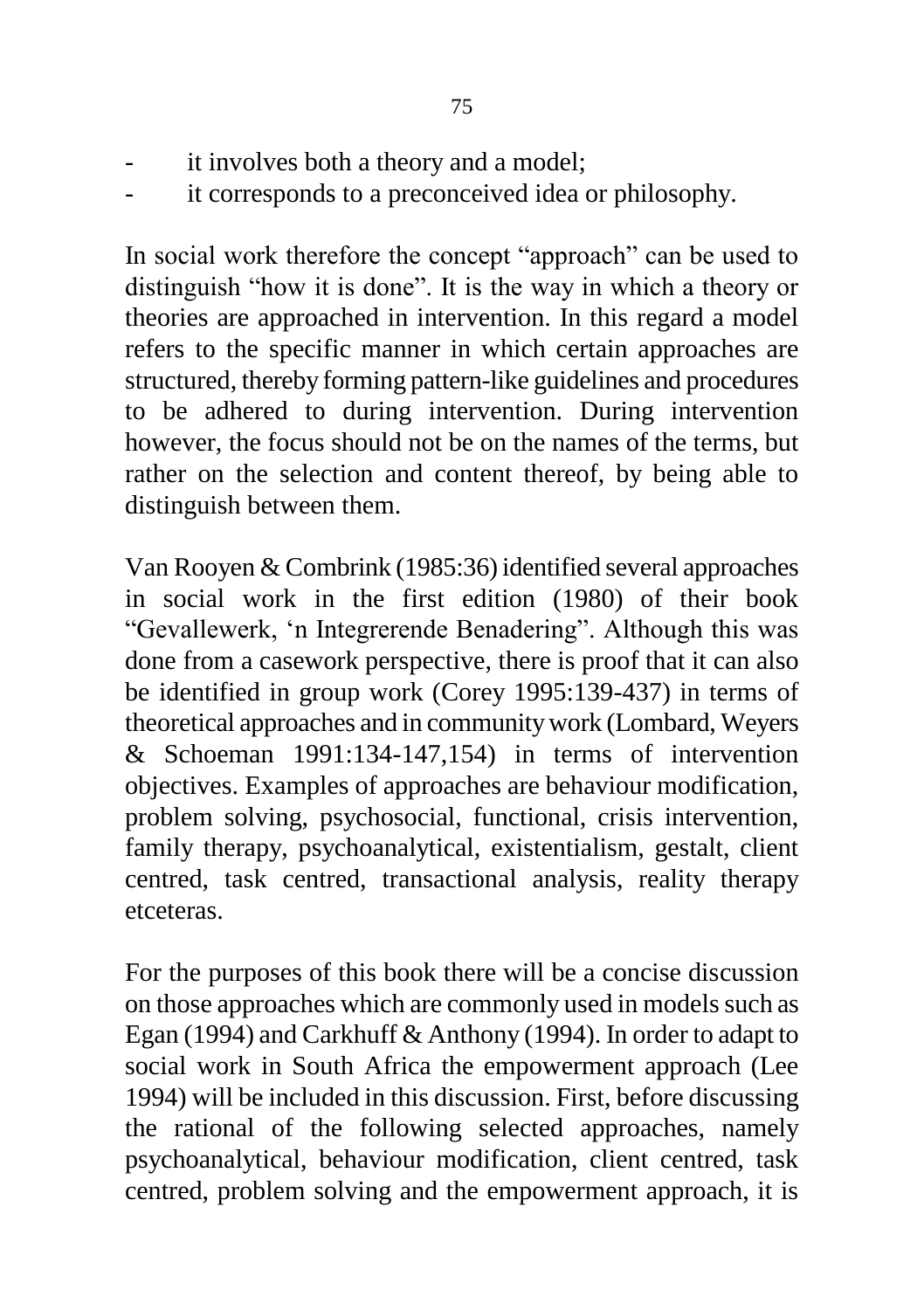- it involves both a theory and a model;
- it corresponds to a preconceived idea or philosophy.

In social work therefore the concept "approach" can be used to distinguish "how it is done". It is the way in which a theory or theories are approached in intervention. In this regard a model refers to the specific manner in which certain approaches are structured, thereby forming pattern-like guidelines and procedures to be adhered to during intervention. During intervention however, the focus should not be on the names of the terms, but rather on the selection and content thereof, by being able to distinguish between them.

Van Rooyen & Combrink (1985:36) identified several approaches in social work in the first edition (1980) of their book "Gevallewerk, 'n Integrerende Benadering". Although this was done from a casework perspective, there is proof that it can also be identified in group work (Corey 1995:139-437) in terms of theoretical approaches and in community work (Lombard, Weyers & Schoeman 1991:134-147,154) in terms of intervention objectives. Examples of approaches are behaviour modification, problem solving, psychosocial, functional, crisis intervention, family therapy, psychoanalytical, existentialism, gestalt, client centred, task centred, transactional analysis, reality therapy etceteras.

For the purposes of this book there will be a concise discussion on those approaches which are commonly used in models such as Egan (1994) and Carkhuff & Anthony (1994). In order to adapt to social work in South Africa the empowerment approach (Lee 1994) will be included in this discussion. First, before discussing the rational of the following selected approaches, namely psychoanalytical, behaviour modification, client centred, task centred, problem solving and the empowerment approach, it is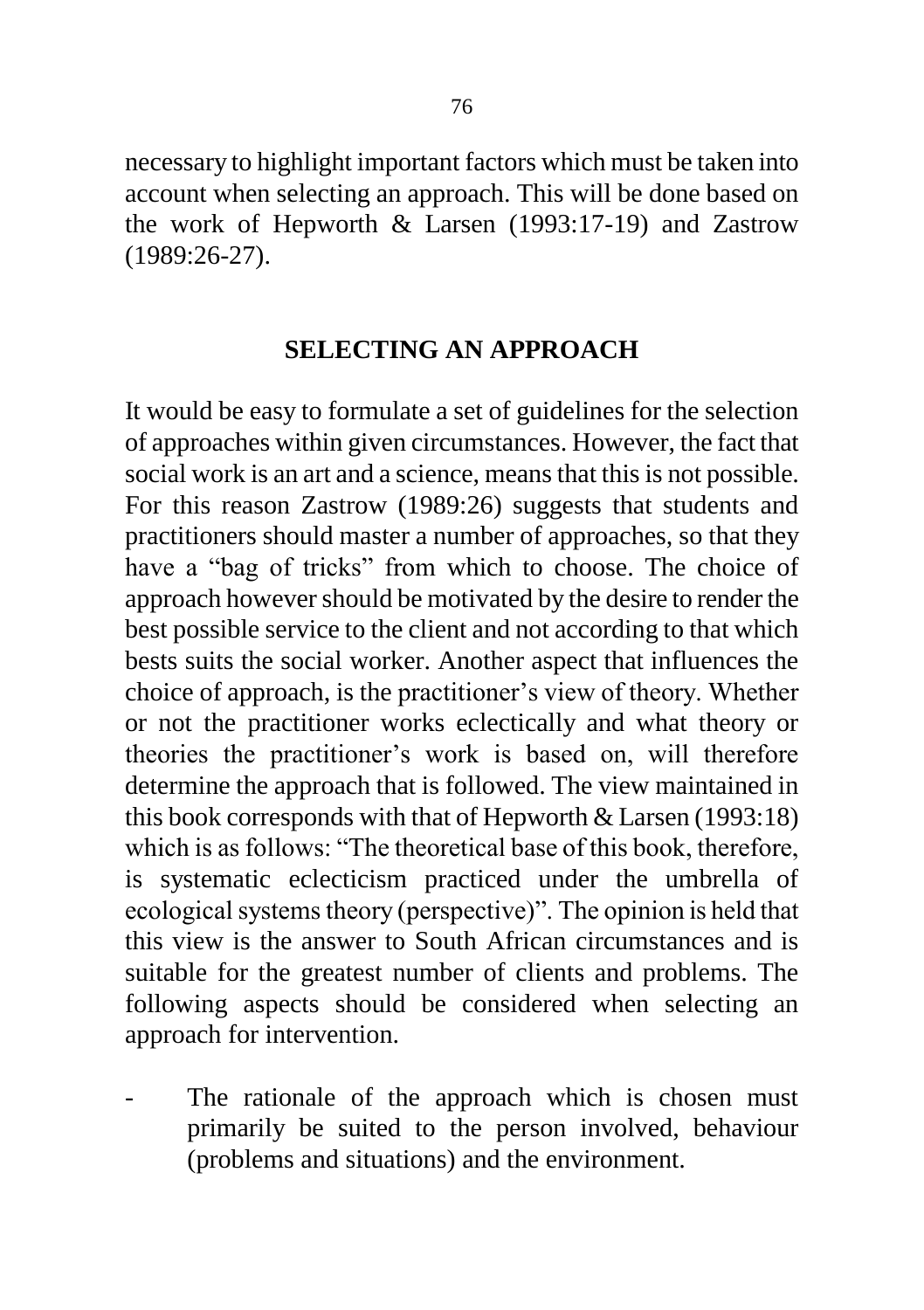necessary to highlight important factors which must be taken into account when selecting an approach. This will be done based on the work of Hepworth & Larsen (1993:17-19) and Zastrow (1989:26-27).

## SELECTING AN APPROACH

It would be easy to formulate a set of guidelines for the selection of approaches within given circumstances. However, the fact that social work is an art and a science, means that this is not possible. For this reason Zastrow (1989:26) suggests that students and practitioners should master a number of approaches, so that they have a "bag of tricks" from which to choose. The choice of approach however should be motivated by the desire to render the best possible service to the client and not according to that which bests suits the social worker. Another aspect that influences the choice of approach, is the practitioner's view of theory. Whether or not the practitioner works eclectically and what theory or theories the practitioner's work is based on, will therefore determine the approach that is followed. The view maintained in this book corresponds with that of Hepworth & Larsen (1993:18) which is as follows: "The theoretical base of this book, therefore, is systematic eclecticism practiced under the umbrella of ecological systems theory (perspective)". The opinion is held that this view is the answer to South African circumstances and is suitable for the greatest number of clients and problems. The following aspects should be considered when selecting an approach for intervention.

- The rationale of the approach which is chosen must primarily be suited to the person involved, behaviour (problems and situations) and the environment.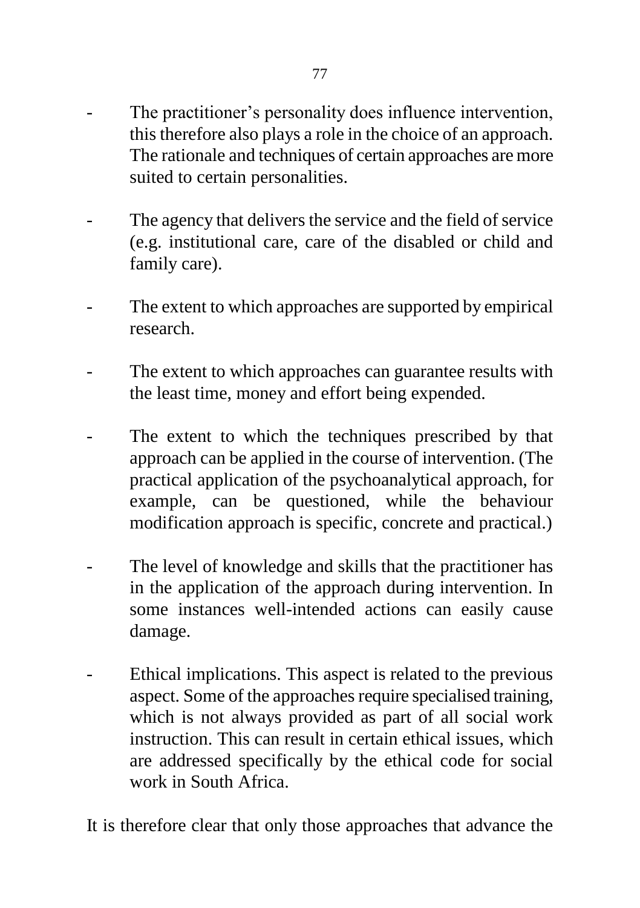- The practitioner's personality does influence intervention, this therefore also plays a role in the choice of an approach. The rationale and techniques of certain approaches are more suited to certain personalities.

- The agency that delivers the service and the field of service (e.g. institutional care, care of the disabled or child and family care).

- The extent to which approaches are supported by empirical research.

- The extent to which approaches can guarantee results with the least time, money and effort being expended.

- The extent to which the techniques prescribed by that approach can be applied in the course of intervention. (The practical application of the psychoanalytical approach, for example, can be questioned, while the behaviour modification approach is specific, concrete and practical.)

- The level of knowledge and skills that the practitioner has in the application of the approach during intervention. In some instances well-intended actions can easily cause damage.

- Ethical implications. This aspect is related to the previous aspect. Some of the approaches require specialised training, which is not always provided as part of all social work instruction. This can result in certain ethical issues, which are addressed specifically by the ethical code for social work in South Africa.

It is therefore clear that only those approaches that advance the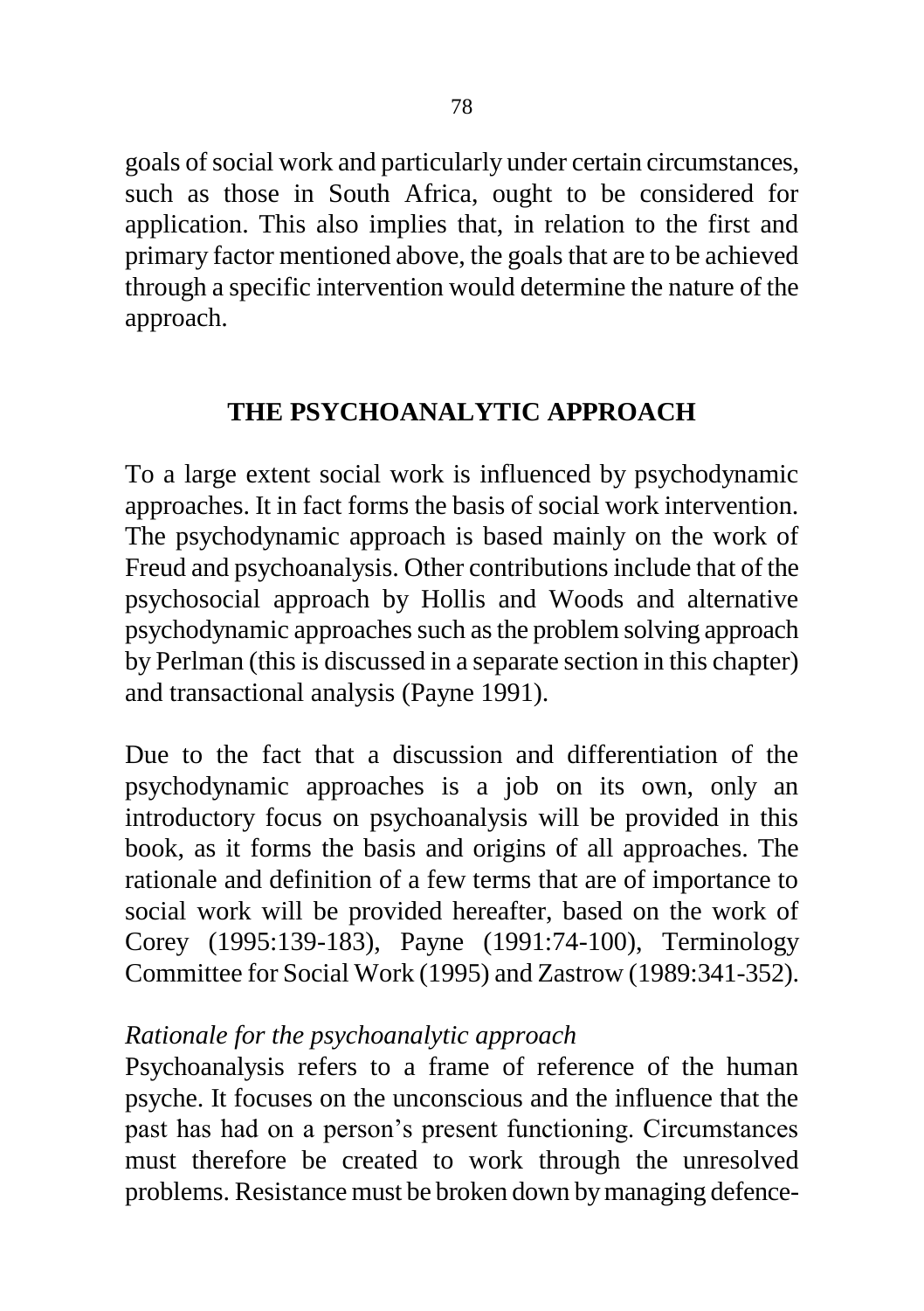goals of social work and particularly under certain circumstances, such as those in South Africa, ought to be considered for application. This also implies that, in relation to the first and primary factor mentioned above, the goals that are to be achieved through a specific intervention would determine the nature of the approach.

## THE PSYCHOANALYTIC APPROACH

To a large extent social work is influenced by psychodynamic approaches. It in fact forms the basis of social work intervention. The psychodynamic approach is based mainly on the work of Freud and psychoanalysis. Other contributions include that of the psychosocial approach by Hollis and Woods and alternative psychodynamic approaches such as the problem solving approach by Perlman (this is discussed in a separate section in this chapter) and transactional analysis (Payne 1991).

Due to the fact that a discussion and differentiation of the psychodynamic approaches is a job on its own, only an introductory focus on psychoanalysis will be provided in this book, as it forms the basis and origins of all approaches. The rationale and definition of a few terms that are of importance to social work will be provided hereafter, based on the work of Corey (1995:139-183), Payne (1991:74-100), Terminology Committee for Social Work (1995) and Zastrow (1989:341-352).

*Rationale for the psychoanalytic approach*

Psychoanalysis refers to a frame of reference of the human psyche. It focuses on the unconscious and the influence that the past has had on a person's present functioning. Circumstances must therefore be created to work through the unresolved problems. Resistance must be broken down by managing defence-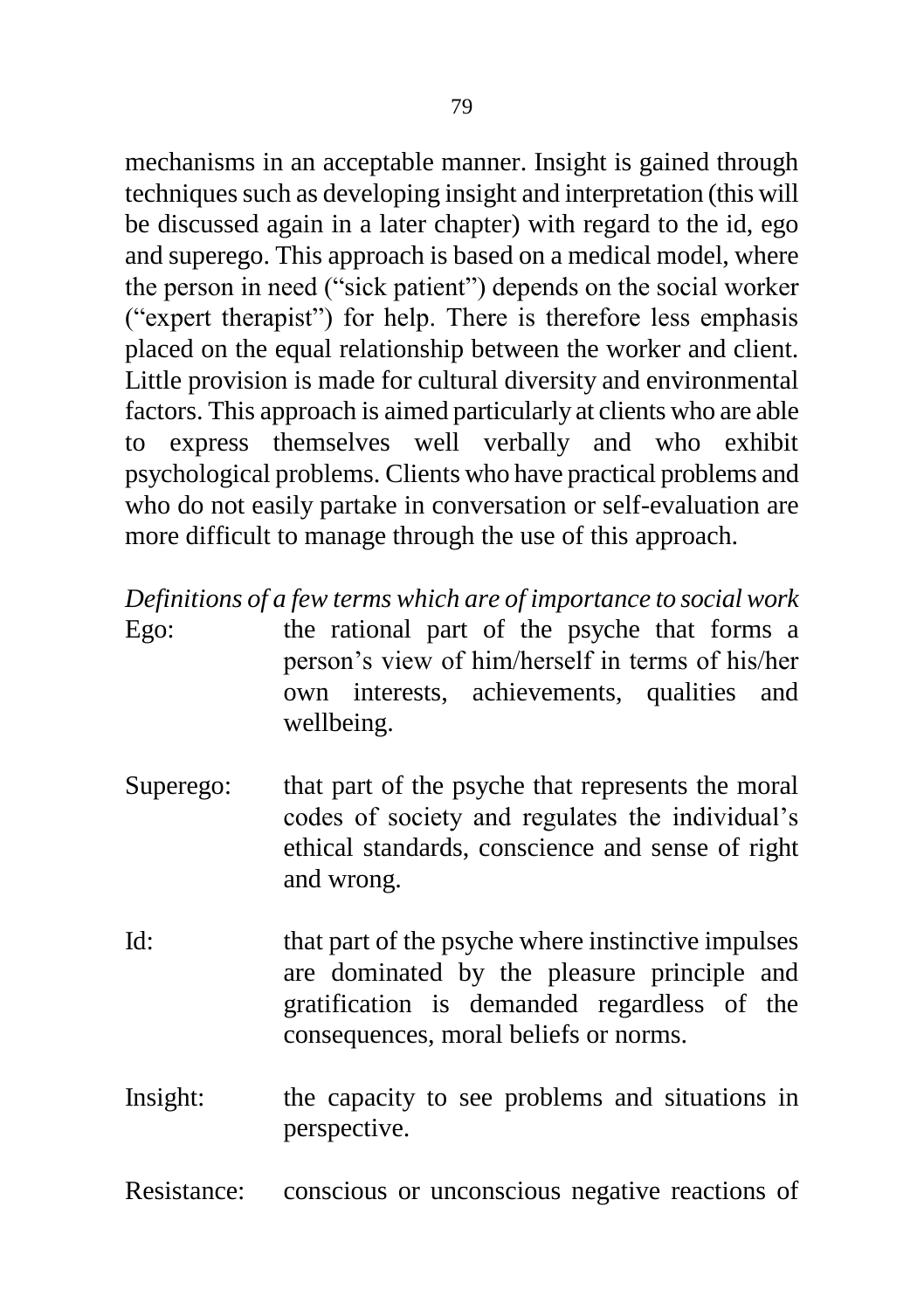mechanisms in an acceptable manner. Insight is gained through techniques such as developing insight and interpretation (this will be discussed again in a later chapter) with regard to the id, ego and superego. This approach is based on a medical model, where the person in need ("sick patient") depends on the social worker ("expert therapist") for help. There is therefore less emphasis placed on the equal relationship between the worker and client. Little provision is made for cultural diversity and environmental factors. This approach is aimed particularly at clients who are able to express themselves well verbally and who exhibit psychological problems. Clients who have practical problems and who do not easily partake in conversation or self-evaluation are more difficult to manage through the use of this approach.

*Definitions of a few terms which are of importance to social work*

Ego: the rational part of the psyche that forms a person's view of him/herself in terms of his/her own interests, achievements, qualities and wellbeing.

Superego: that part of the psyche that represents the moral codes of society and regulates the individual's ethical standards, conscience and sense of right and wrong.

Id: that part of the psyche where instinctive impulses are dominated by the pleasure principle and gratification is demanded regardless of the consequences, moral beliefs or norms.

Insight: the capacity to see problems and situations in perspective.

Resistance: conscious or unconscious negative reactions of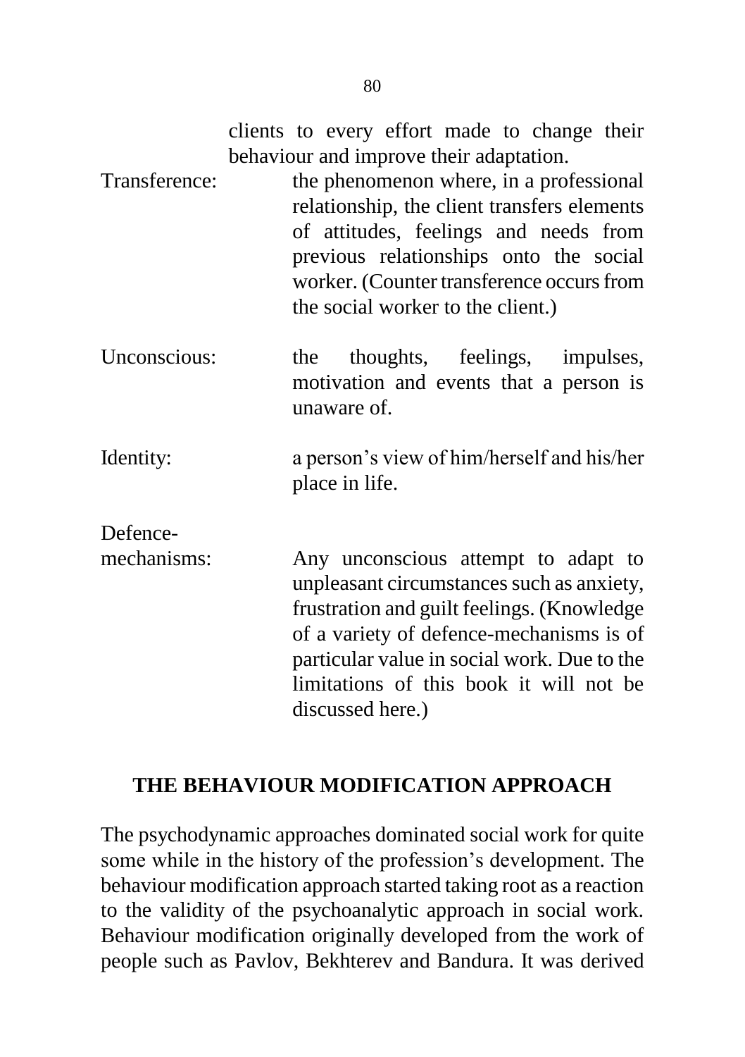clients to every effort made to change their behaviour and improve their adaptation.

Transference: the phenomenon where, in a professional relationship, the client transfers elements of attitudes, feelings and needs from previous relationships onto the social worker. (Counter transference occurs from the social worker to the client.)

Unconscious: the thoughts, feelings, impulses, motivation and events that a person is unaware of.

Identity: a person's view of him/herself and his/her place in life.

Defence-mechanisms: Any unconscious attempt to adapt to unpleasant circumstances such as anxiety, frustration and guilt feelings. (Knowledge of a variety of defence-mechanisms is of particular value in social work. Due to the limitations of this book it will not be discussed here.)

## THE BEHAVIOUR MODIFICATION APPROACH

The psychodynamic approaches dominated social work for quite some while in the history of the profession's development. The behaviour modification approach started taking root as a reaction to the validity of the psychoanalytic approach in social work. Behaviour modification originally developed from the work of people such as Pavlov, Bekhterev and Bandura. It was derived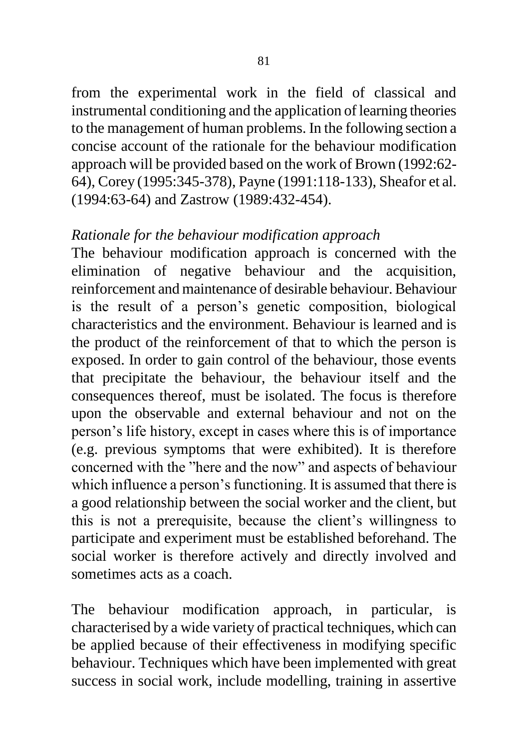from the experimental work in the field of classical and instrumental conditioning and the application of learning theories to the management of human problems. In the following section a concise account of the rationale for the behaviour modification approach will be provided based on the work of Brown (1992:62-64), Corey (1995:345-378), Payne (1991:118-133), Sheafor et al. (1994:63-64) and Zastrow (1989:432-454).

*Rationale for the behaviour modification approach*

The behaviour modification approach is concerned with the elimination of negative behaviour and the acquisition, reinforcement and maintenance of desirable behaviour. Behaviour is the result of a person's genetic composition, biological characteristics and the environment. Behaviour is learned and is the product of the reinforcement of that to which the person is exposed. In order to gain control of the behaviour, those events that precipitate the behaviour, the behaviour itself and the consequences thereof, must be isolated. The focus is therefore upon the observable and external behaviour and not on the person's life history, except in cases where this is of importance (e.g. previous symptoms that were exhibited). It is therefore concerned with the "here and the now" and aspects of behaviour which influence a person's functioning. It is assumed that there is a good relationship between the social worker and the client, but this is not a prerequisite, because the client's willingness to participate and experiment must be established beforehand. The social worker is therefore actively and directly involved and sometimes acts as a coach.

The behaviour modification approach, in particular, is characterised by a wide variety of practical techniques, which can be applied because of their effectiveness in modifying specific behaviour. Techniques which have been implemented with great success in social work, include modelling, training in assertive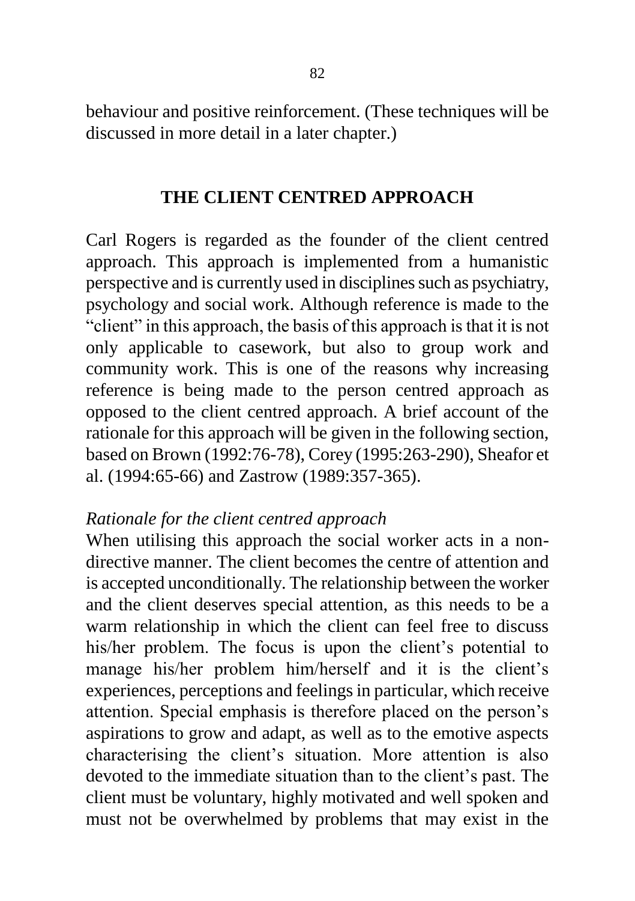behaviour and positive reinforcement. (These techniques will be discussed in more detail in a later chapter.)

## THE CLIENT CENTRED APPROACH

Carl Rogers is regarded as the founder of the client centred approach. This approach is implemented from a humanistic perspective and is currently used in disciplines such as psychiatry, psychology and social work. Although reference is made to the "client" in this approach, the basis of this approach is that it is not only applicable to casework, but also to group work and community work. This is one of the reasons why increasing reference is being made to the person centred approach as opposed to the client centred approach. A brief account of the rationale for this approach will be given in the following section, based on Brown (1992:76-78), Corey (1995:263-290), Sheafor et al. (1994:65-66) and Zastrow (1989:357-365).

*Rationale for the client centred approach*

When utilising this approach the social worker acts in a non-directive manner. The client becomes the centre of attention and is accepted unconditionally. The relationship between the worker and the client deserves special attention, as this needs to be a warm relationship in which the client can feel free to discuss his/her problem. The focus is upon the client's potential to manage his/her problem him/herself and it is the client's experiences, perceptions and feelings in particular, which receive attention. Special emphasis is therefore placed on the person's aspirations to grow and adapt, as well as to the emotive aspects characterising the client's situation. More attention is also devoted to the immediate situation than to the client's past. The client must be voluntary, highly motivated and well spoken and must not be overwhelmed by problems that may exist in the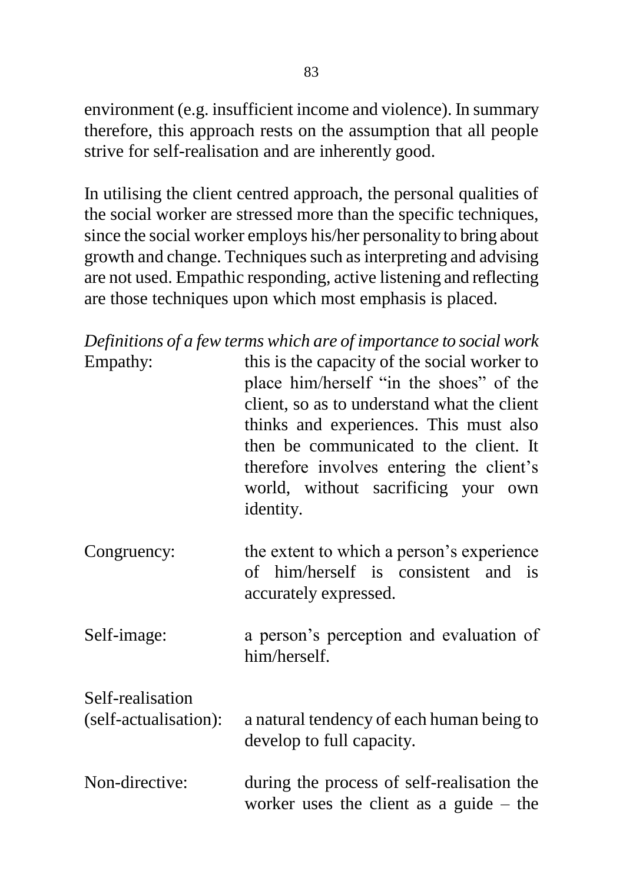environment (e.g. insufficient income and violence). In summary therefore, this approach rests on the assumption that all people strive for self-realisation and are inherently good.

In utilising the client centred approach, the personal qualities of the social worker are stressed more than the specific techniques, since the social worker employs his/her personality to bring about growth and change. Techniques such as interpreting and advising are not used. Empathic responding, active listening and reflecting are those techniques upon which most emphasis is placed.

*Definitions of a few terms which are of importance to social work*

Empathy: this is the capacity of the social worker to place him/herself "in the shoes" of the client, so as to understand what the client thinks and experiences. This must also then be communicated to the client. It therefore involves entering the client's world, without sacrificing your own identity.

Congruency: the extent to which a person's experience of him/herself is consistent and is accurately expressed.

Self-image: a person's perception and evaluation of him/herself.

Self-realisation (self-actualisation): a natural tendency of each human being to develop to full capacity.

Non-directive: during the process of self-realisation the worker uses the client as a guide – the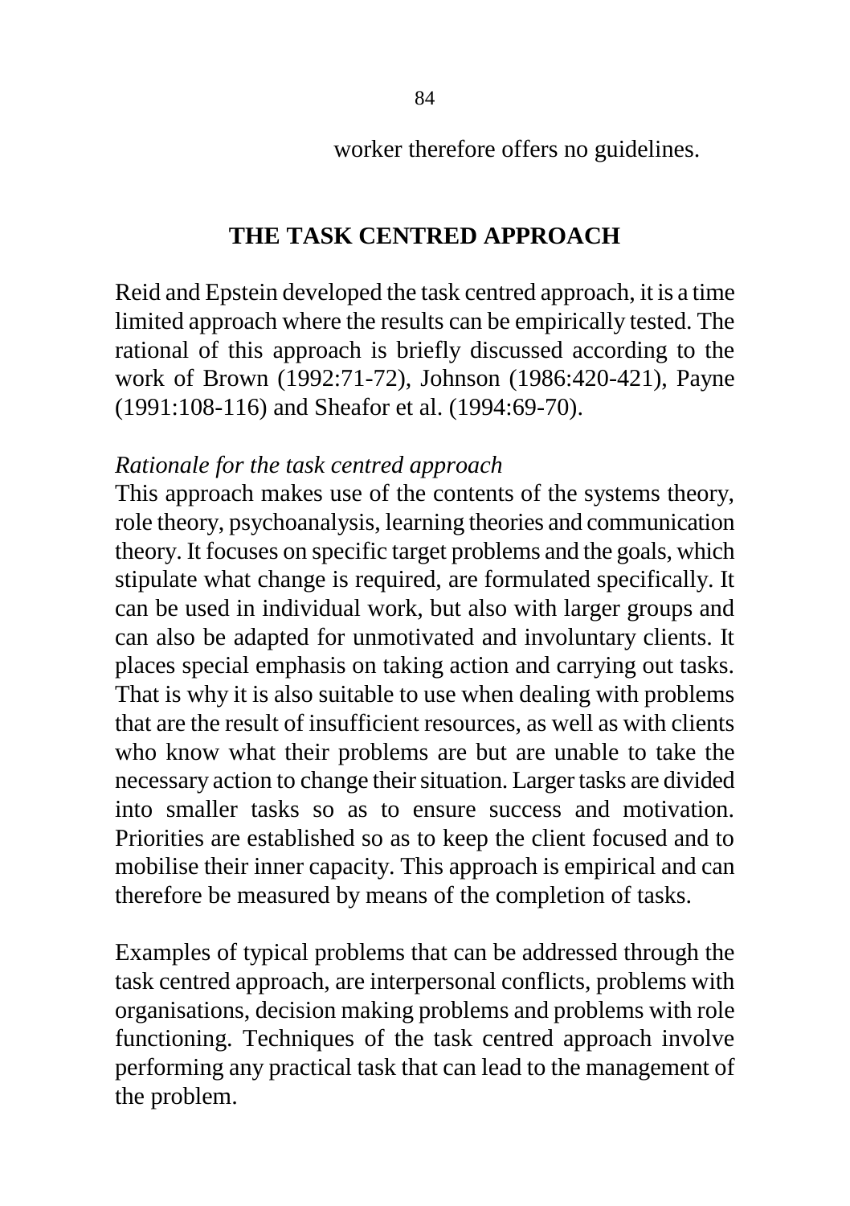worker therefore offers no guidelines.

## THE TASK CENTRED APPROACH

Reid and Epstein developed the task centred approach, it is a time limited approach where the results can be empirically tested. The rational of this approach is briefly discussed according to the work of Brown (1992:71-72), Johnson (1986:420-421), Payne (1991:108-116) and Sheafor et al. (1994:69-70).

*Rationale for the task centred approach*

This approach makes use of the contents of the systems theory, role theory, psychoanalysis, learning theories and communication theory. It focuses on specific target problems and the goals, which stipulate what change is required, are formulated specifically. It can be used in individual work, but also with larger groups and can also be adapted for unmotivated and involuntary clients. It places special emphasis on taking action and carrying out tasks. That is why it is also suitable to use when dealing with problems that are the result of insufficient resources, as well as with clients who know what their problems are but are unable to take the necessary action to change their situation. Larger tasks are divided into smaller tasks so as to ensure success and motivation. Priorities are established so as to keep the client focused and to mobilise their inner capacity. This approach is empirical and can therefore be measured by means of the completion of tasks.

Examples of typical problems that can be addressed through the task centred approach, are interpersonal conflicts, problems with organisations, decision making problems and problems with role functioning. Techniques of the task centred approach involve performing any practical task that can lead to the management of the problem.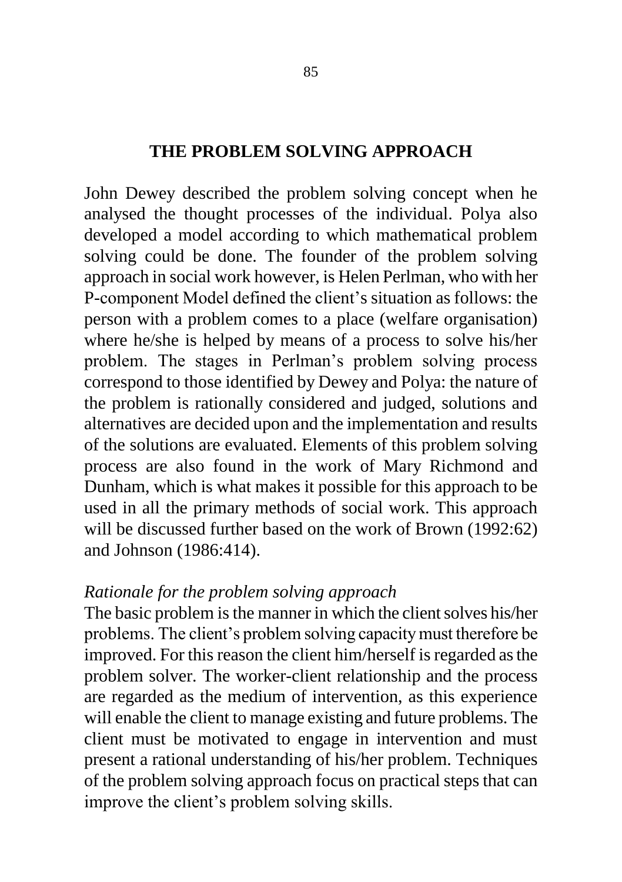## THE PROBLEM SOLVING APPROACH

John Dewey described the problem solving concept when he analysed the thought processes of the individual. Polya also developed a model according to which mathematical problem solving could be done. The founder of the problem solving approach in social work however, is Helen Perlman, who with her P-component Model defined the client's situation as follows: the person with a problem comes to a place (welfare organisation) where he/she is helped by means of a process to solve his/her problem. The stages in Perlman's problem solving process correspond to those identified by Dewey and Polya: the nature of the problem is rationally considered and judged, solutions and alternatives are decided upon and the implementation and results of the solutions are evaluated. Elements of this problem solving process are also found in the work of Mary Richmond and Dunham, which is what makes it possible for this approach to be used in all the primary methods of social work. This approach will be discussed further based on the work of Brown (1992:62) and Johnson (1986:414).

*Rationale for the problem solving approach*

The basic problem is the manner in which the client solves his/her problems. The client's problem solving capacity must therefore be improved. For this reason the client him/herself is regarded as the problem solver. The worker-client relationship and the process are regarded as the medium of intervention, as this experience will enable the client to manage existing and future problems. The client must be motivated to engage in intervention and must present a rational understanding of his/her problem. Techniques of the problem solving approach focus on practical steps that can improve the client's problem solving skills.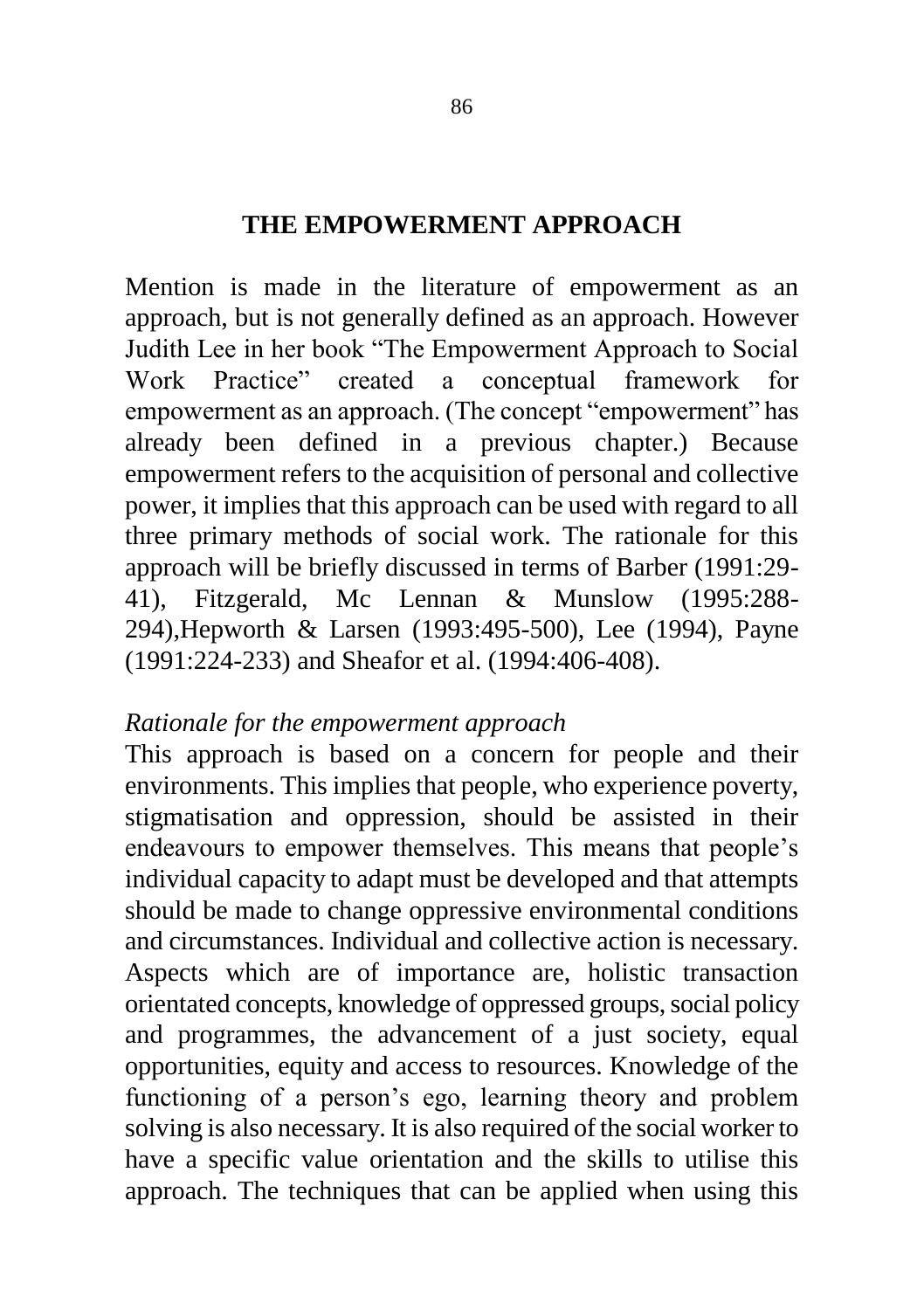# THE EMPOWERMENT APPROACH

Mention is made in the literature of empowerment as an approach, but is not generally defined as an approach. However Judith Lee in her book "The Empowerment Approach to Social Work Practice" created a conceptual framework for empowerment as an approach. (The concept "empowerment" has already been defined in a previous chapter.) Because empowerment refers to the acquisition of personal and collective power, it implies that this approach can be used with regard to all three primary methods of social work. The rationale for this approach will be briefly discussed in terms of Barber (1991:29-41), Fitzgerald, Mc Lennan & Munslow (1995:288-294),Hepworth & Larsen (1993:495-500), Lee (1994), Payne (1991:224-233) and Sheafor et al. (1994:406-408).

*Rationale for the empowerment approach*

This approach is based on a concern for people and their environments. This implies that people, who experience poverty, stigmatisation and oppression, should be assisted in their endeavours to empower themselves. This means that people's individual capacity to adapt must be developed and that attempts should be made to change oppressive environmental conditions and circumstances. Individual and collective action is necessary. Aspects which are of importance are, holistic transaction orientated concepts, knowledge of oppressed groups, social policy and programmes, the advancement of a just society, equal opportunities, equity and access to resources. Knowledge of the functioning of a person's ego, learning theory and problem solving is also necessary. It is also required of the social worker to have a specific value orientation and the skills to utilise this approach. The techniques that can be applied when using this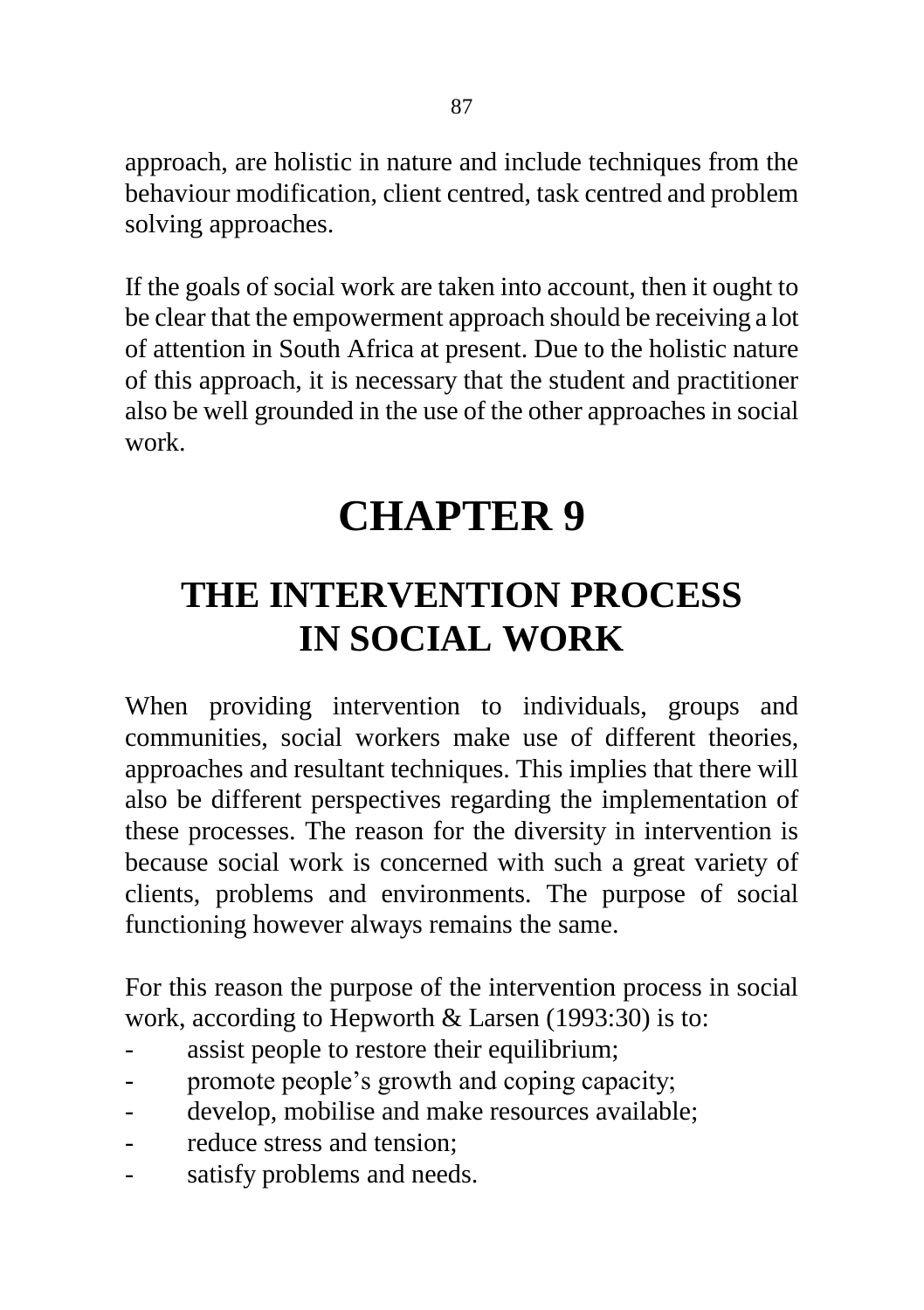approach, are holistic in nature and include techniques from the behaviour modification, client centred, task centred and problem solving approaches.

If the goals of social work are taken into account, then it ought to be clear that the empowerment approach should be receiving a lot of attention in South Africa at present. Due to the holistic nature of this approach, it is necessary that the student and practitioner also be well grounded in the use of the other approaches in social work.

# CHAPTER 9

## THE INTERVENTION PROCESS IN SOCIAL WORK

When providing intervention to individuals, groups and communities, social workers make use of different theories, approaches and resultant techniques. This implies that there will also be different perspectives regarding the implementation of these processes. The reason for the diversity in intervention is because social work is concerned with such a great variety of clients, problems and environments. The purpose of social functioning however always remains the same.

For this reason the purpose of the intervention process in social work, according to Hepworth & Larsen (1993:30) is to:

- assist people to restore their equilibrium;
- promote people's growth and coping capacity;
- develop, mobilise and make resources available;
- reduce stress and tension;
- satisfy problems and needs.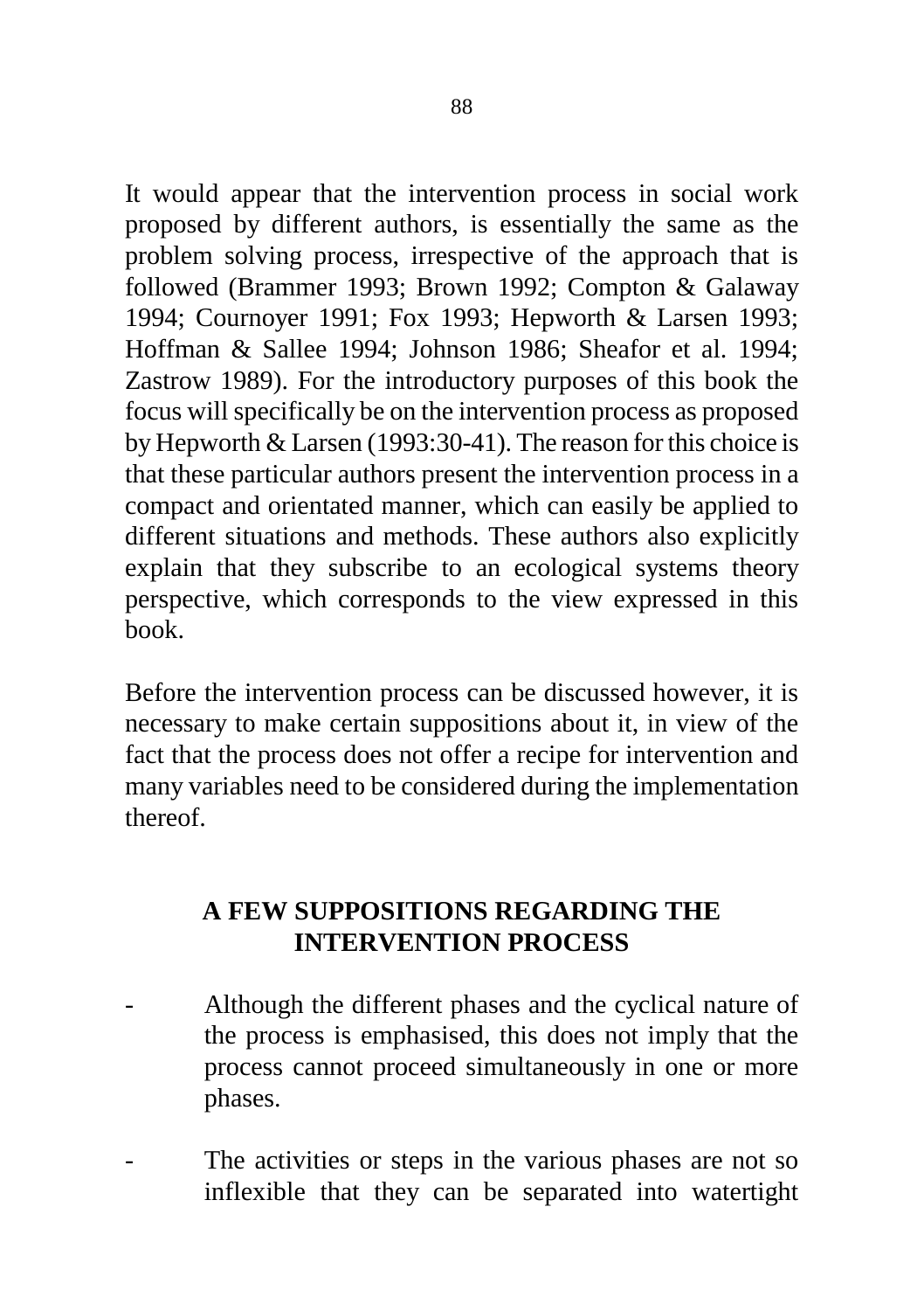It would appear that the intervention process in social work proposed by different authors, is essentially the same as the problem solving process, irrespective of the approach that is followed (Brammer 1993; Brown 1992; Compton & Galaway 1994; Cournoyer 1991; Fox 1993; Hepworth & Larsen 1993; Hoffman & Sallee 1994; Johnson 1986; Sheafor et al. 1994; Zastrow 1989). For the introductory purposes of this book the focus will specifically be on the intervention process as proposed by Hepworth & Larsen (1993:30-41). The reason for this choice is that these particular authors present the intervention process in a compact and orientated manner, which can easily be applied to different situations and methods. These authors also explicitly explain that they subscribe to an ecological systems theory perspective, which corresponds to the view expressed in this book.

Before the intervention process can be discussed however, it is necessary to make certain suppositions about it, in view of the fact that the process does not offer a recipe for intervention and many variables need to be considered during the implementation thereof.

## A FEW SUPPOSITIONS REGARDING THE INTERVENTION PROCESS

- Although the different phases and the cyclical nature of the process is emphasised, this does not imply that the process cannot proceed simultaneously in one or more phases.

- The activities or steps in the various phases are not so inflexible that they can be separated into watertight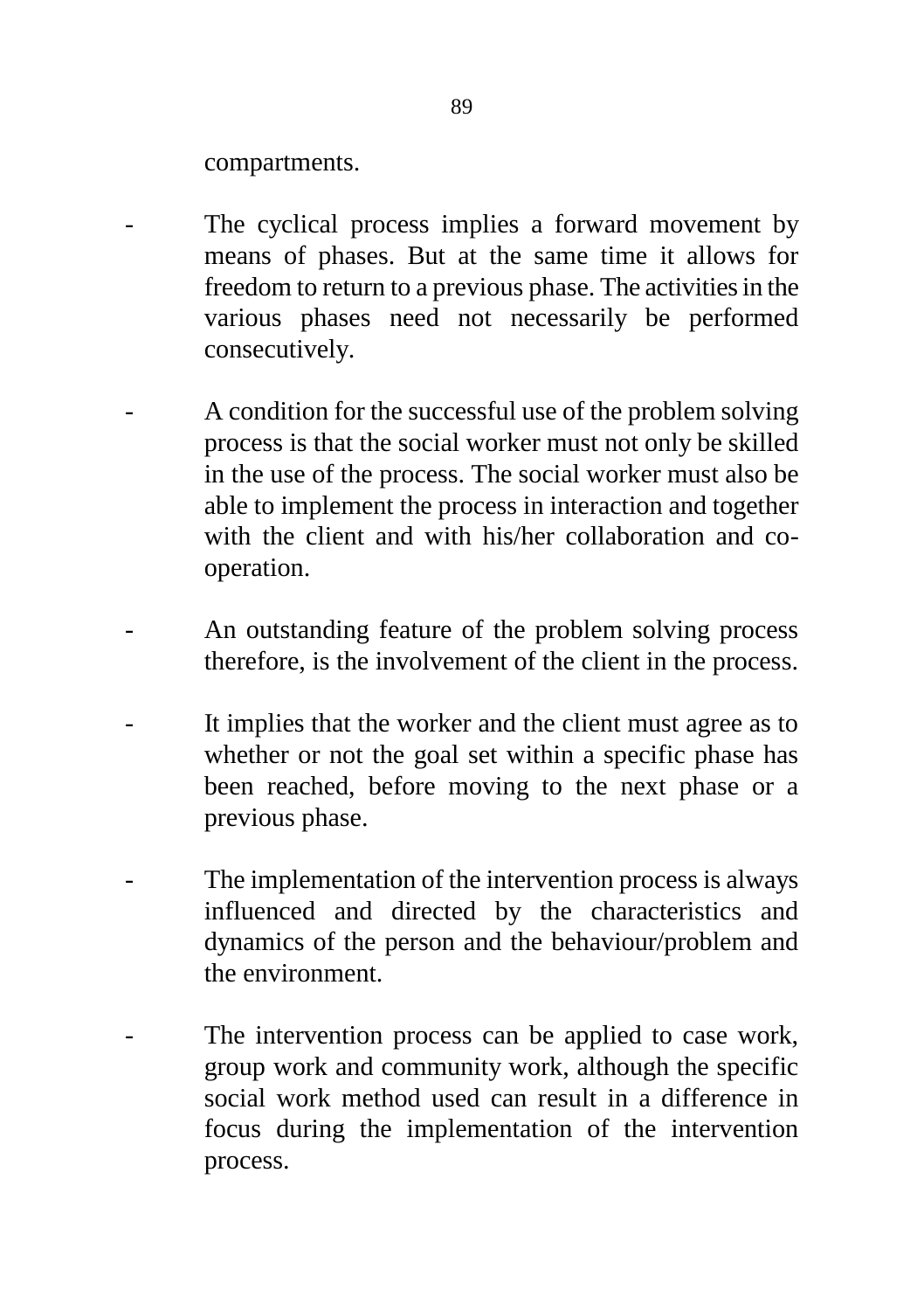compartments.

- The cyclical process implies a forward movement by means of phases. But at the same time it allows for freedom to return to a previous phase. The activities in the various phases need not necessarily be performed consecutively.

- A condition for the successful use of the problem solving process is that the social worker must not only be skilled in the use of the process. The social worker must also be able to implement the process in interaction and together with the client and with his/her collaboration and co-operation.

- An outstanding feature of the problem solving process therefore, is the involvement of the client in the process.

- It implies that the worker and the client must agree as to whether or not the goal set within a specific phase has been reached, before moving to the next phase or a previous phase.

- The implementation of the intervention process is always influenced and directed by the characteristics and dynamics of the person and the behaviour/problem and the environment.

- The intervention process can be applied to case work, group work and community work, although the specific social work method used can result in a difference in focus during the implementation of the intervention process.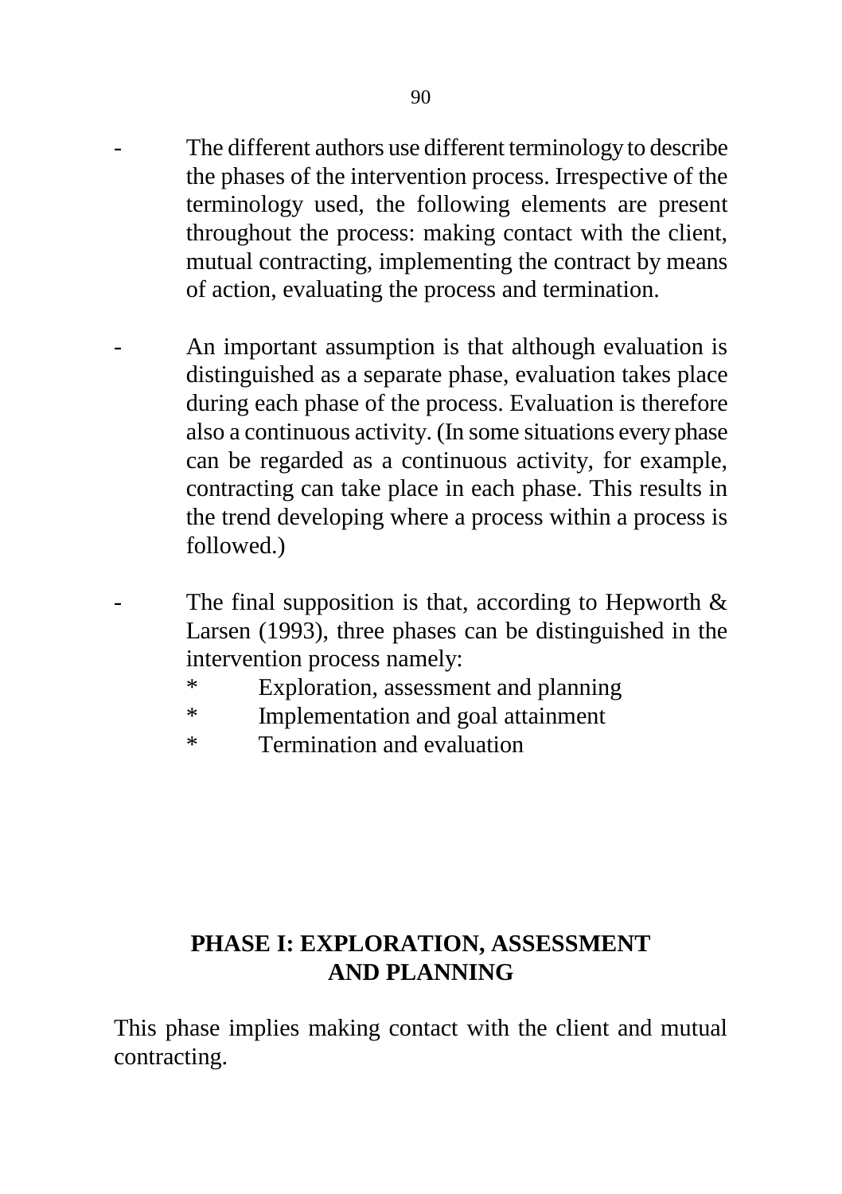- The different authors use different terminology to describe the phases of the intervention process. Irrespective of the terminology used, the following elements are present throughout the process: making contact with the client, mutual contracting, implementing the contract by means of action, evaluating the process and termination.

- An important assumption is that although evaluation is distinguished as a separate phase, evaluation takes place during each phase of the process. Evaluation is therefore also a continuous activity. (In some situations every phase can be regarded as a continuous activity, for example, contracting can take place in each phase. This results in the trend developing where a process within a process is followed.)

- The final supposition is that, according to Hepworth & Larsen (1993), three phases can be distinguished in the intervention process namely:
  * Exploration, assessment and planning
  * Implementation and goal attainment
  * Termination and evaluation

## PHASE I: EXPLORATION, ASSESSMENT AND PLANNING

This phase implies making contact with the client and mutual contracting.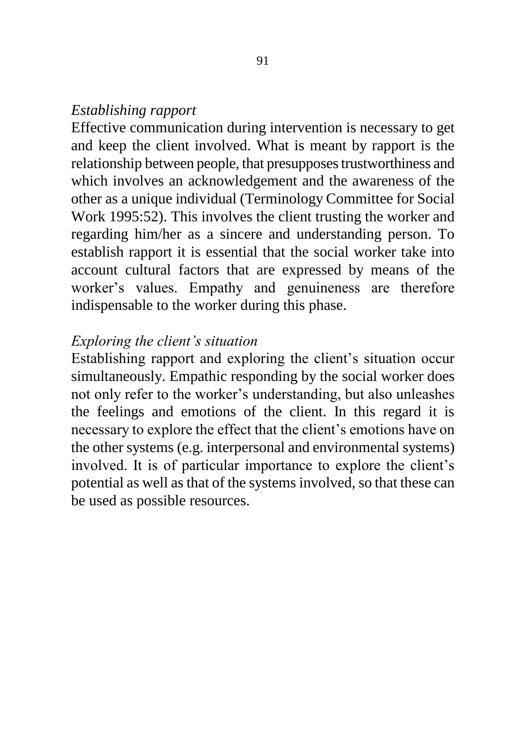*Establishing rapport*

Effective communication during intervention is necessary to get and keep the client involved. What is meant by rapport is the relationship between people, that presupposes trustworthiness and which involves an acknowledgement and the awareness of the other as a unique individual (Terminology Committee for Social Work 1995:52). This involves the client trusting the worker and regarding him/her as a sincere and understanding person. To establish rapport it is essential that the social worker take into account cultural factors that are expressed by means of the worker's values. Empathy and genuineness are therefore indispensable to the worker during this phase.

*Exploring the client's situation*

Establishing rapport and exploring the client's situation occur simultaneously. Empathic responding by the social worker does not only refer to the worker's understanding, but also unleashes the feelings and emotions of the client. In this regard it is necessary to explore the effect that the client's emotions have on the other systems (e.g. interpersonal and environmental systems) involved. It is of particular importance to explore the client's potential as well as that of the systems involved, so that these can be used as possible resources.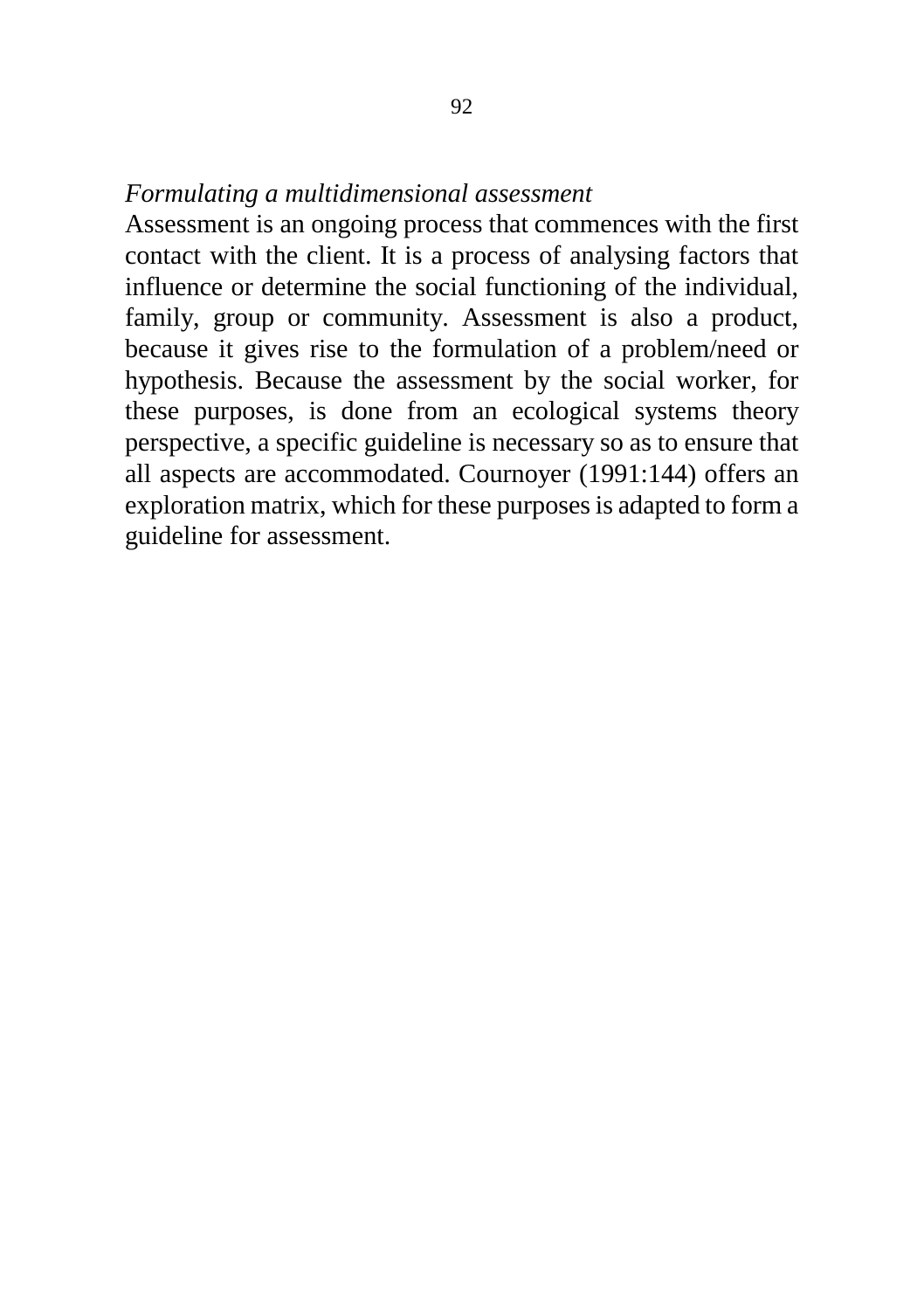*Formulating a multidimensional assessment*

Assessment is an ongoing process that commences with the first contact with the client. It is a process of analysing factors that influence or determine the social functioning of the individual, family, group or community. Assessment is also a product, because it gives rise to the formulation of a problem/need or hypothesis. Because the assessment by the social worker, for these purposes, is done from an ecological systems theory perspective, a specific guideline is necessary so as to ensure that all aspects are accommodated. Cournoyer (1991:144) offers an exploration matrix, which for these purposes is adapted to form a guideline for assessment.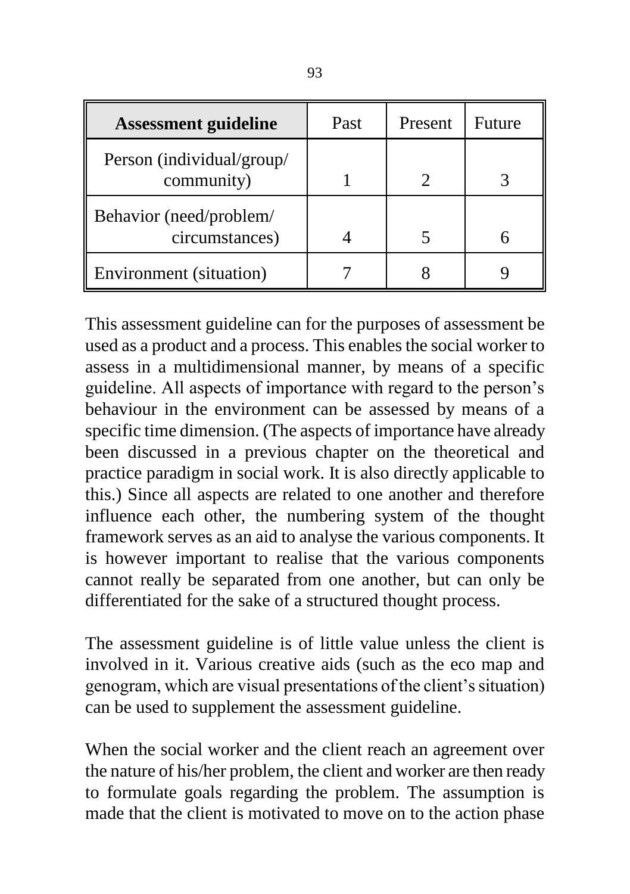| **Assessment guideline** | Past | Present | Future |
|---|---|---|---|
| Person (individual/group/ community) | 1 | 2 | 3 |
| Behavior (need/problem/ circumstances) | 4 | 5 | 6 |
| Environment (situation) | 7 | 8 | 9 |

This assessment guideline can for the purposes of assessment be used as a product and a process. This enables the social worker to assess in a multidimensional manner, by means of a specific guideline. All aspects of importance with regard to the person's behaviour in the environment can be assessed by means of a specific time dimension. (The aspects of importance have already been discussed in a previous chapter on the theoretical and practice paradigm in social work. It is also directly applicable to this.) Since all aspects are related to one another and therefore influence each other, the numbering system of the thought framework serves as an aid to analyse the various components. It is however important to realise that the various components cannot really be separated from one another, but can only be differentiated for the sake of a structured thought process.

The assessment guideline is of little value unless the client is involved in it. Various creative aids (such as the eco map and genogram, which are visual presentations of the client's situation) can be used to supplement the assessment guideline.

When the social worker and the client reach an agreement over the nature of his/her problem, the client and worker are then ready to formulate goals regarding the problem. The assumption is made that the client is motivated to move on to the action phase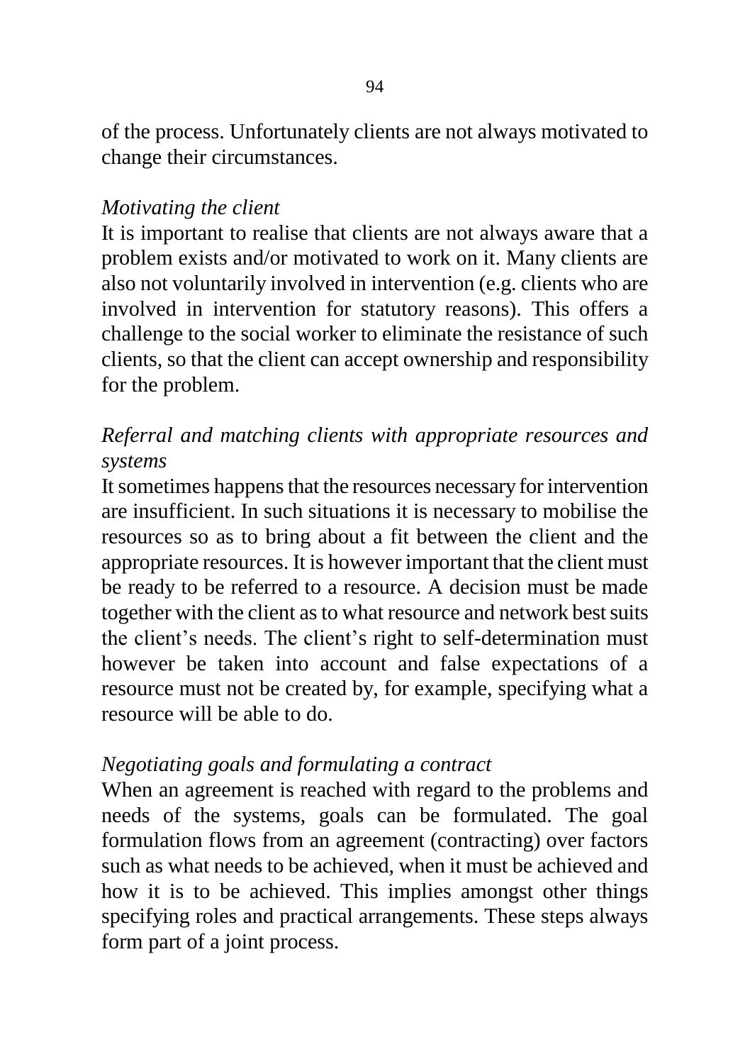of the process. Unfortunately clients are not always motivated to change their circumstances.

*Motivating the client*

It is important to realise that clients are not always aware that a problem exists and/or motivated to work on it. Many clients are also not voluntarily involved in intervention (e.g. clients who are involved in intervention for statutory reasons). This offers a challenge to the social worker to eliminate the resistance of such clients, so that the client can accept ownership and responsibility for the problem.

*Referral and matching clients with appropriate resources and systems*

It sometimes happens that the resources necessary for intervention are insufficient. In such situations it is necessary to mobilise the resources so as to bring about a fit between the client and the appropriate resources. It is however important that the client must be ready to be referred to a resource. A decision must be made together with the client as to what resource and network best suits the client's needs. The client's right to self-determination must however be taken into account and false expectations of a resource must not be created by, for example, specifying what a resource will be able to do.

*Negotiating goals and formulating a contract*

When an agreement is reached with regard to the problems and needs of the systems, goals can be formulated. The goal formulation flows from an agreement (contracting) over factors such as what needs to be achieved, when it must be achieved and how it is to be achieved. This implies amongst other things specifying roles and practical arrangements. These steps always form part of a joint process.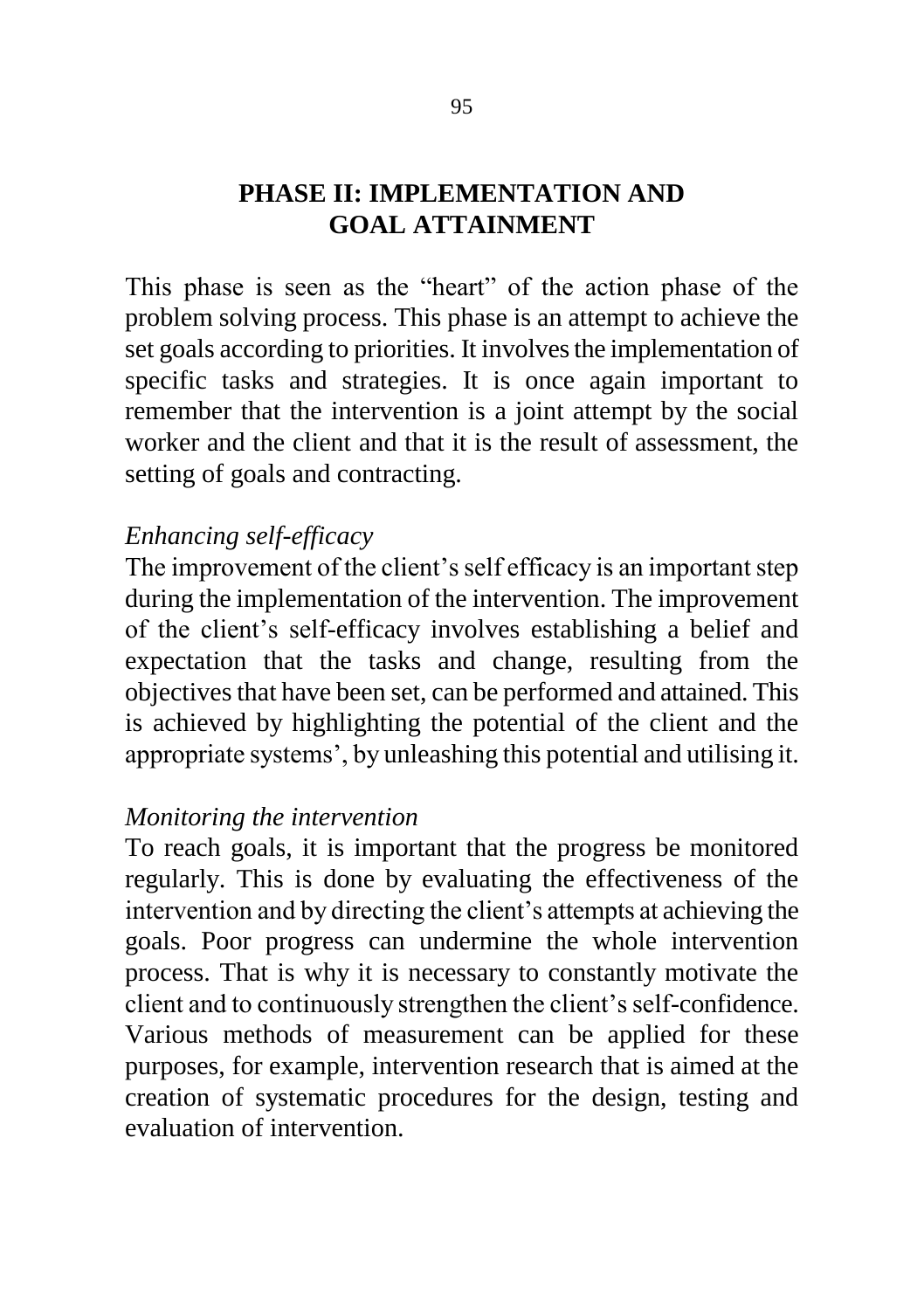## PHASE II: IMPLEMENTATION AND GOAL ATTAINMENT

This phase is seen as the "heart" of the action phase of the problem solving process. This phase is an attempt to achieve the set goals according to priorities. It involves the implementation of specific tasks and strategies. It is once again important to remember that the intervention is a joint attempt by the social worker and the client and that it is the result of assessment, the setting of goals and contracting.

*Enhancing self-efficacy*

The improvement of the client's self efficacy is an important step during the implementation of the intervention. The improvement of the client's self-efficacy involves establishing a belief and expectation that the tasks and change, resulting from the objectives that have been set, can be performed and attained. This is achieved by highlighting the potential of the client and the appropriate systems', by unleashing this potential and utilising it.

*Monitoring the intervention*

To reach goals, it is important that the progress be monitored regularly. This is done by evaluating the effectiveness of the intervention and by directing the client's attempts at achieving the goals. Poor progress can undermine the whole intervention process. That is why it is necessary to constantly motivate the client and to continuously strengthen the client's self-confidence. Various methods of measurement can be applied for these purposes, for example, intervention research that is aimed at the creation of systematic procedures for the design, testing and evaluation of intervention.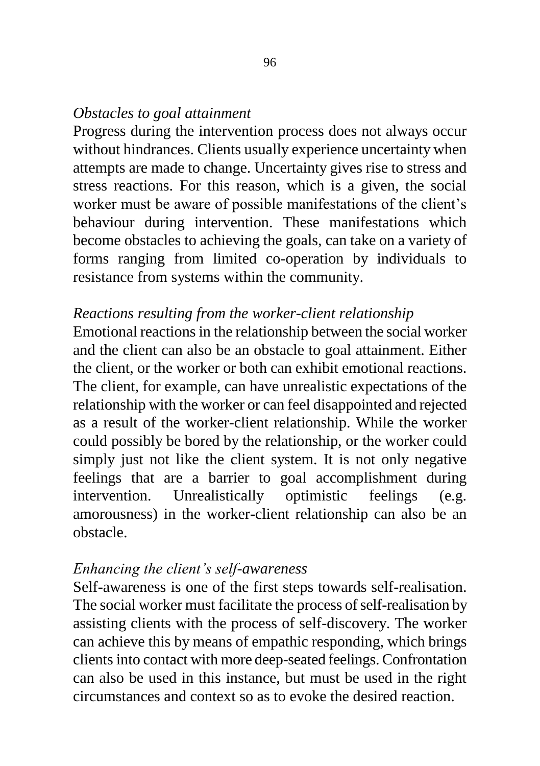*Obstacles to goal attainment*

Progress during the intervention process does not always occur without hindrances. Clients usually experience uncertainty when attempts are made to change. Uncertainty gives rise to stress and stress reactions. For this reason, which is a given, the social worker must be aware of possible manifestations of the client's behaviour during intervention. These manifestations which become obstacles to achieving the goals, can take on a variety of forms ranging from limited co-operation by individuals to resistance from systems within the community.

*Reactions resulting from the worker-client relationship*

Emotional reactions in the relationship between the social worker and the client can also be an obstacle to goal attainment. Either the client, or the worker or both can exhibit emotional reactions. The client, for example, can have unrealistic expectations of the relationship with the worker or can feel disappointed and rejected as a result of the worker-client relationship. While the worker could possibly be bored by the relationship, or the worker could simply just not like the client system. It is not only negative feelings that are a barrier to goal accomplishment during intervention. Unrealistically optimistic feelings (e.g. amorousness) in the worker-client relationship can also be an obstacle.

*Enhancing the client's self-awareness*

Self-awareness is one of the first steps towards self-realisation. The social worker must facilitate the process of self-realisation by assisting clients with the process of self-discovery. The worker can achieve this by means of empathic responding, which brings clients into contact with more deep-seated feelings. Confrontation can also be used in this instance, but must be used in the right circumstances and context so as to evoke the desired reaction.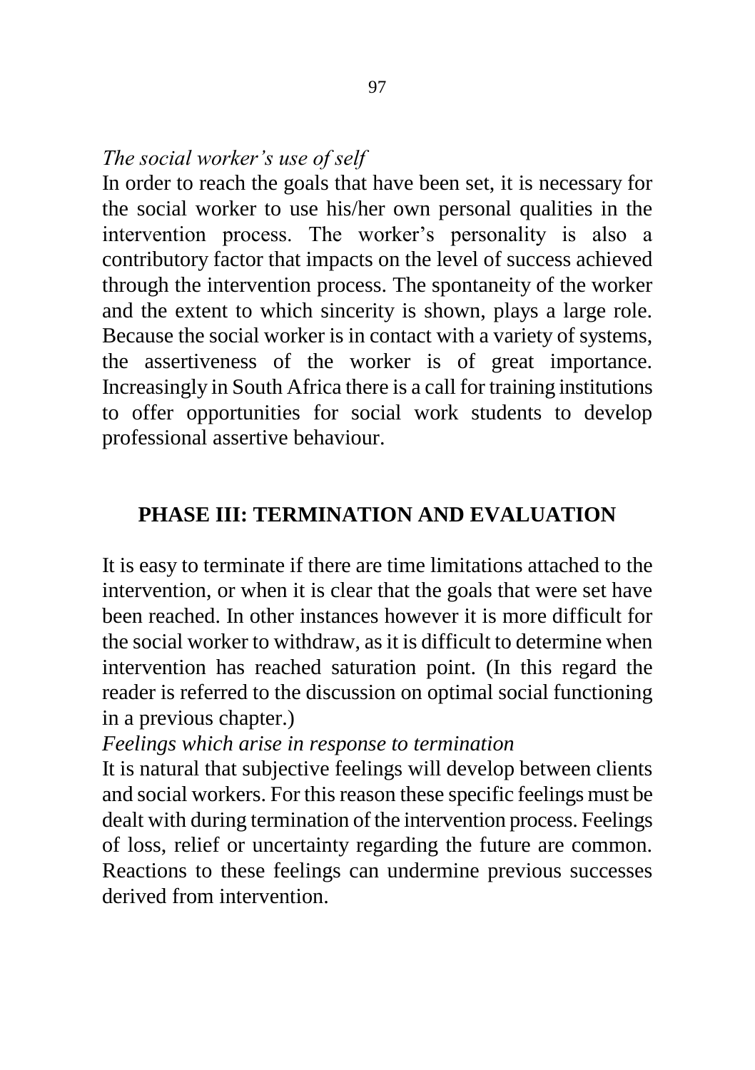*The social worker's use of self*

In order to reach the goals that have been set, it is necessary for the social worker to use his/her own personal qualities in the intervention process. The worker's personality is also a contributory factor that impacts on the level of success achieved through the intervention process. The spontaneity of the worker and the extent to which sincerity is shown, plays a large role. Because the social worker is in contact with a variety of systems, the assertiveness of the worker is of great importance. Increasingly in South Africa there is a call for training institutions to offer opportunities for social work students to develop professional assertive behaviour.

## PHASE III: TERMINATION AND EVALUATION

It is easy to terminate if there are time limitations attached to the intervention, or when it is clear that the goals that were set have been reached. In other instances however it is more difficult for the social worker to withdraw, as it is difficult to determine when intervention has reached saturation point. (In this regard the reader is referred to the discussion on optimal social functioning in a previous chapter.)

*Feelings which arise in response to termination*

It is natural that subjective feelings will develop between clients and social workers. For this reason these specific feelings must be dealt with during termination of the intervention process. Feelings of loss, relief or uncertainty regarding the future are common. Reactions to these feelings can undermine previous successes derived from intervention.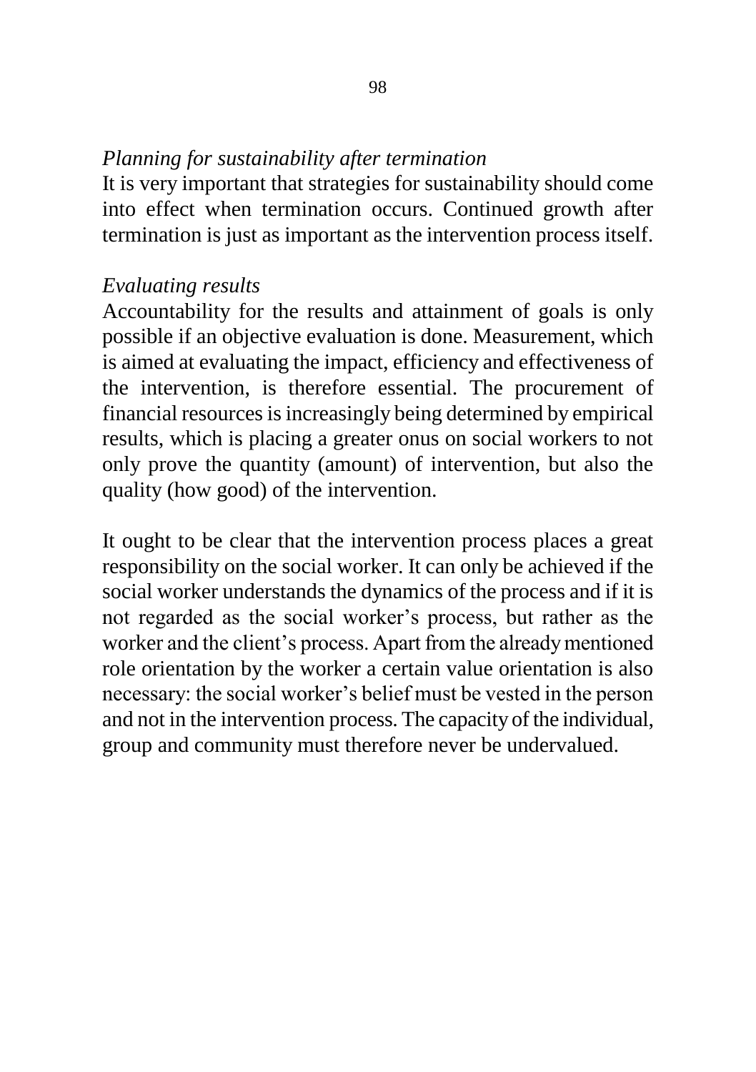*Planning for sustainability after termination*

It is very important that strategies for sustainability should come into effect when termination occurs. Continued growth after termination is just as important as the intervention process itself.

*Evaluating results*

Accountability for the results and attainment of goals is only possible if an objective evaluation is done. Measurement, which is aimed at evaluating the impact, efficiency and effectiveness of the intervention, is therefore essential. The procurement of financial resources is increasingly being determined by empirical results, which is placing a greater onus on social workers to not only prove the quantity (amount) of intervention, but also the quality (how good) of the intervention.

It ought to be clear that the intervention process places a great responsibility on the social worker. It can only be achieved if the social worker understands the dynamics of the process and if it is not regarded as the social worker's process, but rather as the worker and the client's process. Apart from the already mentioned role orientation by the worker a certain value orientation is also necessary: the social worker's belief must be vested in the person and not in the intervention process. The capacity of the individual, group and community must therefore never be undervalued.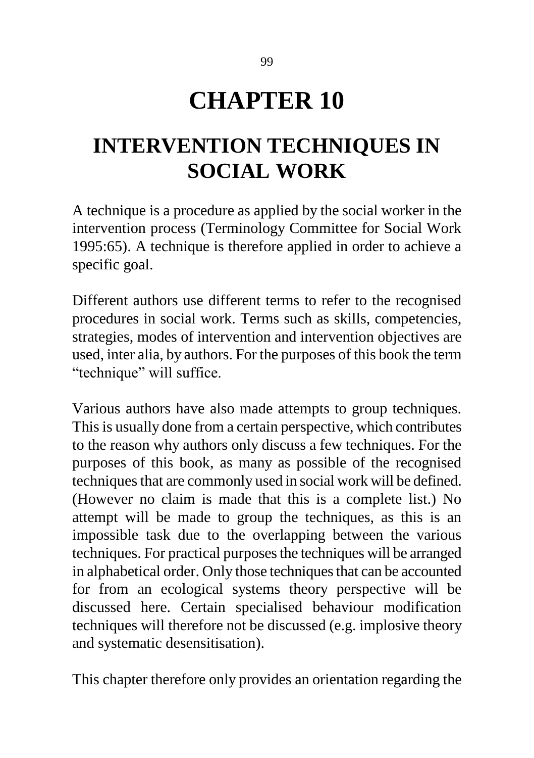# CHAPTER 10

## INTERVENTION TECHNIQUES IN SOCIAL WORK

A technique is a procedure as applied by the social worker in the intervention process (Terminology Committee for Social Work 1995:65). A technique is therefore applied in order to achieve a specific goal.

Different authors use different terms to refer to the recognised procedures in social work. Terms such as skills, competencies, strategies, modes of intervention and intervention objectives are used, inter alia, by authors. For the purposes of this book the term "technique" will suffice.

Various authors have also made attempts to group techniques. This is usually done from a certain perspective, which contributes to the reason why authors only discuss a few techniques. For the purposes of this book, as many as possible of the recognised techniques that are commonly used in social work will be defined. (However no claim is made that this is a complete list.) No attempt will be made to group the techniques, as this is an impossible task due to the overlapping between the various techniques. For practical purposes the techniques will be arranged in alphabetical order. Only those techniques that can be accounted for from an ecological systems theory perspective will be discussed here. Certain specialised behaviour modification techniques will therefore not be discussed (e.g. implosive theory and systematic desensitisation).

This chapter therefore only provides an orientation regarding the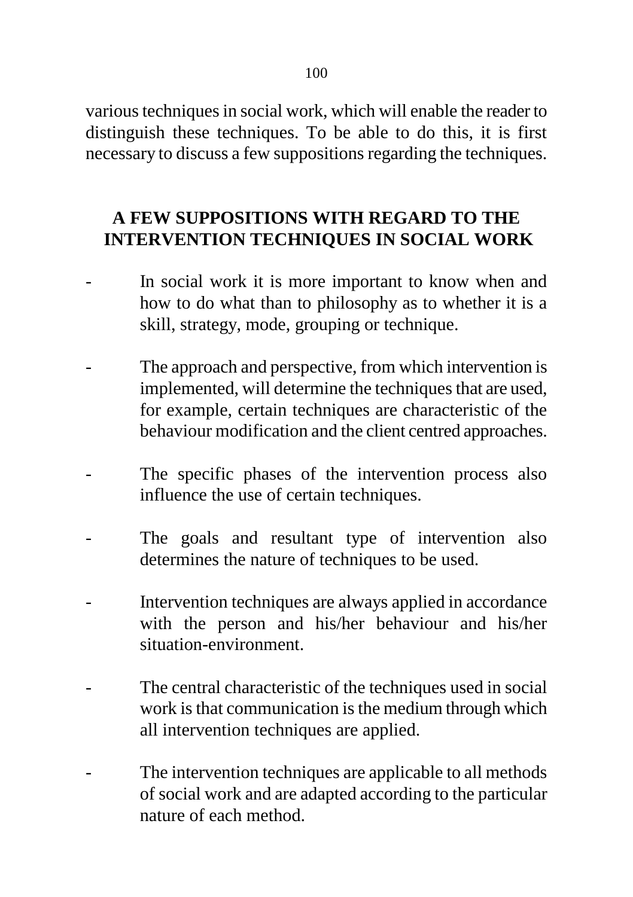various techniques in social work, which will enable the reader to distinguish these techniques. To be able to do this, it is first necessary to discuss a few suppositions regarding the techniques.

## A FEW SUPPOSITIONS WITH REGARD TO THE INTERVENTION TECHNIQUES IN SOCIAL WORK

- In social work it is more important to know when and how to do what than to philosophy as to whether it is a skill, strategy, mode, grouping or technique.
- The approach and perspective, from which intervention is implemented, will determine the techniques that are used, for example, certain techniques are characteristic of the behaviour modification and the client centred approaches.
- The specific phases of the intervention process also influence the use of certain techniques.
- The goals and resultant type of intervention also determines the nature of techniques to be used.
- Intervention techniques are always applied in accordance with the person and his/her behaviour and his/her situation-environment.
- The central characteristic of the techniques used in social work is that communication is the medium through which all intervention techniques are applied.
- The intervention techniques are applicable to all methods of social work and are adapted according to the particular nature of each method.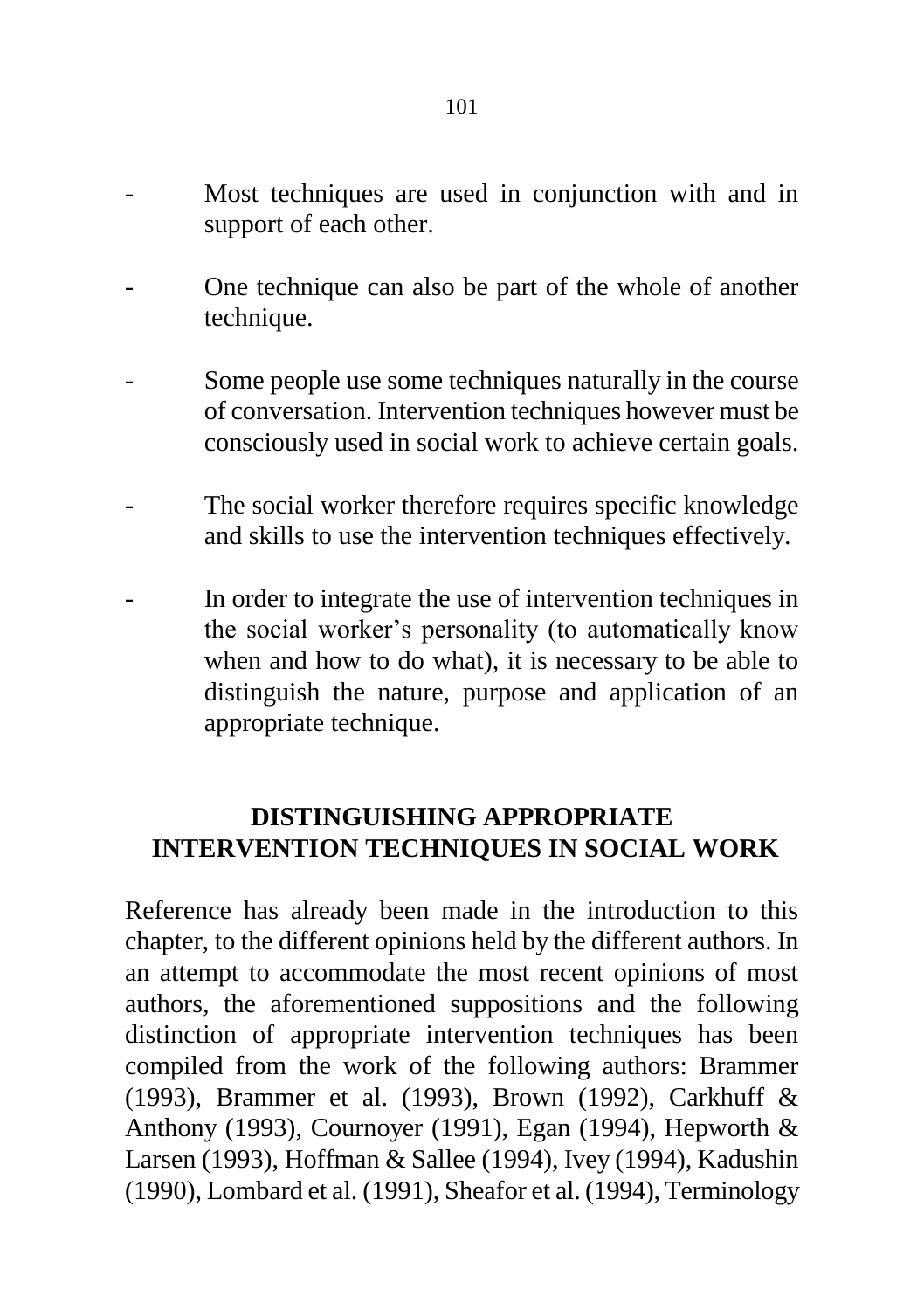- Most techniques are used in conjunction with and in support of each other.
- One technique can also be part of the whole of another technique.
- Some people use some techniques naturally in the course of conversation. Intervention techniques however must be consciously used in social work to achieve certain goals.
- The social worker therefore requires specific knowledge and skills to use the intervention techniques effectively.
- In order to integrate the use of intervention techniques in the social worker's personality (to automatically know when and how to do what), it is necessary to be able to distinguish the nature, purpose and application of an appropriate technique.

## DISTINGUISHING APPROPRIATE INTERVENTION TECHNIQUES IN SOCIAL WORK

Reference has already been made in the introduction to this chapter, to the different opinions held by the different authors. In an attempt to accommodate the most recent opinions of most authors, the aforementioned suppositions and the following distinction of appropriate intervention techniques has been compiled from the work of the following authors: Brammer (1993), Brammer et al. (1993), Brown (1992), Carkhuff & Anthony (1993), Cournoyer (1991), Egan (1994), Hepworth & Larsen (1993), Hoffman & Sallee (1994), Ivey (1994), Kadushin (1990), Lombard et al. (1991), Sheafor et al. (1994), Terminology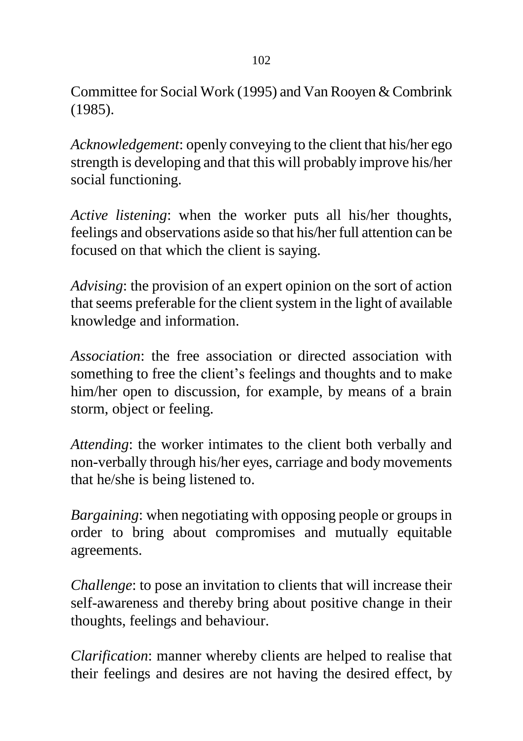Committee for Social Work (1995) and Van Rooyen & Combrink (1985).

*Acknowledgement*: openly conveying to the client that his/her ego strength is developing and that this will probably improve his/her social functioning.

*Active listening*: when the worker puts all his/her thoughts, feelings and observations aside so that his/her full attention can be focused on that which the client is saying.

*Advising*: the provision of an expert opinion on the sort of action that seems preferable for the client system in the light of available knowledge and information.

*Association*: the free association or directed association with something to free the client's feelings and thoughts and to make him/her open to discussion, for example, by means of a brain storm, object or feeling.

*Attending*: the worker intimates to the client both verbally and non-verbally through his/her eyes, carriage and body movements that he/she is being listened to.

*Bargaining*: when negotiating with opposing people or groups in order to bring about compromises and mutually equitable agreements.

*Challenge*: to pose an invitation to clients that will increase their self-awareness and thereby bring about positive change in their thoughts, feelings and behaviour.

*Clarification*: manner whereby clients are helped to realise that their feelings and desires are not having the desired effect, by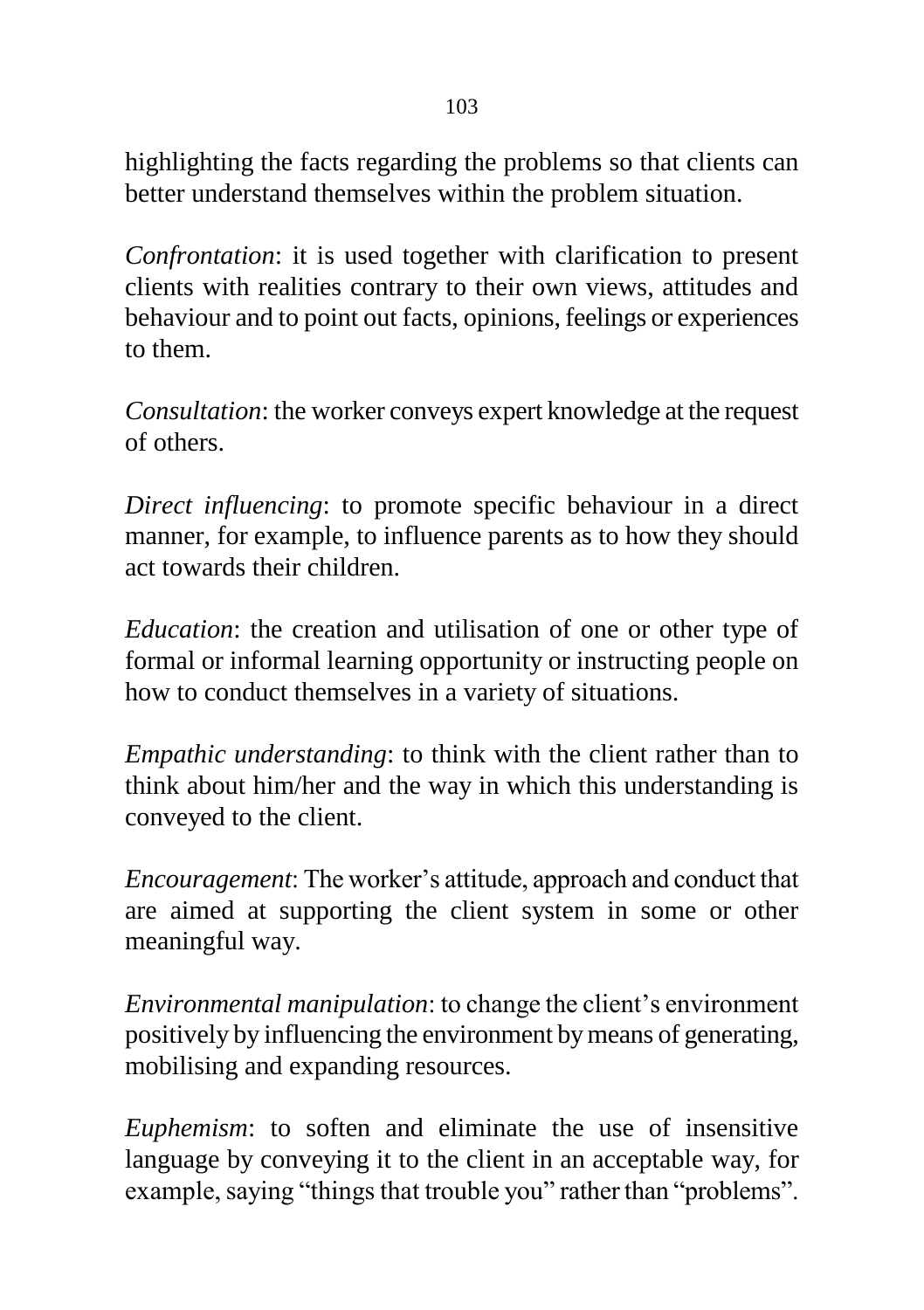highlighting the facts regarding the problems so that clients can better understand themselves within the problem situation.

*Confrontation*: it is used together with clarification to present clients with realities contrary to their own views, attitudes and behaviour and to point out facts, opinions, feelings or experiences to them.

*Consultation*: the worker conveys expert knowledge at the request of others.

*Direct influencing*: to promote specific behaviour in a direct manner, for example, to influence parents as to how they should act towards their children.

*Education*: the creation and utilisation of one or other type of formal or informal learning opportunity or instructing people on how to conduct themselves in a variety of situations.

*Empathic understanding*: to think with the client rather than to think about him/her and the way in which this understanding is conveyed to the client.

*Encouragement*: The worker's attitude, approach and conduct that are aimed at supporting the client system in some or other meaningful way.

*Environmental manipulation*: to change the client's environment positively by influencing the environment by means of generating, mobilising and expanding resources.

*Euphemism*: to soften and eliminate the use of insensitive language by conveying it to the client in an acceptable way, for example, saying "things that trouble you" rather than "problems".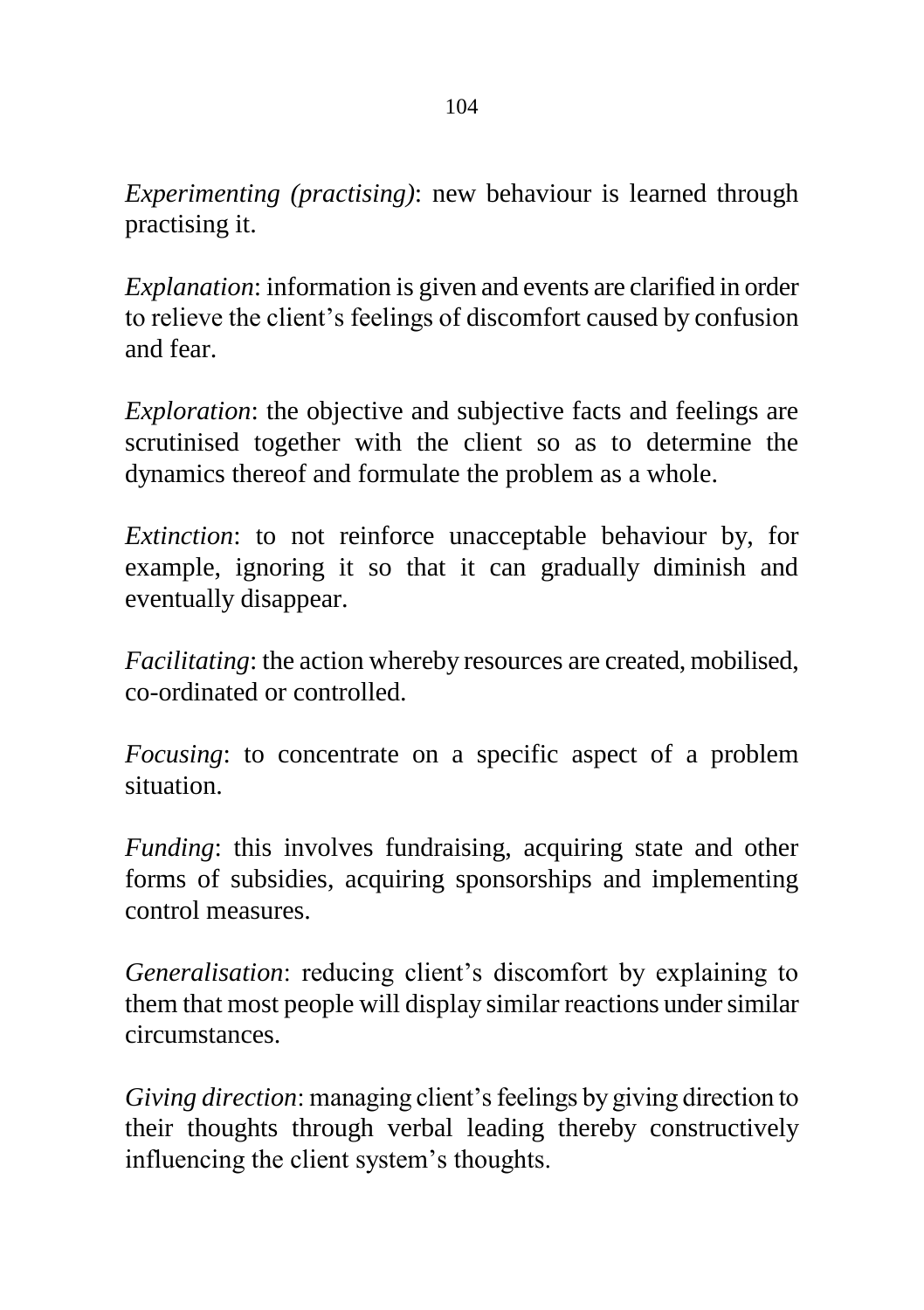*Experimenting (practising)*: new behaviour is learned through practising it.

*Explanation*: information is given and events are clarified in order to relieve the client's feelings of discomfort caused by confusion and fear.

*Exploration*: the objective and subjective facts and feelings are scrutinised together with the client so as to determine the dynamics thereof and formulate the problem as a whole.

*Extinction*: to not reinforce unacceptable behaviour by, for example, ignoring it so that it can gradually diminish and eventually disappear.

*Facilitating*: the action whereby resources are created, mobilised, co-ordinated or controlled.

*Focusing*: to concentrate on a specific aspect of a problem situation.

*Funding*: this involves fundraising, acquiring state and other forms of subsidies, acquiring sponsorships and implementing control measures.

*Generalisation*: reducing client's discomfort by explaining to them that most people will display similar reactions under similar circumstances.

*Giving direction*: managing client's feelings by giving direction to their thoughts through verbal leading thereby constructively influencing the client system's thoughts.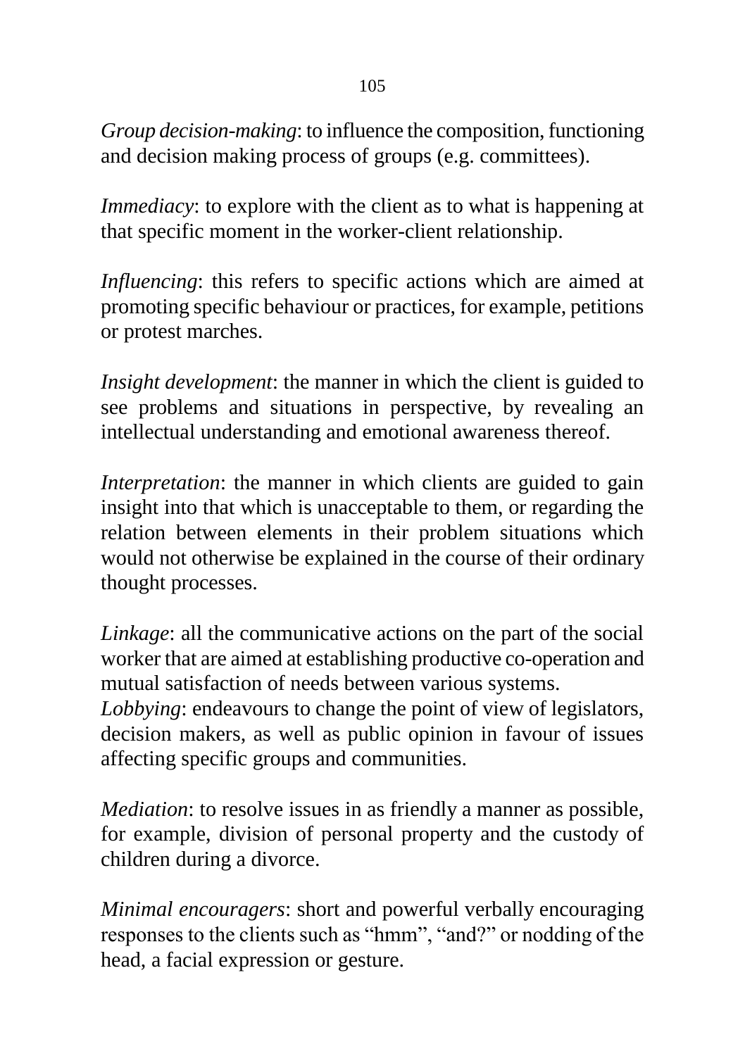*Group decision-making*: to influence the composition, functioning and decision making process of groups (e.g. committees).

*Immediacy*: to explore with the client as to what is happening at that specific moment in the worker-client relationship.

*Influencing*: this refers to specific actions which are aimed at promoting specific behaviour or practices, for example, petitions or protest marches.

*Insight development*: the manner in which the client is guided to see problems and situations in perspective, by revealing an intellectual understanding and emotional awareness thereof.

*Interpretation*: the manner in which clients are guided to gain insight into that which is unacceptable to them, or regarding the relation between elements in their problem situations which would not otherwise be explained in the course of their ordinary thought processes.

*Linkage*: all the communicative actions on the part of the social worker that are aimed at establishing productive co-operation and mutual satisfaction of needs between various systems.

*Lobbying*: endeavours to change the point of view of legislators, decision makers, as well as public opinion in favour of issues affecting specific groups and communities.

*Mediation*: to resolve issues in as friendly a manner as possible, for example, division of personal property and the custody of children during a divorce.

*Minimal encouragers*: short and powerful verbally encouraging responses to the clients such as "hmm", "and?" or nodding of the head, a facial expression or gesture.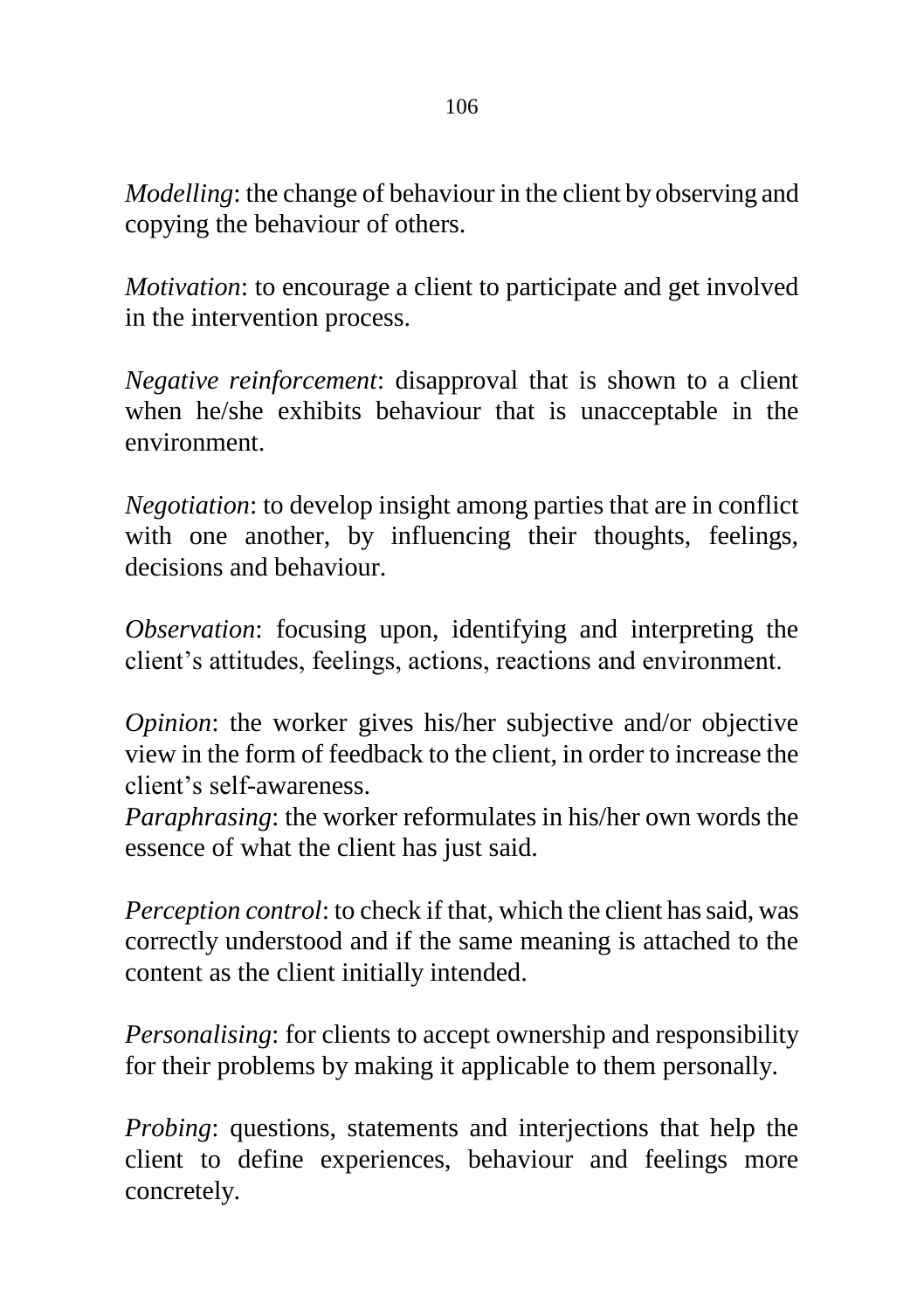*Modelling*: the change of behaviour in the client by observing and copying the behaviour of others.

*Motivation*: to encourage a client to participate and get involved in the intervention process.

*Negative reinforcement*: disapproval that is shown to a client when he/she exhibits behaviour that is unacceptable in the environment.

*Negotiation*: to develop insight among parties that are in conflict with one another, by influencing their thoughts, feelings, decisions and behaviour.

*Observation*: focusing upon, identifying and interpreting the client's attitudes, feelings, actions, reactions and environment.

*Opinion*: the worker gives his/her subjective and/or objective view in the form of feedback to the client, in order to increase the client's self-awareness.

*Paraphrasing*: the worker reformulates in his/her own words the essence of what the client has just said.

*Perception control*: to check if that, which the client has said, was correctly understood and if the same meaning is attached to the content as the client initially intended.

*Personalising*: for clients to accept ownership and responsibility for their problems by making it applicable to them personally.

*Probing*: questions, statements and interjections that help the client to define experiences, behaviour and feelings more concretely.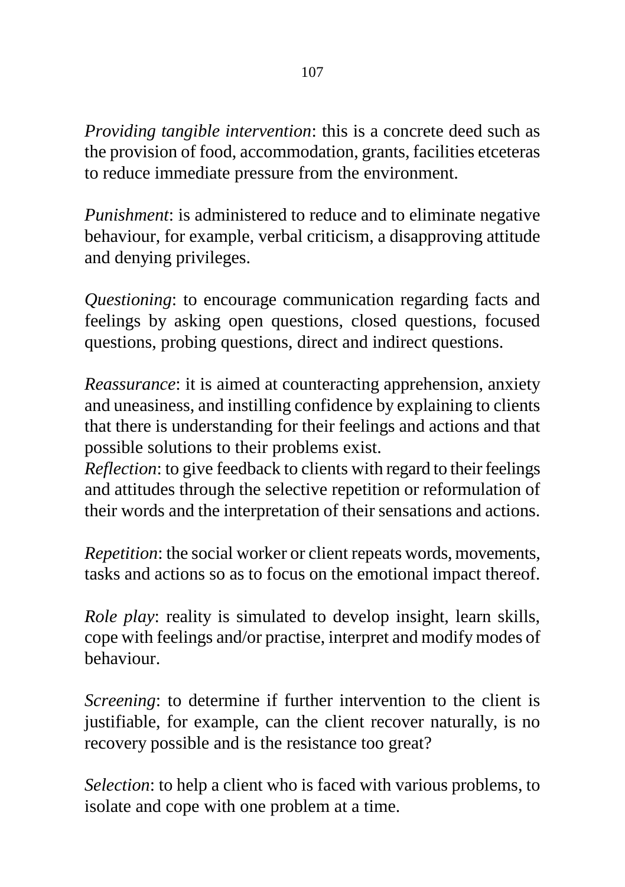*Providing tangible intervention*: this is a concrete deed such as the provision of food, accommodation, grants, facilities etceteras to reduce immediate pressure from the environment.

*Punishment*: is administered to reduce and to eliminate negative behaviour, for example, verbal criticism, a disapproving attitude and denying privileges.

*Questioning*: to encourage communication regarding facts and feelings by asking open questions, closed questions, focused questions, probing questions, direct and indirect questions.

*Reassurance*: it is aimed at counteracting apprehension, anxiety and uneasiness, and instilling confidence by explaining to clients that there is understanding for their feelings and actions and that possible solutions to their problems exist.

*Reflection*: to give feedback to clients with regard to their feelings and attitudes through the selective repetition or reformulation of their words and the interpretation of their sensations and actions.

*Repetition*: the social worker or client repeats words, movements, tasks and actions so as to focus on the emotional impact thereof.

*Role play*: reality is simulated to develop insight, learn skills, cope with feelings and/or practise, interpret and modify modes of behaviour.

*Screening*: to determine if further intervention to the client is justifiable, for example, can the client recover naturally, is no recovery possible and is the resistance too great?

*Selection*: to help a client who is faced with various problems, to isolate and cope with one problem at a time.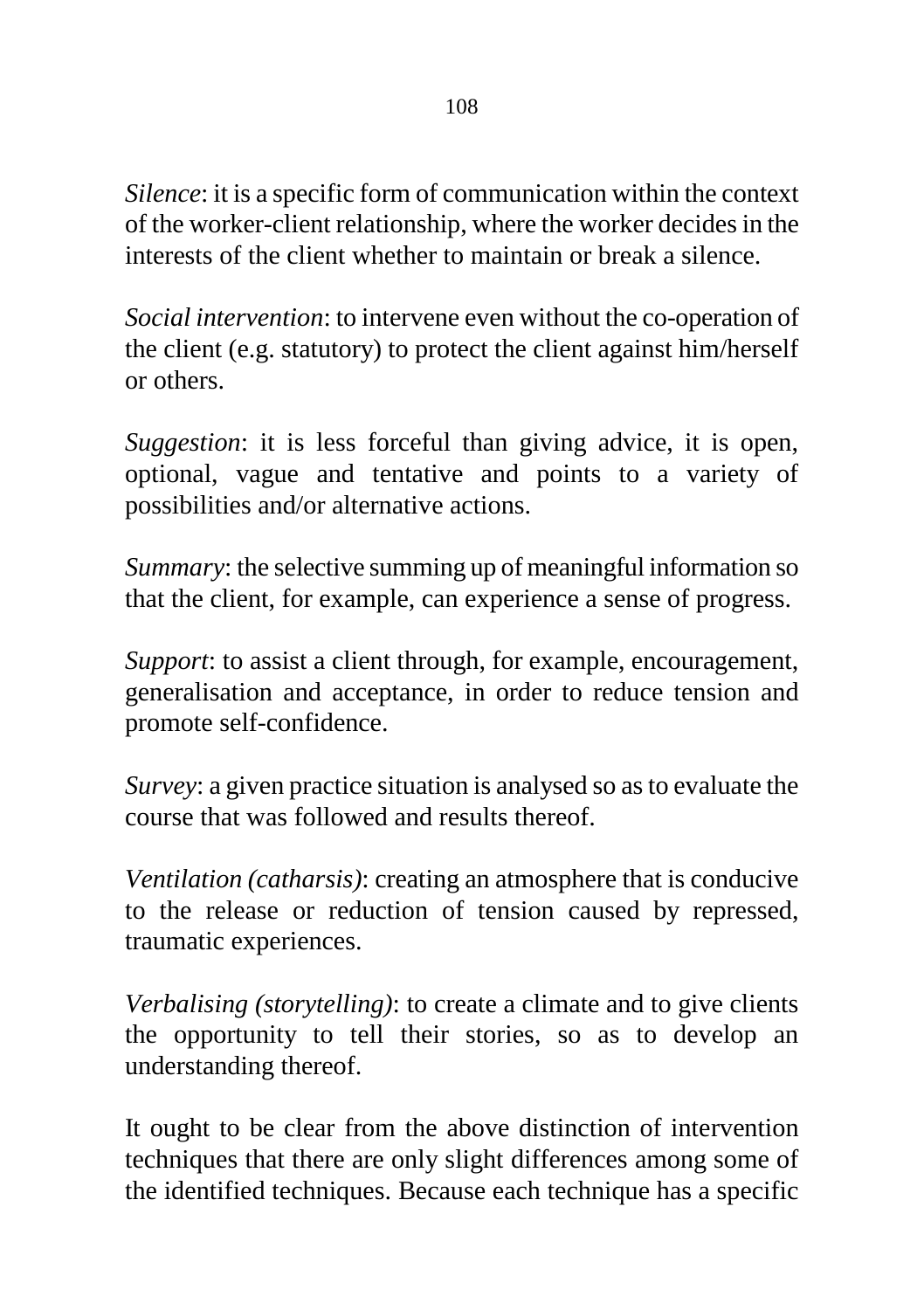*Silence*: it is a specific form of communication within the context of the worker-client relationship, where the worker decides in the interests of the client whether to maintain or break a silence.

*Social intervention*: to intervene even without the co-operation of the client (e.g. statutory) to protect the client against him/herself or others.

*Suggestion*: it is less forceful than giving advice, it is open, optional, vague and tentative and points to a variety of possibilities and/or alternative actions.

*Summary*: the selective summing up of meaningful information so that the client, for example, can experience a sense of progress.

*Support*: to assist a client through, for example, encouragement, generalisation and acceptance, in order to reduce tension and promote self-confidence.

*Survey*: a given practice situation is analysed so as to evaluate the course that was followed and results thereof.

*Ventilation (catharsis)*: creating an atmosphere that is conducive to the release or reduction of tension caused by repressed, traumatic experiences.

*Verbalising (storytelling)*: to create a climate and to give clients the opportunity to tell their stories, so as to develop an understanding thereof.

It ought to be clear from the above distinction of intervention techniques that there are only slight differences among some of the identified techniques. Because each technique has a specific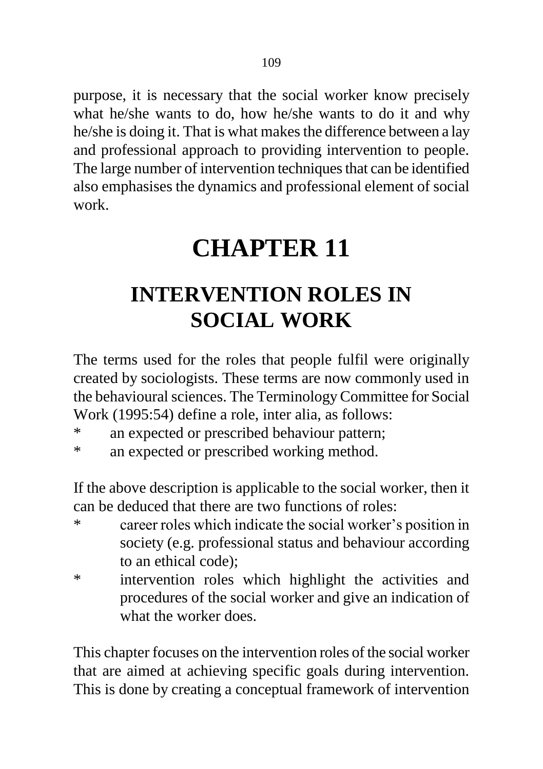purpose, it is necessary that the social worker know precisely what he/she wants to do, how he/she wants to do it and why he/she is doing it. That is what makes the difference between a lay and professional approach to providing intervention to people. The large number of intervention techniques that can be identified also emphasises the dynamics and professional element of social work.

# CHAPTER 11

## INTERVENTION ROLES IN SOCIAL WORK

The terms used for the roles that people fulfil were originally created by sociologists. These terms are now commonly used in the behavioural sciences. The Terminology Committee for Social Work (1995:54) define a role, inter alia, as follows:

* an expected or prescribed behaviour pattern;
* an expected or prescribed working method.

If the above description is applicable to the social worker, then it can be deduced that there are two functions of roles:

* career roles which indicate the social worker's position in society (e.g. professional status and behaviour according to an ethical code);
* intervention roles which highlight the activities and procedures of the social worker and give an indication of what the worker does.

This chapter focuses on the intervention roles of the social worker that are aimed at achieving specific goals during intervention. This is done by creating a conceptual framework of intervention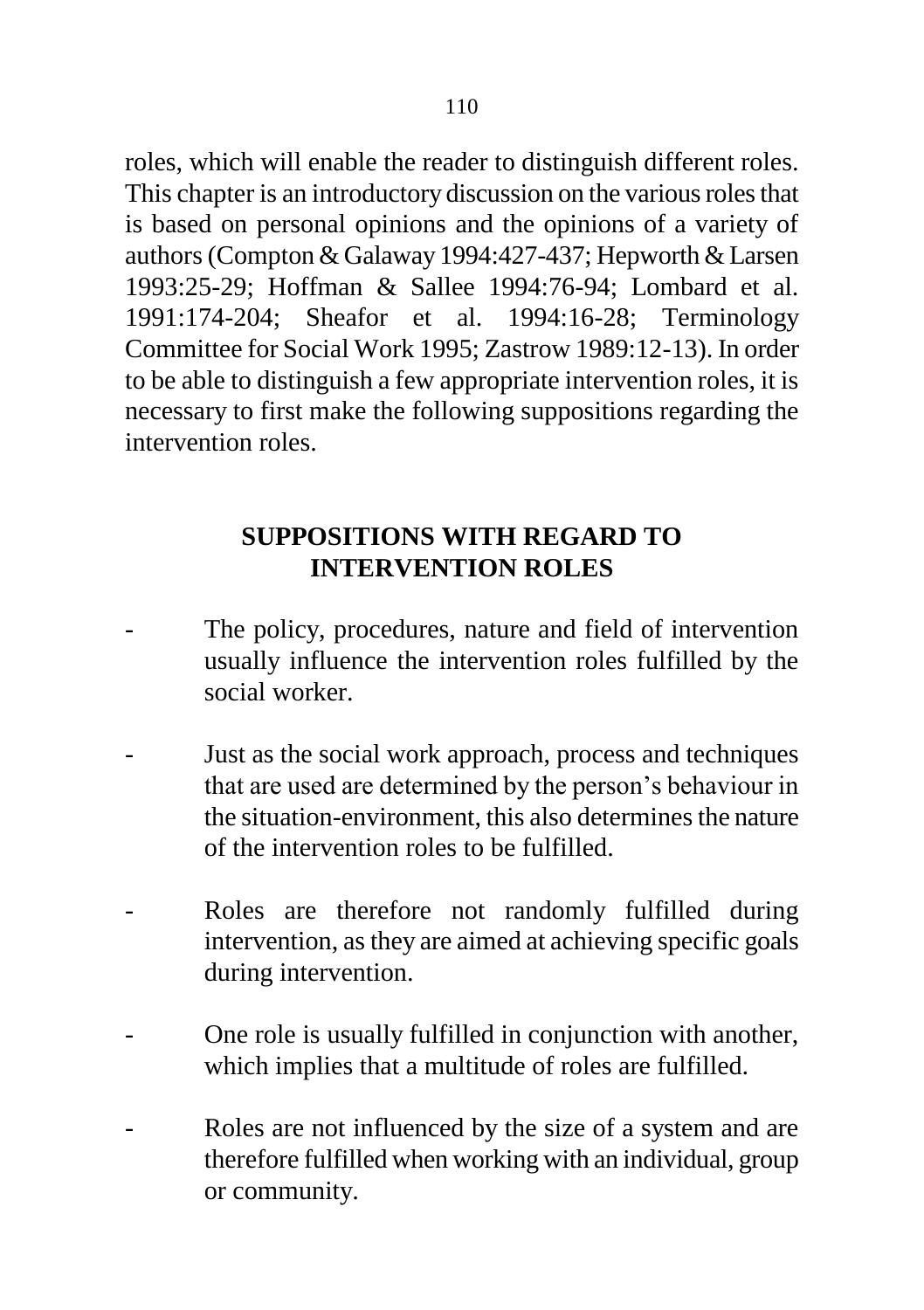roles, which will enable the reader to distinguish different roles. This chapter is an introductory discussion on the various roles that is based on personal opinions and the opinions of a variety of authors (Compton & Galaway 1994:427-437; Hepworth & Larsen 1993:25-29; Hoffman & Sallee 1994:76-94; Lombard et al. 1991:174-204; Sheafor et al. 1994:16-28; Terminology Committee for Social Work 1995; Zastrow 1989:12-13). In order to be able to distinguish a few appropriate intervention roles, it is necessary to first make the following suppositions regarding the intervention roles.

## SUPPOSITIONS WITH REGARD TO INTERVENTION ROLES

- The policy, procedures, nature and field of intervention usually influence the intervention roles fulfilled by the social worker.

- Just as the social work approach, process and techniques that are used are determined by the person's behaviour in the situation-environment, this also determines the nature of the intervention roles to be fulfilled.

- Roles are therefore not randomly fulfilled during intervention, as they are aimed at achieving specific goals during intervention.

- One role is usually fulfilled in conjunction with another, which implies that a multitude of roles are fulfilled.

- Roles are not influenced by the size of a system and are therefore fulfilled when working with an individual, group or community.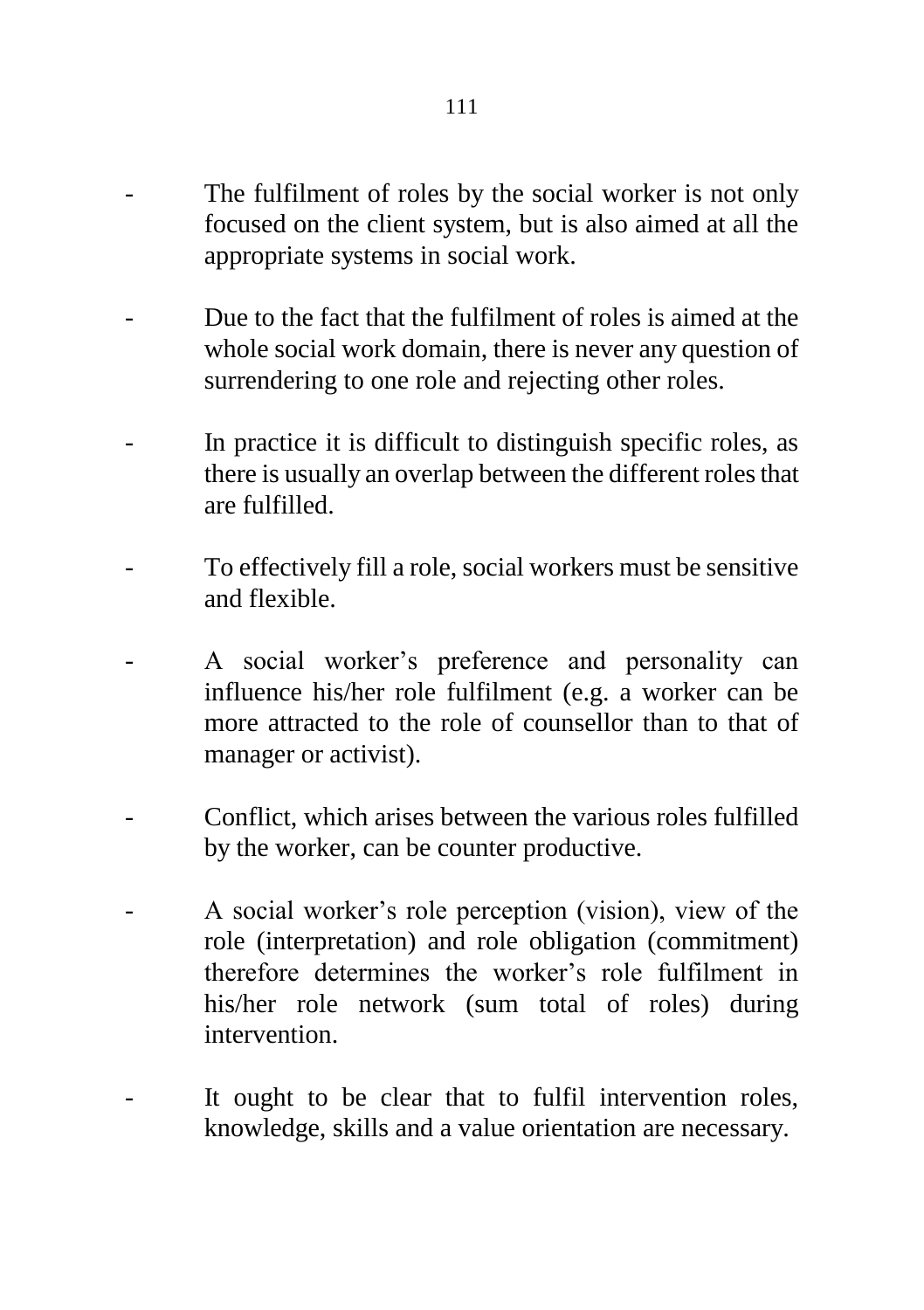- The fulfilment of roles by the social worker is not only focused on the client system, but is also aimed at all the appropriate systems in social work.
- Due to the fact that the fulfilment of roles is aimed at the whole social work domain, there is never any question of surrendering to one role and rejecting other roles.
- In practice it is difficult to distinguish specific roles, as there is usually an overlap between the different roles that are fulfilled.
- To effectively fill a role, social workers must be sensitive and flexible.
- A social worker's preference and personality can influence his/her role fulfilment (e.g. a worker can be more attracted to the role of counsellor than to that of manager or activist).
- Conflict, which arises between the various roles fulfilled by the worker, can be counter productive.
- A social worker's role perception (vision), view of the role (interpretation) and role obligation (commitment) therefore determines the worker's role fulfilment in his/her role network (sum total of roles) during intervention.
- It ought to be clear that to fulfil intervention roles, knowledge, skills and a value orientation are necessary.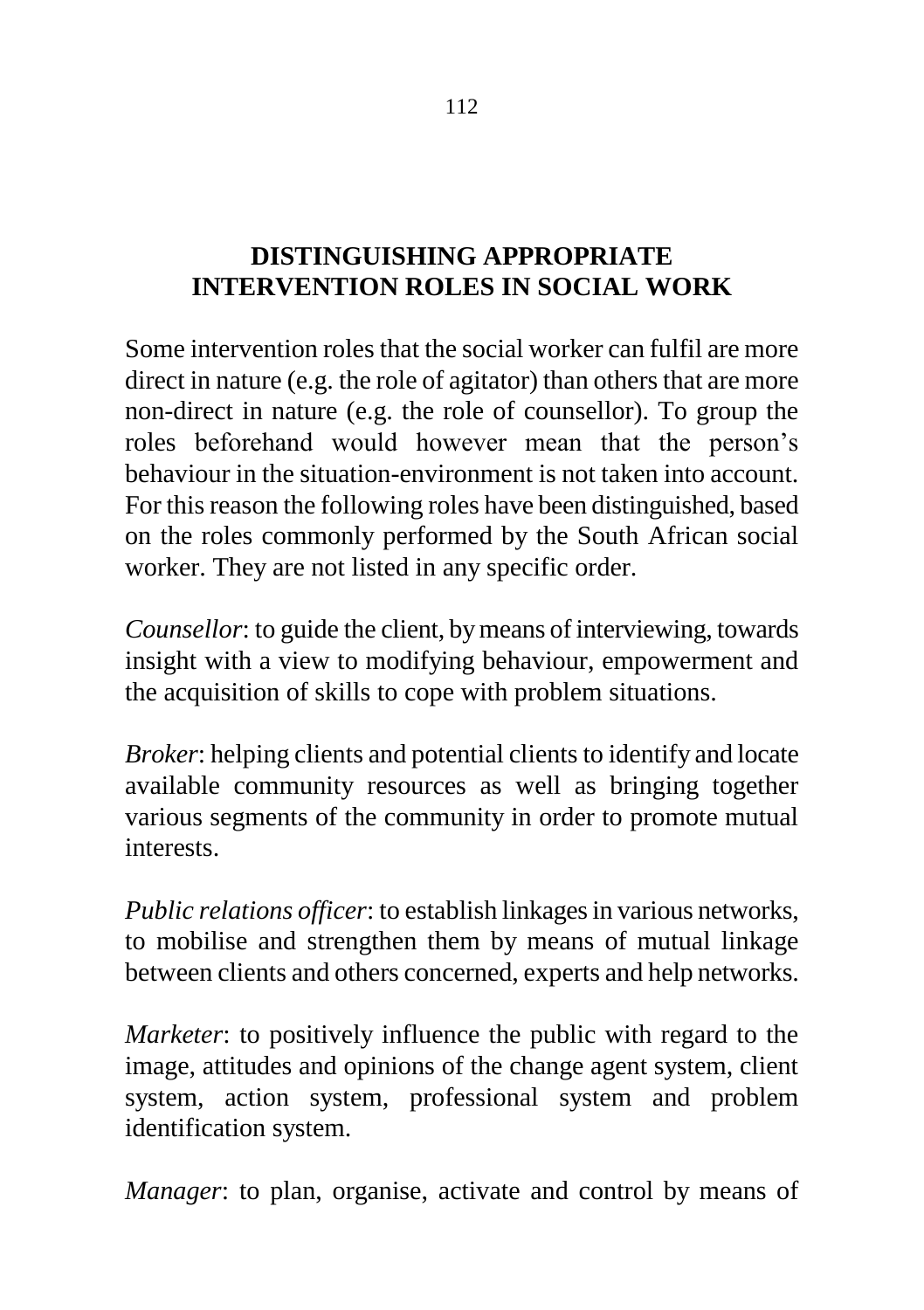## DISTINGUISHING APPROPRIATE INTERVENTION ROLES IN SOCIAL WORK

Some intervention roles that the social worker can fulfil are more direct in nature (e.g. the role of agitator) than others that are more non-direct in nature (e.g. the role of counsellor). To group the roles beforehand would however mean that the person's behaviour in the situation-environment is not taken into account. For this reason the following roles have been distinguished, based on the roles commonly performed by the South African social worker. They are not listed in any specific order.

*Counsellor*: to guide the client, by means of interviewing, towards insight with a view to modifying behaviour, empowerment and the acquisition of skills to cope with problem situations.

*Broker*: helping clients and potential clients to identify and locate available community resources as well as bringing together various segments of the community in order to promote mutual interests.

*Public relations officer*: to establish linkages in various networks, to mobilise and strengthen them by means of mutual linkage between clients and others concerned, experts and help networks.

*Marketer*: to positively influence the public with regard to the image, attitudes and opinions of the change agent system, client system, action system, professional system and problem identification system.

*Manager*: to plan, organise, activate and control by means of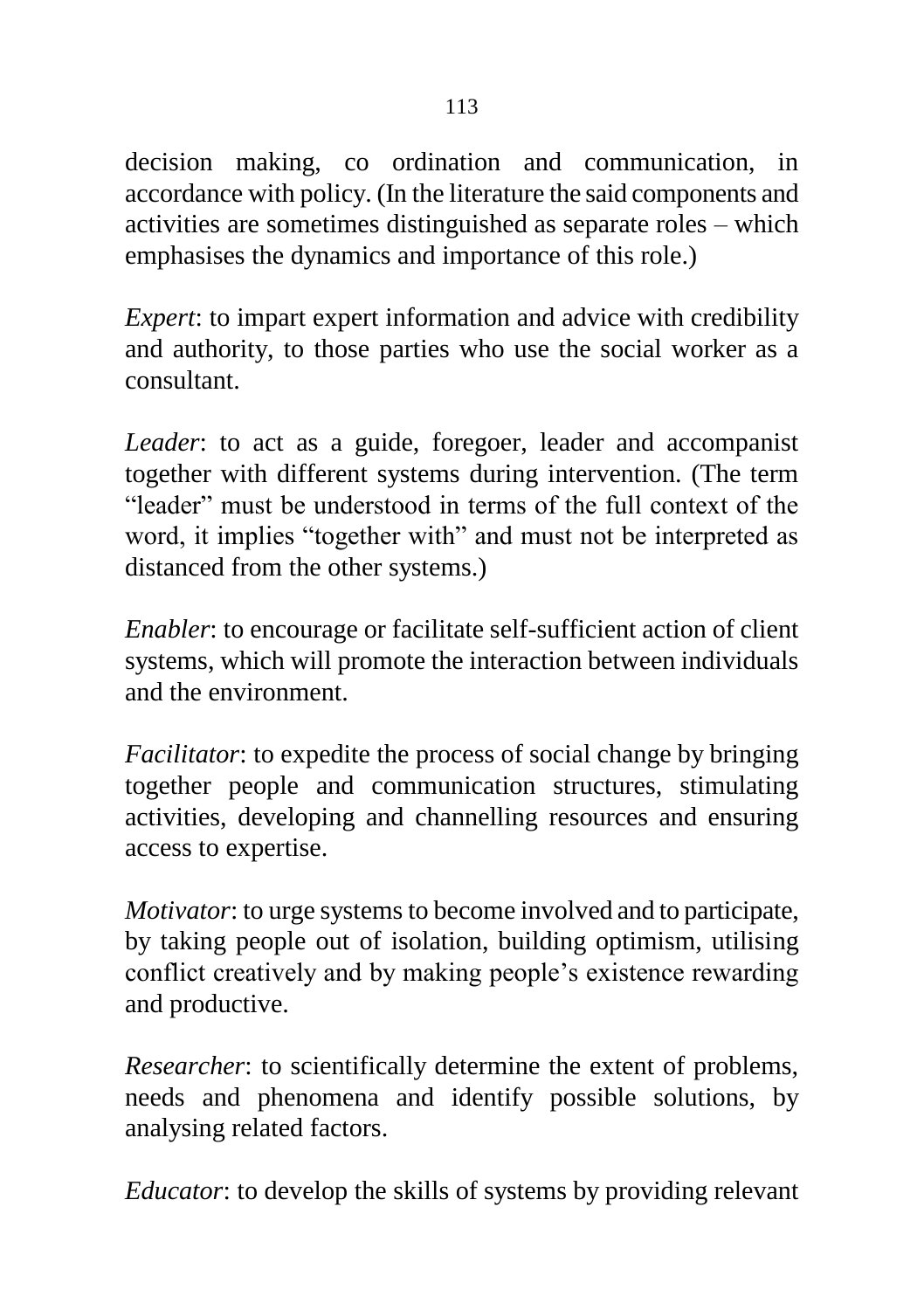decision making, co ordination and communication, in accordance with policy. (In the literature the said components and activities are sometimes distinguished as separate roles – which emphasises the dynamics and importance of this role.)

*Expert*: to impart expert information and advice with credibility and authority, to those parties who use the social worker as a consultant.

*Leader*: to act as a guide, foregoer, leader and accompanist together with different systems during intervention. (The term "leader" must be understood in terms of the full context of the word, it implies "together with" and must not be interpreted as distanced from the other systems.)

*Enabler*: to encourage or facilitate self-sufficient action of client systems, which will promote the interaction between individuals and the environment.

*Facilitator*: to expedite the process of social change by bringing together people and communication structures, stimulating activities, developing and channelling resources and ensuring access to expertise.

*Motivator*: to urge systems to become involved and to participate, by taking people out of isolation, building optimism, utilising conflict creatively and by making people's existence rewarding and productive.

*Researcher*: to scientifically determine the extent of problems, needs and phenomena and identify possible solutions, by analysing related factors.

*Educator*: to develop the skills of systems by providing relevant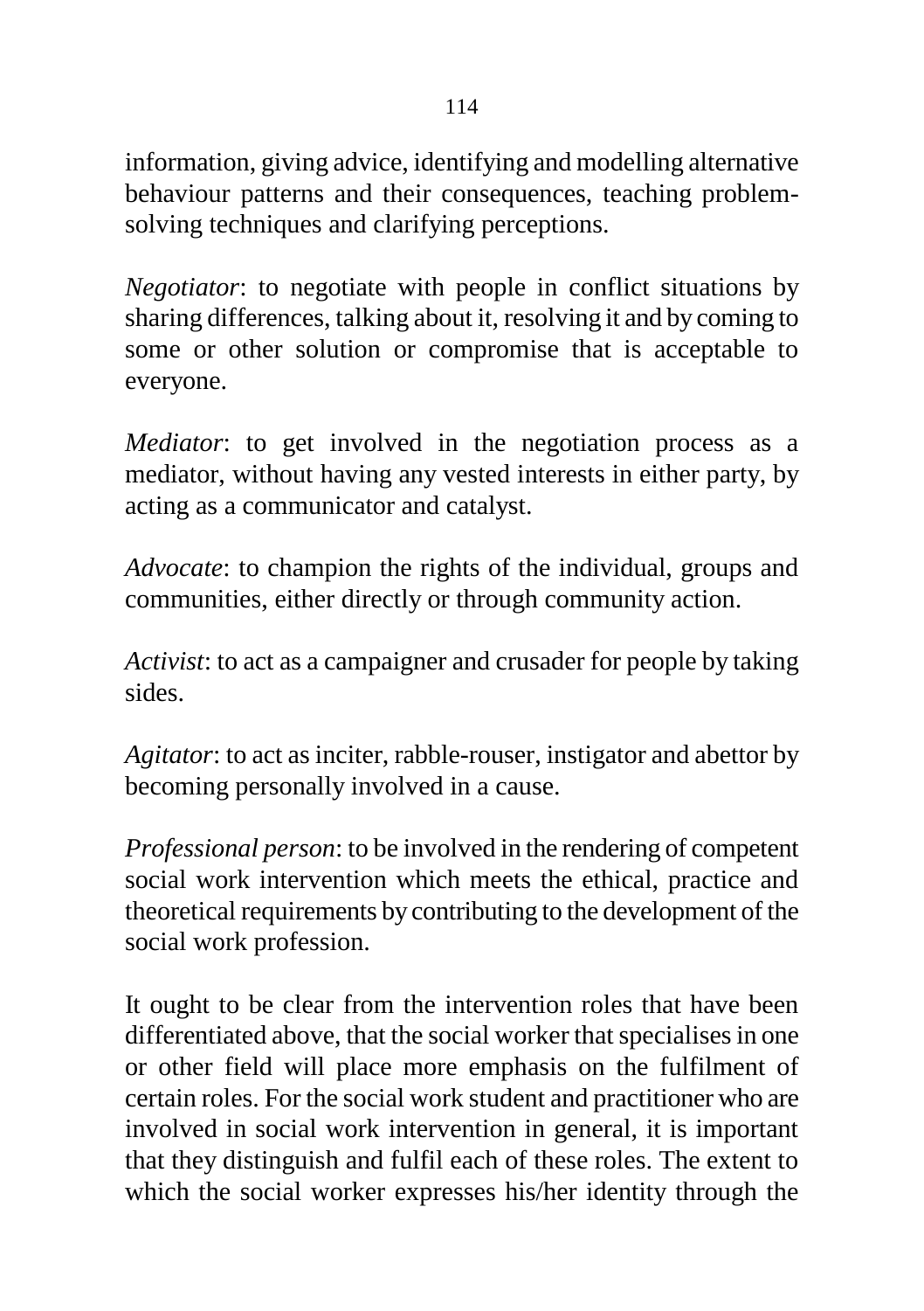information, giving advice, identifying and modelling alternative behaviour patterns and their consequences, teaching problem-solving techniques and clarifying perceptions.

*Negotiator*: to negotiate with people in conflict situations by sharing differences, talking about it, resolving it and by coming to some or other solution or compromise that is acceptable to everyone.

*Mediator*: to get involved in the negotiation process as a mediator, without having any vested interests in either party, by acting as a communicator and catalyst.

*Advocate*: to champion the rights of the individual, groups and communities, either directly or through community action.

*Activist*: to act as a campaigner and crusader for people by taking sides.

*Agitator*: to act as inciter, rabble-rouser, instigator and abettor by becoming personally involved in a cause.

*Professional person*: to be involved in the rendering of competent social work intervention which meets the ethical, practice and theoretical requirements by contributing to the development of the social work profession.

It ought to be clear from the intervention roles that have been differentiated above, that the social worker that specialises in one or other field will place more emphasis on the fulfilment of certain roles. For the social work student and practitioner who are involved in social work intervention in general, it is important that they distinguish and fulfil each of these roles. The extent to which the social worker expresses his/her identity through the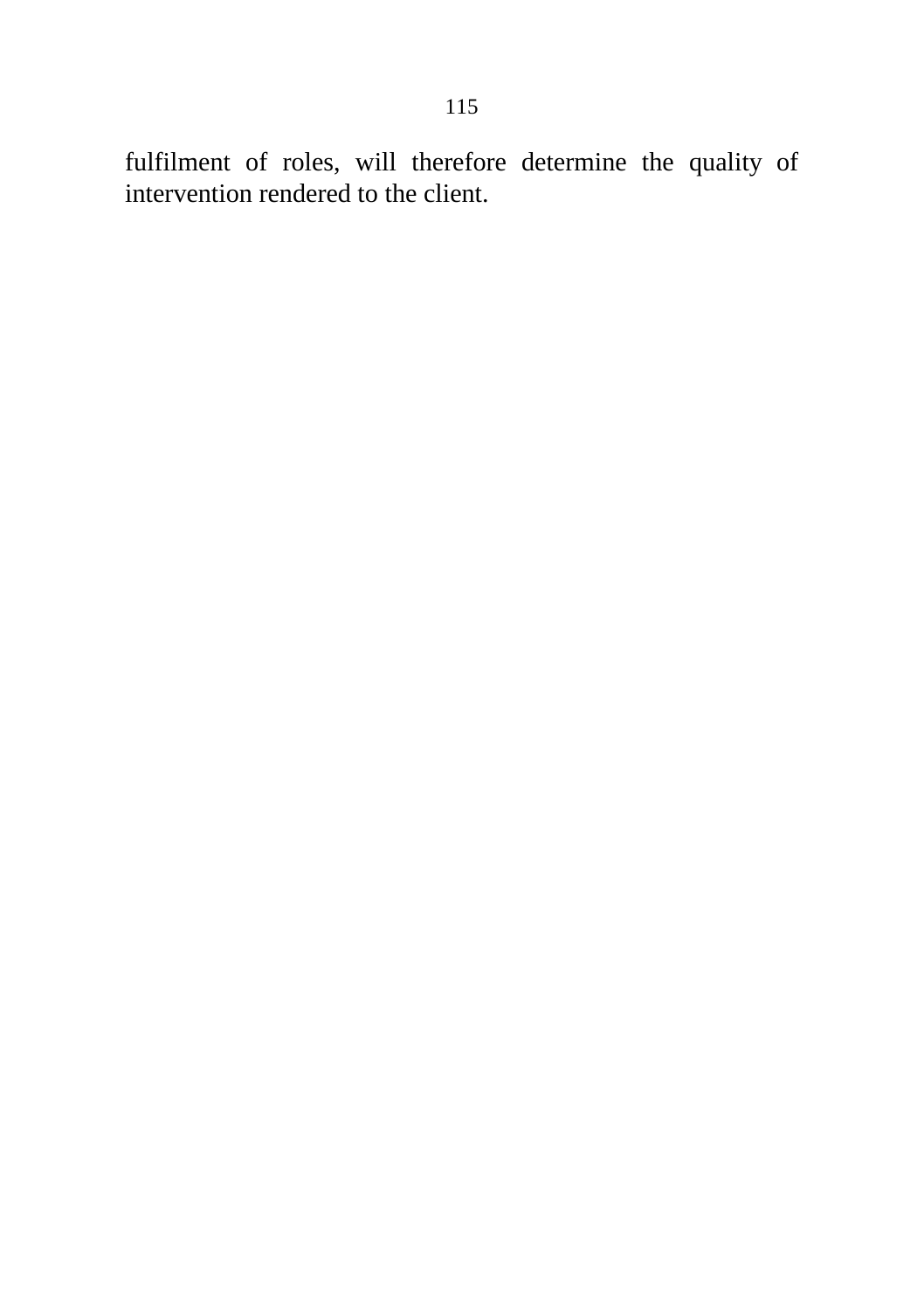fulfilment of roles, will therefore determine the quality of intervention rendered to the client.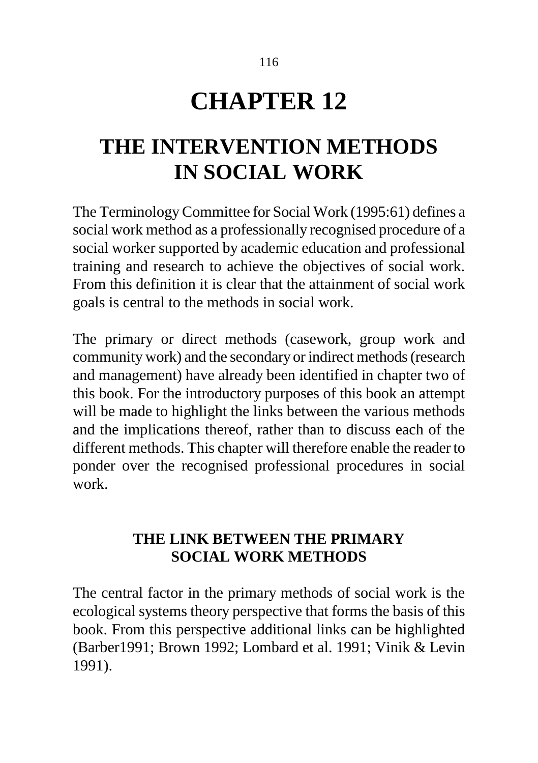# CHAPTER 12

# THE INTERVENTION METHODS IN SOCIAL WORK

The Terminology Committee for Social Work (1995:61) defines a social work method as a professionally recognised procedure of a social worker supported by academic education and professional training and research to achieve the objectives of social work. From this definition it is clear that the attainment of social work goals is central to the methods in social work.

The primary or direct methods (casework, group work and community work) and the secondary or indirect methods (research and management) have already been identified in chapter two of this book. For the introductory purposes of this book an attempt will be made to highlight the links between the various methods and the implications thereof, rather than to discuss each of the different methods. This chapter will therefore enable the reader to ponder over the recognised professional procedures in social work.

## THE LINK BETWEEN THE PRIMARY SOCIAL WORK METHODS

The central factor in the primary methods of social work is the ecological systems theory perspective that forms the basis of this book. From this perspective additional links can be highlighted (Barber1991; Brown 1992; Lombard et al. 1991; Vinik & Levin 1991).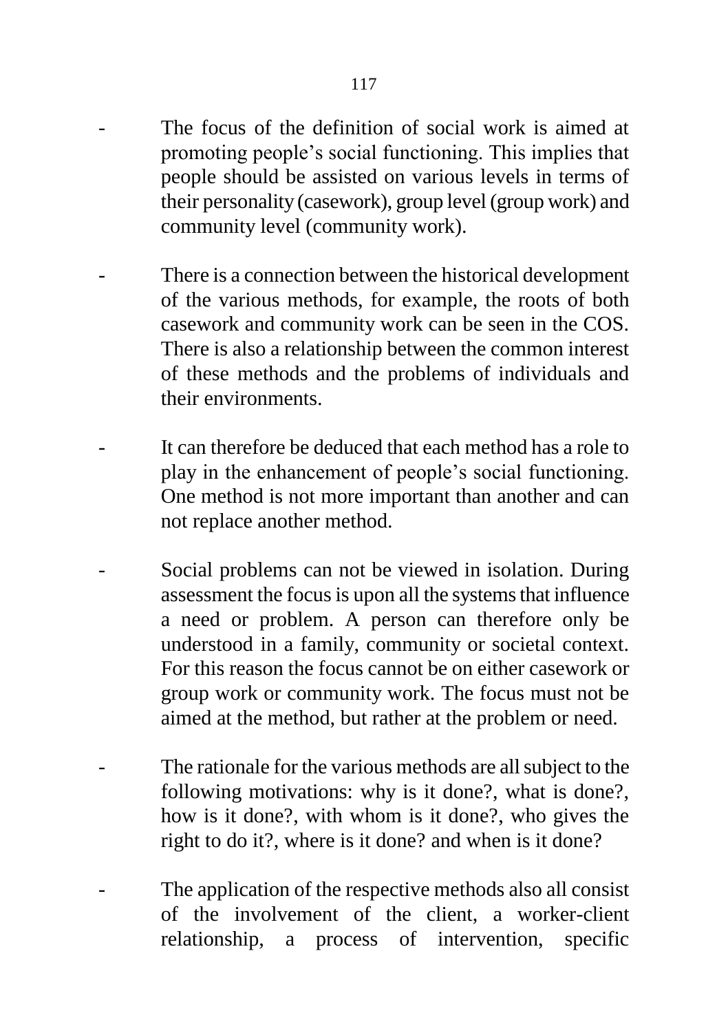- The focus of the definition of social work is aimed at promoting people's social functioning. This implies that people should be assisted on various levels in terms of their personality (casework), group level (group work) and community level (community work).

- There is a connection between the historical development of the various methods, for example, the roots of both casework and community work can be seen in the COS. There is also a relationship between the common interest of these methods and the problems of individuals and their environments.

- It can therefore be deduced that each method has a role to play in the enhancement of people's social functioning. One method is not more important than another and can not replace another method.

- Social problems can not be viewed in isolation. During assessment the focus is upon all the systems that influence a need or problem. A person can therefore only be understood in a family, community or societal context. For this reason the focus cannot be on either casework or group work or community work. The focus must not be aimed at the method, but rather at the problem or need.

- The rationale for the various methods are all subject to the following motivations: why is it done?, what is done?, how is it done?, with whom is it done?, who gives the right to do it?, where is it done? and when is it done?

- The application of the respective methods also all consist of the involvement of the client, a worker-client relationship, a process of intervention, specific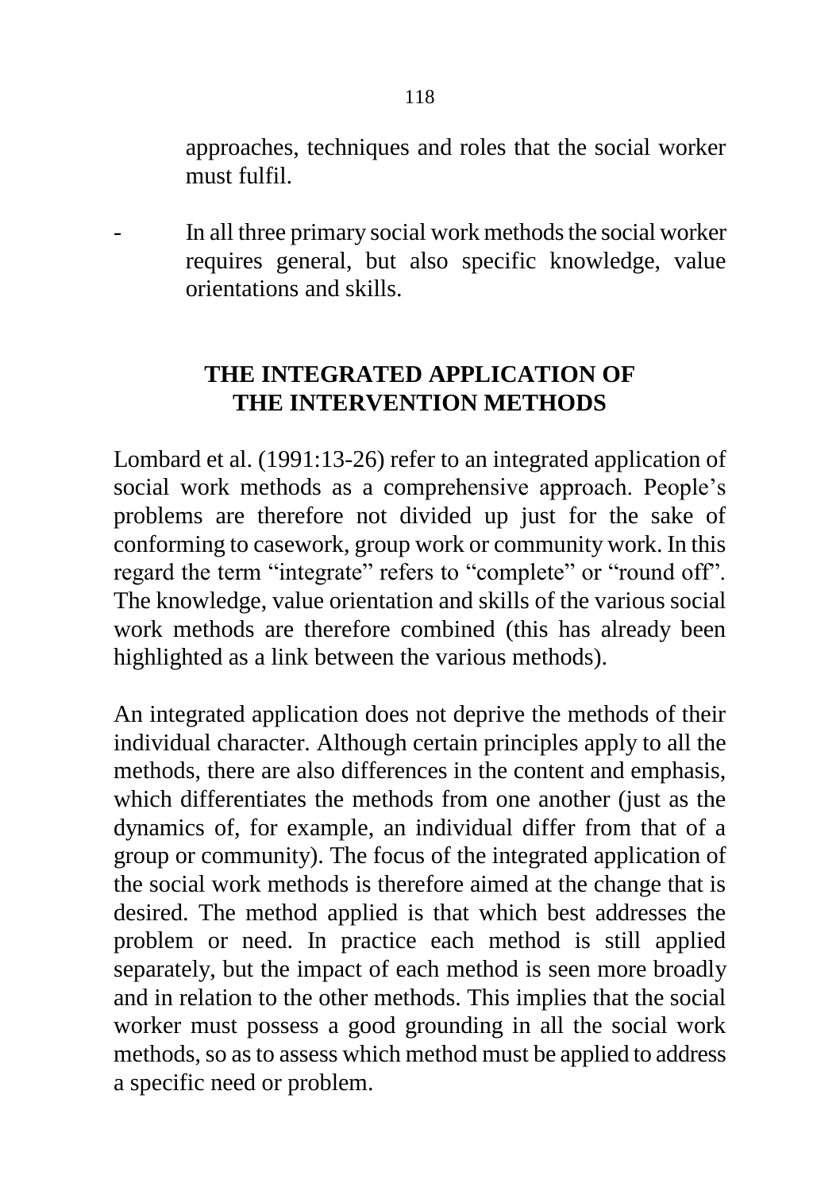approaches, techniques and roles that the social worker must fulfil.

- In all three primary social work methods the social worker requires general, but also specific knowledge, value orientations and skills.

## THE INTEGRATED APPLICATION OF THE INTERVENTION METHODS

Lombard et al. (1991:13-26) refer to an integrated application of social work methods as a comprehensive approach. People's problems are therefore not divided up just for the sake of conforming to casework, group work or community work. In this regard the term "integrate" refers to "complete" or "round off". The knowledge, value orientation and skills of the various social work methods are therefore combined (this has already been highlighted as a link between the various methods).

An integrated application does not deprive the methods of their individual character. Although certain principles apply to all the methods, there are also differences in the content and emphasis, which differentiates the methods from one another (just as the dynamics of, for example, an individual differ from that of a group or community). The focus of the integrated application of the social work methods is therefore aimed at the change that is desired. The method applied is that which best addresses the problem or need. In practice each method is still applied separately, but the impact of each method is seen more broadly and in relation to the other methods. This implies that the social worker must possess a good grounding in all the social work methods, so as to assess which method must be applied to address a specific need or problem.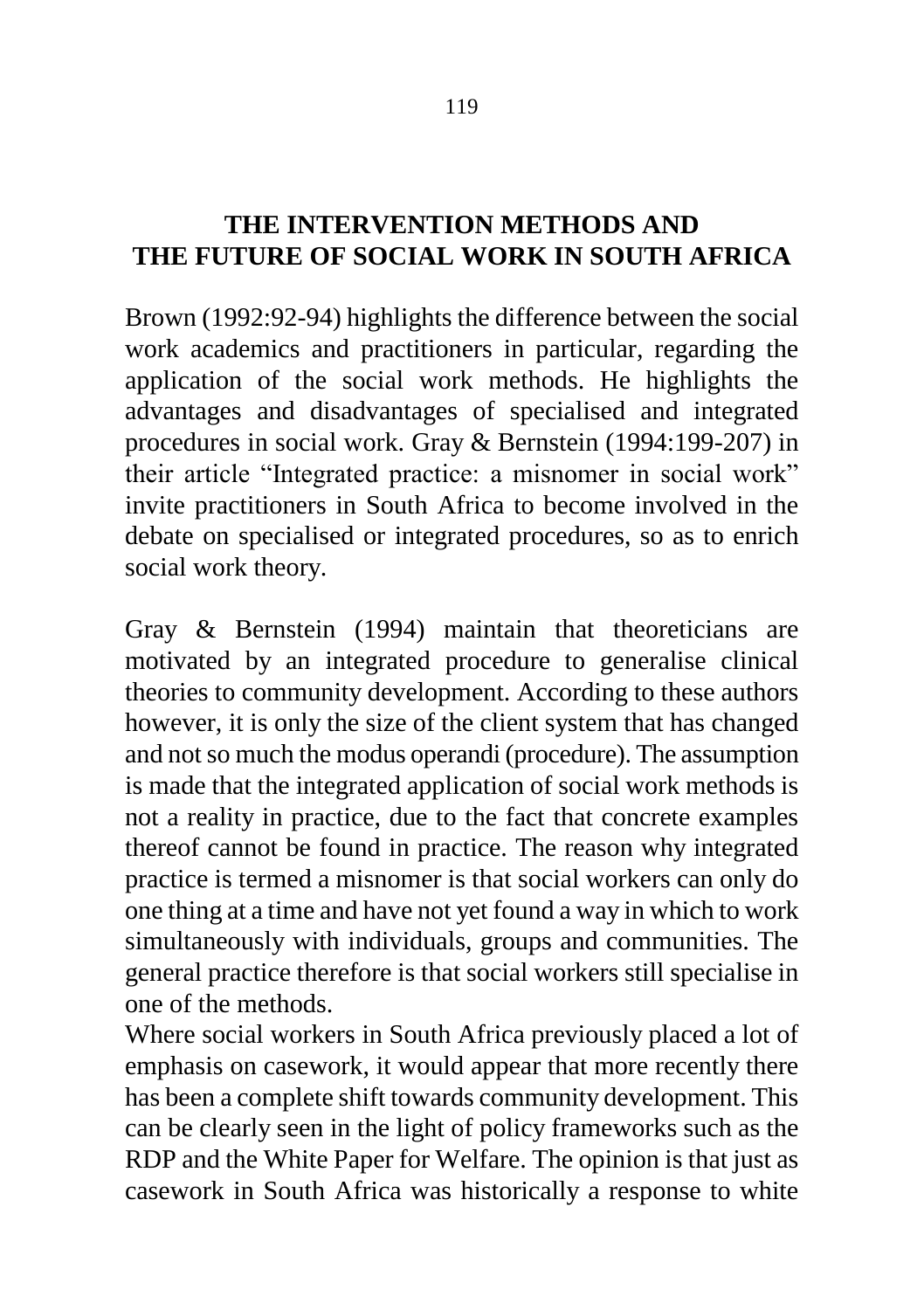# THE INTERVENTION METHODS AND THE FUTURE OF SOCIAL WORK IN SOUTH AFRICA

Brown (1992:92-94) highlights the difference between the social work academics and practitioners in particular, regarding the application of the social work methods. He highlights the advantages and disadvantages of specialised and integrated procedures in social work. Gray & Bernstein (1994:199-207) in their article "Integrated practice: a misnomer in social work" invite practitioners in South Africa to become involved in the debate on specialised or integrated procedures, so as to enrich social work theory.

Gray & Bernstein (1994) maintain that theoreticians are motivated by an integrated procedure to generalise clinical theories to community development. According to these authors however, it is only the size of the client system that has changed and not so much the modus operandi (procedure). The assumption is made that the integrated application of social work methods is not a reality in practice, due to the fact that concrete examples thereof cannot be found in practice. The reason why integrated practice is termed a misnomer is that social workers can only do one thing at a time and have not yet found a way in which to work simultaneously with individuals, groups and communities. The general practice therefore is that social workers still specialise in one of the methods.

Where social workers in South Africa previously placed a lot of emphasis on casework, it would appear that more recently there has been a complete shift towards community development. This can be clearly seen in the light of policy frameworks such as the RDP and the White Paper for Welfare. The opinion is that just as casework in South Africa was historically a response to white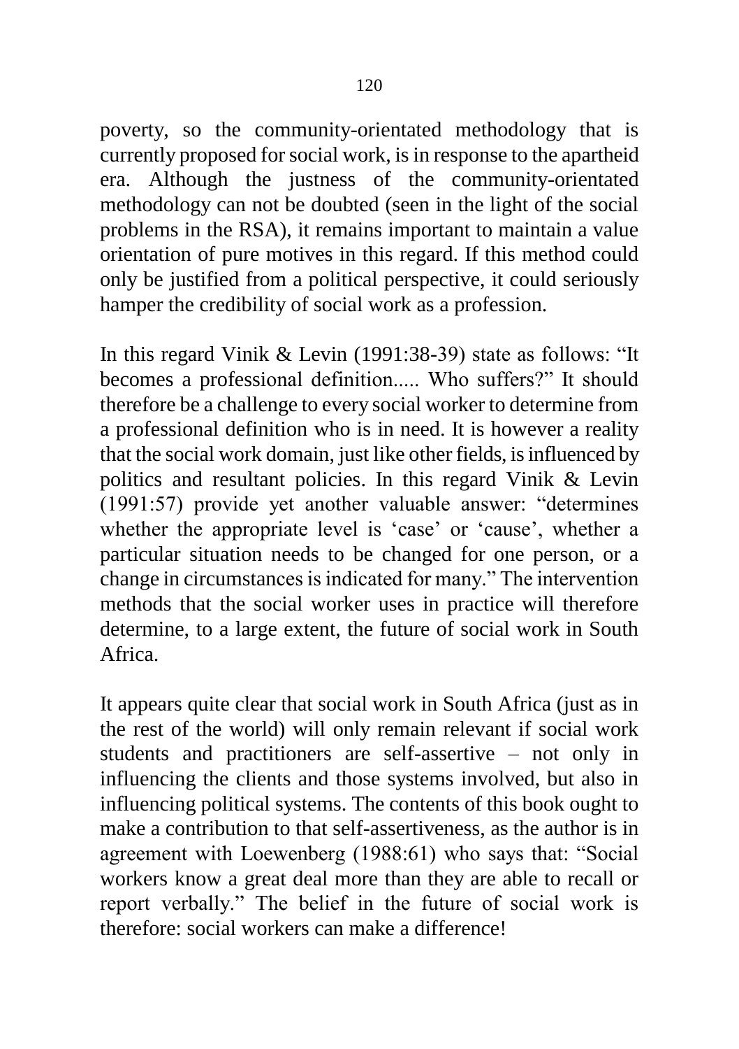poverty, so the community-orientated methodology that is currently proposed for social work, is in response to the apartheid era. Although the justness of the community-orientated methodology can not be doubted (seen in the light of the social problems in the RSA), it remains important to maintain a value orientation of pure motives in this regard. If this method could only be justified from a political perspective, it could seriously hamper the credibility of social work as a profession.

In this regard Vinik & Levin (1991:38-39) state as follows: "It becomes a professional definition..... Who suffers?" It should therefore be a challenge to every social worker to determine from a professional definition who is in need. It is however a reality that the social work domain, just like other fields, is influenced by politics and resultant policies. In this regard Vinik & Levin (1991:57) provide yet another valuable answer: "determines whether the appropriate level is 'case' or 'cause', whether a particular situation needs to be changed for one person, or a change in circumstances is indicated for many." The intervention methods that the social worker uses in practice will therefore determine, to a large extent, the future of social work in South Africa.

It appears quite clear that social work in South Africa (just as in the rest of the world) will only remain relevant if social work students and practitioners are self-assertive – not only in influencing the clients and those systems involved, but also in influencing political systems. The contents of this book ought to make a contribution to that self-assertiveness, as the author is in agreement with Loewenberg (1988:61) who says that: "Social workers know a great deal more than they are able to recall or report verbally." The belief in the future of social work is therefore: social workers can make a difference!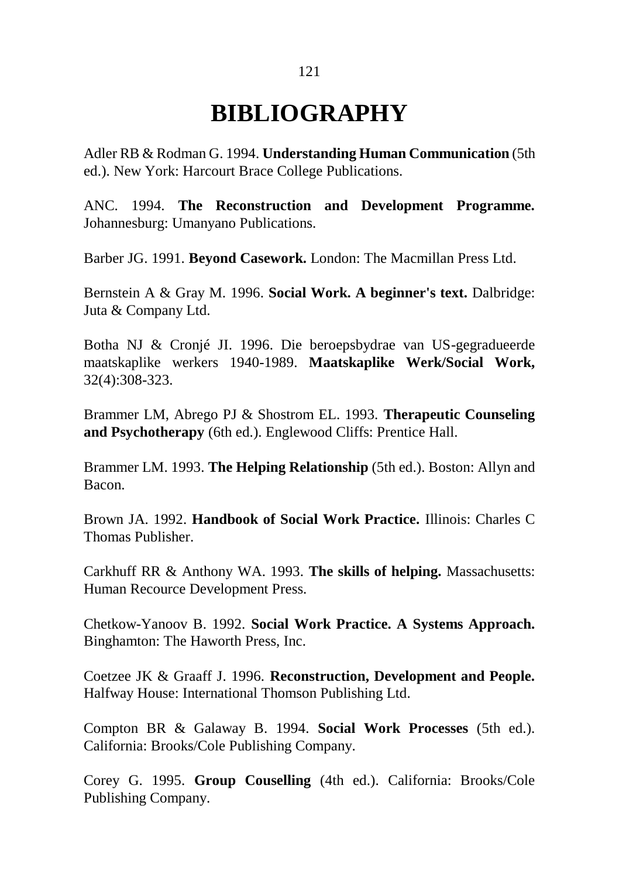# BIBLIOGRAPHY

Adler RB & Rodman G. 1994. **Understanding Human Communication** (5th ed.). New York: Harcourt Brace College Publications.

ANC. 1994. **The Reconstruction and Development Programme.** Johannesburg: Umanyano Publications.

Barber JG. 1991. **Beyond Casework.** London: The Macmillan Press Ltd.

Bernstein A & Gray M. 1996. **Social Work. A beginner's text.** Dalbridge: Juta & Company Ltd.

Botha NJ & Cronjé JI. 1996. Die beroepsbydrae van US-gegradueerde maatskaplike werkers 1940-1989. **Maatskaplike Werk/Social Work,** 32(4):308-323.

Brammer LM, Abrego PJ & Shostrom EL. 1993. **Therapeutic Counseling and Psychotherapy** (6th ed.). Englewood Cliffs: Prentice Hall.

Brammer LM. 1993. **The Helping Relationship** (5th ed.). Boston: Allyn and Bacon.

Brown JA. 1992. **Handbook of Social Work Practice.** Illinois: Charles C Thomas Publisher.

Carkhuff RR & Anthony WA. 1993. **The skills of helping.** Massachusetts: Human Recource Development Press.

Chetkow-Yanoov B. 1992. **Social Work Practice. A Systems Approach.** Binghamton: The Haworth Press, Inc.

Coetzee JK & Graaff J. 1996. **Reconstruction, Development and People.** Halfway House: International Thomson Publishing Ltd.

Compton BR & Galaway B. 1994. **Social Work Processes** (5th ed.). California: Brooks/Cole Publishing Company.

Corey G. 1995. **Group Couselling** (4th ed.). California: Brooks/Cole Publishing Company.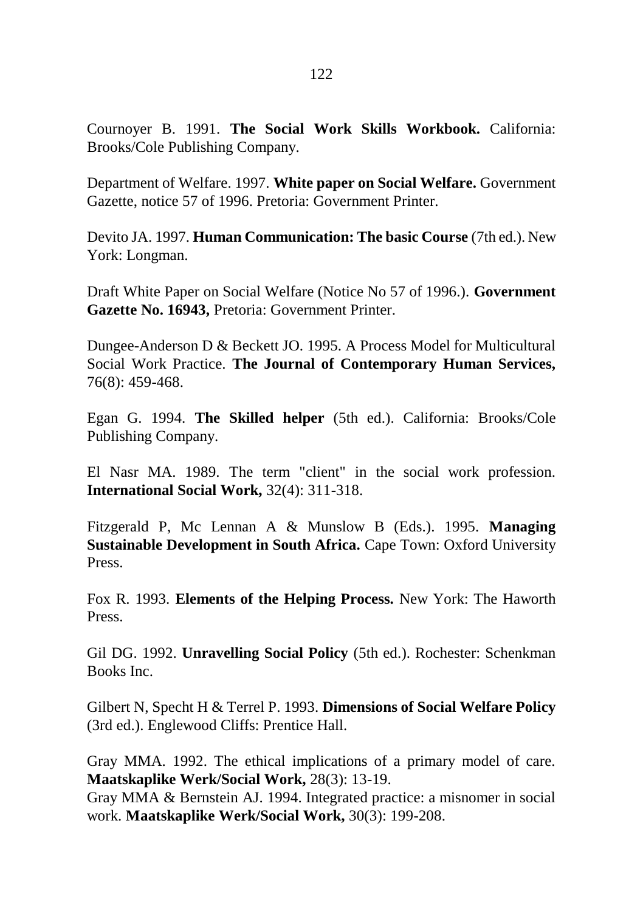Cournoyer B. 1991. **The Social Work Skills Workbook.** California: Brooks/Cole Publishing Company.

Department of Welfare. 1997. **White paper on Social Welfare.** Government Gazette, notice 57 of 1996. Pretoria: Government Printer.

Devito JA. 1997. **Human Communication: The basic Course** (7th ed.). New York: Longman.

Draft White Paper on Social Welfare (Notice No 57 of 1996.). **Government Gazette No. 16943,** Pretoria: Government Printer.

Dungee-Anderson D & Beckett JO. 1995. A Process Model for Multicultural Social Work Practice. **The Journal of Contemporary Human Services,** 76(8): 459-468.

Egan G. 1994. **The Skilled helper** (5th ed.). California: Brooks/Cole Publishing Company.

El Nasr MA. 1989. The term "client" in the social work profession. **International Social Work,** 32(4): 311-318.

Fitzgerald P, Mc Lennan A & Munslow B (Eds.). 1995. **Managing Sustainable Development in South Africa.** Cape Town: Oxford University Press.

Fox R. 1993. **Elements of the Helping Process.** New York: The Haworth Press.

Gil DG. 1992. **Unravelling Social Policy** (5th ed.). Rochester: Schenkman Books Inc.

Gilbert N, Specht H & Terrel P. 1993. **Dimensions of Social Welfare Policy** (3rd ed.). Englewood Cliffs: Prentice Hall.

Gray MMA. 1992. The ethical implications of a primary model of care. **Maatskaplike Werk/Social Work,** 28(3): 13-19.

Gray MMA & Bernstein AJ. 1994. Integrated practice: a misnomer in social work. **Maatskaplike Werk/Social Work,** 30(3): 199-208.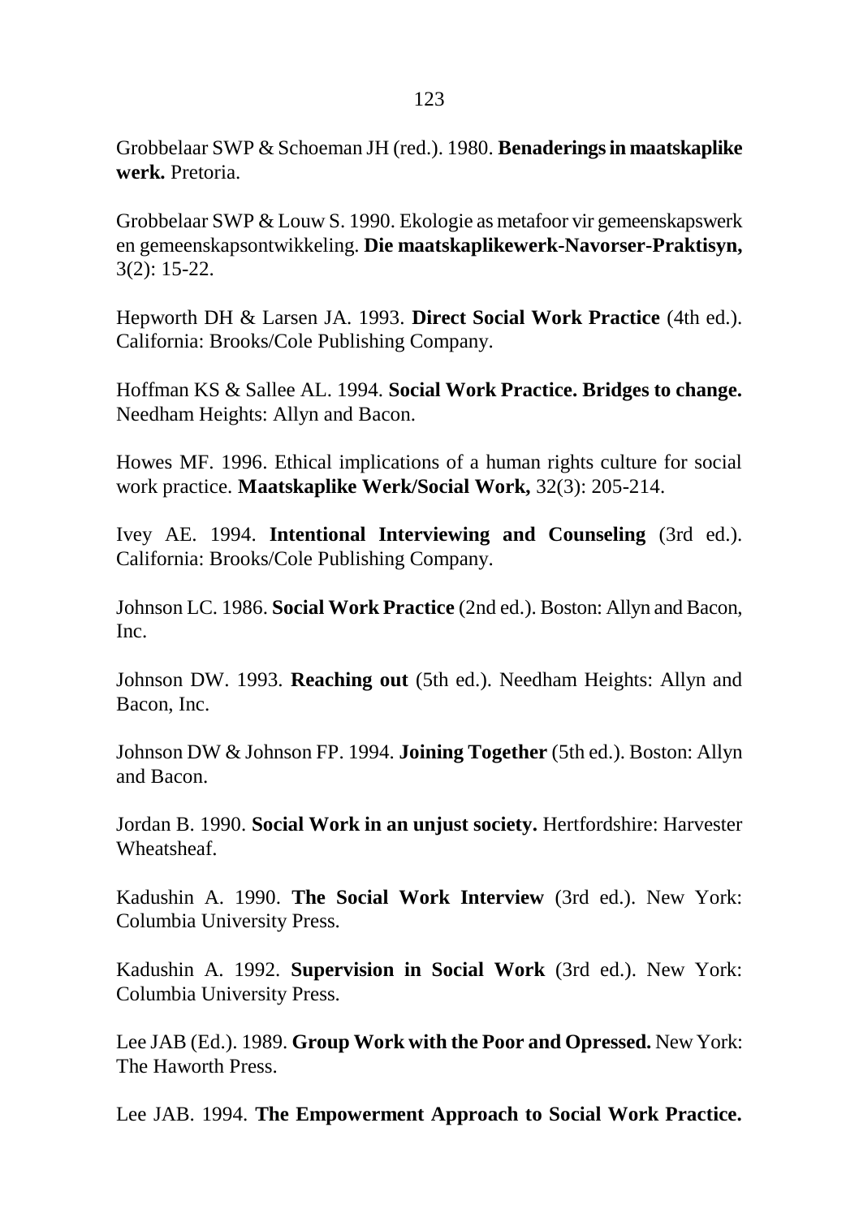Grobbelaar SWP & Schoeman JH (red.). 1980. **Benaderings in maatskaplike werk.** Pretoria.

Grobbelaar SWP & Louw S. 1990. Ekologie as metafoor vir gemeenskapswerk en gemeenskapsontwikkeling. **Die maatskaplikewerk-Navorser-Praktisyn,** 3(2): 15-22.

Hepworth DH & Larsen JA. 1993. **Direct Social Work Practice** (4th ed.). California: Brooks/Cole Publishing Company.

Hoffman KS & Sallee AL. 1994. **Social Work Practice. Bridges to change.** Needham Heights: Allyn and Bacon.

Howes MF. 1996. Ethical implications of a human rights culture for social work practice. **Maatskaplike Werk/Social Work,** 32(3): 205-214.

Ivey AE. 1994. **Intentional Interviewing and Counseling** (3rd ed.). California: Brooks/Cole Publishing Company.

Johnson LC. 1986. **Social Work Practice** (2nd ed.). Boston: Allyn and Bacon, Inc.

Johnson DW. 1993. **Reaching out** (5th ed.). Needham Heights: Allyn and Bacon, Inc.

Johnson DW & Johnson FP. 1994. **Joining Together** (5th ed.). Boston: Allyn and Bacon.

Jordan B. 1990. **Social Work in an unjust society.** Hertfordshire: Harvester Wheatsheaf.

Kadushin A. 1990. **The Social Work Interview** (3rd ed.). New York: Columbia University Press.

Kadushin A. 1992. **Supervision in Social Work** (3rd ed.). New York: Columbia University Press.

Lee JAB (Ed.). 1989. **Group Work with the Poor and Opressed.** New York: The Haworth Press.

Lee JAB. 1994. **The Empowerment Approach to Social Work Practice.**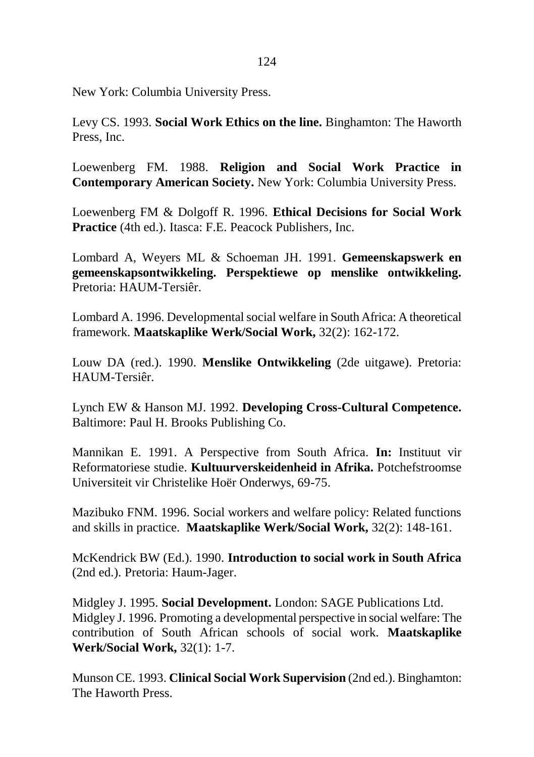New York: Columbia University Press.

Levy CS. 1993. **Social Work Ethics on the line.** Binghamton: The Haworth Press, Inc.

Loewenberg FM. 1988. **Religion and Social Work Practice in Contemporary American Society.** New York: Columbia University Press.

Loewenberg FM & Dolgoff R. 1996. **Ethical Decisions for Social Work Practice** (4th ed.). Itasca: F.E. Peacock Publishers, Inc.

Lombard A, Weyers ML & Schoeman JH. 1991. **Gemeenskapswerk en gemeenskapsontwikkeling. Perspektiewe op menslike ontwikkeling.** Pretoria: HAUM-Tersiêr.

Lombard A. 1996. Developmental social welfare in South Africa: A theoretical framework. **Maatskaplike Werk/Social Work,** 32(2): 162-172.

Louw DA (red.). 1990. **Menslike Ontwikkeling** (2de uitgawe). Pretoria: HAUM-Tersiêr.

Lynch EW & Hanson MJ. 1992. **Developing Cross-Cultural Competence.** Baltimore: Paul H. Brooks Publishing Co.

Mannikan E. 1991. A Perspective from South Africa. **In:** Instituut vir Reformatoriese studie. **Kultuurverskeidenheid in Afrika.** Potchefstroomse Universiteit vir Christelike Hoër Onderwys, 69-75.

Mazibuko FNM. 1996. Social workers and welfare policy: Related functions and skills in practice. **Maatskaplike Werk/Social Work,** 32(2): 148-161.

McKendrick BW (Ed.). 1990. **Introduction to social work in South Africa** (2nd ed.). Pretoria: Haum-Jager.

Midgley J. 1995. **Social Development.** London: SAGE Publications Ltd.

Midgley J. 1996. Promoting a developmental perspective in social welfare: The contribution of South African schools of social work. **Maatskaplike Werk/Social Work,** 32(1): 1-7.

Munson CE. 1993. **Clinical Social Work Supervision** (2nd ed.). Binghamton: The Haworth Press.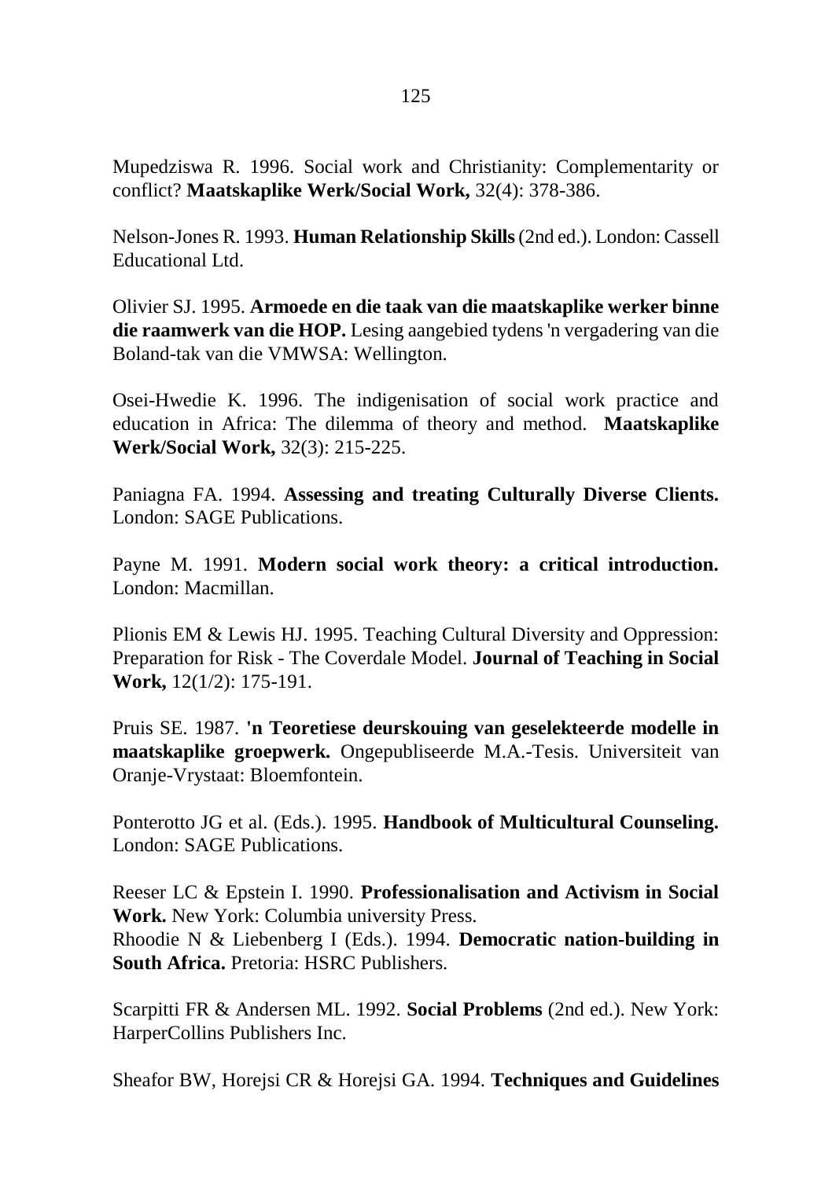Mupedziswa R. 1996. Social work and Christianity: Complementarity or conflict? **Maatskaplike Werk/Social Work,** 32(4): 378-386.

Nelson-Jones R. 1993. **Human Relationship Skills** (2nd ed.). London: Cassell Educational Ltd.

Olivier SJ. 1995. **Armoede en die taak van die maatskaplike werker binne die raamwerk van die HOP.** Lesing aangebied tydens 'n vergadering van die Boland-tak van die VMWSA: Wellington.

Osei-Hwedie K. 1996. The indigenisation of social work practice and education in Africa: The dilemma of theory and method. **Maatskaplike Werk/Social Work,** 32(3): 215-225.

Paniagna FA. 1994. **Assessing and treating Culturally Diverse Clients.** London: SAGE Publications.

Payne M. 1991. **Modern social work theory: a critical introduction.** London: Macmillan.

Plionis EM & Lewis HJ. 1995. Teaching Cultural Diversity and Oppression: Preparation for Risk - The Coverdale Model. **Journal of Teaching in Social Work,** 12(1/2): 175-191.

Pruis SE. 1987. **'n Teoretiese deurskouing van geselekteerde modelle in maatskaplike groepwerk.** Ongepubliseerde M.A.-Tesis. Universiteit van Oranje-Vrystaat: Bloemfontein.

Ponterotto JG et al. (Eds.). 1995. **Handbook of Multicultural Counseling.** London: SAGE Publications.

Reeser LC & Epstein I. 1990. **Professionalisation and Activism in Social Work.** New York: Columbia university Press.

Rhoodie N & Liebenberg I (Eds.). 1994. **Democratic nation-building in South Africa.** Pretoria: HSRC Publishers.

Scarpitti FR & Andersen ML. 1992. **Social Problems** (2nd ed.). New York: HarperCollins Publishers Inc.

Sheafor BW, Horejsi CR & Horejsi GA. 1994. **Techniques and Guidelines**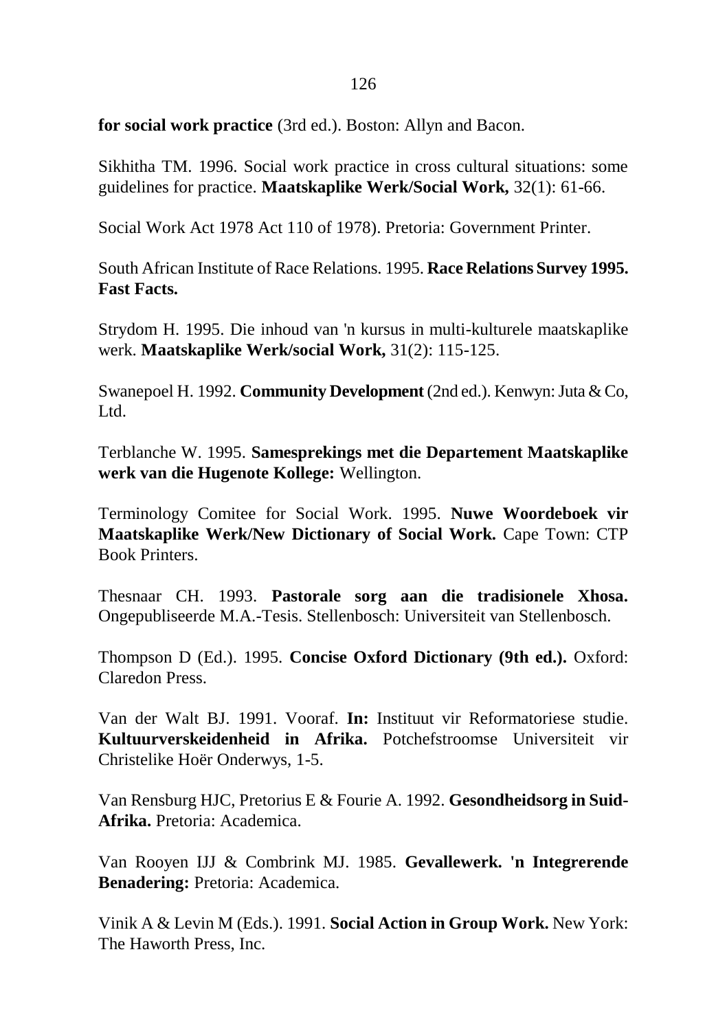**for social work practice** (3rd ed.). Boston: Allyn and Bacon.

Sikhitha TM. 1996. Social work practice in cross cultural situations: some guidelines for practice. **Maatskaplike Werk/Social Work,** 32(1): 61-66.

Social Work Act 1978 Act 110 of 1978). Pretoria: Government Printer.

South African Institute of Race Relations. 1995. **Race Relations Survey 1995. Fast Facts.**

Strydom H. 1995. Die inhoud van 'n kursus in multi-kulturele maatskaplike werk. **Maatskaplike Werk/social Work,** 31(2): 115-125.

Swanepoel H. 1992. **Community Development** (2nd ed.). Kenwyn: Juta & Co, Ltd.

Terblanche W. 1995. **Samesprekings met die Departement Maatskaplike werk van die Hugenote Kollege:** Wellington.

Terminology Comitee for Social Work. 1995. **Nuwe Woordeboek vir Maatskaplike Werk/New Dictionary of Social Work.** Cape Town: CTP Book Printers.

Thesnaar CH. 1993. **Pastorale sorg aan die tradisionele Xhosa.** Ongepubliseerde M.A.-Tesis. Stellenbosch: Universiteit van Stellenbosch.

Thompson D (Ed.). 1995. **Concise Oxford Dictionary (9th ed.).** Oxford: Claredon Press.

Van der Walt BJ. 1991. Vooraf. **In:** Instituut vir Reformatoriese studie. **Kultuurverskeidenheid in Afrika.** Potchefstroomse Universiteit vir Christelike Hoër Onderwys, 1-5.

Van Rensburg HJC, Pretorius E & Fourie A. 1992. **Gesondheidsorg in Suid-Afrika.** Pretoria: Academica.

Van Rooyen IJJ & Combrink MJ. 1985. **Gevallewerk. 'n Integrerende Benadering:** Pretoria: Academica.

Vinik A & Levin M (Eds.). 1991. **Social Action in Group Work.** New York: The Haworth Press, Inc.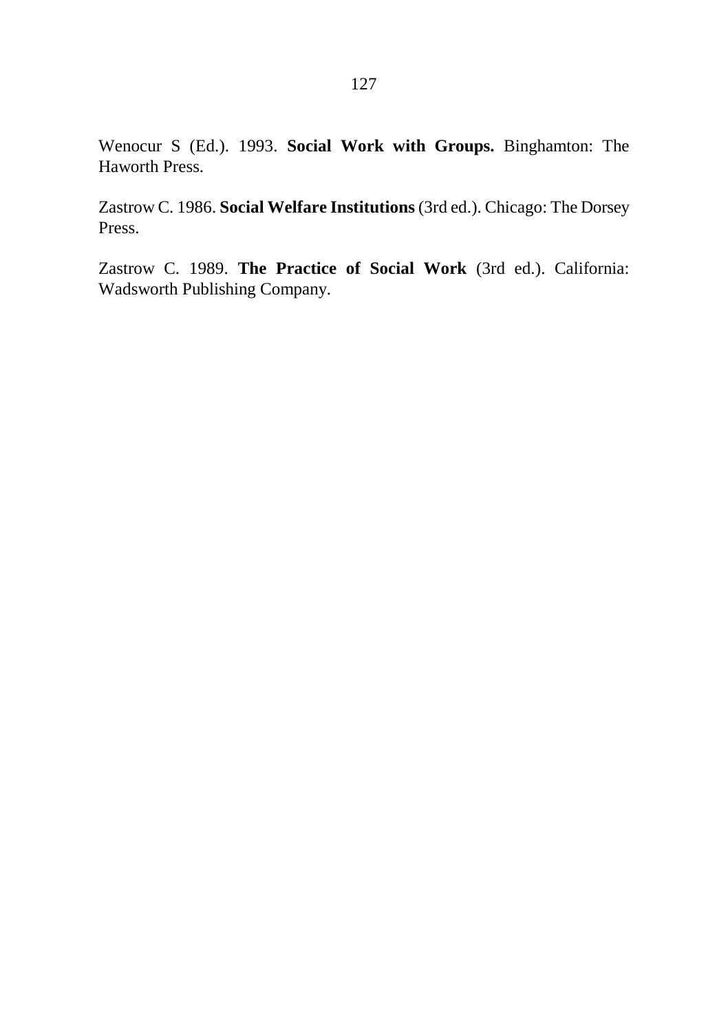Wenocur S (Ed.). 1993. **Social Work with Groups.** Binghamton: The Haworth Press.

Zastrow C. 1986. **Social Welfare Institutions** (3rd ed.). Chicago: The Dorsey Press.

Zastrow C. 1989. **The Practice of Social Work** (3rd ed.). California: Wadsworth Publishing Company.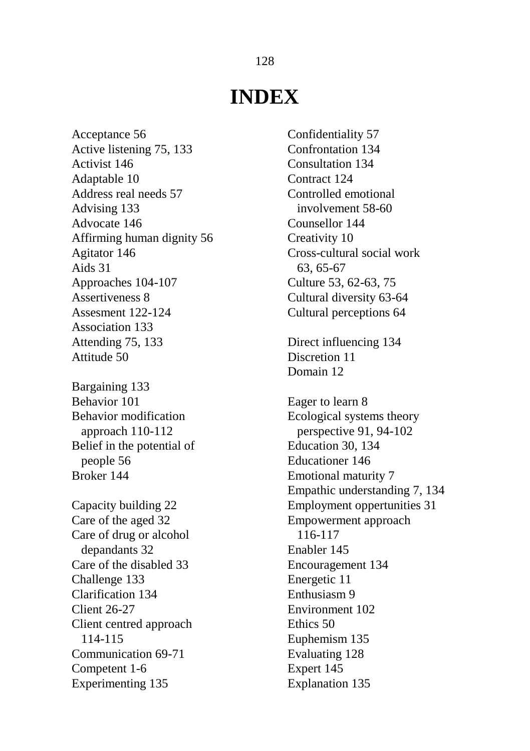# INDEX

Acceptance 56
Active listening 75, 133
Activist 146
Adaptable 10
Address real needs 57
Advising 133
Advocate 146
Affirming human dignity 56
Agitator 146
Aids 31
Approaches 104-107
Assertiveness 8
Assesment 122-124
Association 133
Attending 75, 133
Attitude 50

Bargaining 133
Behavior 101
Behavior modification
  approach 110-112
Belief in the potential of
  people 56
Broker 144

Capacity building 22
Care of the aged 32
Care of drug or alcohol
  depandants 32
Care of the disabled 33
Challenge 133
Clarification 134
Client 26-27
Client centred approach
  114-115
Communication 69-71
Competent 1-6
Experimenting 135

Confidentiality 57
Confrontation 134
Consultation 134
Contract 124
Controlled emotional
  involvement 58-60
Counsellor 144
Creativity 10
Cross-cultural social work
  63, 65-67
Culture 53, 62-63, 75
Cultural diversity 63-64
Cultural perceptions 64

Direct influencing 134
Discretion 11
Domain 12

Eager to learn 8
Ecological systems theory
  perspective 91, 94-102
Education 30, 134
Educationer 146
Emotional maturity 7
Empathic understanding 7, 134
Employment oppertunities 31
Empowerment approach
  116-117
Enabler 145
Encouragement 134
Energetic 11
Enthusiasm 9
Environment 102
Ethics 50
Euphemism 135
Evaluating 128
Expert 145
Explanation 135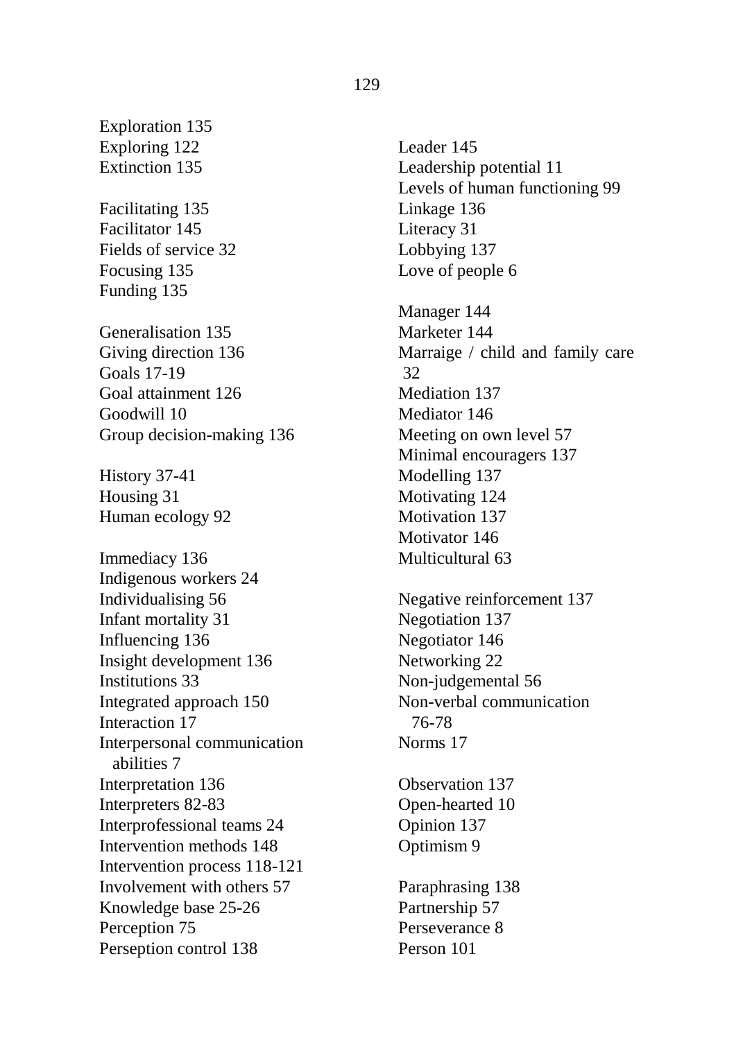Exploration 135
Exploring 122
Extinction 135

Facilitating 135
Facilitator 145
Fields of service 32
Focusing 135
Funding 135

Generalisation 135
Giving direction 136
Goals 17-19
Goal attainment 126
Goodwill 10
Group decision-making 136

History 37-41
Housing 31
Human ecology 92

Immediacy 136
Indigenous workers 24
Individualising 56
Infant mortality 31
Influencing 136
Insight development 136
Institutions 33
Integrated approach 150
Interaction 17
Interpersonal communication abilities 7
Interpretation 136
Interpreters 82-83
Interprofessional teams 24
Intervention methods 148
Intervention process 118-121
Involvement with others 57
Knowledge base 25-26
Perception 75
Perseption control 138

Leader 145
Leadership potential 11
Levels of human functioning 99
Linkage 136
Literacy 31
Lobbying 137
Love of people 6

Manager 144
Marketer 144
Marraige / child and family care 32
Mediation 137
Mediator 146
Meeting on own level 57
Minimal encouragers 137
Modelling 137
Motivating 124
Motivation 137
Motivator 146
Multicultural 63

Negative reinforcement 137
Negotiation 137
Negotiator 146
Networking 22
Non-judgemental 56
Non-verbal communication 76-78
Norms 17

Observation 137
Open-hearted 10
Opinion 137
Optimism 9

Paraphrasing 138
Partnership 57
Perseverance 8
Person 101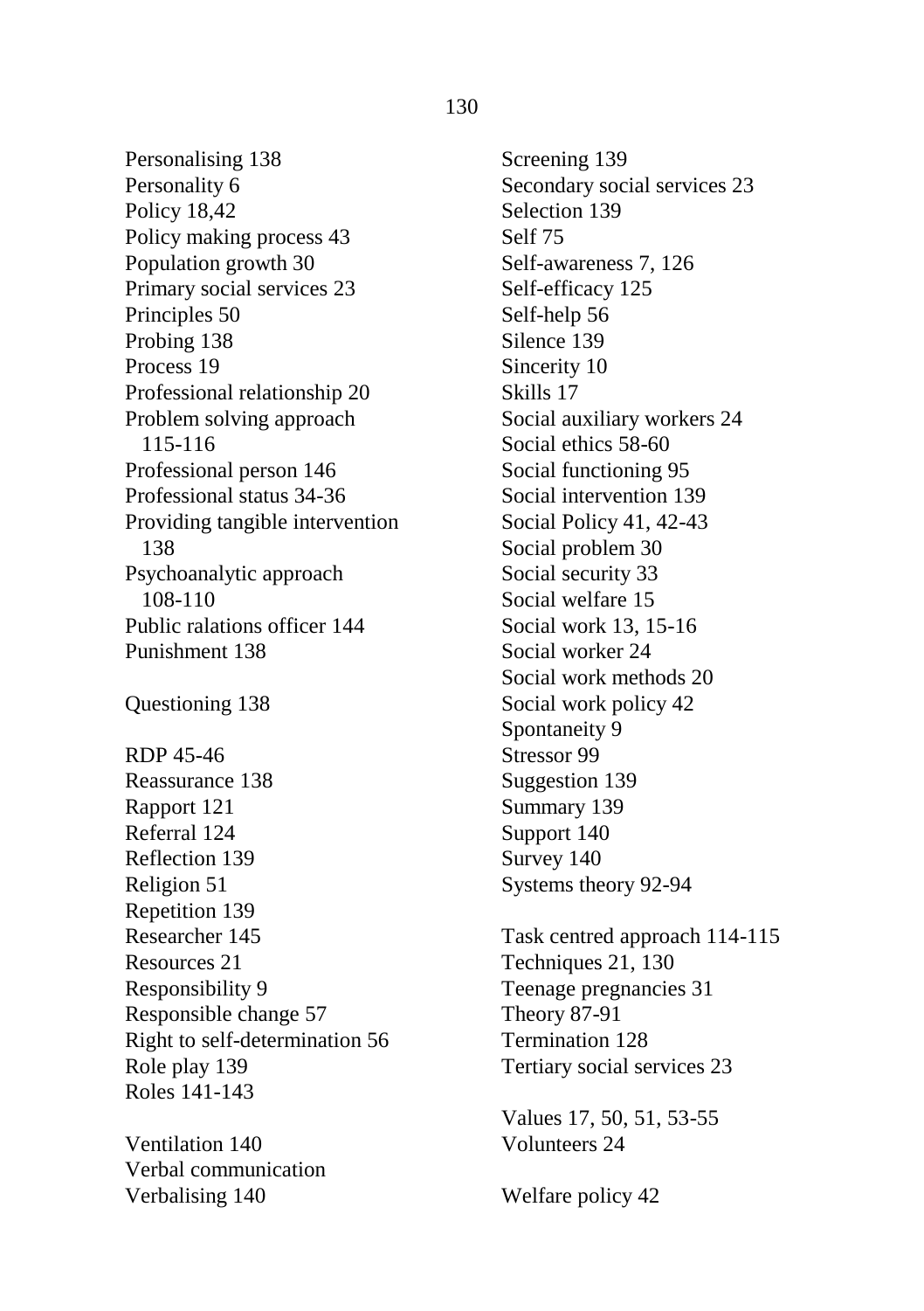Personalising 138
Personality 6
Policy 18,42
Policy making process 43
Population growth 30
Primary social services 23
Principles 50
Probing 138
Process 19
Professional relationship 20
Problem solving approach 115-116
Professional person 146
Professional status 34-36
Providing tangible intervention 138
Psychoanalytic approach 108-110
Public ralations officer 144
Punishment 138

Questioning 138

RDP 45-46
Reassurance 138
Rapport 121
Referral 124
Reflection 139
Religion 51
Repetition 139
Researcher 145
Resources 21
Responsibility 9
Responsible change 57
Right to self-determination 56
Role play 139
Roles 141-143

Ventilation 140
Verbal communication
Verbalising 140

Screening 139
Secondary social services 23
Selection 139
Self 75
Self-awareness 7, 126
Self-efficacy 125
Self-help 56
Silence 139
Sincerity 10
Skills 17
Social auxiliary workers 24
Social ethics 58-60
Social functioning 95
Social intervention 139
Social Policy 41, 42-43
Social problem 30
Social security 33
Social welfare 15
Social work 13, 15-16
Social worker 24
Social work methods 20
Social work policy 42
Spontaneity 9
Stressor 99
Suggestion 139
Summary 139
Support 140
Survey 140
Systems theory 92-94

Task centred approach 114-115
Techniques 21, 130
Teenage pregnancies 31
Theory 87-91
Termination 128
Tertiary social services 23

Values 17, 50, 51, 53-55
Volunteers 24

Welfare policy 42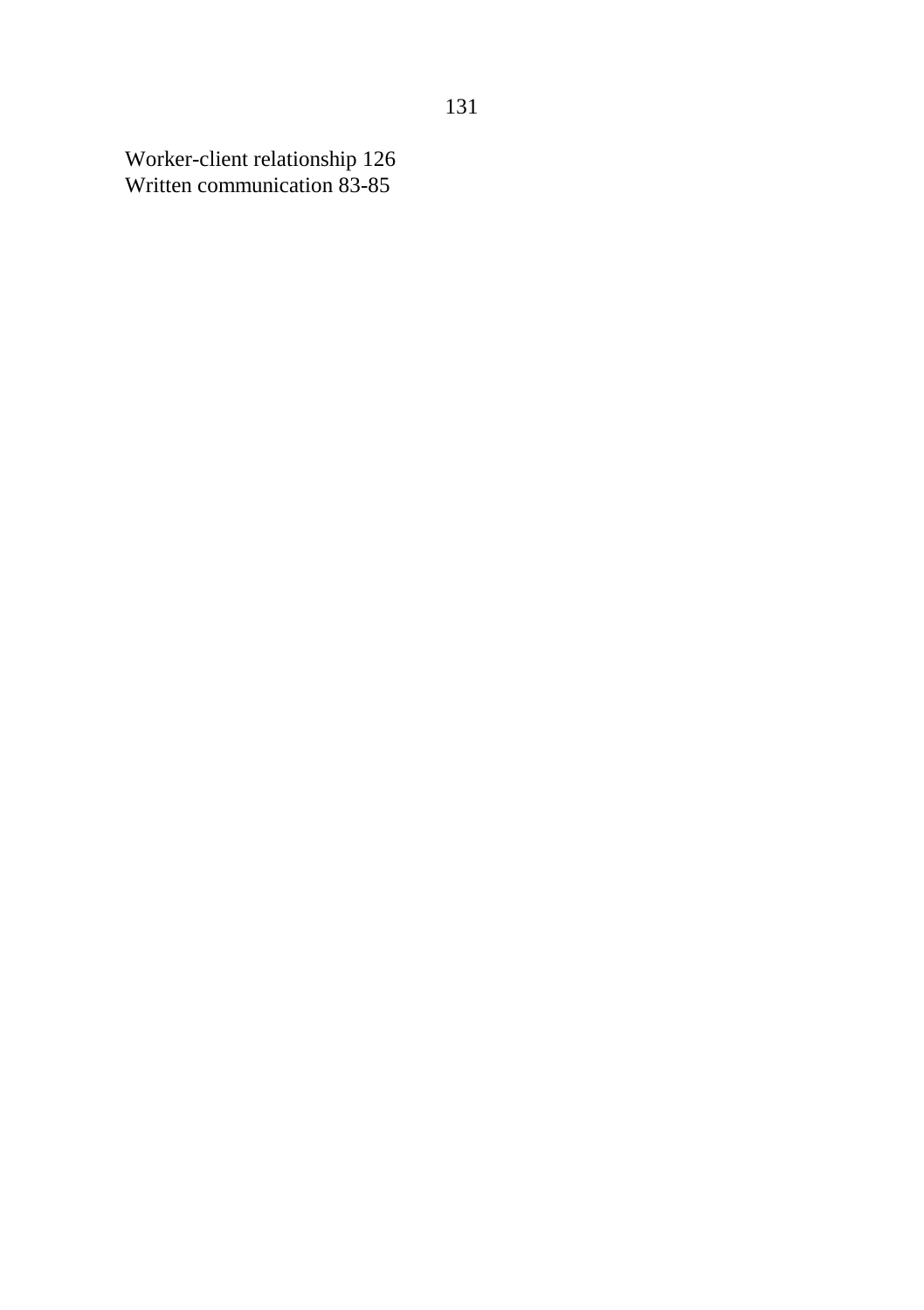Worker-client relationship 126
Written communication 83-85